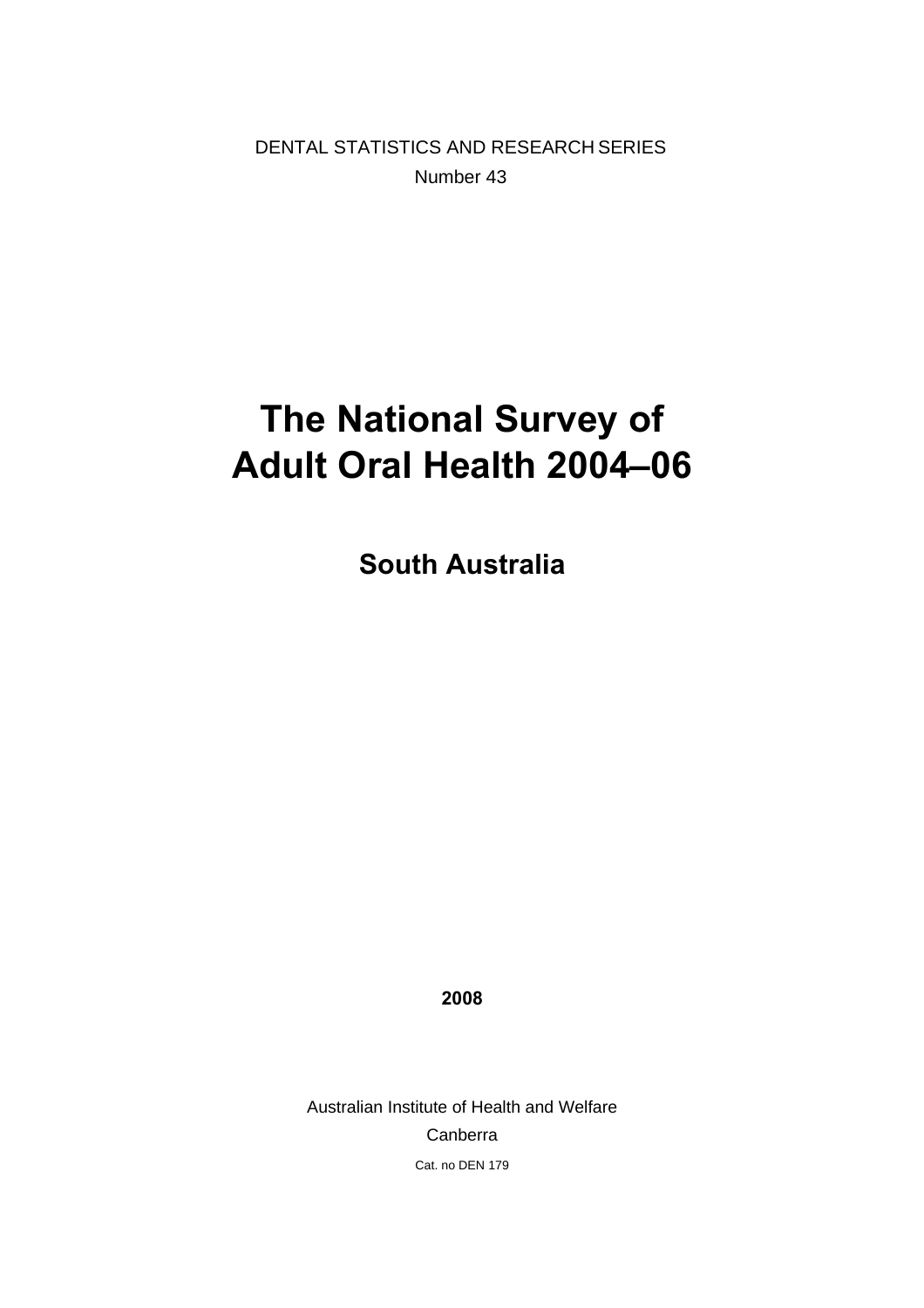DENTAL STATISTICS AND RESEARCH SERIES

Number 43

# The National Survey of Adult Oral Health 2004–06

## South Australia

**2008**

Australian Institute of Health and Welfare

Canberra

Cat. no DEN 179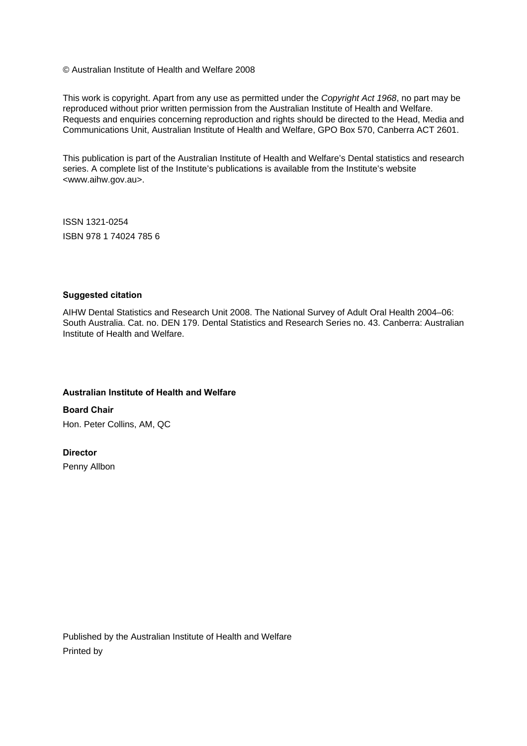© Australian Institute of Health and Welfare 2008

This work is copyright. Apart from any use as permitted under the *Copyright Act 1968*, no part may be reproduced without prior written permission from the Australian Institute of Health and Welfare. Requests and enquiries concerning reproduction and rights should be directed to the Head, Media and Communications Unit, Australian Institute of Health and Welfare, GPO Box 570, Canberra ACT 2601.

This publication is part of the Australian Institute of Health and Welfare's Dental statistics and research series. A complete list of the Institute's publications is available from the Institute's website <www.aihw.gov.au>.

ISSN 1321-0254

ISBN 978 1 74024 785 6

**Suggested citation**

AIHW Dental Statistics and Research Unit 2008. The National Survey of Adult Oral Health 2004–06: South Australia. Cat. no. DEN 179. Dental Statistics and Research Series no. 43. Canberra: Australian Institute of Health and Welfare.

**Australian Institute of Health and Welfare**

**Board Chair**

Hon. Peter Collins, AM, QC

**Director**

Penny Allbon

Published by the Australian Institute of Health and Welfare

Printed by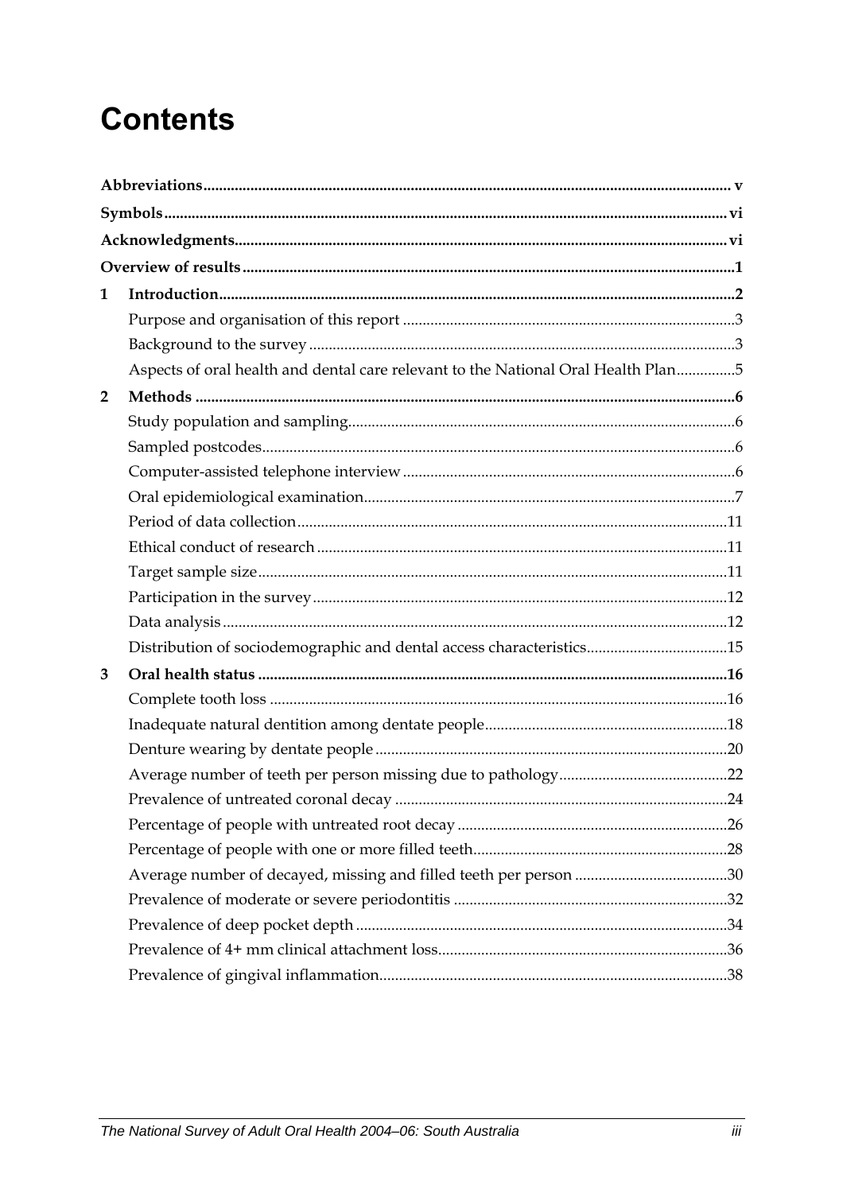# Contents

**Abbreviations** ..... v

**Symbols** ..... vi

**Acknowledgments** ..... vi

**Overview of results** ..... 1

**1 Introduction** ..... 2

- Purpose and organisation of this report ..... 3
- Background to the survey ..... 3
- Aspects of oral health and dental care relevant to the National Oral Health Plan ..... 5

**2 Methods** ..... 6

- Study population and sampling ..... 6
- Sampled postcodes ..... 6
- Computer-assisted telephone interview ..... 6
- Oral epidemiological examination ..... 7
- Period of data collection ..... 11
- Ethical conduct of research ..... 11
- Target sample size ..... 11
- Participation in the survey ..... 12
- Data analysis ..... 12
- Distribution of sociodemographic and dental access characteristics ..... 15

**3 Oral health status** ..... 16

- Complete tooth loss ..... 16
- Inadequate natural dentition among dentate people ..... 18
- Denture wearing by dentate people ..... 20
- Average number of teeth per person missing due to pathology ..... 22
- Prevalence of untreated coronal decay ..... 24
- Percentage of people with untreated root decay ..... 26
- Percentage of people with one or more filled teeth ..... 28
- Average number of decayed, missing and filled teeth per person ..... 30
- Prevalence of moderate or severe periodontitis ..... 32
- Prevalence of deep pocket depth ..... 34
- Prevalence of 4+ mm clinical attachment loss ..... 36
- Prevalence of gingival inflammation ..... 38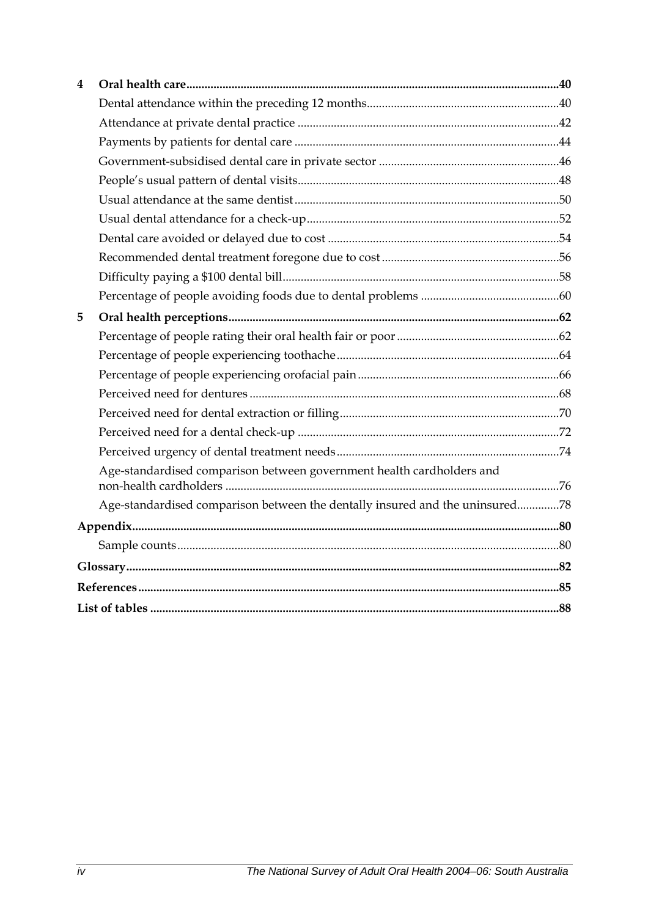**4 Oral health care.....40**

Dental attendance within the preceding 12 months.....40

Attendance at private dental practice.....42

Payments by patients for dental care.....44

Government-subsidised dental care in private sector.....46

People's usual pattern of dental visits.....48

Usual attendance at the same dentist.....50

Usual dental attendance for a check-up.....52

Dental care avoided or delayed due to cost.....54

Recommended dental treatment foregone due to cost.....56

Difficulty paying a $100 dental bill.....58

Percentage of people avoiding foods due to dental problems.....60

**5 Oral health perceptions.....62**

Percentage of people rating their oral health fair or poor.....62

Percentage of people experiencing toothache.....64

Percentage of people experiencing orofacial pain.....66

Perceived need for dentures.....68

Perceived need for dental extraction or filling.....70

Perceived need for a dental check-up.....72

Perceived urgency of dental treatment needs.....74

Age-standardised comparison between government health cardholders and non-health cardholders.....76

Age-standardised comparison between the dentally insured and the uninsured.....78

**Appendix.....80**

Sample counts.....80

**Glossary.....82**

**References.....85**

**List of tables.....88**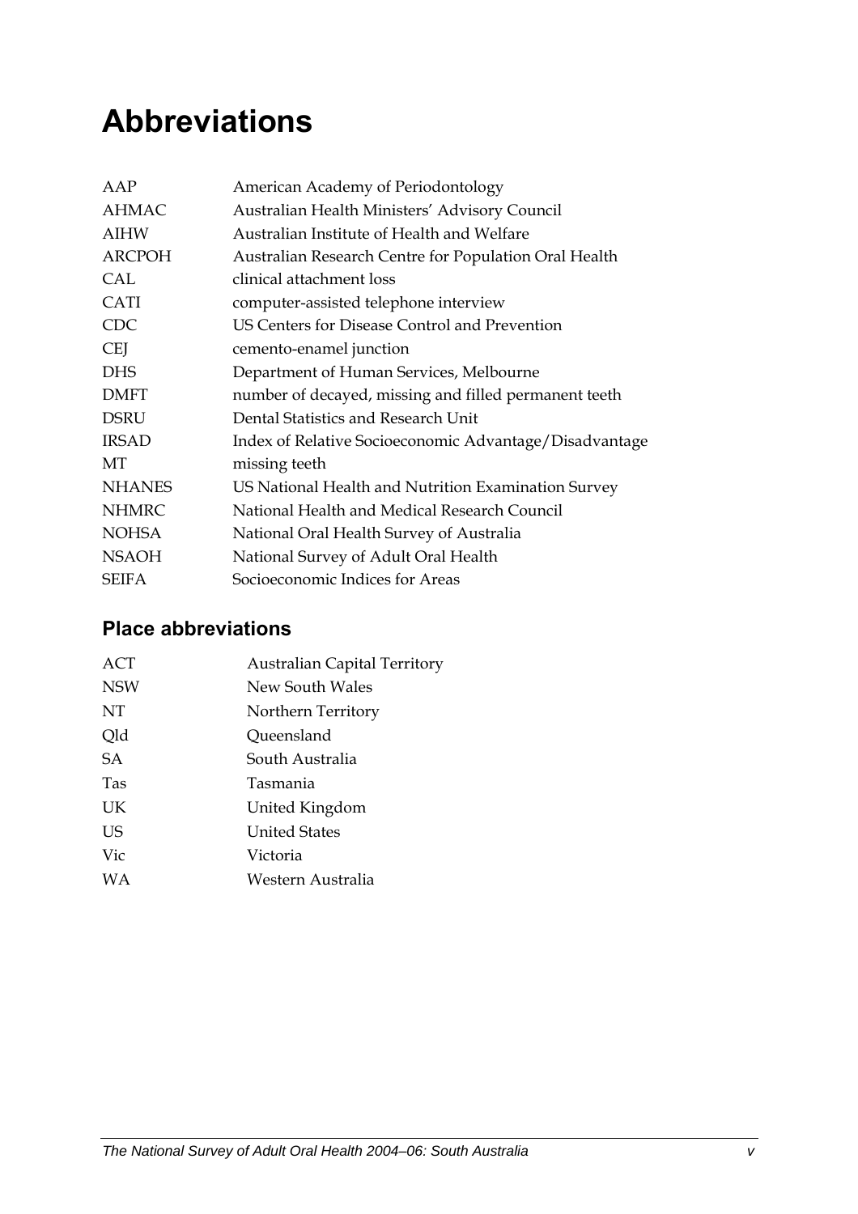# Abbreviations

| | |
|---|---|
| AAP | American Academy of Periodontology |
| AHMAC | Australian Health Ministers' Advisory Council |
| AIHW | Australian Institute of Health and Welfare |
| ARCPOH | Australian Research Centre for Population Oral Health |
| CAL | clinical attachment loss |
| CATI | computer-assisted telephone interview |
| CDC | US Centers for Disease Control and Prevention |
| CEJ | cemento-enamel junction |
| DHS | Department of Human Services, Melbourne |
| DMFT | number of decayed, missing and filled permanent teeth |
| DSRU | Dental Statistics and Research Unit |
| IRSAD | Index of Relative Socioeconomic Advantage/Disadvantage |
| MT | missing teeth |
| NHANES | US National Health and Nutrition Examination Survey |
| NHMRC | National Health and Medical Research Council |
| NOHSA | National Oral Health Survey of Australia |
| NSAOH | National Survey of Adult Oral Health |
| SEIFA | Socioeconomic Indices for Areas |

## Place abbreviations

| | |
|---|---|
| ACT | Australian Capital Territory |
| NSW | New South Wales |
| NT | Northern Territory |
| Qld | Queensland |
| SA | South Australia |
| Tas | Tasmania |
| UK | United Kingdom |
| US | United States |
| Vic | Victoria |
| WA | Western Australia |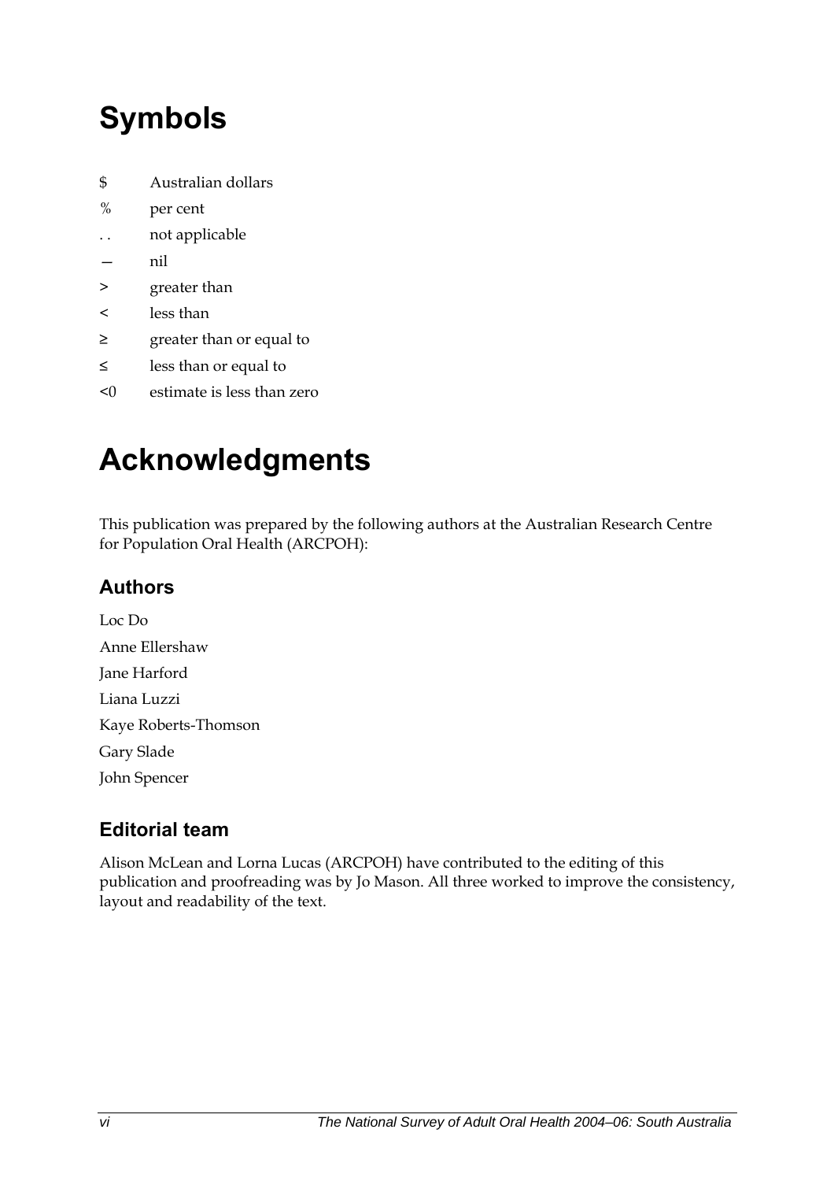# Symbols

| | |
|---|---|
| $ | Australian dollars |
| % | per cent |
| . . | not applicable |
| — | nil |
| > | greater than |
| < | less than |
| ≥ | greater than or equal to |
| ≤ | less than or equal to |
| <0 | estimate is less than zero |

# Acknowledgments

This publication was prepared by the following authors at the Australian Research Centre for Population Oral Health (ARCPOH):

## Authors

Loc Do
Anne Ellershaw
Jane Harford
Liana Luzzi
Kaye Roberts-Thomson
Gary Slade
John Spencer

## Editorial team

Alison McLean and Lorna Lucas (ARCPOH) have contributed to the editing of this publication and proofreading was by Jo Mason. All three worked to improve the consistency, layout and readability of the text.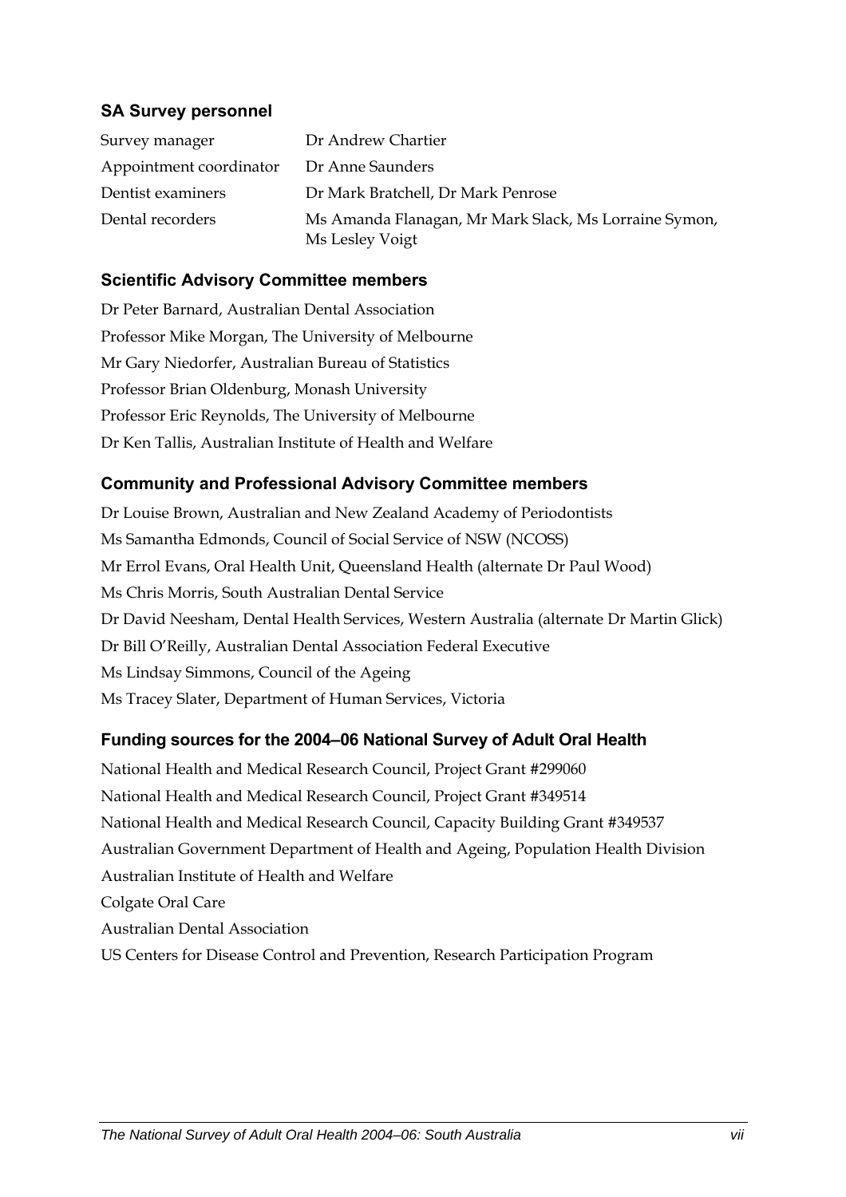### SA Survey personnel

| | |
|---|---|
| Survey manager | Dr Andrew Chartier |
| Appointment coordinator | Dr Anne Saunders |
| Dentist examiners | Dr Mark Bratchell, Dr Mark Penrose |
| Dental recorders | Ms Amanda Flanagan, Mr Mark Slack, Ms Lorraine Symon, Ms Lesley Voigt |

### Scientific Advisory Committee members

Dr Peter Barnard, Australian Dental Association

Professor Mike Morgan, The University of Melbourne

Mr Gary Niedorfer, Australian Bureau of Statistics

Professor Brian Oldenburg, Monash University

Professor Eric Reynolds, The University of Melbourne

Dr Ken Tallis, Australian Institute of Health and Welfare

### Community and Professional Advisory Committee members

Dr Louise Brown, Australian and New Zealand Academy of Periodontists

Ms Samantha Edmonds, Council of Social Service of NSW (NCOSS)

Mr Errol Evans, Oral Health Unit, Queensland Health (alternate Dr Paul Wood)

Ms Chris Morris, South Australian Dental Service

Dr David Neesham, Dental Health Services, Western Australia (alternate Dr Martin Glick)

Dr Bill O'Reilly, Australian Dental Association Federal Executive

Ms Lindsay Simmons, Council of the Ageing

Ms Tracey Slater, Department of Human Services, Victoria

### Funding sources for the 2004–06 National Survey of Adult Oral Health

National Health and Medical Research Council, Project Grant #299060

National Health and Medical Research Council, Project Grant #349514

National Health and Medical Research Council, Capacity Building Grant #349537

Australian Government Department of Health and Ageing, Population Health Division

Australian Institute of Health and Welfare

Colgate Oral Care

Australian Dental Association

US Centers for Disease Control and Prevention, Research Participation Program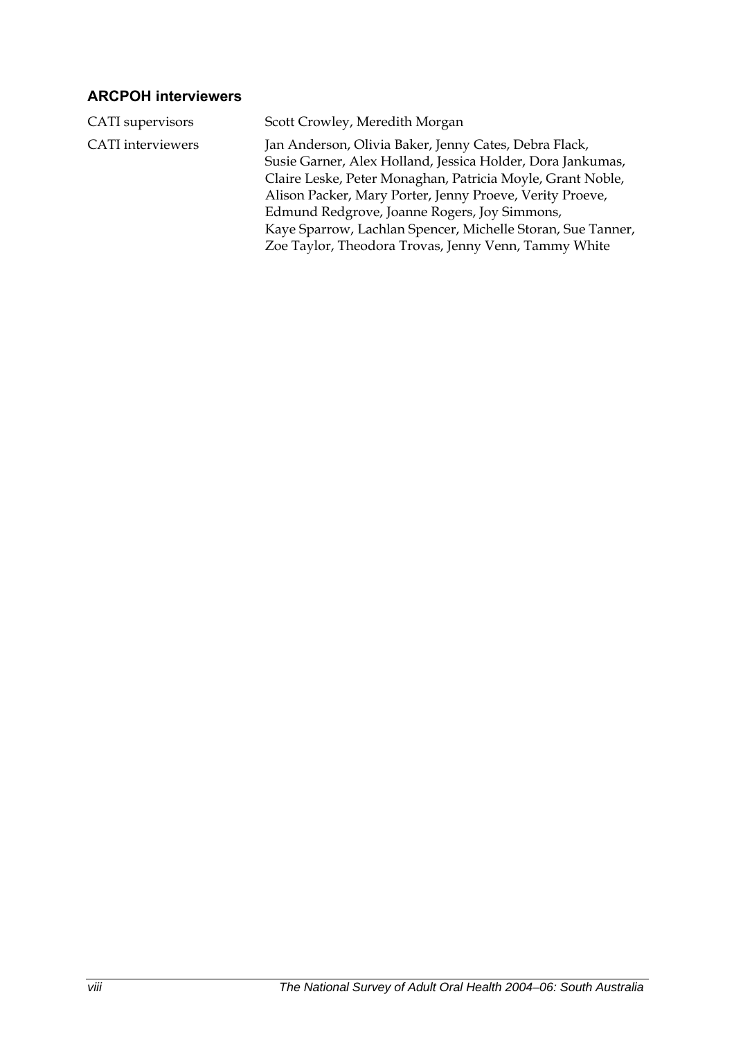## ARCPOH interviewers

| | |
|---|---|
| CATI supervisors | Scott Crowley, Meredith Morgan |
| CATI interviewers | Jan Anderson, Olivia Baker, Jenny Cates, Debra Flack, Susie Garner, Alex Holland, Jessica Holder, Dora Jankumas, Claire Leske, Peter Monaghan, Patricia Moyle, Grant Noble, Alison Packer, Mary Porter, Jenny Proeve, Verity Proeve, Edmund Redgrove, Joanne Rogers, Joy Simmons, Kaye Sparrow, Lachlan Spencer, Michelle Storan, Sue Tanner, Zoe Taylor, Theodora Trovas, Jenny Venn, Tammy White |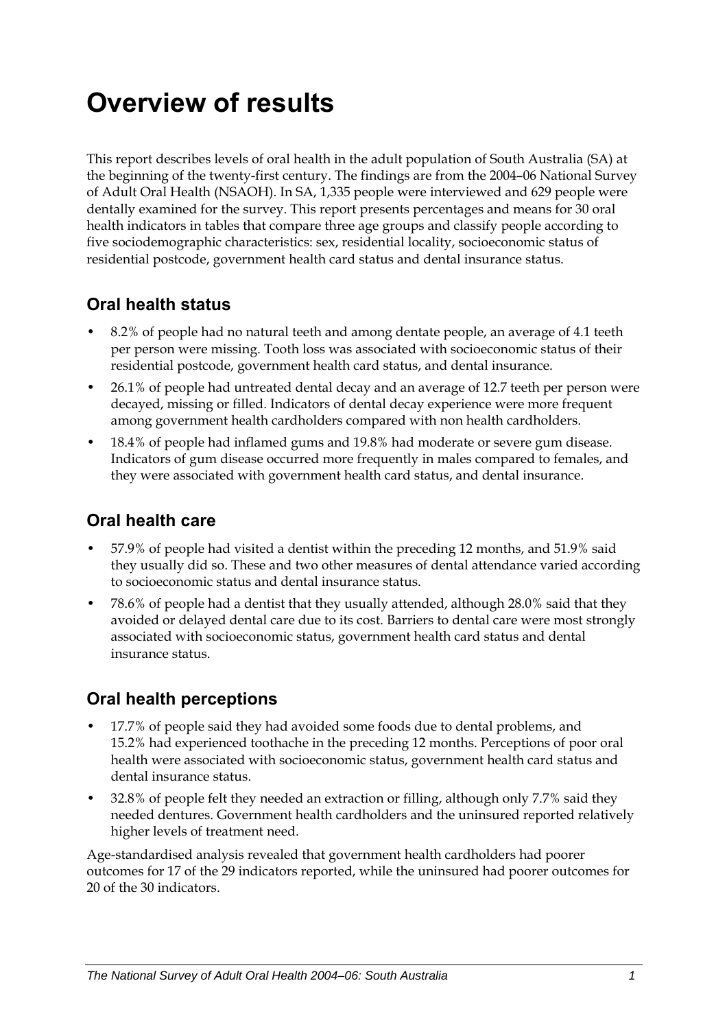# Overview of results

This report describes levels of oral health in the adult population of South Australia (SA) at the beginning of the twenty-first century. The findings are from the 2004–06 National Survey of Adult Oral Health (NSAOH). In SA, 1,335 people were interviewed and 629 people were dentally examined for the survey. This report presents percentages and means for 30 oral health indicators in tables that compare three age groups and classify people according to five sociodemographic characteristics: sex, residential locality, socioeconomic status of residential postcode, government health card status and dental insurance status.

## Oral health status

- 8.2% of people had no natural teeth and among dentate people, an average of 4.1 teeth per person were missing. Tooth loss was associated with socioeconomic status of their residential postcode, government health card status, and dental insurance.
- 26.1% of people had untreated dental decay and an average of 12.7 teeth per person were decayed, missing or filled. Indicators of dental decay experience were more frequent among government health cardholders compared with non health cardholders.
- 18.4% of people had inflamed gums and 19.8% had moderate or severe gum disease. Indicators of gum disease occurred more frequently in males compared to females, and they were associated with government health card status, and dental insurance.

## Oral health care

- 57.9% of people had visited a dentist within the preceding 12 months, and 51.9% said they usually did so. These and two other measures of dental attendance varied according to socioeconomic status and dental insurance status.
- 78.6% of people had a dentist that they usually attended, although 28.0% said that they avoided or delayed dental care due to its cost. Barriers to dental care were most strongly associated with socioeconomic status, government health card status and dental insurance status.

## Oral health perceptions

- 17.7% of people said they had avoided some foods due to dental problems, and 15.2% had experienced toothache in the preceding 12 months. Perceptions of poor oral health were associated with socioeconomic status, government health card status and dental insurance status.
- 32.8% of people felt they needed an extraction or filling, although only 7.7% said they needed dentures. Government health cardholders and the uninsured reported relatively higher levels of treatment need.

Age-standardised analysis revealed that government health cardholders had poorer outcomes for 17 of the 29 indicators reported, while the uninsured had poorer outcomes for 20 of the 30 indicators.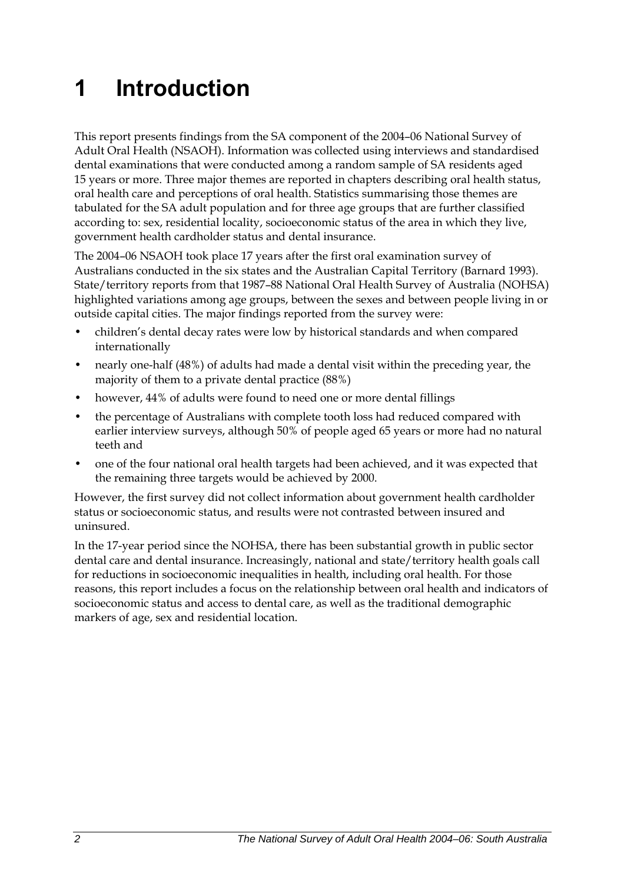# 1 Introduction

This report presents findings from the SA component of the 2004–06 National Survey of Adult Oral Health (NSAOH). Information was collected using interviews and standardised dental examinations that were conducted among a random sample of SA residents aged 15 years or more. Three major themes are reported in chapters describing oral health status, oral health care and perceptions of oral health. Statistics summarising those themes are tabulated for the SA adult population and for three age groups that are further classified according to: sex, residential locality, socioeconomic status of the area in which they live, government health cardholder status and dental insurance.

The 2004–06 NSAOH took place 17 years after the first oral examination survey of Australians conducted in the six states and the Australian Capital Territory (Barnard 1993). State/territory reports from that 1987–88 National Oral Health Survey of Australia (NOHSA) highlighted variations among age groups, between the sexes and between people living in or outside capital cities. The major findings reported from the survey were:

- children's dental decay rates were low by historical standards and when compared internationally
- nearly one-half (48%) of adults had made a dental visit within the preceding year, the majority of them to a private dental practice (88%)
- however, 44% of adults were found to need one or more dental fillings
- the percentage of Australians with complete tooth loss had reduced compared with earlier interview surveys, although 50% of people aged 65 years or more had no natural teeth and
- one of the four national oral health targets had been achieved, and it was expected that the remaining three targets would be achieved by 2000.

However, the first survey did not collect information about government health cardholder status or socioeconomic status, and results were not contrasted between insured and uninsured.

In the 17-year period since the NOHSA, there has been substantial growth in public sector dental care and dental insurance. Increasingly, national and state/territory health goals call for reductions in socioeconomic inequalities in health, including oral health. For those reasons, this report includes a focus on the relationship between oral health and indicators of socioeconomic status and access to dental care, as well as the traditional demographic markers of age, sex and residential location.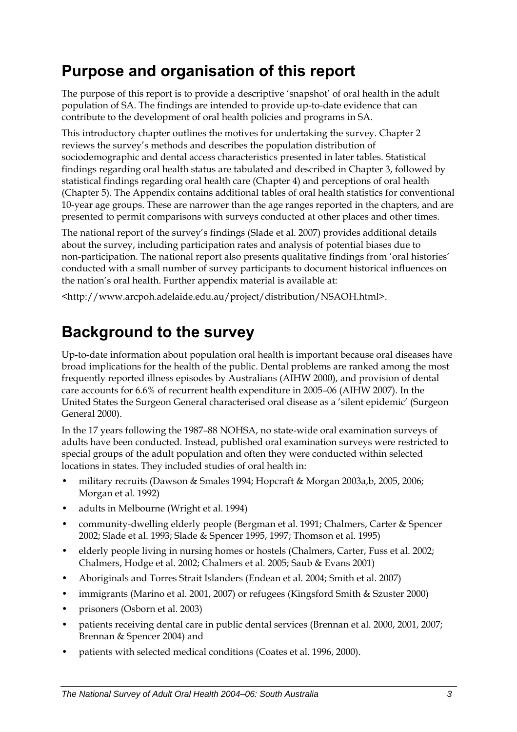## Purpose and organisation of this report

The purpose of this report is to provide a descriptive 'snapshot' of oral health in the adult population of SA. The findings are intended to provide up-to-date evidence that can contribute to the development of oral health policies and programs in SA.

This introductory chapter outlines the motives for undertaking the survey. Chapter 2 reviews the survey's methods and describes the population distribution of sociodemographic and dental access characteristics presented in later tables. Statistical findings regarding oral health status are tabulated and described in Chapter 3, followed by statistical findings regarding oral health care (Chapter 4) and perceptions of oral health (Chapter 5). The Appendix contains additional tables of oral health statistics for conventional 10-year age groups. These are narrower than the age ranges reported in the chapters, and are presented to permit comparisons with surveys conducted at other places and other times.

The national report of the survey's findings (Slade et al. 2007) provides additional details about the survey, including participation rates and analysis of potential biases due to non-participation. The national report also presents qualitative findings from 'oral histories' conducted with a small number of survey participants to document historical influences on the nation's oral health. Further appendix material is available at:

<http://www.arcpoh.adelaide.edu.au/project/distribution/NSAOH.html>.

## Background to the survey

Up-to-date information about population oral health is important because oral diseases have broad implications for the health of the public. Dental problems are ranked among the most frequently reported illness episodes by Australians (AIHW 2000), and provision of dental care accounts for 6.6% of recurrent health expenditure in 2005–06 (AIHW 2007). In the United States the Surgeon General characterised oral disease as a 'silent epidemic' (Surgeon General 2000).

In the 17 years following the 1987–88 NOHSA, no state-wide oral examination surveys of adults have been conducted. Instead, published oral examination surveys were restricted to special groups of the adult population and often they were conducted within selected locations in states. They included studies of oral health in:

- military recruits (Dawson & Smales 1994; Hopcraft & Morgan 2003a,b, 2005, 2006; Morgan et al. 1992)
- adults in Melbourne (Wright et al. 1994)
- community-dwelling elderly people (Bergman et al. 1991; Chalmers, Carter & Spencer 2002; Slade et al. 1993; Slade & Spencer 1995, 1997; Thomson et al. 1995)
- elderly people living in nursing homes or hostels (Chalmers, Carter, Fuss et al. 2002; Chalmers, Hodge et al. 2002; Chalmers et al. 2005; Saub & Evans 2001)
- Aboriginals and Torres Strait Islanders (Endean et al. 2004; Smith et al. 2007)
- immigrants (Marino et al. 2001, 2007) or refugees (Kingsford Smith & Szuster 2000)
- prisoners (Osborn et al. 2003)
- patients receiving dental care in public dental services (Brennan et al. 2000, 2001, 2007; Brennan & Spencer 2004) and
- patients with selected medical conditions (Coates et al. 1996, 2000).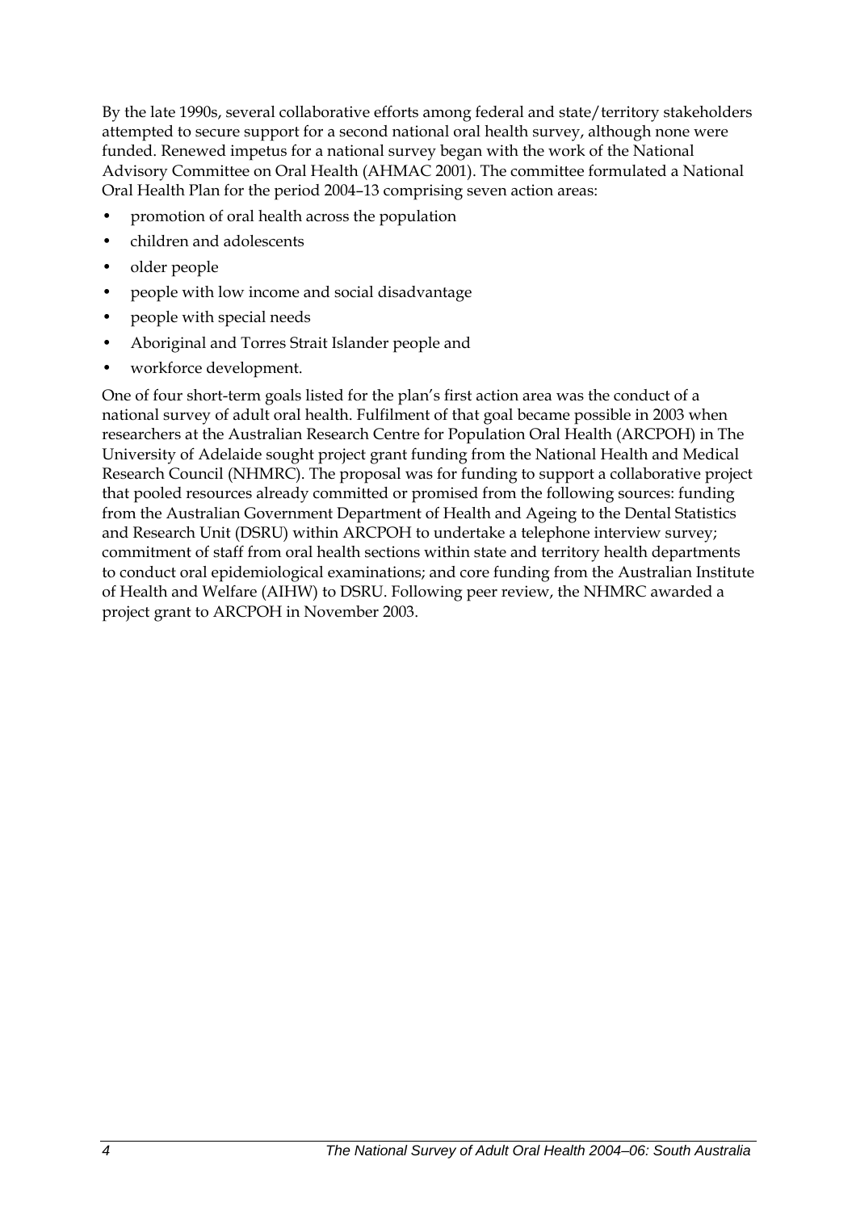By the late 1990s, several collaborative efforts among federal and state/territory stakeholders attempted to secure support for a second national oral health survey, although none were funded. Renewed impetus for a national survey began with the work of the National Advisory Committee on Oral Health (AHMAC 2001). The committee formulated a National Oral Health Plan for the period 2004–13 comprising seven action areas:

- promotion of oral health across the population
- children and adolescents
- older people
- people with low income and social disadvantage
- people with special needs
- Aboriginal and Torres Strait Islander people and
- workforce development.

One of four short-term goals listed for the plan's first action area was the conduct of a national survey of adult oral health. Fulfilment of that goal became possible in 2003 when researchers at the Australian Research Centre for Population Oral Health (ARCPOH) in The University of Adelaide sought project grant funding from the National Health and Medical Research Council (NHMRC). The proposal was for funding to support a collaborative project that pooled resources already committed or promised from the following sources: funding from the Australian Government Department of Health and Ageing to the Dental Statistics and Research Unit (DSRU) within ARCPOH to undertake a telephone interview survey; commitment of staff from oral health sections within state and territory health departments to conduct oral epidemiological examinations; and core funding from the Australian Institute of Health and Welfare (AIHW) to DSRU. Following peer review, the NHMRC awarded a project grant to ARCPOH in November 2003.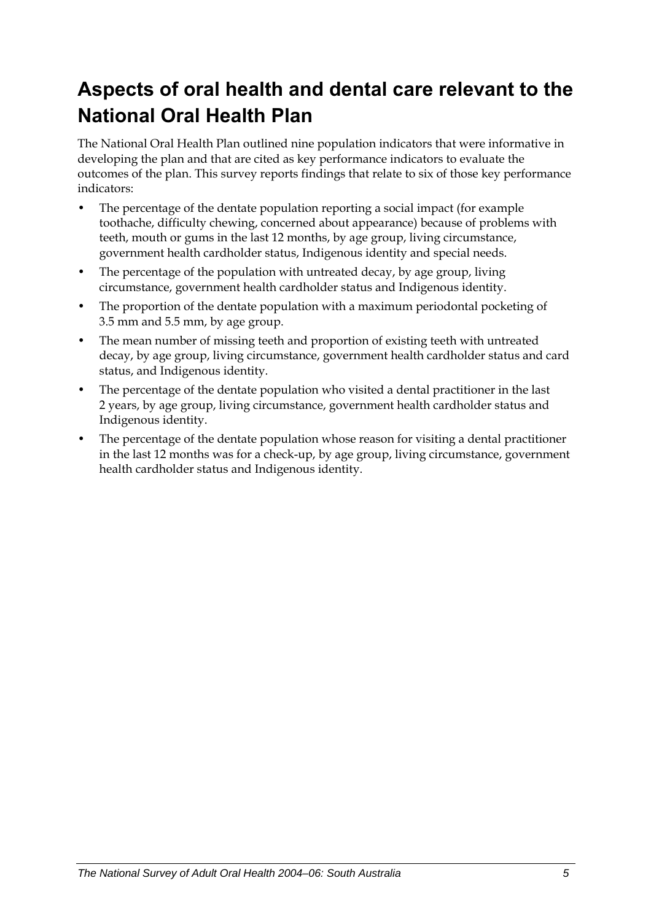# Aspects of oral health and dental care relevant to the National Oral Health Plan

The National Oral Health Plan outlined nine population indicators that were informative in developing the plan and that are cited as key performance indicators to evaluate the outcomes of the plan. This survey reports findings that relate to six of those key performance indicators:

- The percentage of the dentate population reporting a social impact (for example toothache, difficulty chewing, concerned about appearance) because of problems with teeth, mouth or gums in the last 12 months, by age group, living circumstance, government health cardholder status, Indigenous identity and special needs.
- The percentage of the population with untreated decay, by age group, living circumstance, government health cardholder status and Indigenous identity.
- The proportion of the dentate population with a maximum periodontal pocketing of 3.5 mm and 5.5 mm, by age group.
- The mean number of missing teeth and proportion of existing teeth with untreated decay, by age group, living circumstance, government health cardholder status and card status, and Indigenous identity.
- The percentage of the dentate population who visited a dental practitioner in the last 2 years, by age group, living circumstance, government health cardholder status and Indigenous identity.
- The percentage of the dentate population whose reason for visiting a dental practitioner in the last 12 months was for a check-up, by age group, living circumstance, government health cardholder status and Indigenous identity.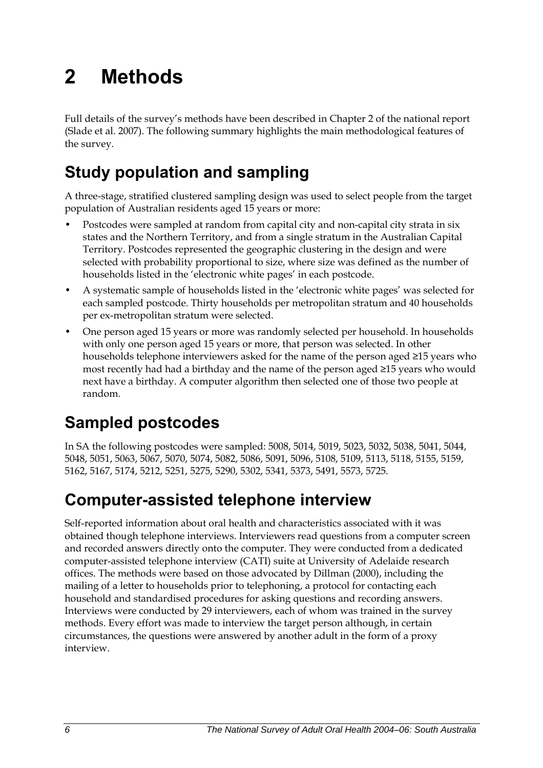# 2 Methods

Full details of the survey's methods have been described in Chapter 2 of the national report (Slade et al. 2007). The following summary highlights the main methodological features of the survey.

## Study population and sampling

A three-stage, stratified clustered sampling design was used to select people from the target population of Australian residents aged 15 years or more:

- Postcodes were sampled at random from capital city and non-capital city strata in six states and the Northern Territory, and from a single stratum in the Australian Capital Territory. Postcodes represented the geographic clustering in the design and were selected with probability proportional to size, where size was defined as the number of households listed in the 'electronic white pages' in each postcode.
- A systematic sample of households listed in the 'electronic white pages' was selected for each sampled postcode. Thirty households per metropolitan stratum and 40 households per ex-metropolitan stratum were selected.
- One person aged 15 years or more was randomly selected per household. In households with only one person aged 15 years or more, that person was selected. In other households telephone interviewers asked for the name of the person aged ≥15 years who most recently had had a birthday and the name of the person aged ≥15 years who would next have a birthday. A computer algorithm then selected one of those two people at random.

## Sampled postcodes

In SA the following postcodes were sampled: 5008, 5014, 5019, 5023, 5032, 5038, 5041, 5044, 5048, 5051, 5063, 5067, 5070, 5074, 5082, 5086, 5091, 5096, 5108, 5109, 5113, 5118, 5155, 5159, 5162, 5167, 5174, 5212, 5251, 5275, 5290, 5302, 5341, 5373, 5491, 5573, 5725.

## Computer-assisted telephone interview

Self-reported information about oral health and characteristics associated with it was obtained though telephone interviews. Interviewers read questions from a computer screen and recorded answers directly onto the computer. They were conducted from a dedicated computer-assisted telephone interview (CATI) suite at University of Adelaide research offices. The methods were based on those advocated by Dillman (2000), including the mailing of a letter to households prior to telephoning, a protocol for contacting each household and standardised procedures for asking questions and recording answers. Interviews were conducted by 29 interviewers, each of whom was trained in the survey methods. Every effort was made to interview the target person although, in certain circumstances, the questions were answered by another adult in the form of a proxy interview.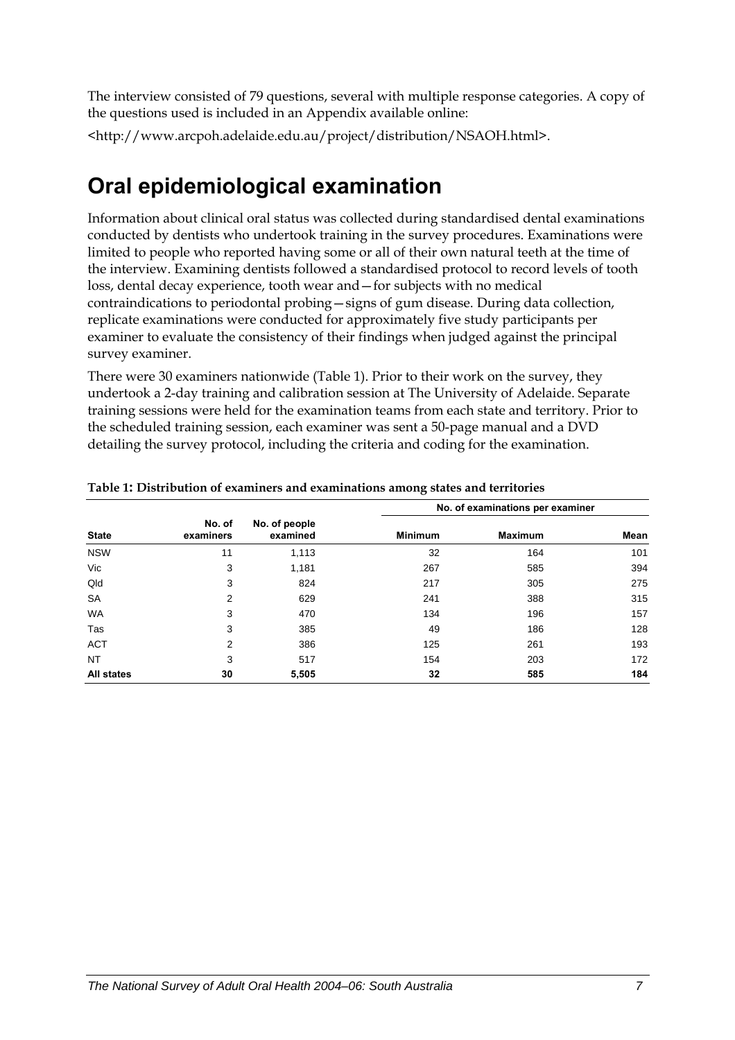The interview consisted of 79 questions, several with multiple response categories. A copy of the questions used is included in an Appendix available online:

<http://www.arcpoh.adelaide.edu.au/project/distribution/NSAOH.html>.

# Oral epidemiological examination

Information about clinical oral status was collected during standardised dental examinations conducted by dentists who undertook training in the survey procedures. Examinations were limited to people who reported having some or all of their own natural teeth at the time of the interview. Examining dentists followed a standardised protocol to record levels of tooth loss, dental decay experience, tooth wear and—for subjects with no medical contraindications to periodontal probing—signs of gum disease. During data collection, replicate examinations were conducted for approximately five study participants per examiner to evaluate the consistency of their findings when judged against the principal survey examiner.

There were 30 examiners nationwide (Table 1). Prior to their work on the survey, they undertook a 2-day training and calibration session at The University of Adelaide. Separate training sessions were held for the examination teams from each state and territory. Prior to the scheduled training session, each examiner was sent a 50-page manual and a DVD detailing the survey protocol, including the criteria and coding for the examination.

**Table 1: Distribution of examiners and examinations among states and territories**

| | | | No. of examinations per examiner | | |
|---|---|---|---|---|---|
| **State** | **No. of examiners** | **No. of people examined** | **Minimum** | **Maximum** | **Mean** |
| NSW | 11 | 1,113 | 32 | 164 | 101 |
| Vic | 3 | 1,181 | 267 | 585 | 394 |
| Qld | 3 | 824 | 217 | 305 | 275 |
| SA | 2 | 629 | 241 | 388 | 315 |
| WA | 3 | 470 | 134 | 196 | 157 |
| Tas | 3 | 385 | 49 | 186 | 128 |
| ACT | 2 | 386 | 125 | 261 | 193 |
| NT | 3 | 517 | 154 | 203 | 172 |
| **All states** | **30** | **5,505** | **32** | **585** | **184** |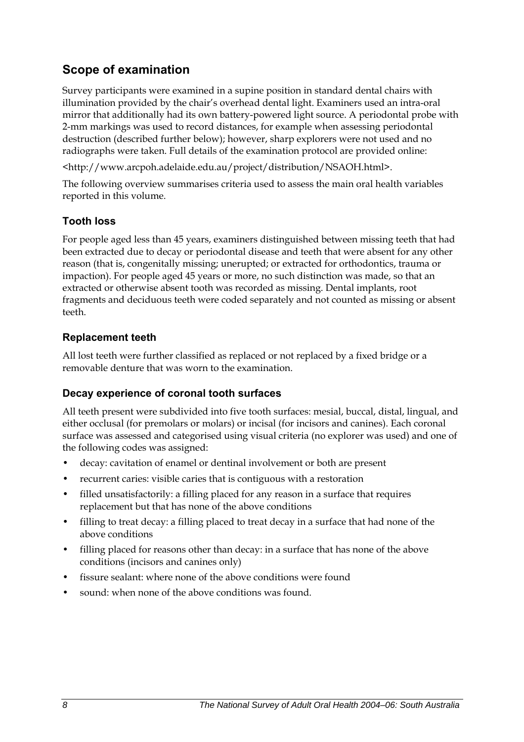## Scope of examination

Survey participants were examined in a supine position in standard dental chairs with illumination provided by the chair's overhead dental light. Examiners used an intra-oral mirror that additionally had its own battery-powered light source. A periodontal probe with 2-mm markings was used to record distances, for example when assessing periodontal destruction (described further below); however, sharp explorers were not used and no radiographs were taken. Full details of the examination protocol are provided online:

<http://www.arcpoh.adelaide.edu.au/project/distribution/NSAOH.html>.

The following overview summarises criteria used to assess the main oral health variables reported in this volume.

### Tooth loss

For people aged less than 45 years, examiners distinguished between missing teeth that had been extracted due to decay or periodontal disease and teeth that were absent for any other reason (that is, congenitally missing; unerupted; or extracted for orthodontics, trauma or impaction). For people aged 45 years or more, no such distinction was made, so that an extracted or otherwise absent tooth was recorded as missing. Dental implants, root fragments and deciduous teeth were coded separately and not counted as missing or absent teeth.

### Replacement teeth

All lost teeth were further classified as replaced or not replaced by a fixed bridge or a removable denture that was worn to the examination.

### Decay experience of coronal tooth surfaces

All teeth present were subdivided into five tooth surfaces: mesial, buccal, distal, lingual, and either occlusal (for premolars or molars) or incisal (for incisors and canines). Each coronal surface was assessed and categorised using visual criteria (no explorer was used) and one of the following codes was assigned:

- decay: cavitation of enamel or dentinal involvement or both are present
- recurrent caries: visible caries that is contiguous with a restoration
- filled unsatisfactorily: a filling placed for any reason in a surface that requires replacement but that has none of the above conditions
- filling to treat decay: a filling placed to treat decay in a surface that had none of the above conditions
- filling placed for reasons other than decay: in a surface that has none of the above conditions (incisors and canines only)
- fissure sealant: where none of the above conditions were found
- sound: when none of the above conditions was found.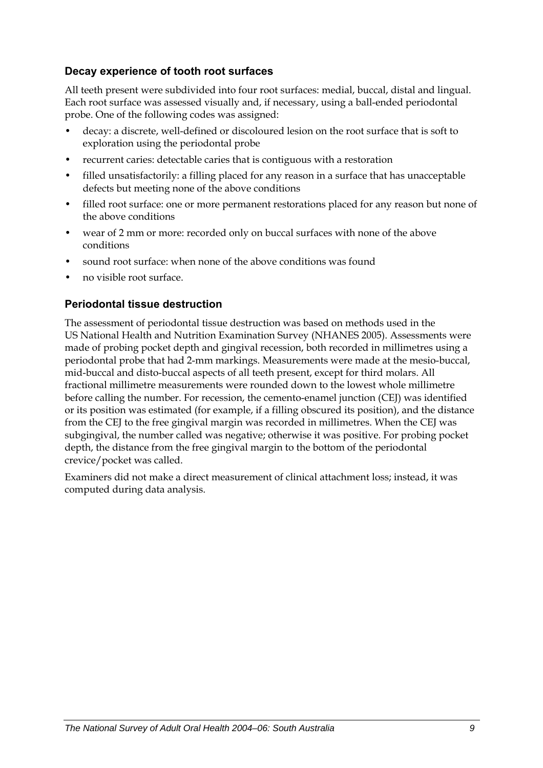### Decay experience of tooth root surfaces

All teeth present were subdivided into four root surfaces: medial, buccal, distal and lingual. Each root surface was assessed visually and, if necessary, using a ball-ended periodontal probe. One of the following codes was assigned:

- decay: a discrete, well-defined or discoloured lesion on the root surface that is soft to exploration using the periodontal probe
- recurrent caries: detectable caries that is contiguous with a restoration
- filled unsatisfactorily: a filling placed for any reason in a surface that has unacceptable defects but meeting none of the above conditions
- filled root surface: one or more permanent restorations placed for any reason but none of the above conditions
- wear of 2 mm or more: recorded only on buccal surfaces with none of the above conditions
- sound root surface: when none of the above conditions was found
- no visible root surface.

### Periodontal tissue destruction

The assessment of periodontal tissue destruction was based on methods used in the US National Health and Nutrition Examination Survey (NHANES 2005). Assessments were made of probing pocket depth and gingival recession, both recorded in millimetres using a periodontal probe that had 2-mm markings. Measurements were made at the mesio-buccal, mid-buccal and disto-buccal aspects of all teeth present, except for third molars. All fractional millimetre measurements were rounded down to the lowest whole millimetre before calling the number. For recession, the cemento-enamel junction (CEJ) was identified or its position was estimated (for example, if a filling obscured its position), and the distance from the CEJ to the free gingival margin was recorded in millimetres. When the CEJ was subgingival, the number called was negative; otherwise it was positive. For probing pocket depth, the distance from the free gingival margin to the bottom of the periodontal crevice/pocket was called.

Examiners did not make a direct measurement of clinical attachment loss; instead, it was computed during data analysis.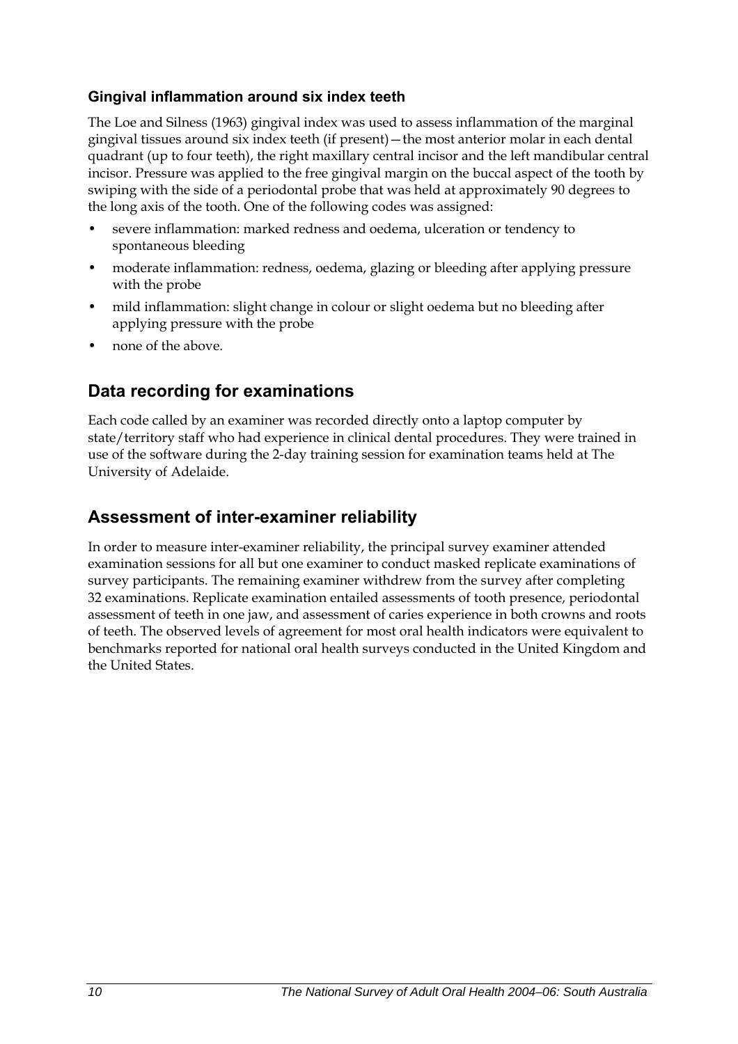### Gingival inflammation around six index teeth

The Loe and Silness (1963) gingival index was used to assess inflammation of the marginal gingival tissues around six index teeth (if present)—the most anterior molar in each dental quadrant (up to four teeth), the right maxillary central incisor and the left mandibular central incisor. Pressure was applied to the free gingival margin on the buccal aspect of the tooth by swiping with the side of a periodontal probe that was held at approximately 90 degrees to the long axis of the tooth. One of the following codes was assigned:

- severe inflammation: marked redness and oedema, ulceration or tendency to spontaneous bleeding
- moderate inflammation: redness, oedema, glazing or bleeding after applying pressure with the probe
- mild inflammation: slight change in colour or slight oedema but no bleeding after applying pressure with the probe
- none of the above.

## Data recording for examinations

Each code called by an examiner was recorded directly onto a laptop computer by state/territory staff who had experience in clinical dental procedures. They were trained in use of the software during the 2-day training session for examination teams held at The University of Adelaide.

## Assessment of inter-examiner reliability

In order to measure inter-examiner reliability, the principal survey examiner attended examination sessions for all but one examiner to conduct masked replicate examinations of survey participants. The remaining examiner withdrew from the survey after completing 32 examinations. Replicate examination entailed assessments of tooth presence, periodontal assessment of teeth in one jaw, and assessment of caries experience in both crowns and roots of teeth. The observed levels of agreement for most oral health indicators were equivalent to benchmarks reported for national oral health surveys conducted in the United Kingdom and the United States.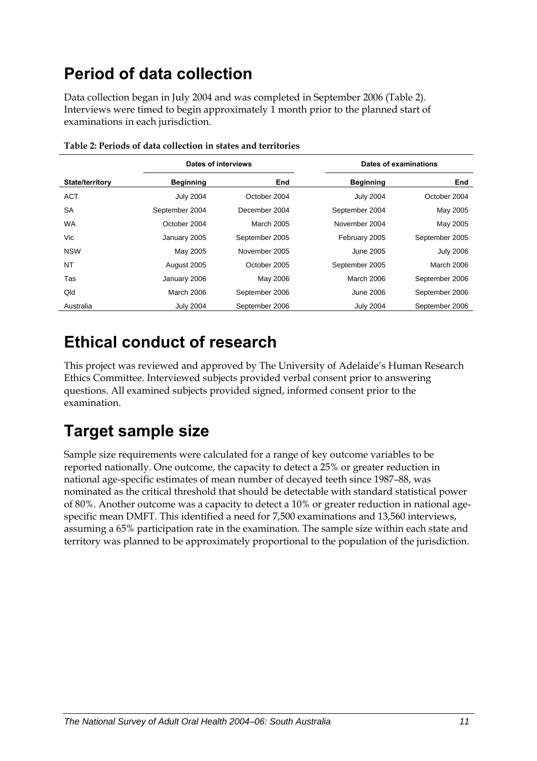# Period of data collection

Data collection began in July 2004 and was completed in September 2006 (Table 2). Interviews were timed to begin approximately 1 month prior to the planned start of examinations in each jurisdiction.

**Table 2: Periods of data collection in states and territories**

| | Dates of interviews | | Dates of examinations | |
|---|---|---|---|---|
| **State/territory** | **Beginning** | **End** | **Beginning** | **End** |
| ACT | July 2004 | October 2004 | July 2004 | October 2004 |
| SA | September 2004 | December 2004 | September 2004 | May 2005 |
| WA | October 2004 | March 2005 | November 2004 | May 2005 |
| Vic | January 2005 | September 2005 | February 2005 | September 2005 |
| NSW | May 2005 | November 2005 | June 2005 | July 2006 |
| NT | August 2005 | October 2005 | September 2005 | March 2006 |
| Tas | January 2006 | May 2006 | March 2006 | September 2006 |
| Qld | March 2006 | September 2006 | June 2006 | September 2006 |
| Australia | July 2004 | September 2006 | July 2004 | September 2006 |

# Ethical conduct of research

This project was reviewed and approved by The University of Adelaide's Human Research Ethics Committee. Interviewed subjects provided verbal consent prior to answering questions. All examined subjects provided signed, informed consent prior to the examination.

# Target sample size

Sample size requirements were calculated for a range of key outcome variables to be reported nationally. One outcome, the capacity to detect a 25% or greater reduction in national age-specific estimates of mean number of decayed teeth since 1987–88, was nominated as the critical threshold that should be detectable with standard statistical power of 80%. Another outcome was a capacity to detect a 10% or greater reduction in national age-specific mean DMFT. This identified a need for 7,500 examinations and 13,560 interviews, assuming a 65% participation rate in the examination. The sample size within each state and territory was planned to be approximately proportional to the population of the jurisdiction.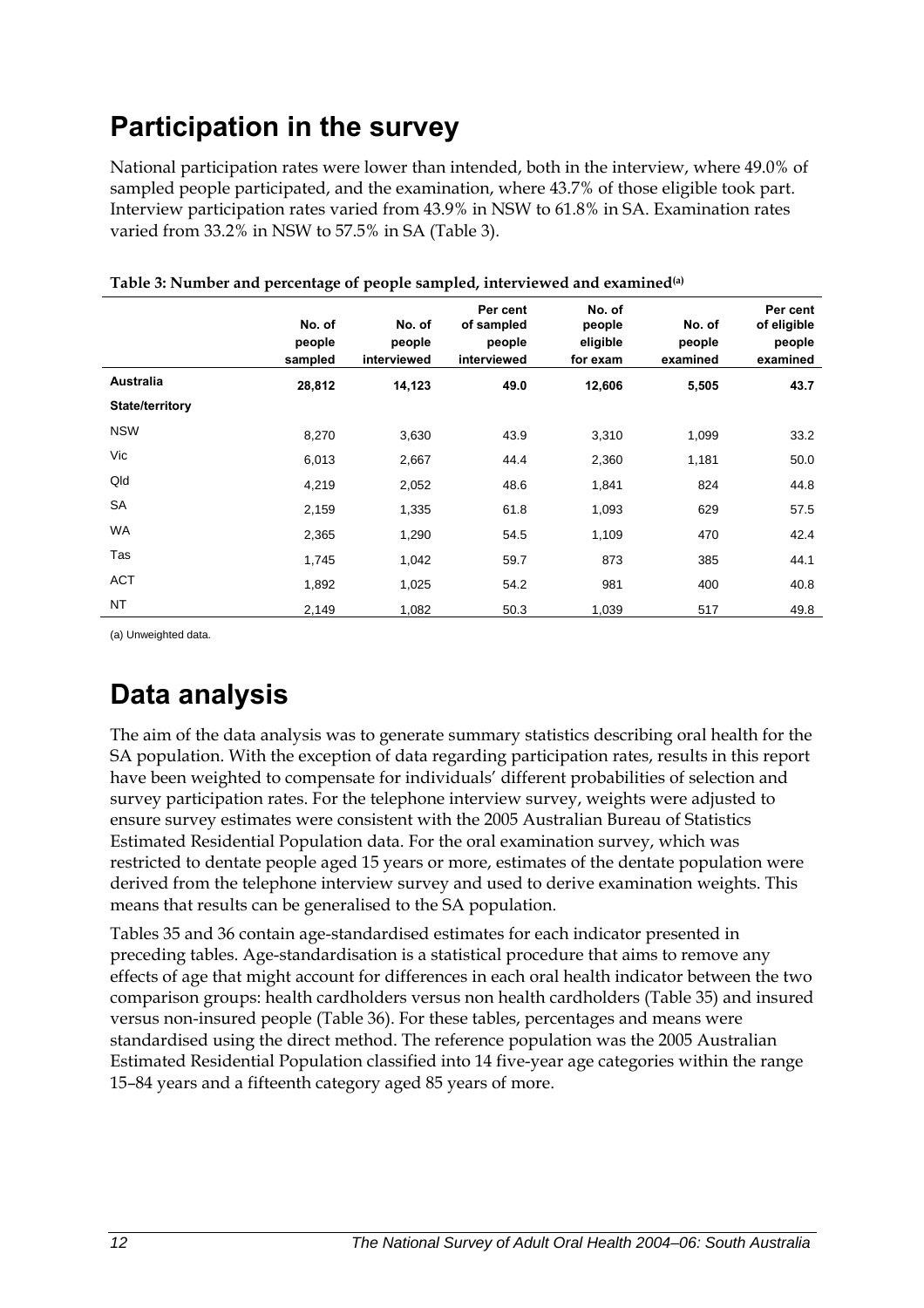# Participation in the survey

National participation rates were lower than intended, both in the interview, where 49.0% of sampled people participated, and the examination, where 43.7% of those eligible took part. Interview participation rates varied from 43.9% in NSW to 61.8% in SA. Examination rates varied from 33.2% in NSW to 57.5% in SA (Table 3).

**Table 3: Number and percentage of people sampled, interviewed and examined[(a)]**

| | No. of people sampled | No. of people interviewed | Per cent of sampled people interviewed | No. of people eligible for exam | No. of people examined | Per cent of eligible people examined |
|---|---|---|---|---|---|---|
| **Australia** | **28,812** | **14,123** | **49.0** | **12,606** | **5,505** | **43.7** |
| **State/territory** | | | | | | |
| NSW | 8,270 | 3,630 | 43.9 | 3,310 | 1,099 | 33.2 |
| Vic | 6,013 | 2,667 | 44.4 | 2,360 | 1,181 | 50.0 |
| Qld | 4,219 | 2,052 | 48.6 | 1,841 | 824 | 44.8 |
| SA | 2,159 | 1,335 | 61.8 | 1,093 | 629 | 57.5 |
| WA | 2,365 | 1,290 | 54.5 | 1,109 | 470 | 42.4 |
| Tas | 1,745 | 1,042 | 59.7 | 873 | 385 | 44.1 |
| ACT | 1,892 | 1,025 | 54.2 | 981 | 400 | 40.8 |
| NT | 2,149 | 1,082 | 50.3 | 1,039 | 517 | 49.8 |

(a) Unweighted data.

# Data analysis

The aim of the data analysis was to generate summary statistics describing oral health for the SA population. With the exception of data regarding participation rates, results in this report have been weighted to compensate for individuals' different probabilities of selection and survey participation rates. For the telephone interview survey, weights were adjusted to ensure survey estimates were consistent with the 2005 Australian Bureau of Statistics Estimated Residential Population data. For the oral examination survey, which was restricted to dentate people aged 15 years or more, estimates of the dentate population were derived from the telephone interview survey and used to derive examination weights. This means that results can be generalised to the SA population.

Tables 35 and 36 contain age-standardised estimates for each indicator presented in preceding tables. Age-standardisation is a statistical procedure that aims to remove any effects of age that might account for differences in each oral health indicator between the two comparison groups: health cardholders versus non health cardholders (Table 35) and insured versus non-insured people (Table 36). For these tables, percentages and means were standardised using the direct method. The reference population was the 2005 Australian Estimated Residential Population classified into 14 five-year age categories within the range 15–84 years and a fifteenth category aged 85 years of more.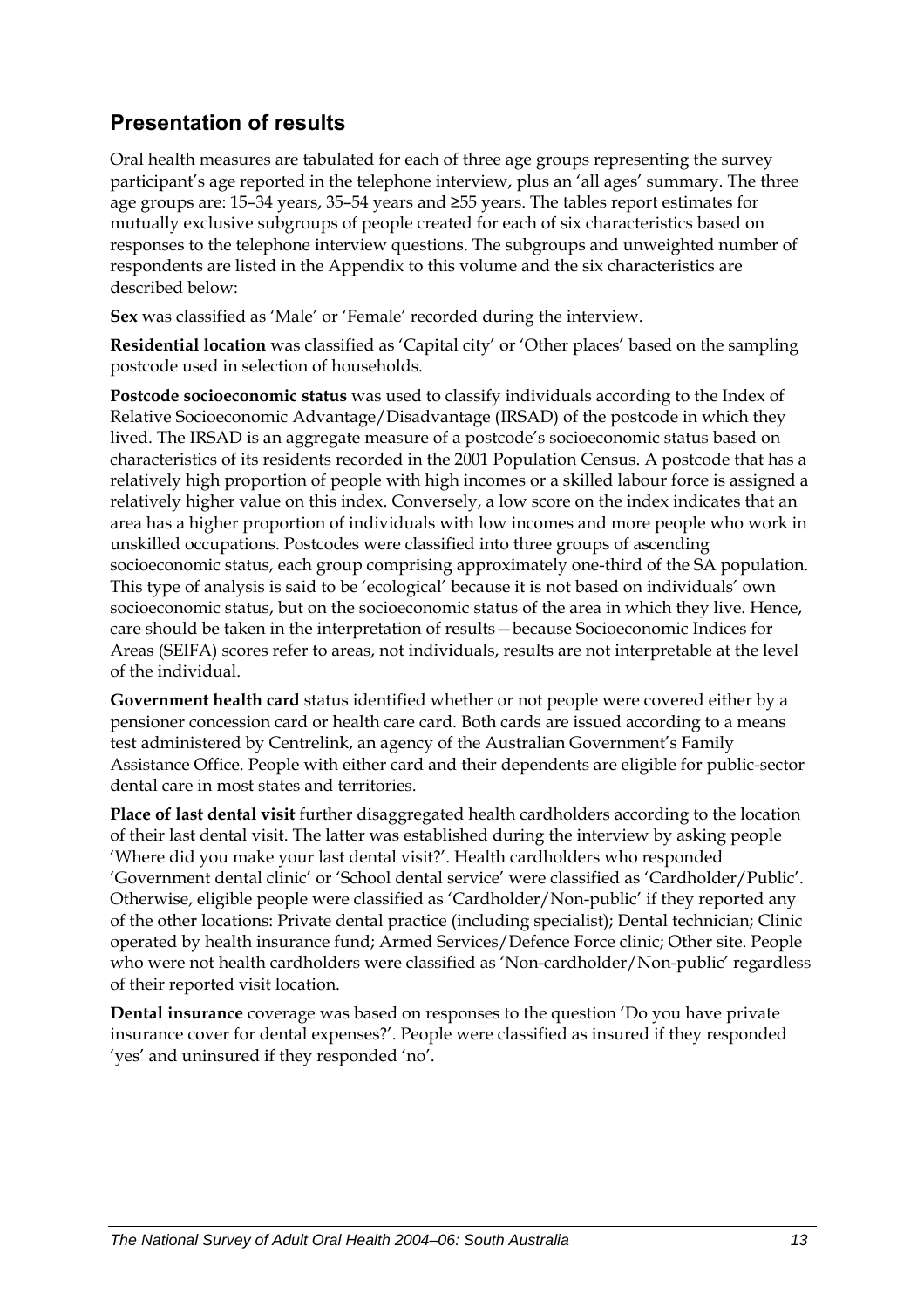## Presentation of results

Oral health measures are tabulated for each of three age groups representing the survey participant's age reported in the telephone interview, plus an 'all ages' summary. The three age groups are: 15–34 years, 35–54 years and ≥55 years. The tables report estimates for mutually exclusive subgroups of people created for each of six characteristics based on responses to the telephone interview questions. The subgroups and unweighted number of respondents are listed in the Appendix to this volume and the six characteristics are described below:

**Sex** was classified as 'Male' or 'Female' recorded during the interview.

**Residential location** was classified as 'Capital city' or 'Other places' based on the sampling postcode used in selection of households.

**Postcode socioeconomic status** was used to classify individuals according to the Index of Relative Socioeconomic Advantage/Disadvantage (IRSAD) of the postcode in which they lived. The IRSAD is an aggregate measure of a postcode's socioeconomic status based on characteristics of its residents recorded in the 2001 Population Census. A postcode that has a relatively high proportion of people with high incomes or a skilled labour force is assigned a relatively higher value on this index. Conversely, a low score on the index indicates that an area has a higher proportion of individuals with low incomes and more people who work in unskilled occupations. Postcodes were classified into three groups of ascending socioeconomic status, each group comprising approximately one-third of the SA population. This type of analysis is said to be 'ecological' because it is not based on individuals' own socioeconomic status, but on the socioeconomic status of the area in which they live. Hence, care should be taken in the interpretation of results—because Socioeconomic Indices for Areas (SEIFA) scores refer to areas, not individuals, results are not interpretable at the level of the individual.

**Government health card** status identified whether or not people were covered either by a pensioner concession card or health care card. Both cards are issued according to a means test administered by Centrelink, an agency of the Australian Government's Family Assistance Office. People with either card and their dependents are eligible for public-sector dental care in most states and territories.

**Place of last dental visit** further disaggregated health cardholders according to the location of their last dental visit. The latter was established during the interview by asking people 'Where did you make your last dental visit?'. Health cardholders who responded 'Government dental clinic' or 'School dental service' were classified as 'Cardholder/Public'. Otherwise, eligible people were classified as 'Cardholder/Non-public' if they reported any of the other locations: Private dental practice (including specialist); Dental technician; Clinic operated by health insurance fund; Armed Services/Defence Force clinic; Other site. People who were not health cardholders were classified as 'Non-cardholder/Non-public' regardless of their reported visit location.

**Dental insurance** coverage was based on responses to the question 'Do you have private insurance cover for dental expenses?'. People were classified as insured if they responded 'yes' and uninsured if they responded 'no'.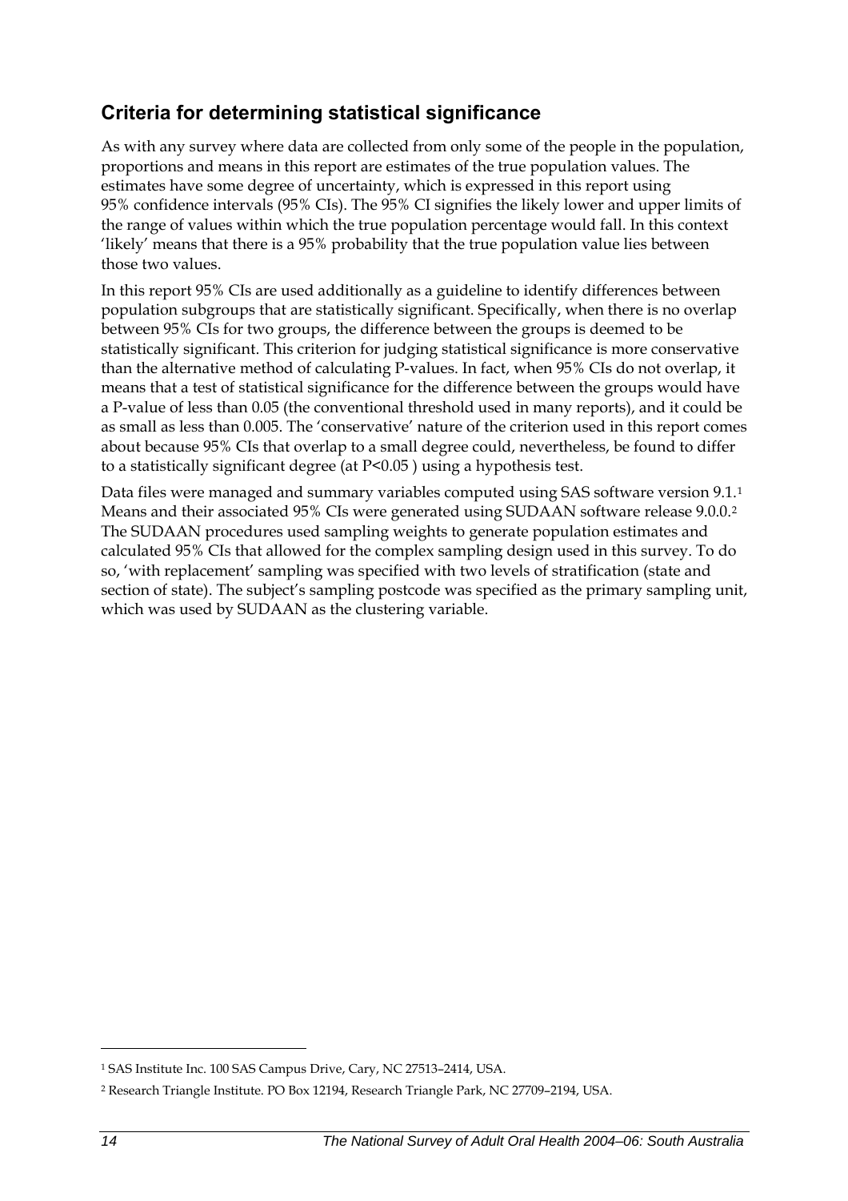## Criteria for determining statistical significance

As with any survey where data are collected from only some of the people in the population, proportions and means in this report are estimates of the true population values. The estimates have some degree of uncertainty, which is expressed in this report using 95% confidence intervals (95% CIs). The 95% CI signifies the likely lower and upper limits of the range of values within which the true population percentage would fall. In this context 'likely' means that there is a 95% probability that the true population value lies between those two values.

In this report 95% CIs are used additionally as a guideline to identify differences between population subgroups that are statistically significant. Specifically, when there is no overlap between 95% CIs for two groups, the difference between the groups is deemed to be statistically significant. This criterion for judging statistical significance is more conservative than the alternative method of calculating P-values. In fact, when 95% CIs do not overlap, it means that a test of statistical significance for the difference between the groups would have a P-value of less than 0.05 (the conventional threshold used in many reports), and it could be as small as less than 0.005. The 'conservative' nature of the criterion used in this report comes about because 95% CIs that overlap to a small degree could, nevertheless, be found to differ to a statistically significant degree (at $P<0.05$ ) using a hypothesis test.

Data files were managed and summary variables computed using SAS software version 9.1.[1] Means and their associated 95% CIs were generated using SUDAAN software release 9.0.0.[2] The SUDAAN procedures used sampling weights to generate population estimates and calculated 95% CIs that allowed for the complex sampling design used in this survey. To do so, 'with replacement' sampling was specified with two levels of stratification (state and section of state). The subject's sampling postcode was specified as the primary sampling unit, which was used by SUDAAN as the clustering variable.

---

[1] SAS Institute Inc. 100 SAS Campus Drive, Cary, NC 27513–2414, USA.

[2] Research Triangle Institute. PO Box 12194, Research Triangle Park, NC 27709–2194, USA.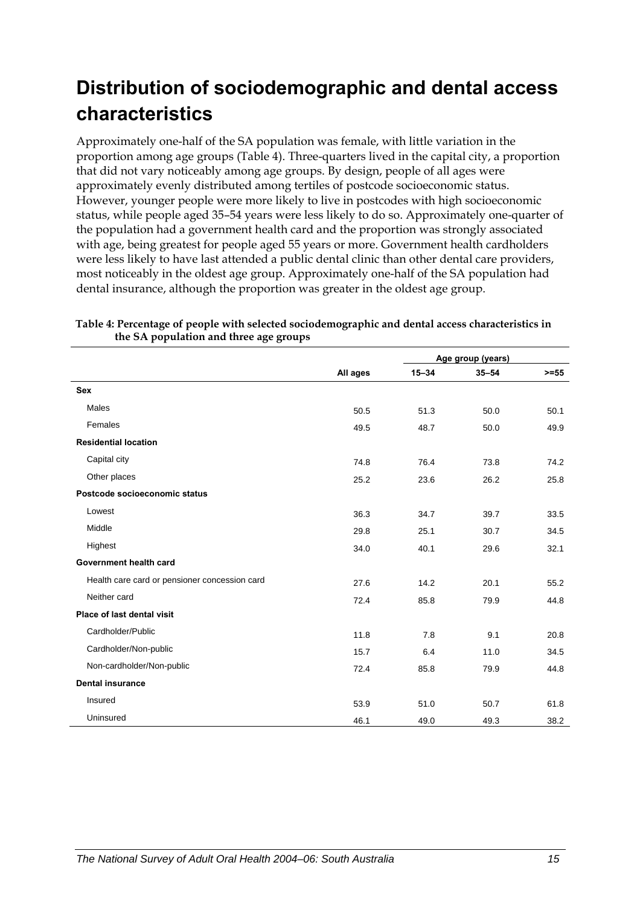# Distribution of sociodemographic and dental access characteristics

Approximately one-half of the SA population was female, with little variation in the proportion among age groups (Table 4). Three-quarters lived in the capital city, a proportion that did not vary noticeably among age groups. By design, people of all ages were approximately evenly distributed among tertiles of postcode socioeconomic status. However, younger people were more likely to live in postcodes with high socioeconomic status, while people aged 35–54 years were less likely to do so. Approximately one-quarter of the population had a government health card and the proportion was strongly associated with age, being greatest for people aged 55 years or more. Government health cardholders were less likely to have last attended a public dental clinic than other dental care providers, most noticeably in the oldest age group. Approximately one-half of the SA population had dental insurance, although the proportion was greater in the oldest age group.

**Table 4: Percentage of people with selected sociodemographic and dental access characteristics in the SA population and three age groups**

| | | Age group (years) | | |
|---|---|---|---|---|
| | All ages | 15–34 | 35–54 | >=55 |
| **Sex** | | | | |
| Males | 50.5 | 51.3 | 50.0 | 50.1 |
| Females | 49.5 | 48.7 | 50.0 | 49.9 |
| **Residential location** | | | | |
| Capital city | 74.8 | 76.4 | 73.8 | 74.2 |
| Other places | 25.2 | 23.6 | 26.2 | 25.8 |
| **Postcode socioeconomic status** | | | | |
| Lowest | 36.3 | 34.7 | 39.7 | 33.5 |
| Middle | 29.8 | 25.1 | 30.7 | 34.5 |
| Highest | 34.0 | 40.1 | 29.6 | 32.1 |
| **Government health card** | | | | |
| Health care card or pensioner concession card | 27.6 | 14.2 | 20.1 | 55.2 |
| Neither card | 72.4 | 85.8 | 79.9 | 44.8 |
| **Place of last dental visit** | | | | |
| Cardholder/Public | 11.8 | 7.8 | 9.1 | 20.8 |
| Cardholder/Non-public | 15.7 | 6.4 | 11.0 | 34.5 |
| Non-cardholder/Non-public | 72.4 | 85.8 | 79.9 | 44.8 |
| **Dental insurance** | | | | |
| Insured | 53.9 | 51.0 | 50.7 | 61.8 |
| Uninsured | 46.1 | 49.0 | 49.3 | 38.2 |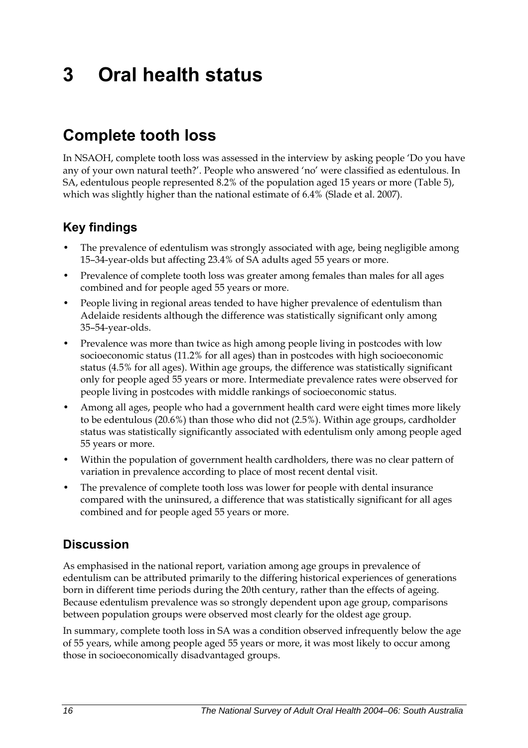# 3 Oral health status

## Complete tooth loss

In NSAOH, complete tooth loss was assessed in the interview by asking people 'Do you have any of your own natural teeth?'. People who answered 'no' were classified as edentulous. In SA, edentulous people represented 8.2% of the population aged 15 years or more (Table 5), which was slightly higher than the national estimate of 6.4% (Slade et al. 2007).

### Key findings

- The prevalence of edentulism was strongly associated with age, being negligible among 15–34-year-olds but affecting 23.4% of SA adults aged 55 years or more.
- Prevalence of complete tooth loss was greater among females than males for all ages combined and for people aged 55 years or more.
- People living in regional areas tended to have higher prevalence of edentulism than Adelaide residents although the difference was statistically significant only among 35–54-year-olds.
- Prevalence was more than twice as high among people living in postcodes with low socioeconomic status (11.2% for all ages) than in postcodes with high socioeconomic status (4.5% for all ages). Within age groups, the difference was statistically significant only for people aged 55 years or more. Intermediate prevalence rates were observed for people living in postcodes with middle rankings of socioeconomic status.
- Among all ages, people who had a government health card were eight times more likely to be edentulous (20.6%) than those who did not (2.5%). Within age groups, cardholder status was statistically significantly associated with edentulism only among people aged 55 years or more.
- Within the population of government health cardholders, there was no clear pattern of variation in prevalence according to place of most recent dental visit.
- The prevalence of complete tooth loss was lower for people with dental insurance compared with the uninsured, a difference that was statistically significant for all ages combined and for people aged 55 years or more.

### Discussion

As emphasised in the national report, variation among age groups in prevalence of edentulism can be attributed primarily to the differing historical experiences of generations born in different time periods during the 20th century, rather than the effects of ageing. Because edentulism prevalence was so strongly dependent upon age group, comparisons between population groups were observed most clearly for the oldest age group.

In summary, complete tooth loss in SA was a condition observed infrequently below the age of 55 years, while among people aged 55 years or more, it was most likely to occur among those in socioeconomically disadvantaged groups.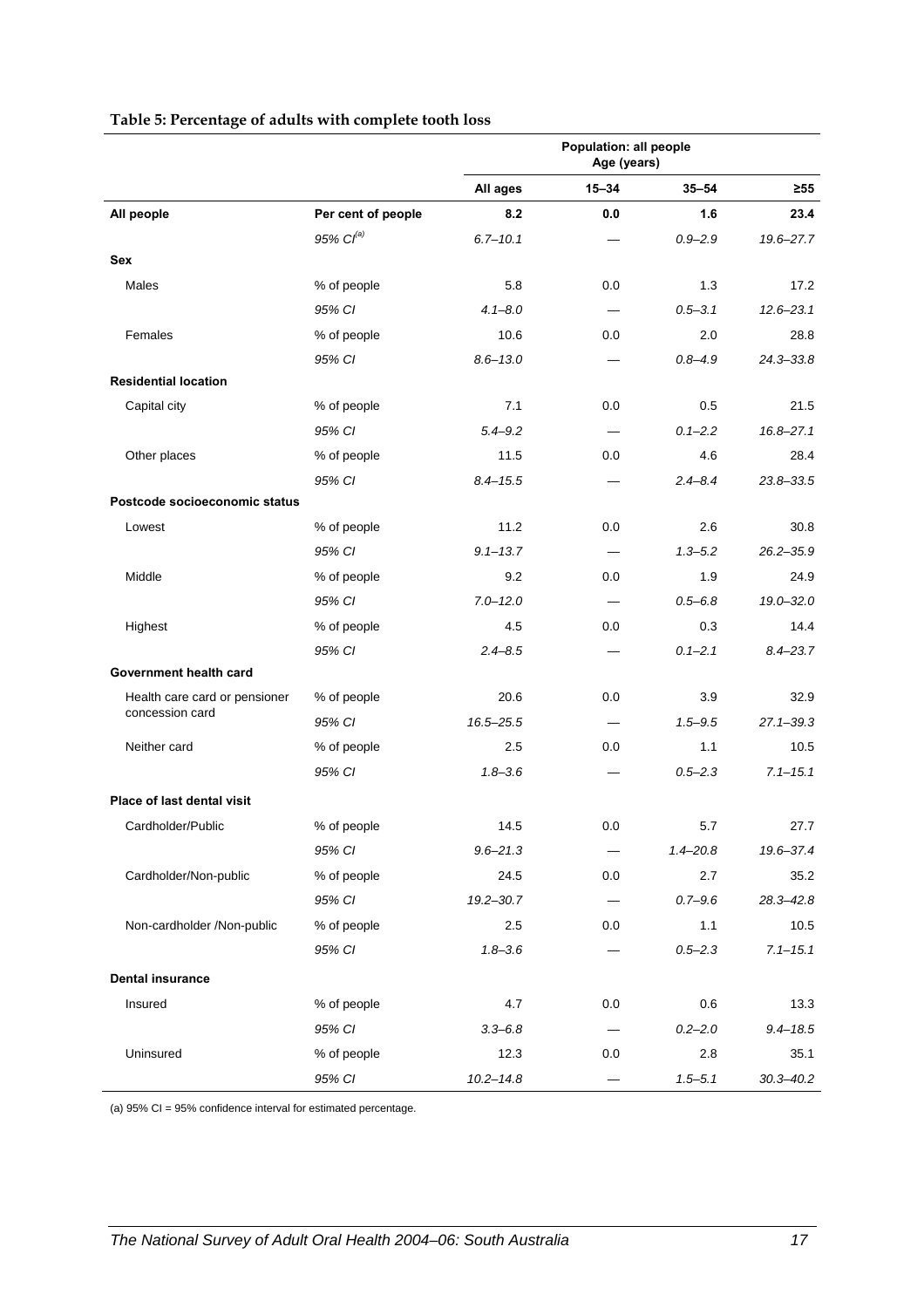**Table 5: Percentage of adults with complete tooth loss**

| | | Population: all people Age (years) | | | |
|---|---|---|---|---|---|
| | | All ages | 15–34 | 35–54 | ≥55 |
| **All people** | **Per cent of people** | **8.2** | **0.0** | **1.6** | **23.4** |
| | *95% CI[(a)]* | *6.7–10.1* | — | *0.9–2.9* | *19.6–27.7* |
| **Sex** | | | | | |
| Males | % of people | 5.8 | 0.0 | 1.3 | 17.2 |
| | *95% CI* | *4.1–8.0* | — | *0.5–3.1* | *12.6–23.1* |
| Females | % of people | 10.6 | 0.0 | 2.0 | 28.8 |
| | *95% CI* | *8.6–13.0* | — | *0.8–4.9* | *24.3–33.8* |
| **Residential location** | | | | | |
| Capital city | % of people | 7.1 | 0.0 | 0.5 | 21.5 |
| | *95% CI* | *5.4–9.2* | — | *0.1–2.2* | *16.8–27.1* |
| Other places | % of people | 11.5 | 0.0 | 4.6 | 28.4 |
| | *95% CI* | *8.4–15.5* | — | *2.4–8.4* | *23.8–33.5* |
| **Postcode socioeconomic status** | | | | | |
| Lowest | % of people | 11.2 | 0.0 | 2.6 | 30.8 |
| | *95% CI* | *9.1–13.7* | — | *1.3–5.2* | *26.2–35.9* |
| Middle | % of people | 9.2 | 0.0 | 1.9 | 24.9 |
| | *95% CI* | *7.0–12.0* | — | *0.5–6.8* | *19.0–32.0* |
| Highest | % of people | 4.5 | 0.0 | 0.3 | 14.4 |
| | *95% CI* | *2.4–8.5* | — | *0.1–2.1* | *8.4–23.7* |
| **Government health card** | | | | | |
| Health care card or pensioner concession card | % of people | 20.6 | 0.0 | 3.9 | 32.9 |
| | *95% CI* | *16.5–25.5* | — | *1.5–9.5* | *27.1–39.3* |
| Neither card | % of people | 2.5 | 0.0 | 1.1 | 10.5 |
| | *95% CI* | *1.8–3.6* | — | *0.5–2.3* | *7.1–15.1* |
| **Place of last dental visit** | | | | | |
| Cardholder/Public | % of people | 14.5 | 0.0 | 5.7 | 27.7 |
| | *95% CI* | *9.6–21.3* | — | *1.4–20.8* | *19.6–37.4* |
| Cardholder/Non-public | % of people | 24.5 | 0.0 | 2.7 | 35.2 |
| | *95% CI* | *19.2–30.7* | — | *0.7–9.6* | *28.3–42.8* |
| Non-cardholder /Non-public | % of people | 2.5 | 0.0 | 1.1 | 10.5 |
| | *95% CI* | *1.8–3.6* | — | *0.5–2.3* | *7.1–15.1* |
| **Dental insurance** | | | | | |
| Insured | % of people | 4.7 | 0.0 | 0.6 | 13.3 |
| | *95% CI* | *3.3–6.8* | — | *0.2–2.0* | *9.4–18.5* |
| Uninsured | % of people | 12.3 | 0.0 | 2.8 | 35.1 |
| | *95% CI* | *10.2–14.8* | — | *1.5–5.1* | *30.3–40.2* |

(a) 95% CI = 95% confidence interval for estimated percentage.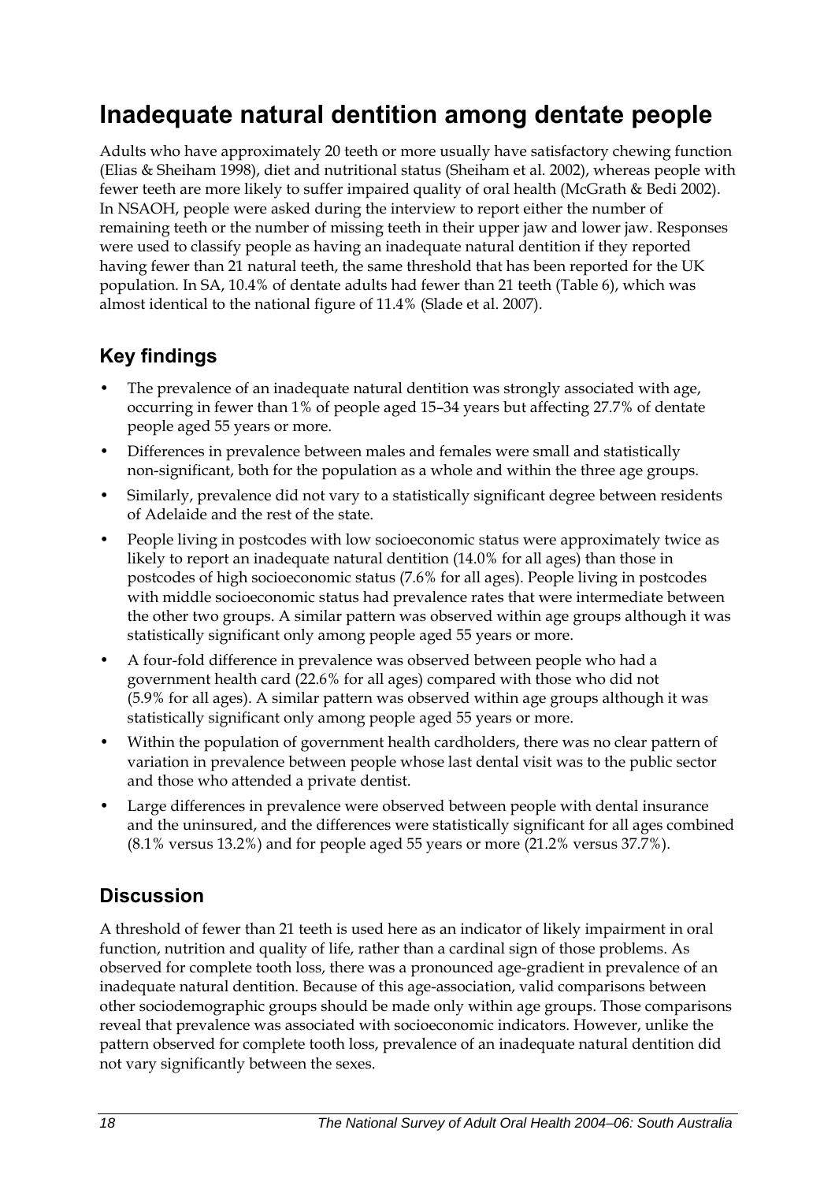# Inadequate natural dentition among dentate people

Adults who have approximately 20 teeth or more usually have satisfactory chewing function (Elias & Sheiham 1998), diet and nutritional status (Sheiham et al. 2002), whereas people with fewer teeth are more likely to suffer impaired quality of oral health (McGrath & Bedi 2002). In NSAOH, people were asked during the interview to report either the number of remaining teeth or the number of missing teeth in their upper jaw and lower jaw. Responses were used to classify people as having an inadequate natural dentition if they reported having fewer than 21 natural teeth, the same threshold that has been reported for the UK population. In SA, 10.4% of dentate adults had fewer than 21 teeth (Table 6), which was almost identical to the national figure of 11.4% (Slade et al. 2007).

## Key findings

- The prevalence of an inadequate natural dentition was strongly associated with age, occurring in fewer than 1% of people aged 15–34 years but affecting 27.7% of dentate people aged 55 years or more.
- Differences in prevalence between males and females were small and statistically non-significant, both for the population as a whole and within the three age groups.
- Similarly, prevalence did not vary to a statistically significant degree between residents of Adelaide and the rest of the state.
- People living in postcodes with low socioeconomic status were approximately twice as likely to report an inadequate natural dentition (14.0% for all ages) than those in postcodes of high socioeconomic status (7.6% for all ages). People living in postcodes with middle socioeconomic status had prevalence rates that were intermediate between the other two groups. A similar pattern was observed within age groups although it was statistically significant only among people aged 55 years or more.
- A four-fold difference in prevalence was observed between people who had a government health card (22.6% for all ages) compared with those who did not (5.9% for all ages). A similar pattern was observed within age groups although it was statistically significant only among people aged 55 years or more.
- Within the population of government health cardholders, there was no clear pattern of variation in prevalence between people whose last dental visit was to the public sector and those who attended a private dentist.
- Large differences in prevalence were observed between people with dental insurance and the uninsured, and the differences were statistically significant for all ages combined (8.1% versus 13.2%) and for people aged 55 years or more (21.2% versus 37.7%).

## Discussion

A threshold of fewer than 21 teeth is used here as an indicator of likely impairment in oral function, nutrition and quality of life, rather than a cardinal sign of those problems. As observed for complete tooth loss, there was a pronounced age-gradient in prevalence of an inadequate natural dentition. Because of this age-association, valid comparisons between other sociodemographic groups should be made only within age groups. Those comparisons reveal that prevalence was associated with socioeconomic indicators. However, unlike the pattern observed for complete tooth loss, prevalence of an inadequate natural dentition did not vary significantly between the sexes.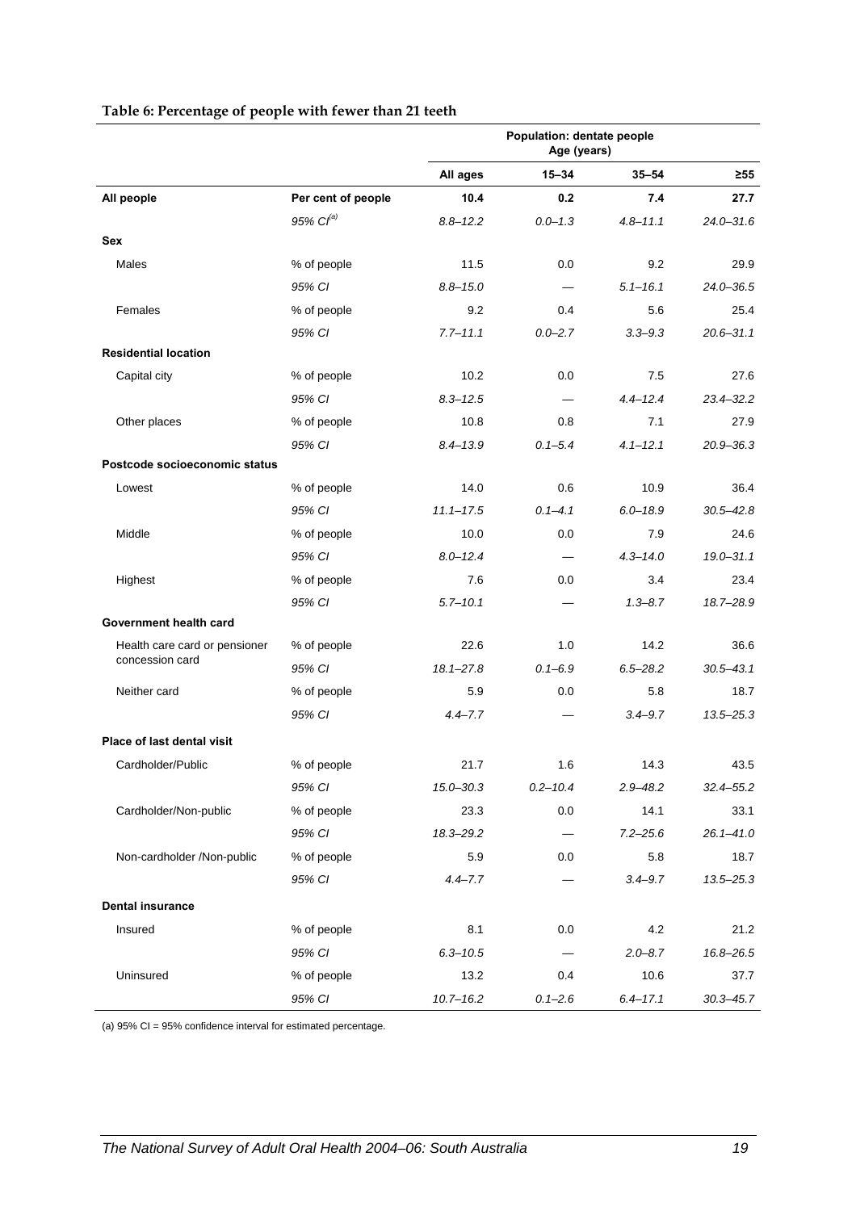**Table 6: Percentage of people with fewer than 21 teeth**

| | | Population: dentate people Age (years) | | | |
|---|---|---|---|---|---|
| | | All ages | 15–34 | 35–54 | ≥55 |
| **All people** | **Per cent of people** | **10.4** | **0.2** | **7.4** | **27.7** |
| | *95% CI*[(a)] | *8.8–12.2* | *0.0–1.3* | *4.8–11.1* | *24.0–31.6* |
| **Sex** | | | | | |
| Males | % of people | 11.5 | 0.0 | 9.2 | 29.9 |
| | *95% CI* | *8.8–15.0* | — | *5.1–16.1* | *24.0–36.5* |
| Females | % of people | 9.2 | 0.4 | 5.6 | 25.4 |
| | *95% CI* | *7.7–11.1* | *0.0–2.7* | *3.3–9.3* | *20.6–31.1* |
| **Residential location** | | | | | |
| Capital city | % of people | 10.2 | 0.0 | 7.5 | 27.6 |
| | *95% CI* | *8.3–12.5* | — | *4.4–12.4* | *23.4–32.2* |
| Other places | % of people | 10.8 | 0.8 | 7.1 | 27.9 |
| | *95% CI* | *8.4–13.9* | *0.1–5.4* | *4.1–12.1* | *20.9–36.3* |
| **Postcode socioeconomic status** | | | | | |
| Lowest | % of people | 14.0 | 0.6 | 10.9 | 36.4 |
| | *95% CI* | *11.1–17.5* | *0.1–4.1* | *6.0–18.9* | *30.5–42.8* |
| Middle | % of people | 10.0 | 0.0 | 7.9 | 24.6 |
| | *95% CI* | *8.0–12.4* | — | *4.3–14.0* | *19.0–31.1* |
| Highest | % of people | 7.6 | 0.0 | 3.4 | 23.4 |
| | *95% CI* | *5.7–10.1* | — | *1.3–8.7* | *18.7–28.9* |
| **Government health card** | | | | | |
| Health care card or pensioner concession card | % of people | 22.6 | 1.0 | 14.2 | 36.6 |
| | *95% CI* | *18.1–27.8* | *0.1–6.9* | *6.5–28.2* | *30.5–43.1* |
| Neither card | % of people | 5.9 | 0.0 | 5.8 | 18.7 |
| | *95% CI* | *4.4–7.7* | — | *3.4–9.7* | *13.5–25.3* |
| **Place of last dental visit** | | | | | |
| Cardholder/Public | % of people | 21.7 | 1.6 | 14.3 | 43.5 |
| | *95% CI* | *15.0–30.3* | *0.2–10.4* | *2.9–48.2* | *32.4–55.2* |
| Cardholder/Non-public | % of people | 23.3 | 0.0 | 14.1 | 33.1 |
| | *95% CI* | *18.3–29.2* | — | *7.2–25.6* | *26.1–41.0* |
| Non-cardholder /Non-public | % of people | 5.9 | 0.0 | 5.8 | 18.7 |
| | *95% CI* | *4.4–7.7* | — | *3.4–9.7* | *13.5–25.3* |
| **Dental insurance** | | | | | |
| Insured | % of people | 8.1 | 0.0 | 4.2 | 21.2 |
| | *95% CI* | *6.3–10.5* | — | *2.0–8.7* | *16.8–26.5* |
| Uninsured | % of people | 13.2 | 0.4 | 10.6 | 37.7 |
| | *95% CI* | *10.7–16.2* | *0.1–2.6* | *6.4–17.1* | *30.3–45.7* |

(a) 95% CI = 95% confidence interval for estimated percentage.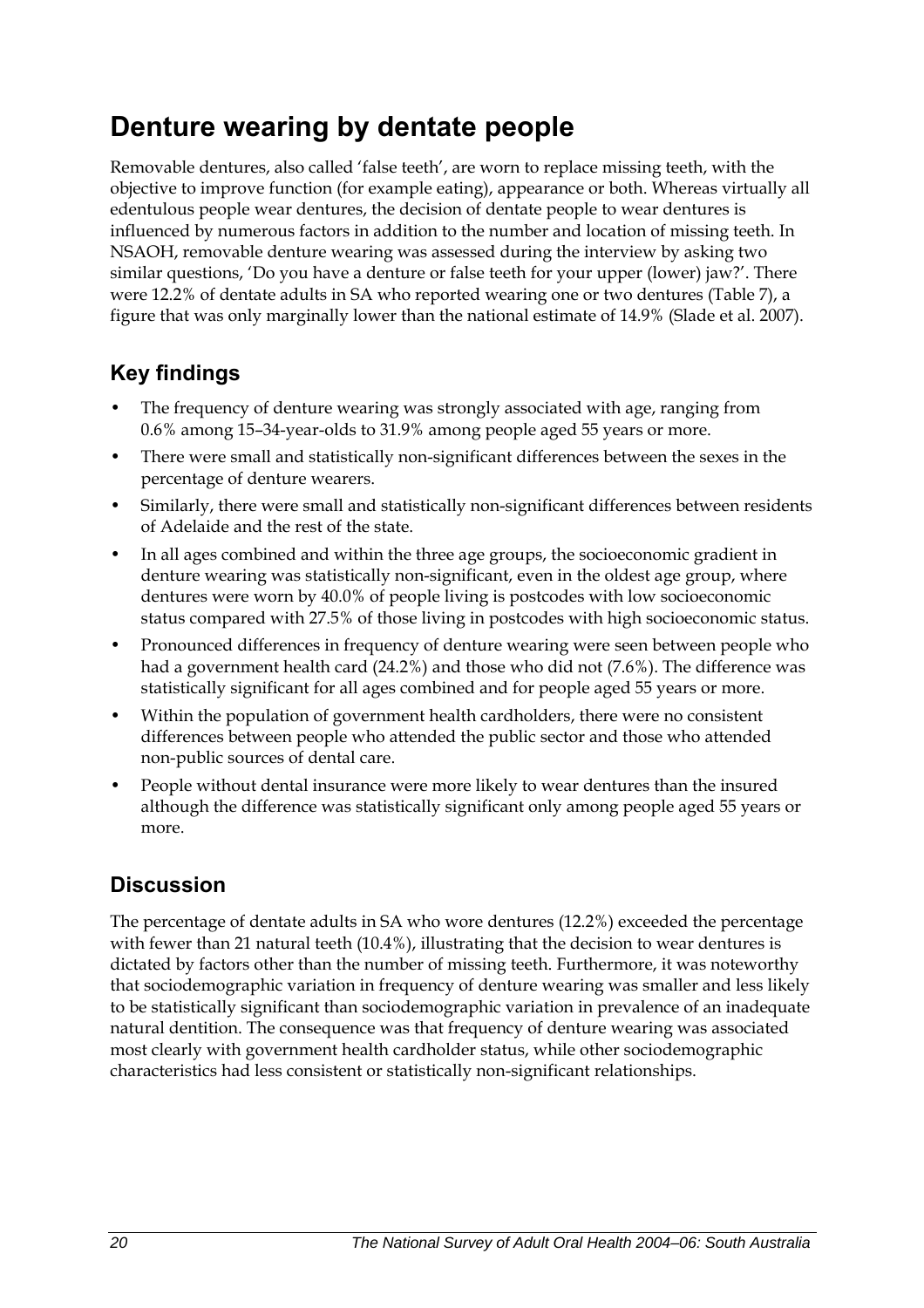# Denture wearing by dentate people

Removable dentures, also called 'false teeth', are worn to replace missing teeth, with the objective to improve function (for example eating), appearance or both. Whereas virtually all edentulous people wear dentures, the decision of dentate people to wear dentures is influenced by numerous factors in addition to the number and location of missing teeth. In NSAOH, removable denture wearing was assessed during the interview by asking two similar questions, 'Do you have a denture or false teeth for your upper (lower) jaw?'. There were 12.2% of dentate adults in SA who reported wearing one or two dentures (Table 7), a figure that was only marginally lower than the national estimate of 14.9% (Slade et al. 2007).

## Key findings

- The frequency of denture wearing was strongly associated with age, ranging from 0.6% among 15–34-year-olds to 31.9% among people aged 55 years or more.
- There were small and statistically non-significant differences between the sexes in the percentage of denture wearers.
- Similarly, there were small and statistically non-significant differences between residents of Adelaide and the rest of the state.
- In all ages combined and within the three age groups, the socioeconomic gradient in denture wearing was statistically non-significant, even in the oldest age group, where dentures were worn by 40.0% of people living is postcodes with low socioeconomic status compared with 27.5% of those living in postcodes with high socioeconomic status.
- Pronounced differences in frequency of denture wearing were seen between people who had a government health card (24.2%) and those who did not (7.6%). The difference was statistically significant for all ages combined and for people aged 55 years or more.
- Within the population of government health cardholders, there were no consistent differences between people who attended the public sector and those who attended non-public sources of dental care.
- People without dental insurance were more likely to wear dentures than the insured although the difference was statistically significant only among people aged 55 years or more.

## Discussion

The percentage of dentate adults in SA who wore dentures (12.2%) exceeded the percentage with fewer than 21 natural teeth (10.4%), illustrating that the decision to wear dentures is dictated by factors other than the number of missing teeth. Furthermore, it was noteworthy that sociodemographic variation in frequency of denture wearing was smaller and less likely to be statistically significant than sociodemographic variation in prevalence of an inadequate natural dentition. The consequence was that frequency of denture wearing was associated most clearly with government health cardholder status, while other sociodemographic characteristics had less consistent or statistically non-significant relationships.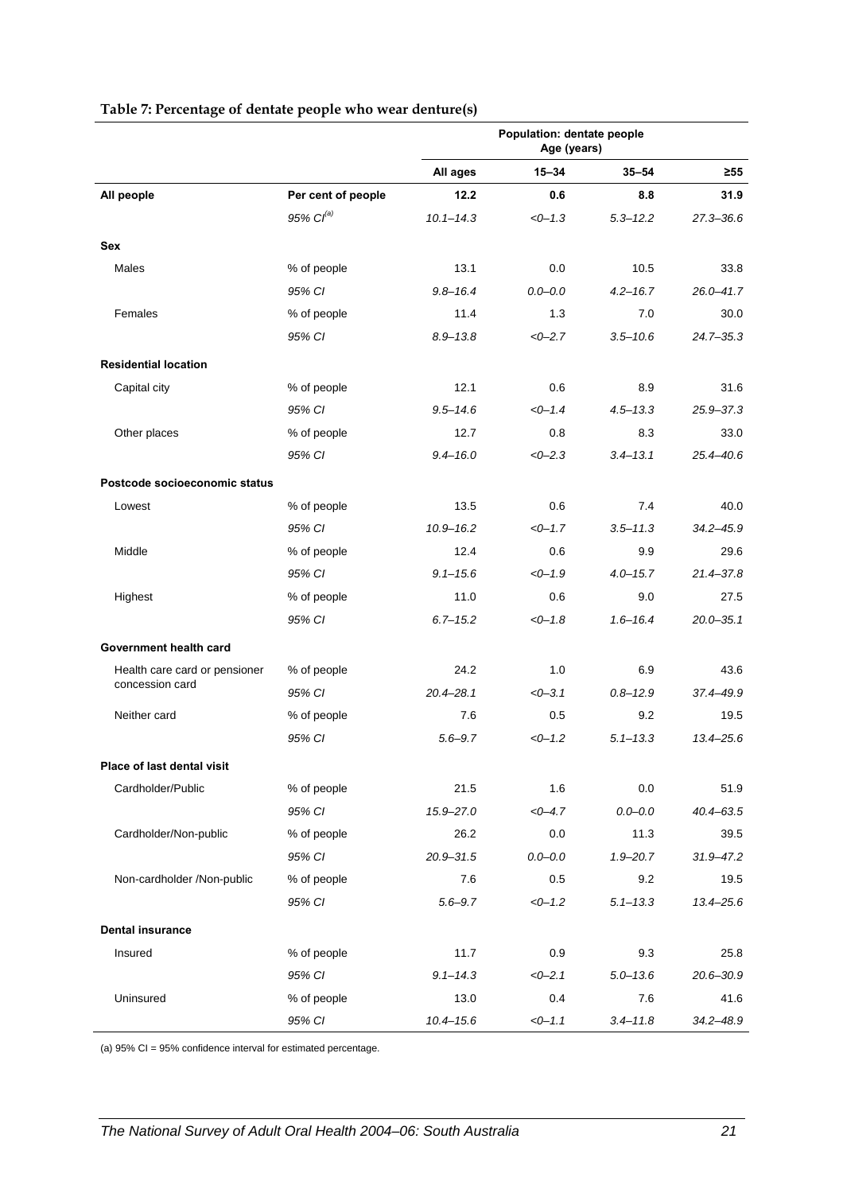**Table 7: Percentage of dentate people who wear denture(s)**

| | | Population: dentate people Age (years) | | | |
|---|---|---|---|---|---|
| | | **All ages** | **15–34** | **35–54** | **≥55** |
| **All people** | **Per cent of people** | **12.2** | **0.6** | **8.8** | **31.9** |
| | *95% CI[(a)]* | *10.1–14.3* | *<0–1.3* | *5.3–12.2* | *27.3–36.6* |
| **Sex** | | | | | |
| Males | % of people | 13.1 | 0.0 | 10.5 | 33.8 |
| | *95% CI* | *9.8–16.4* | *0.0–0.0* | *4.2–16.7* | *26.0–41.7* |
| Females | % of people | 11.4 | 1.3 | 7.0 | 30.0 |
| | *95% CI* | *8.9–13.8* | *<0–2.7* | *3.5–10.6* | *24.7–35.3* |
| **Residential location** | | | | | |
| Capital city | % of people | 12.1 | 0.6 | 8.9 | 31.6 |
| | *95% CI* | *9.5–14.6* | *<0–1.4* | *4.5–13.3* | *25.9–37.3* |
| Other places | % of people | 12.7 | 0.8 | 8.3 | 33.0 |
| | *95% CI* | *9.4–16.0* | *<0–2.3* | *3.4–13.1* | *25.4–40.6* |
| **Postcode socioeconomic status** | | | | | |
| Lowest | % of people | 13.5 | 0.6 | 7.4 | 40.0 |
| | *95% CI* | *10.9–16.2* | *<0–1.7* | *3.5–11.3* | *34.2–45.9* |
| Middle | % of people | 12.4 | 0.6 | 9.9 | 29.6 |
| | *95% CI* | *9.1–15.6* | *<0–1.9* | *4.0–15.7* | *21.4–37.8* |
| Highest | % of people | 11.0 | 0.6 | 9.0 | 27.5 |
| | *95% CI* | *6.7–15.2* | *<0–1.8* | *1.6–16.4* | *20.0–35.1* |
| **Government health card** | | | | | |
| Health care card or pensioner concession card | % of people | 24.2 | 1.0 | 6.9 | 43.6 |
| | *95% CI* | *20.4–28.1* | *<0–3.1* | *0.8–12.9* | *37.4–49.9* |
| Neither card | % of people | 7.6 | 0.5 | 9.2 | 19.5 |
| | *95% CI* | *5.6–9.7* | *<0–1.2* | *5.1–13.3* | *13.4–25.6* |
| **Place of last dental visit** | | | | | |
| Cardholder/Public | % of people | 21.5 | 1.6 | 0.0 | 51.9 |
| | *95% CI* | *15.9–27.0* | *<0–4.7* | *0.0–0.0* | *40.4–63.5* |
| Cardholder/Non-public | % of people | 26.2 | 0.0 | 11.3 | 39.5 |
| | *95% CI* | *20.9–31.5* | *0.0–0.0* | *1.9–20.7* | *31.9–47.2* |
| Non-cardholder /Non-public | % of people | 7.6 | 0.5 | 9.2 | 19.5 |
| | *95% CI* | *5.6–9.7* | *<0–1.2* | *5.1–13.3* | *13.4–25.6* |
| **Dental insurance** | | | | | |
| Insured | % of people | 11.7 | 0.9 | 9.3 | 25.8 |
| | *95% CI* | *9.1–14.3* | *<0–2.1* | *5.0–13.6* | *20.6–30.9* |
| Uninsured | % of people | 13.0 | 0.4 | 7.6 | 41.6 |
| | *95% CI* | *10.4–15.6* | *<0–1.1* | *3.4–11.8* | *34.2–48.9* |

(a) 95% CI = 95% confidence interval for estimated percentage.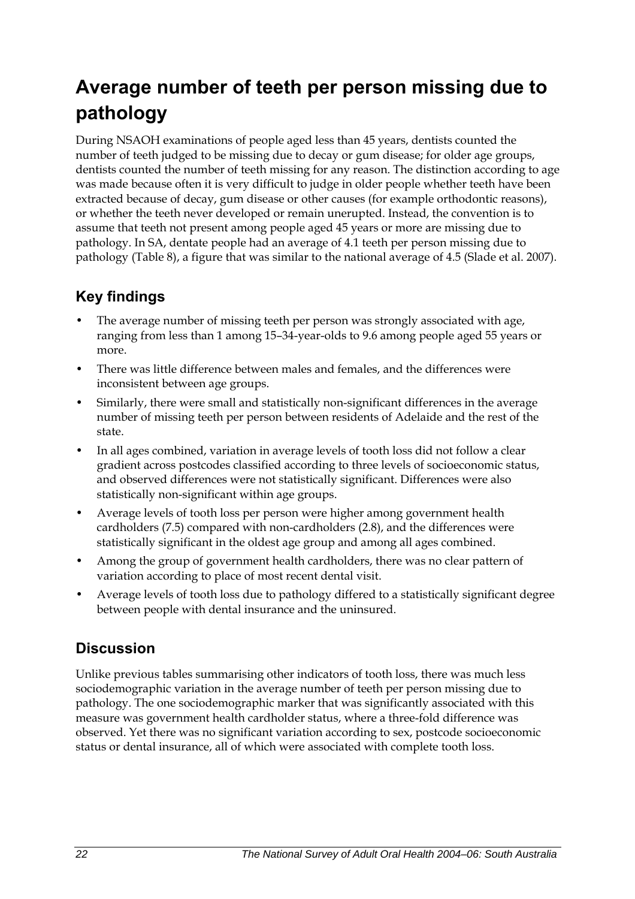# Average number of teeth per person missing due to pathology

During NSAOH examinations of people aged less than 45 years, dentists counted the number of teeth judged to be missing due to decay or gum disease; for older age groups, dentists counted the number of teeth missing for any reason. The distinction according to age was made because often it is very difficult to judge in older people whether teeth have been extracted because of decay, gum disease or other causes (for example orthodontic reasons), or whether the teeth never developed or remain unerupted. Instead, the convention is to assume that teeth not present among people aged 45 years or more are missing due to pathology. In SA, dentate people had an average of 4.1 teeth per person missing due to pathology (Table 8), a figure that was similar to the national average of 4.5 (Slade et al. 2007).

## Key findings

- The average number of missing teeth per person was strongly associated with age, ranging from less than 1 among 15–34-year-olds to 9.6 among people aged 55 years or more.
- There was little difference between males and females, and the differences were inconsistent between age groups.
- Similarly, there were small and statistically non-significant differences in the average number of missing teeth per person between residents of Adelaide and the rest of the state.
- In all ages combined, variation in average levels of tooth loss did not follow a clear gradient across postcodes classified according to three levels of socioeconomic status, and observed differences were not statistically significant. Differences were also statistically non-significant within age groups.
- Average levels of tooth loss per person were higher among government health cardholders (7.5) compared with non-cardholders (2.8), and the differences were statistically significant in the oldest age group and among all ages combined.
- Among the group of government health cardholders, there was no clear pattern of variation according to place of most recent dental visit.
- Average levels of tooth loss due to pathology differed to a statistically significant degree between people with dental insurance and the uninsured.

## Discussion

Unlike previous tables summarising other indicators of tooth loss, there was much less sociodemographic variation in the average number of teeth per person missing due to pathology. The one sociodemographic marker that was significantly associated with this measure was government health cardholder status, where a three-fold difference was observed. Yet there was no significant variation according to sex, postcode socioeconomic status or dental insurance, all of which were associated with complete tooth loss.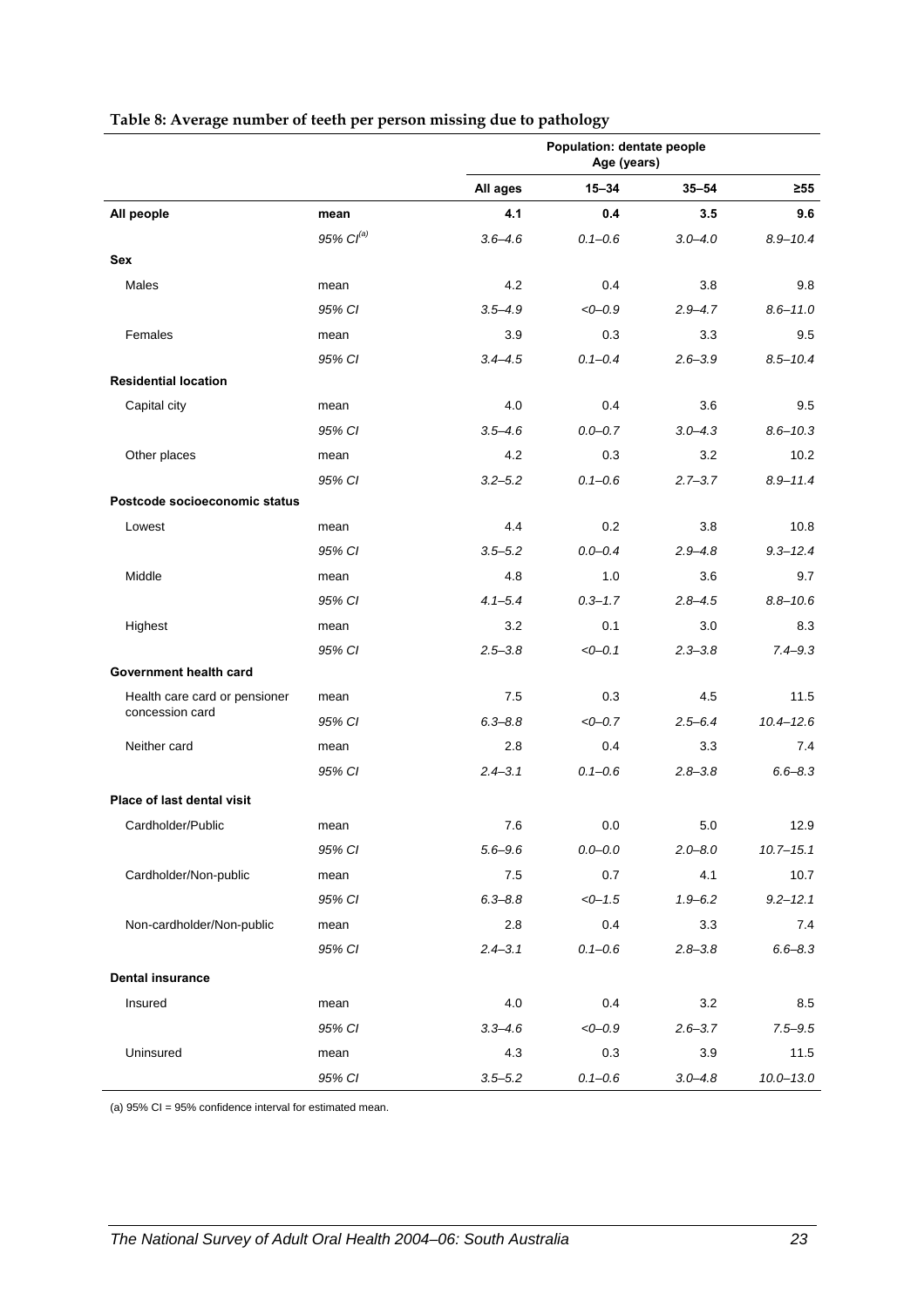**Table 8: Average number of teeth per person missing due to pathology**

| | | Population: dentate people Age (years) | | | |
|---|---|---|---|---|---|
| | | All ages | 15–34 | 35–54 | ≥55 |
| **All people** | **mean** | **4.1** | **0.4** | **3.5** | **9.6** |
| | *95% CI[(a)]* | *3.6–4.6* | *0.1–0.6* | *3.0–4.0* | *8.9–10.4* |
| **Sex** | | | | | |
| Males | mean | 4.2 | 0.4 | 3.8 | 9.8 |
| | *95% CI* | *3.5–4.9* | *<0–0.9* | *2.9–4.7* | *8.6–11.0* |
| Females | mean | 3.9 | 0.3 | 3.3 | 9.5 |
| | *95% CI* | *3.4–4.5* | *0.1–0.4* | *2.6–3.9* | *8.5–10.4* |
| **Residential location** | | | | | |
| Capital city | mean | 4.0 | 0.4 | 3.6 | 9.5 |
| | *95% CI* | *3.5–4.6* | *0.0–0.7* | *3.0–4.3* | *8.6–10.3* |
| Other places | mean | 4.2 | 0.3 | 3.2 | 10.2 |
| | *95% CI* | *3.2–5.2* | *0.1–0.6* | *2.7–3.7* | *8.9–11.4* |
| **Postcode socioeconomic status** | | | | | |
| Lowest | mean | 4.4 | 0.2 | 3.8 | 10.8 |
| | *95% CI* | *3.5–5.2* | *0.0–0.4* | *2.9–4.8* | *9.3–12.4* |
| Middle | mean | 4.8 | 1.0 | 3.6 | 9.7 |
| | *95% CI* | *4.1–5.4* | *0.3–1.7* | *2.8–4.5* | *8.8–10.6* |
| Highest | mean | 3.2 | 0.1 | 3.0 | 8.3 |
| | *95% CI* | *2.5–3.8* | *<0–0.1* | *2.3–3.8* | *7.4–9.3* |
| **Government health card** | | | | | |
| Health care card or pensioner concession card | mean | 7.5 | 0.3 | 4.5 | 11.5 |
| | *95% CI* | *6.3–8.8* | *<0–0.7* | *2.5–6.4* | *10.4–12.6* |
| Neither card | mean | 2.8 | 0.4 | 3.3 | 7.4 |
| | *95% CI* | *2.4–3.1* | *0.1–0.6* | *2.8–3.8* | *6.6–8.3* |
| **Place of last dental visit** | | | | | |
| Cardholder/Public | mean | 7.6 | 0.0 | 5.0 | 12.9 |
| | *95% CI* | *5.6–9.6* | *0.0–0.0* | *2.0–8.0* | *10.7–15.1* |
| Cardholder/Non-public | mean | 7.5 | 0.7 | 4.1 | 10.7 |
| | *95% CI* | *6.3–8.8* | *<0–1.5* | *1.9–6.2* | *9.2–12.1* |
| Non-cardholder/Non-public | mean | 2.8 | 0.4 | 3.3 | 7.4 |
| | *95% CI* | *2.4–3.1* | *0.1–0.6* | *2.8–3.8* | *6.6–8.3* |
| **Dental insurance** | | | | | |
| Insured | mean | 4.0 | 0.4 | 3.2 | 8.5 |
| | *95% CI* | *3.3–4.6* | *<0–0.9* | *2.6–3.7* | *7.5–9.5* |
| Uninsured | mean | 4.3 | 0.3 | 3.9 | 11.5 |
| | *95% CI* | *3.5–5.2* | *0.1–0.6* | *3.0–4.8* | *10.0–13.0* |

(a) 95% CI = 95% confidence interval for estimated mean.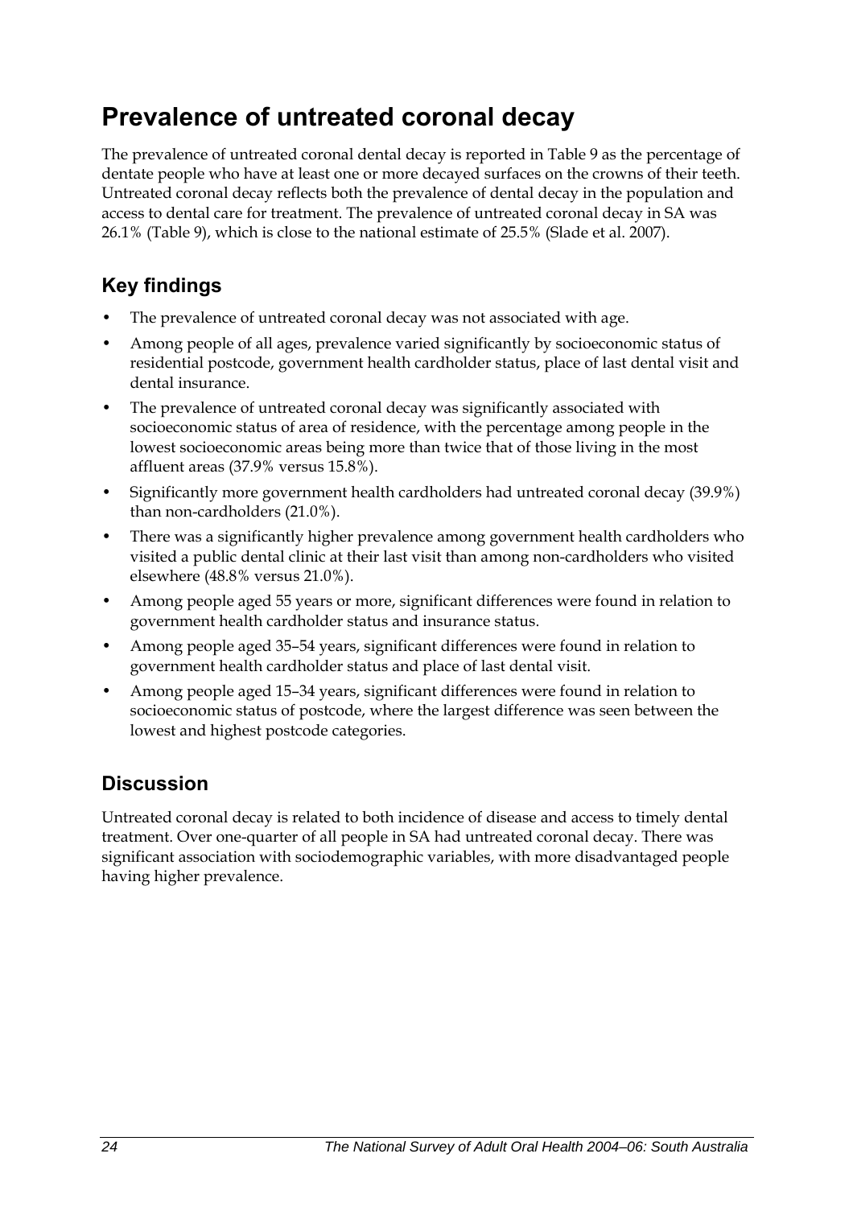# Prevalence of untreated coronal decay

The prevalence of untreated coronal dental decay is reported in Table 9 as the percentage of dentate people who have at least one or more decayed surfaces on the crowns of their teeth. Untreated coronal decay reflects both the prevalence of dental decay in the population and access to dental care for treatment. The prevalence of untreated coronal decay in SA was 26.1% (Table 9), which is close to the national estimate of 25.5% (Slade et al. 2007).

## Key findings

- The prevalence of untreated coronal decay was not associated with age.
- Among people of all ages, prevalence varied significantly by socioeconomic status of residential postcode, government health cardholder status, place of last dental visit and dental insurance.
- The prevalence of untreated coronal decay was significantly associated with socioeconomic status of area of residence, with the percentage among people in the lowest socioeconomic areas being more than twice that of those living in the most affluent areas (37.9% versus 15.8%).
- Significantly more government health cardholders had untreated coronal decay (39.9%) than non-cardholders (21.0%).
- There was a significantly higher prevalence among government health cardholders who visited a public dental clinic at their last visit than among non-cardholders who visited elsewhere (48.8% versus 21.0%).
- Among people aged 55 years or more, significant differences were found in relation to government health cardholder status and insurance status.
- Among people aged 35–54 years, significant differences were found in relation to government health cardholder status and place of last dental visit.
- Among people aged 15–34 years, significant differences were found in relation to socioeconomic status of postcode, where the largest difference was seen between the lowest and highest postcode categories.

## Discussion

Untreated coronal decay is related to both incidence of disease and access to timely dental treatment. Over one-quarter of all people in SA had untreated coronal decay. There was significant association with sociodemographic variables, with more disadvantaged people having higher prevalence.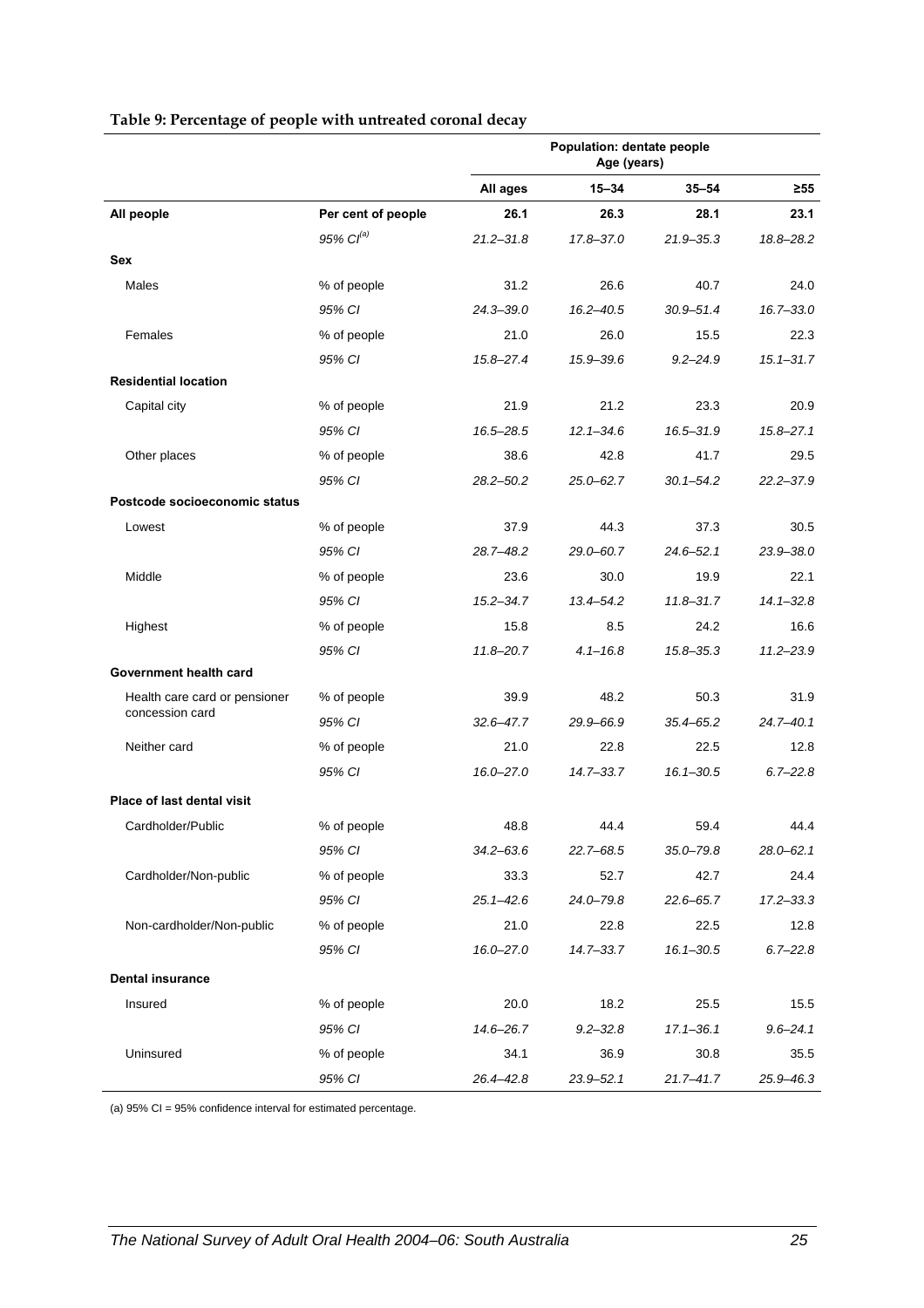**Table 9: Percentage of people with untreated coronal decay**

| | | Population: dentate people Age (years) | | | |
|---|---|---|---|---|---|
| | | **All ages** | **15–34** | **35–54** | **≥55** |
| **All people** | **Per cent of people** | **26.1** | **26.3** | **28.1** | **23.1** |
| | *95% CI[(a)]* | *21.2–31.8* | *17.8–37.0* | *21.9–35.3* | *18.8–28.2* |
| **Sex** | | | | | |
| Males | % of people | 31.2 | 26.6 | 40.7 | 24.0 |
| | *95% CI* | *24.3–39.0* | *16.2–40.5* | *30.9–51.4* | *16.7–33.0* |
| Females | % of people | 21.0 | 26.0 | 15.5 | 22.3 |
| | *95% CI* | *15.8–27.4* | *15.9–39.6* | *9.2–24.9* | *15.1–31.7* |
| **Residential location** | | | | | |
| Capital city | % of people | 21.9 | 21.2 | 23.3 | 20.9 |
| | *95% CI* | *16.5–28.5* | *12.1–34.6* | *16.5–31.9* | *15.8–27.1* |
| Other places | % of people | 38.6 | 42.8 | 41.7 | 29.5 |
| | *95% CI* | *28.2–50.2* | *25.0–62.7* | *30.1–54.2* | *22.2–37.9* |
| **Postcode socioeconomic status** | | | | | |
| Lowest | % of people | 37.9 | 44.3 | 37.3 | 30.5 |
| | *95% CI* | *28.7–48.2* | *29.0–60.7* | *24.6–52.1* | *23.9–38.0* |
| Middle | % of people | 23.6 | 30.0 | 19.9 | 22.1 |
| | *95% CI* | *15.2–34.7* | *13.4–54.2* | *11.8–31.7* | *14.1–32.8* |
| Highest | % of people | 15.8 | 8.5 | 24.2 | 16.6 |
| | *95% CI* | *11.8–20.7* | *4.1–16.8* | *15.8–35.3* | *11.2–23.9* |
| **Government health card** | | | | | |
| Health care card or pensioner concession card | % of people | 39.9 | 48.2 | 50.3 | 31.9 |
| | *95% CI* | *32.6–47.7* | *29.9–66.9* | *35.4–65.2* | *24.7–40.1* |
| Neither card | % of people | 21.0 | 22.8 | 22.5 | 12.8 |
| | *95% CI* | *16.0–27.0* | *14.7–33.7* | *16.1–30.5* | *6.7–22.8* |
| **Place of last dental visit** | | | | | |
| Cardholder/Public | % of people | 48.8 | 44.4 | 59.4 | 44.4 |
| | *95% CI* | *34.2–63.6* | *22.7–68.5* | *35.0–79.8* | *28.0–62.1* |
| Cardholder/Non-public | % of people | 33.3 | 52.7 | 42.7 | 24.4 |
| | *95% CI* | *25.1–42.6* | *24.0–79.8* | *22.6–65.7* | *17.2–33.3* |
| Non-cardholder/Non-public | % of people | 21.0 | 22.8 | 22.5 | 12.8 |
| | *95% CI* | *16.0–27.0* | *14.7–33.7* | *16.1–30.5* | *6.7–22.8* |
| **Dental insurance** | | | | | |
| Insured | % of people | 20.0 | 18.2 | 25.5 | 15.5 |
| | *95% CI* | *14.6–26.7* | *9.2–32.8* | *17.1–36.1* | *9.6–24.1* |
| Uninsured | % of people | 34.1 | 36.9 | 30.8 | 35.5 |
| | *95% CI* | *26.4–42.8* | *23.9–52.1* | *21.7–41.7* | *25.9–46.3* |

(a) 95% CI = 95% confidence interval for estimated percentage.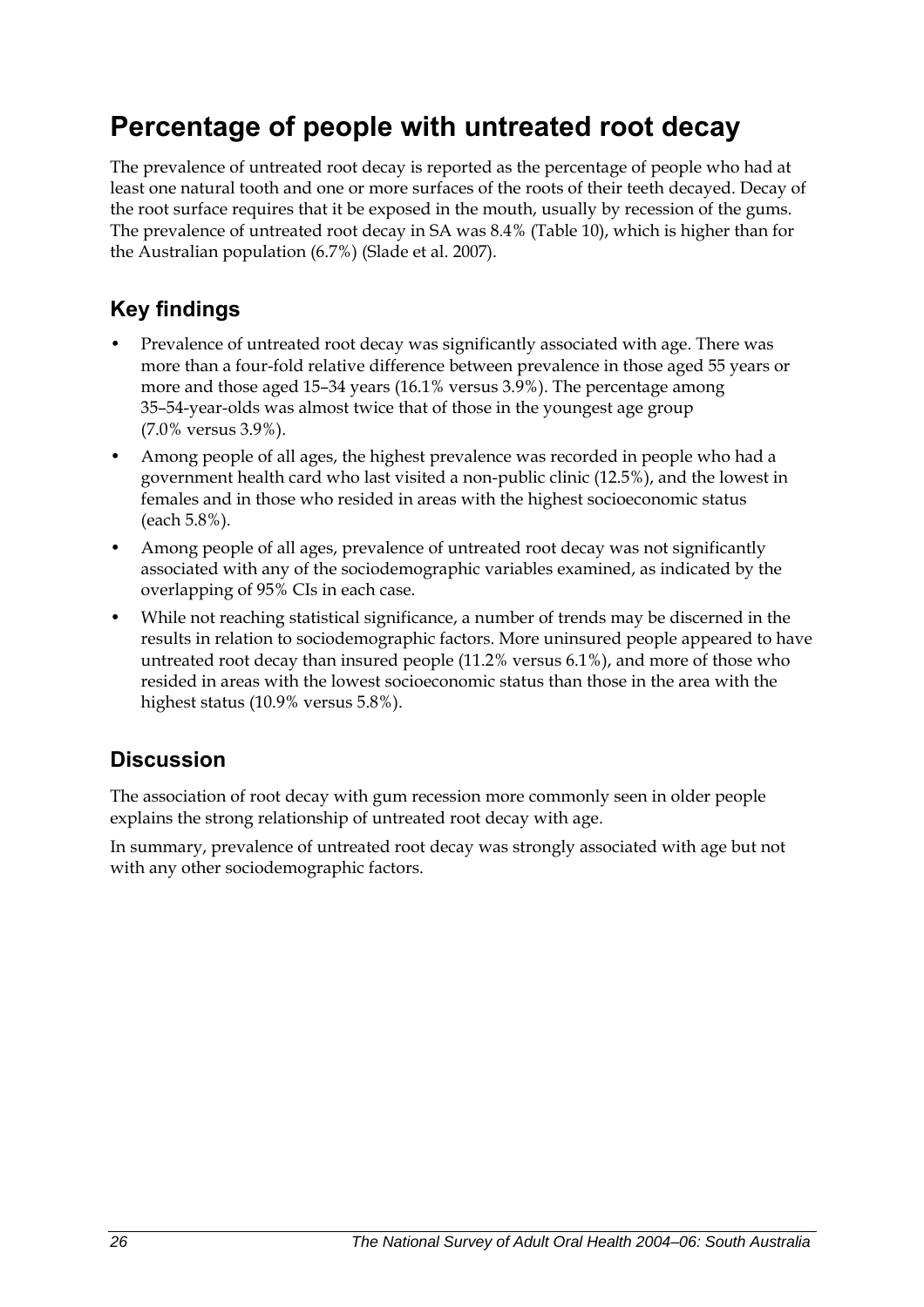# Percentage of people with untreated root decay

The prevalence of untreated root decay is reported as the percentage of people who had at least one natural tooth and one or more surfaces of the roots of their teeth decayed. Decay of the root surface requires that it be exposed in the mouth, usually by recession of the gums. The prevalence of untreated root decay in SA was 8.4% (Table 10), which is higher than for the Australian population (6.7%) (Slade et al. 2007).

## Key findings

- Prevalence of untreated root decay was significantly associated with age. There was more than a four-fold relative difference between prevalence in those aged 55 years or more and those aged 15–34 years (16.1% versus 3.9%). The percentage among 35–54-year-olds was almost twice that of those in the youngest age group (7.0% versus 3.9%).
- Among people of all ages, the highest prevalence was recorded in people who had a government health card who last visited a non-public clinic (12.5%), and the lowest in females and in those who resided in areas with the highest socioeconomic status (each 5.8%).
- Among people of all ages, prevalence of untreated root decay was not significantly associated with any of the sociodemographic variables examined, as indicated by the overlapping of 95% CIs in each case.
- While not reaching statistical significance, a number of trends may be discerned in the results in relation to sociodemographic factors. More uninsured people appeared to have untreated root decay than insured people (11.2% versus 6.1%), and more of those who resided in areas with the lowest socioeconomic status than those in the area with the highest status (10.9% versus 5.8%).

## Discussion

The association of root decay with gum recession more commonly seen in older people explains the strong relationship of untreated root decay with age.

In summary, prevalence of untreated root decay was strongly associated with age but not with any other sociodemographic factors.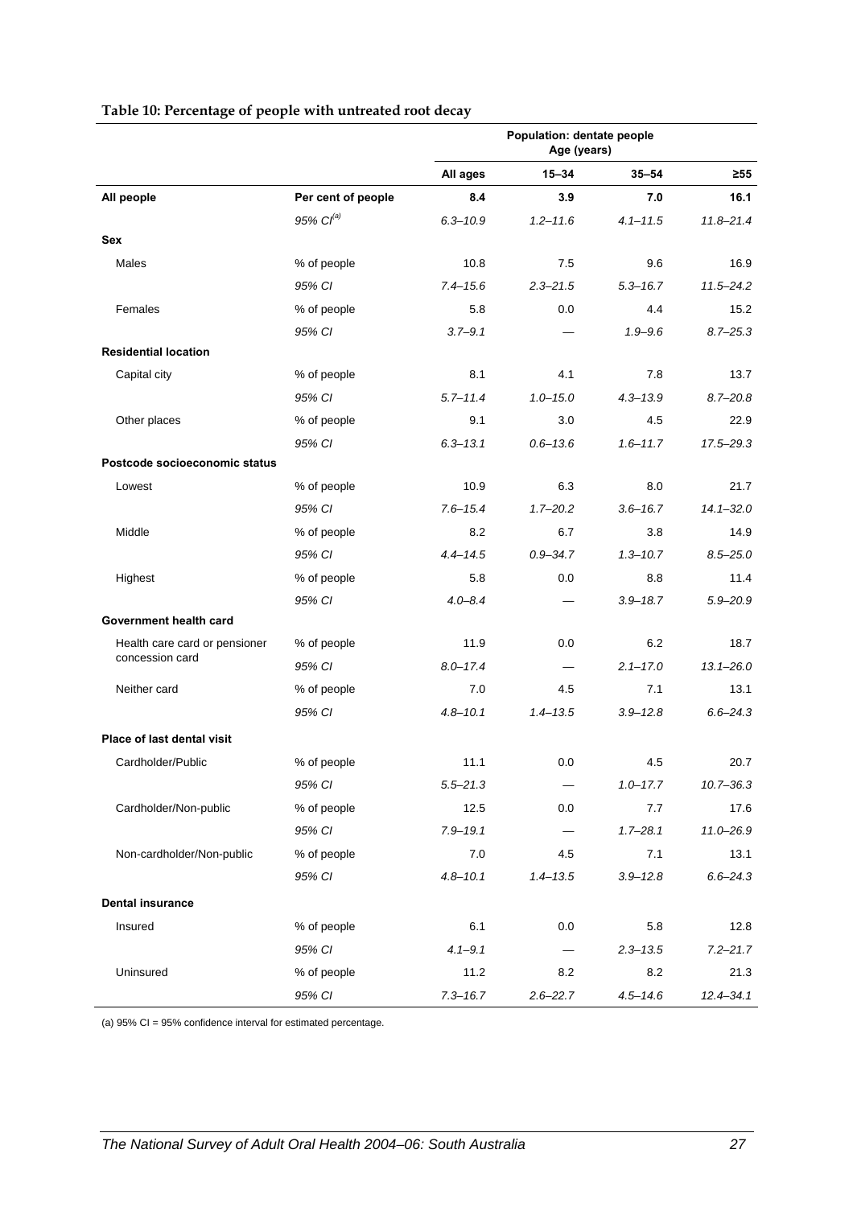**Table 10: Percentage of people with untreated root decay**

| | | Population: dentate people Age (years) | | | |
|---|---|---|---|---|---|
| | | **All ages** | **15–34** | **35–54** | **≥55** |
| **All people** | **Per cent of people** | **8.4** | **3.9** | **7.0** | **16.1** |
| | *95% CI*[(a)] | *6.3–10.9* | *1.2–11.6* | *4.1–11.5* | *11.8–21.4* |
| **Sex** | | | | | |
| Males | % of people | 10.8 | 7.5 | 9.6 | 16.9 |
| | *95% CI* | *7.4–15.6* | *2.3–21.5* | *5.3–16.7* | *11.5–24.2* |
| Females | % of people | 5.8 | 0.0 | 4.4 | 15.2 |
| | *95% CI* | *3.7–9.1* | — | *1.9–9.6* | *8.7–25.3* |
| **Residential location** | | | | | |
| Capital city | % of people | 8.1 | 4.1 | 7.8 | 13.7 |
| | *95% CI* | *5.7–11.4* | *1.0–15.0* | *4.3–13.9* | *8.7–20.8* |
| Other places | % of people | 9.1 | 3.0 | 4.5 | 22.9 |
| | *95% CI* | *6.3–13.1* | *0.6–13.6* | *1.6–11.7* | *17.5–29.3* |
| **Postcode socioeconomic status** | | | | | |
| Lowest | % of people | 10.9 | 6.3 | 8.0 | 21.7 |
| | *95% CI* | *7.6–15.4* | *1.7–20.2* | *3.6–16.7* | *14.1–32.0* |
| Middle | % of people | 8.2 | 6.7 | 3.8 | 14.9 |
| | *95% CI* | *4.4–14.5* | *0.9–34.7* | *1.3–10.7* | *8.5–25.0* |
| Highest | % of people | 5.8 | 0.0 | 8.8 | 11.4 |
| | *95% CI* | *4.0–8.4* | — | *3.9–18.7* | *5.9–20.9* |
| **Government health card** | | | | | |
| Health care card or pensioner concession card | % of people | 11.9 | 0.0 | 6.2 | 18.7 |
| | *95% CI* | *8.0–17.4* | — | *2.1–17.0* | *13.1–26.0* |
| Neither card | % of people | 7.0 | 4.5 | 7.1 | 13.1 |
| | *95% CI* | *4.8–10.1* | *1.4–13.5* | *3.9–12.8* | *6.6–24.3* |
| **Place of last dental visit** | | | | | |
| Cardholder/Public | % of people | 11.1 | 0.0 | 4.5 | 20.7 |
| | *95% CI* | *5.5–21.3* | — | *1.0–17.7* | *10.7–36.3* |
| Cardholder/Non-public | % of people | 12.5 | 0.0 | 7.7 | 17.6 |
| | *95% CI* | *7.9–19.1* | — | *1.7–28.1* | *11.0–26.9* |
| Non-cardholder/Non-public | % of people | 7.0 | 4.5 | 7.1 | 13.1 |
| | *95% CI* | *4.8–10.1* | *1.4–13.5* | *3.9–12.8* | *6.6–24.3* |
| **Dental insurance** | | | | | |
| Insured | % of people | 6.1 | 0.0 | 5.8 | 12.8 |
| | *95% CI* | *4.1–9.1* | — | *2.3–13.5* | *7.2–21.7* |
| Uninsured | % of people | 11.2 | 8.2 | 8.2 | 21.3 |
| | *95% CI* | *7.3–16.7* | *2.6–22.7* | *4.5–14.6* | *12.4–34.1* |

(a) 95% CI = 95% confidence interval for estimated percentage.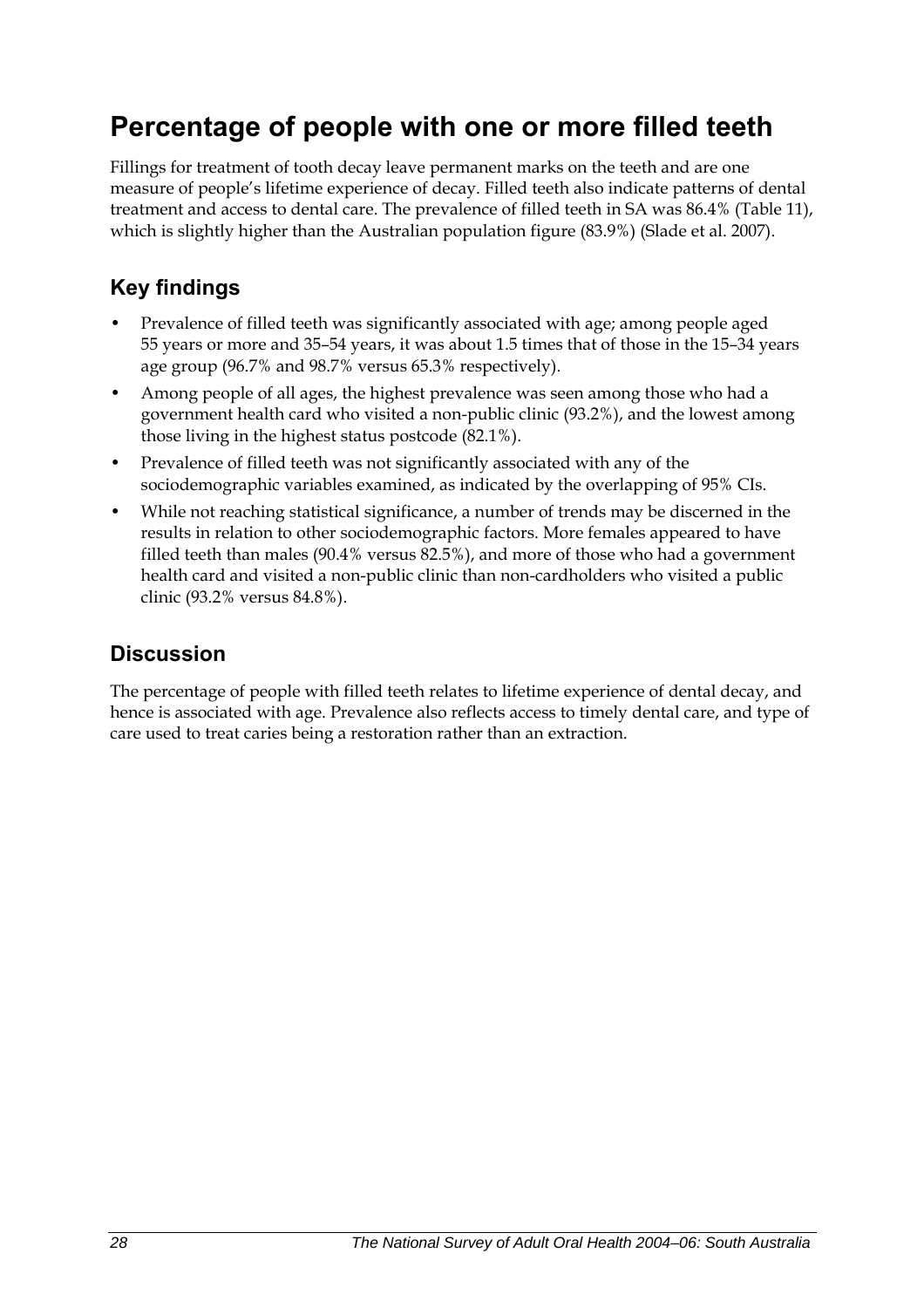# Percentage of people with one or more filled teeth

Fillings for treatment of tooth decay leave permanent marks on the teeth and are one measure of people's lifetime experience of decay. Filled teeth also indicate patterns of dental treatment and access to dental care. The prevalence of filled teeth in SA was 86.4% (Table 11), which is slightly higher than the Australian population figure (83.9%) (Slade et al. 2007).

## Key findings

- Prevalence of filled teeth was significantly associated with age; among people aged 55 years or more and 35–54 years, it was about 1.5 times that of those in the 15–34 years age group (96.7% and 98.7% versus 65.3% respectively).
- Among people of all ages, the highest prevalence was seen among those who had a government health card who visited a non-public clinic (93.2%), and the lowest among those living in the highest status postcode (82.1%).
- Prevalence of filled teeth was not significantly associated with any of the sociodemographic variables examined, as indicated by the overlapping of 95% CIs.
- While not reaching statistical significance, a number of trends may be discerned in the results in relation to other sociodemographic factors. More females appeared to have filled teeth than males (90.4% versus 82.5%), and more of those who had a government health card and visited a non-public clinic than non-cardholders who visited a public clinic (93.2% versus 84.8%).

## Discussion

The percentage of people with filled teeth relates to lifetime experience of dental decay, and hence is associated with age. Prevalence also reflects access to timely dental care, and type of care used to treat caries being a restoration rather than an extraction.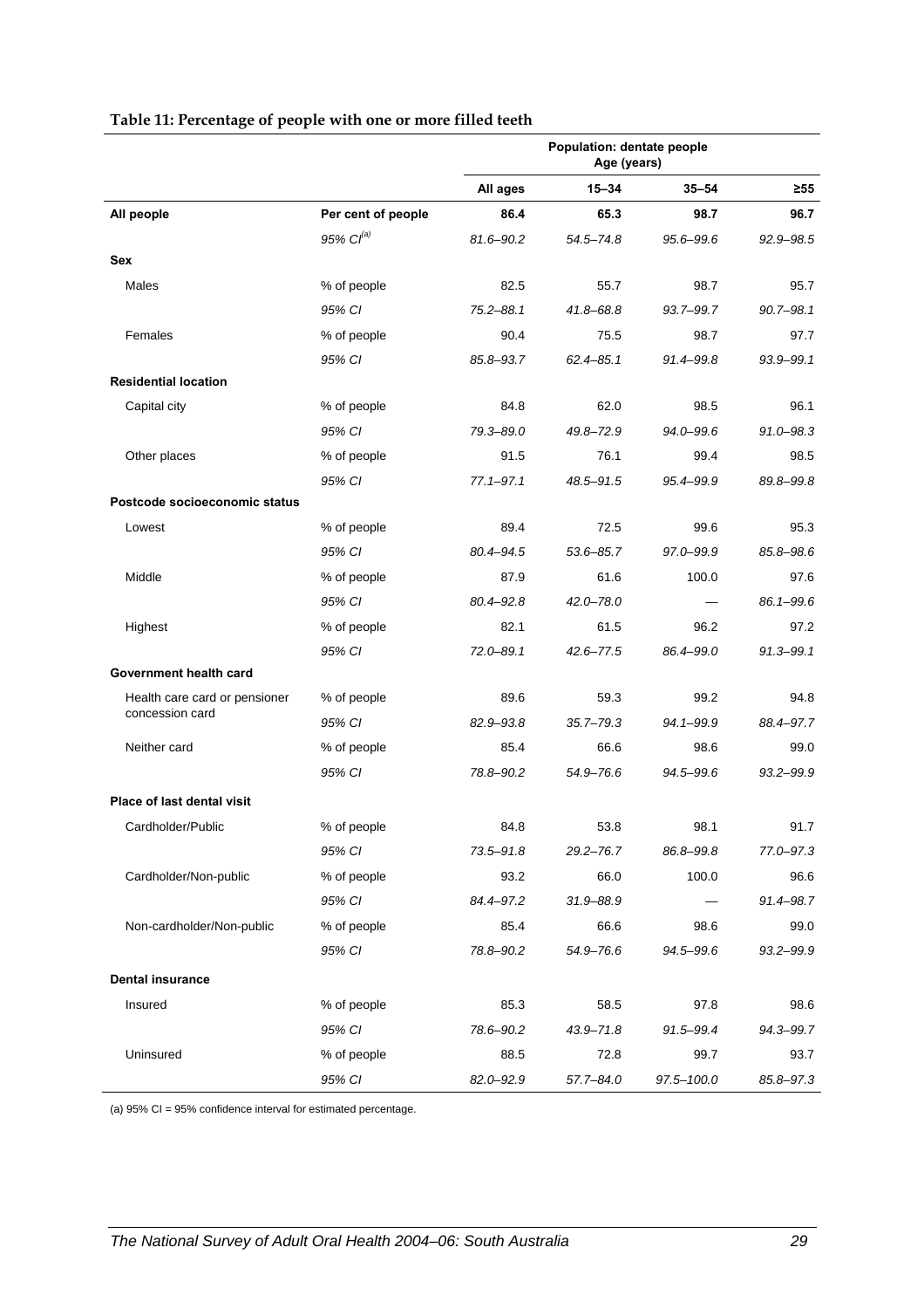**Table 11: Percentage of people with one or more filled teeth**

| | | Population: dentate people Age (years) | | | |
|---|---|---|---|---|---|
| | | All ages | 15–34 | 35–54 | ≥55 |
| **All people** | **Per cent of people** | **86.4** | **65.3** | **98.7** | **96.7** |
| | *95% CI(a)* | *81.6–90.2* | *54.5–74.8* | *95.6–99.6* | *92.9–98.5* |
| **Sex** | | | | | |
| Males | % of people | 82.5 | 55.7 | 98.7 | 95.7 |
| | *95% CI* | *75.2–88.1* | *41.8–68.8* | *93.7–99.7* | *90.7–98.1* |
| Females | % of people | 90.4 | 75.5 | 98.7 | 97.7 |
| | *95% CI* | *85.8–93.7* | *62.4–85.1* | *91.4–99.8* | *93.9–99.1* |
| **Residential location** | | | | | |
| Capital city | % of people | 84.8 | 62.0 | 98.5 | 96.1 |
| | *95% CI* | *79.3–89.0* | *49.8–72.9* | *94.0–99.6* | *91.0–98.3* |
| Other places | % of people | 91.5 | 76.1 | 99.4 | 98.5 |
| | *95% CI* | *77.1–97.1* | *48.5–91.5* | *95.4–99.9* | *89.8–99.8* |
| **Postcode socioeconomic status** | | | | | |
| Lowest | % of people | 89.4 | 72.5 | 99.6 | 95.3 |
| | *95% CI* | *80.4–94.5* | *53.6–85.7* | *97.0–99.9* | *85.8–98.6* |
| Middle | % of people | 87.9 | 61.6 | 100.0 | 97.6 |
| | *95% CI* | *80.4–92.8* | *42.0–78.0* | — | *86.1–99.6* |
| Highest | % of people | 82.1 | 61.5 | 96.2 | 97.2 |
| | *95% CI* | *72.0–89.1* | *42.6–77.5* | *86.4–99.0* | *91.3–99.1* |
| **Government health card** | | | | | |
| Health care card or pensioner concession card | % of people | 89.6 | 59.3 | 99.2 | 94.8 |
| | *95% CI* | *82.9–93.8* | *35.7–79.3* | *94.1–99.9* | *88.4–97.7* |
| Neither card | % of people | 85.4 | 66.6 | 98.6 | 99.0 |
| | *95% CI* | *78.8–90.2* | *54.9–76.6* | *94.5–99.6* | *93.2–99.9* |
| **Place of last dental visit** | | | | | |
| Cardholder/Public | % of people | 84.8 | 53.8 | 98.1 | 91.7 |
| | *95% CI* | *73.5–91.8* | *29.2–76.7* | *86.8–99.8* | *77.0–97.3* |
| Cardholder/Non-public | % of people | 93.2 | 66.0 | 100.0 | 96.6 |
| | *95% CI* | *84.4–97.2* | *31.9–88.9* | — | *91.4–98.7* |
| Non-cardholder/Non-public | % of people | 85.4 | 66.6 | 98.6 | 99.0 |
| | *95% CI* | *78.8–90.2* | *54.9–76.6* | *94.5–99.6* | *93.2–99.9* |
| **Dental insurance** | | | | | |
| Insured | % of people | 85.3 | 58.5 | 97.8 | 98.6 |
| | *95% CI* | *78.6–90.2* | *43.9–71.8* | *91.5–99.4* | *94.3–99.7* |
| Uninsured | % of people | 88.5 | 72.8 | 99.7 | 93.7 |
| | *95% CI* | *82.0–92.9* | *57.7–84.0* | *97.5–100.0* | *85.8–97.3* |

(a) 95% CI = 95% confidence interval for estimated percentage.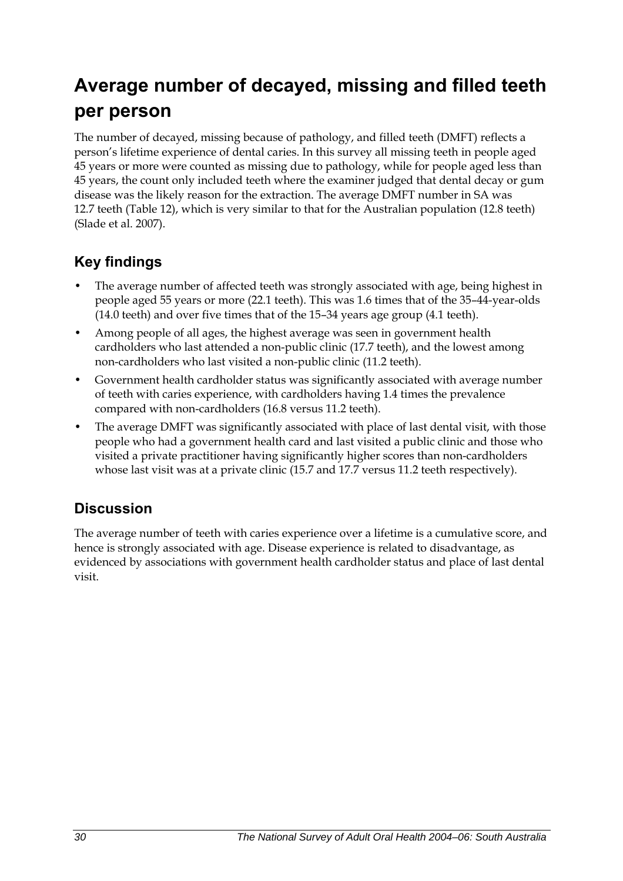# Average number of decayed, missing and filled teeth per person

The number of decayed, missing because of pathology, and filled teeth (DMFT) reflects a person's lifetime experience of dental caries. In this survey all missing teeth in people aged 45 years or more were counted as missing due to pathology, while for people aged less than 45 years, the count only included teeth where the examiner judged that dental decay or gum disease was the likely reason for the extraction. The average DMFT number in SA was 12.7 teeth (Table 12), which is very similar to that for the Australian population (12.8 teeth) (Slade et al. 2007).

## Key findings

- The average number of affected teeth was strongly associated with age, being highest in people aged 55 years or more (22.1 teeth). This was 1.6 times that of the 35–44-year-olds (14.0 teeth) and over five times that of the 15–34 years age group (4.1 teeth).
- Among people of all ages, the highest average was seen in government health cardholders who last attended a non-public clinic (17.7 teeth), and the lowest among non-cardholders who last visited a non-public clinic (11.2 teeth).
- Government health cardholder status was significantly associated with average number of teeth with caries experience, with cardholders having 1.4 times the prevalence compared with non-cardholders (16.8 versus 11.2 teeth).
- The average DMFT was significantly associated with place of last dental visit, with those people who had a government health card and last visited a public clinic and those who visited a private practitioner having significantly higher scores than non-cardholders whose last visit was at a private clinic (15.7 and 17.7 versus 11.2 teeth respectively).

## Discussion

The average number of teeth with caries experience over a lifetime is a cumulative score, and hence is strongly associated with age. Disease experience is related to disadvantage, as evidenced by associations with government health cardholder status and place of last dental visit.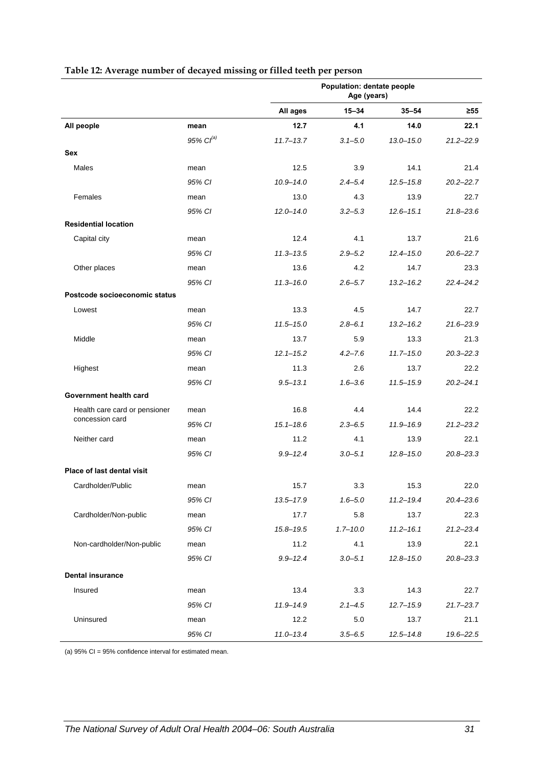**Table 12: Average number of decayed missing or filled teeth per person**

| | | Population: dentate people Age (years) | | | |
|---|---|---|---|---|---|
| | | **All ages** | **15–34** | **35–54** | **≥55** |
| **All people** | **mean** | **12.7** | **4.1** | **14.0** | **22.1** |
| | *95% CI[(a)]* | *11.7–13.7* | *3.1–5.0* | *13.0–15.0* | *21.2–22.9* |
| **Sex** | | | | | |
| Males | mean | 12.5 | 3.9 | 14.1 | 21.4 |
| | *95% CI* | *10.9–14.0* | *2.4–5.4* | *12.5–15.8* | *20.2–22.7* |
| Females | mean | 13.0 | 4.3 | 13.9 | 22.7 |
| | *95% CI* | *12.0–14.0* | *3.2–5.3* | *12.6–15.1* | *21.8–23.6* |
| **Residential location** | | | | | |
| Capital city | mean | 12.4 | 4.1 | 13.7 | 21.6 |
| | *95% CI* | *11.3–13.5* | *2.9–5.2* | *12.4–15.0* | *20.6–22.7* |
| Other places | mean | 13.6 | 4.2 | 14.7 | 23.3 |
| | *95% CI* | *11.3–16.0* | *2.6–5.7* | *13.2–16.2* | *22.4–24.2* |
| **Postcode socioeconomic status** | | | | | |
| Lowest | mean | 13.3 | 4.5 | 14.7 | 22.7 |
| | *95% CI* | *11.5–15.0* | *2.8–6.1* | *13.2–16.2* | *21.6–23.9* |
| Middle | mean | 13.7 | 5.9 | 13.3 | 21.3 |
| | *95% CI* | *12.1–15.2* | *4.2–7.6* | *11.7–15.0* | *20.3–22.3* |
| Highest | mean | 11.3 | 2.6 | 13.7 | 22.2 |
| | *95% CI* | *9.5–13.1* | *1.6–3.6* | *11.5–15.9* | *20.2–24.1* |
| **Government health card** | | | | | |
| Health care card or pensioner concession card | mean | 16.8 | 4.4 | 14.4 | 22.2 |
| | *95% CI* | *15.1–18.6* | *2.3–6.5* | *11.9–16.9* | *21.2–23.2* |
| Neither card | mean | 11.2 | 4.1 | 13.9 | 22.1 |
| | *95% CI* | *9.9–12.4* | *3.0–5.1* | *12.8–15.0* | *20.8–23.3* |
| **Place of last dental visit** | | | | | |
| Cardholder/Public | mean | 15.7 | 3.3 | 15.3 | 22.0 |
| | *95% CI* | *13.5–17.9* | *1.6–5.0* | *11.2–19.4* | *20.4–23.6* |
| Cardholder/Non-public | mean | 17.7 | 5.8 | 13.7 | 22.3 |
| | *95% CI* | *15.8–19.5* | *1.7–10.0* | *11.2–16.1* | *21.2–23.4* |
| Non-cardholder/Non-public | mean | 11.2 | 4.1 | 13.9 | 22.1 |
| | *95% CI* | *9.9–12.4* | *3.0–5.1* | *12.8–15.0* | *20.8–23.3* |
| **Dental insurance** | | | | | |
| Insured | mean | 13.4 | 3.3 | 14.3 | 22.7 |
| | *95% CI* | *11.9–14.9* | *2.1–4.5* | *12.7–15.9* | *21.7–23.7* |
| Uninsured | mean | 12.2 | 5.0 | 13.7 | 21.1 |
| | *95% CI* | *11.0–13.4* | *3.5–6.5* | *12.5–14.8* | *19.6–22.5* |

(a) 95% CI = 95% confidence interval for estimated mean.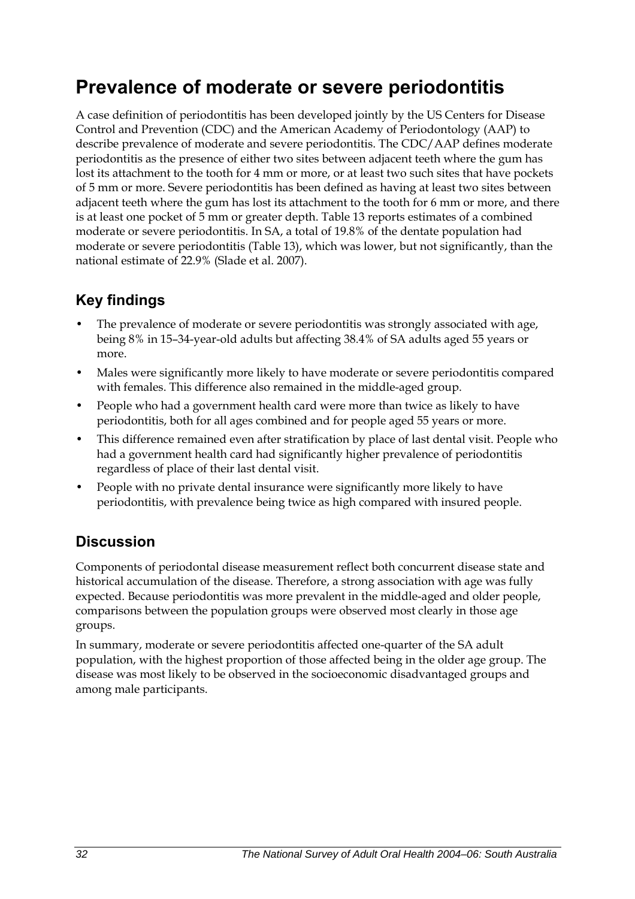# Prevalence of moderate or severe periodontitis

A case definition of periodontitis has been developed jointly by the US Centers for Disease Control and Prevention (CDC) and the American Academy of Periodontology (AAP) to describe prevalence of moderate and severe periodontitis. The CDC/AAP defines moderate periodontitis as the presence of either two sites between adjacent teeth where the gum has lost its attachment to the tooth for 4 mm or more, or at least two such sites that have pockets of 5 mm or more. Severe periodontitis has been defined as having at least two sites between adjacent teeth where the gum has lost its attachment to the tooth for 6 mm or more, and there is at least one pocket of 5 mm or greater depth. Table 13 reports estimates of a combined moderate or severe periodontitis. In SA, a total of 19.8% of the dentate population had moderate or severe periodontitis (Table 13), which was lower, but not significantly, than the national estimate of 22.9% (Slade et al. 2007).

## Key findings

- The prevalence of moderate or severe periodontitis was strongly associated with age, being 8% in 15–34-year-old adults but affecting 38.4% of SA adults aged 55 years or more.
- Males were significantly more likely to have moderate or severe periodontitis compared with females. This difference also remained in the middle-aged group.
- People who had a government health card were more than twice as likely to have periodontitis, both for all ages combined and for people aged 55 years or more.
- This difference remained even after stratification by place of last dental visit. People who had a government health card had significantly higher prevalence of periodontitis regardless of place of their last dental visit.
- People with no private dental insurance were significantly more likely to have periodontitis, with prevalence being twice as high compared with insured people.

## Discussion

Components of periodontal disease measurement reflect both concurrent disease state and historical accumulation of the disease. Therefore, a strong association with age was fully expected. Because periodontitis was more prevalent in the middle-aged and older people, comparisons between the population groups were observed most clearly in those age groups.

In summary, moderate or severe periodontitis affected one-quarter of the SA adult population, with the highest proportion of those affected being in the older age group. The disease was most likely to be observed in the socioeconomic disadvantaged groups and among male participants.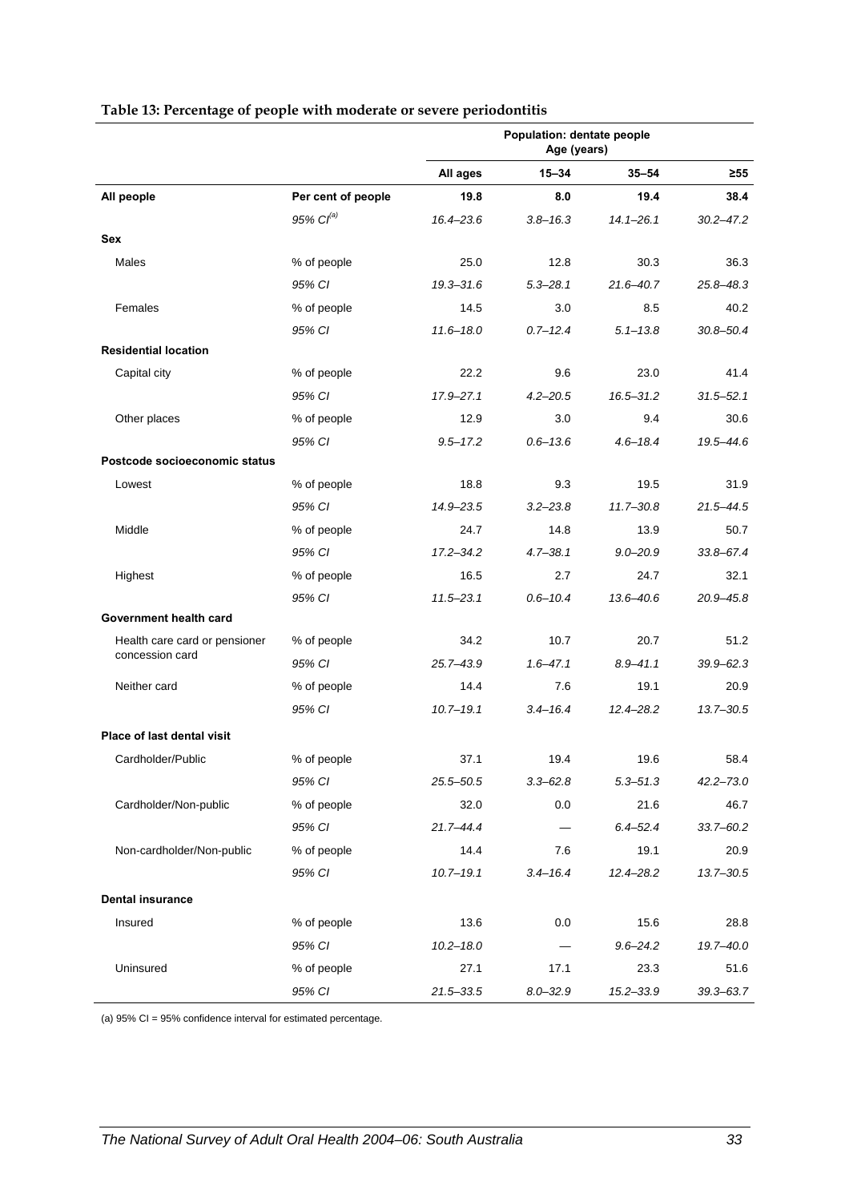**Table 13: Percentage of people with moderate or severe periodontitis**

| | | Population: dentate people Age (years) | | | |
|---|---|---|---|---|---|
| | | **All ages** | **15–34** | **35–54** | **≥55** |
| **All people** | **Per cent of people** | **19.8** | **8.0** | **19.4** | **38.4** |
| | *95% CI[(a)]* | *16.4–23.6* | *3.8–16.3* | *14.1–26.1* | *30.2–47.2* |
| **Sex** | | | | | |
| Males | % of people | 25.0 | 12.8 | 30.3 | 36.3 |
| | *95% CI* | *19.3–31.6* | *5.3–28.1* | *21.6–40.7* | *25.8–48.3* |
| Females | % of people | 14.5 | 3.0 | 8.5 | 40.2 |
| | *95% CI* | *11.6–18.0* | *0.7–12.4* | *5.1–13.8* | *30.8–50.4* |
| **Residential location** | | | | | |
| Capital city | % of people | 22.2 | 9.6 | 23.0 | 41.4 |
| | *95% CI* | *17.9–27.1* | *4.2–20.5* | *16.5–31.2* | *31.5–52.1* |
| Other places | % of people | 12.9 | 3.0 | 9.4 | 30.6 |
| | *95% CI* | *9.5–17.2* | *0.6–13.6* | *4.6–18.4* | *19.5–44.6* |
| **Postcode socioeconomic status** | | | | | |
| Lowest | % of people | 18.8 | 9.3 | 19.5 | 31.9 |
| | *95% CI* | *14.9–23.5* | *3.2–23.8* | *11.7–30.8* | *21.5–44.5* |
| Middle | % of people | 24.7 | 14.8 | 13.9 | 50.7 |
| | *95% CI* | *17.2–34.2* | *4.7–38.1* | *9.0–20.9* | *33.8–67.4* |
| Highest | % of people | 16.5 | 2.7 | 24.7 | 32.1 |
| | *95% CI* | *11.5–23.1* | *0.6–10.4* | *13.6–40.6* | *20.9–45.8* |
| **Government health card** | | | | | |
| Health care card or pensioner concession card | % of people | 34.2 | 10.7 | 20.7 | 51.2 |
| | *95% CI* | *25.7–43.9* | *1.6–47.1* | *8.9–41.1* | *39.9–62.3* |
| Neither card | % of people | 14.4 | 7.6 | 19.1 | 20.9 |
| | *95% CI* | *10.7–19.1* | *3.4–16.4* | *12.4–28.2* | *13.7–30.5* |
| **Place of last dental visit** | | | | | |
| Cardholder/Public | % of people | 37.1 | 19.4 | 19.6 | 58.4 |
| | *95% CI* | *25.5–50.5* | *3.3–62.8* | *5.3–51.3* | *42.2–73.0* |
| Cardholder/Non-public | % of people | 32.0 | 0.0 | 21.6 | 46.7 |
| | *95% CI* | *21.7–44.4* | — | *6.4–52.4* | *33.7–60.2* |
| Non-cardholder/Non-public | % of people | 14.4 | 7.6 | 19.1 | 20.9 |
| | *95% CI* | *10.7–19.1* | *3.4–16.4* | *12.4–28.2* | *13.7–30.5* |
| **Dental insurance** | | | | | |
| Insured | % of people | 13.6 | 0.0 | 15.6 | 28.8 |
| | *95% CI* | *10.2–18.0* | — | *9.6–24.2* | *19.7–40.0* |
| Uninsured | % of people | 27.1 | 17.1 | 23.3 | 51.6 |
| | *95% CI* | *21.5–33.5* | *8.0–32.9* | *15.2–33.9* | *39.3–63.7* |

(a) 95% CI = 95% confidence interval for estimated percentage.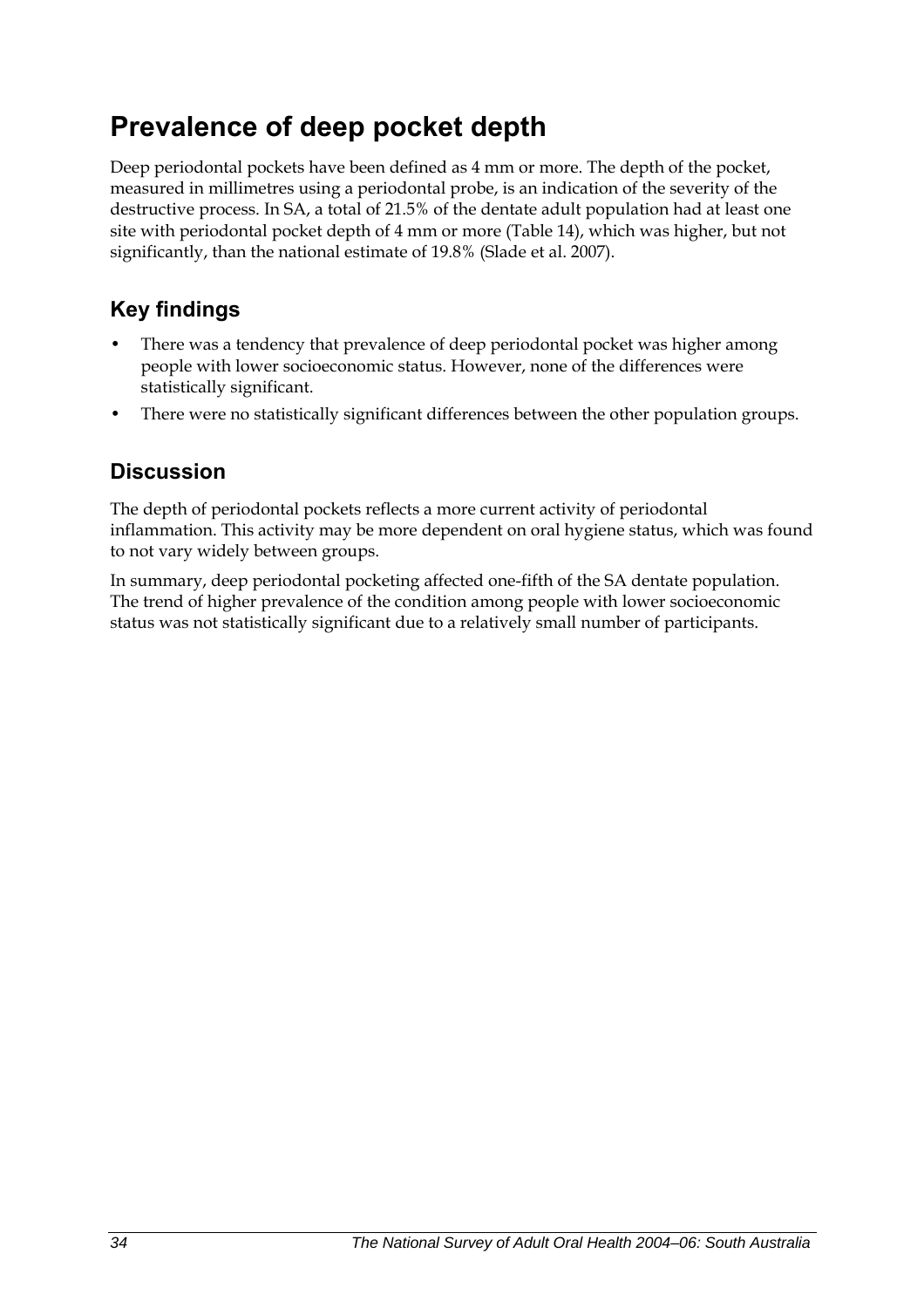# Prevalence of deep pocket depth

Deep periodontal pockets have been defined as 4 mm or more. The depth of the pocket, measured in millimetres using a periodontal probe, is an indication of the severity of the destructive process. In SA, a total of 21.5% of the dentate adult population had at least one site with periodontal pocket depth of 4 mm or more (Table 14), which was higher, but not significantly, than the national estimate of 19.8% (Slade et al. 2007).

## Key findings

- There was a tendency that prevalence of deep periodontal pocket was higher among people with lower socioeconomic status. However, none of the differences were statistically significant.
- There were no statistically significant differences between the other population groups.

## Discussion

The depth of periodontal pockets reflects a more current activity of periodontal inflammation. This activity may be more dependent on oral hygiene status, which was found to not vary widely between groups.

In summary, deep periodontal pocketing affected one-fifth of the SA dentate population. The trend of higher prevalence of the condition among people with lower socioeconomic status was not statistically significant due to a relatively small number of participants.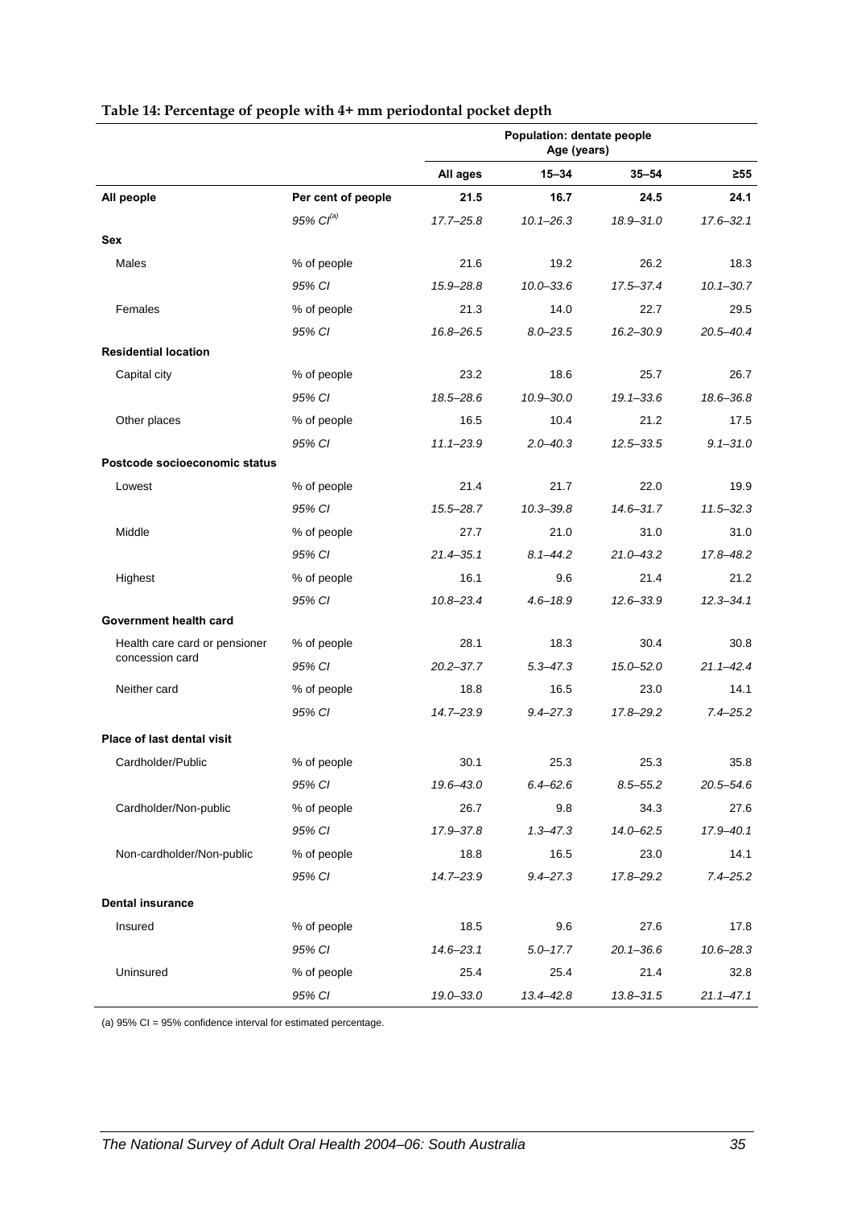**Table 14: Percentage of people with 4+ mm periodontal pocket depth**

| | | Population: dentate people Age (years) | | | |
|---|---|---|---|---|---|
| | | All ages | 15–34 | 35–54 | ≥55 |
| **All people** | **Per cent of people** | **21.5** | **16.7** | **24.5** | **24.1** |
| | *95% CI[(a)]* | *17.7–25.8* | *10.1–26.3* | *18.9–31.0* | *17.6–32.1* |
| **Sex** | | | | | |
| Males | % of people | 21.6 | 19.2 | 26.2 | 18.3 |
| | *95% CI* | *15.9–28.8* | *10.0–33.6* | *17.5–37.4* | *10.1–30.7* |
| Females | % of people | 21.3 | 14.0 | 22.7 | 29.5 |
| | *95% CI* | *16.8–26.5* | *8.0–23.5* | *16.2–30.9* | *20.5–40.4* |
| **Residential location** | | | | | |
| Capital city | % of people | 23.2 | 18.6 | 25.7 | 26.7 |
| | *95% CI* | *18.5–28.6* | *10.9–30.0* | *19.1–33.6* | *18.6–36.8* |
| Other places | % of people | 16.5 | 10.4 | 21.2 | 17.5 |
| | *95% CI* | *11.1–23.9* | *2.0–40.3* | *12.5–33.5* | *9.1–31.0* |
| **Postcode socioeconomic status** | | | | | |
| Lowest | % of people | 21.4 | 21.7 | 22.0 | 19.9 |
| | *95% CI* | *15.5–28.7* | *10.3–39.8* | *14.6–31.7* | *11.5–32.3* |
| Middle | % of people | 27.7 | 21.0 | 31.0 | 31.0 |
| | *95% CI* | *21.4–35.1* | *8.1–44.2* | *21.0–43.2* | *17.8–48.2* |
| Highest | % of people | 16.1 | 9.6 | 21.4 | 21.2 |
| | *95% CI* | *10.8–23.4* | *4.6–18.9* | *12.6–33.9* | *12.3–34.1* |
| **Government health card** | | | | | |
| Health care card or pensioner concession card | % of people | 28.1 | 18.3 | 30.4 | 30.8 |
| | *95% CI* | *20.2–37.7* | *5.3–47.3* | *15.0–52.0* | *21.1–42.4* |
| Neither card | % of people | 18.8 | 16.5 | 23.0 | 14.1 |
| | *95% CI* | *14.7–23.9* | *9.4–27.3* | *17.8–29.2* | *7.4–25.2* |
| **Place of last dental visit** | | | | | |
| Cardholder/Public | % of people | 30.1 | 25.3 | 25.3 | 35.8 |
| | *95% CI* | *19.6–43.0* | *6.4–62.6* | *8.5–55.2* | *20.5–54.6* |
| Cardholder/Non-public | % of people | 26.7 | 9.8 | 34.3 | 27.6 |
| | *95% CI* | *17.9–37.8* | *1.3–47.3* | *14.0–62.5* | *17.9–40.1* |
| Non-cardholder/Non-public | % of people | 18.8 | 16.5 | 23.0 | 14.1 |
| | *95% CI* | *14.7–23.9* | *9.4–27.3* | *17.8–29.2* | *7.4–25.2* |
| **Dental insurance** | | | | | |
| Insured | % of people | 18.5 | 9.6 | 27.6 | 17.8 |
| | *95% CI* | *14.6–23.1* | *5.0–17.7* | *20.1–36.6* | *10.6–28.3* |
| Uninsured | % of people | 25.4 | 25.4 | 21.4 | 32.8 |
| | *95% CI* | *19.0–33.0* | *13.4–42.8* | *13.8–31.5* | *21.1–47.1* |

(a) 95% CI = 95% confidence interval for estimated percentage.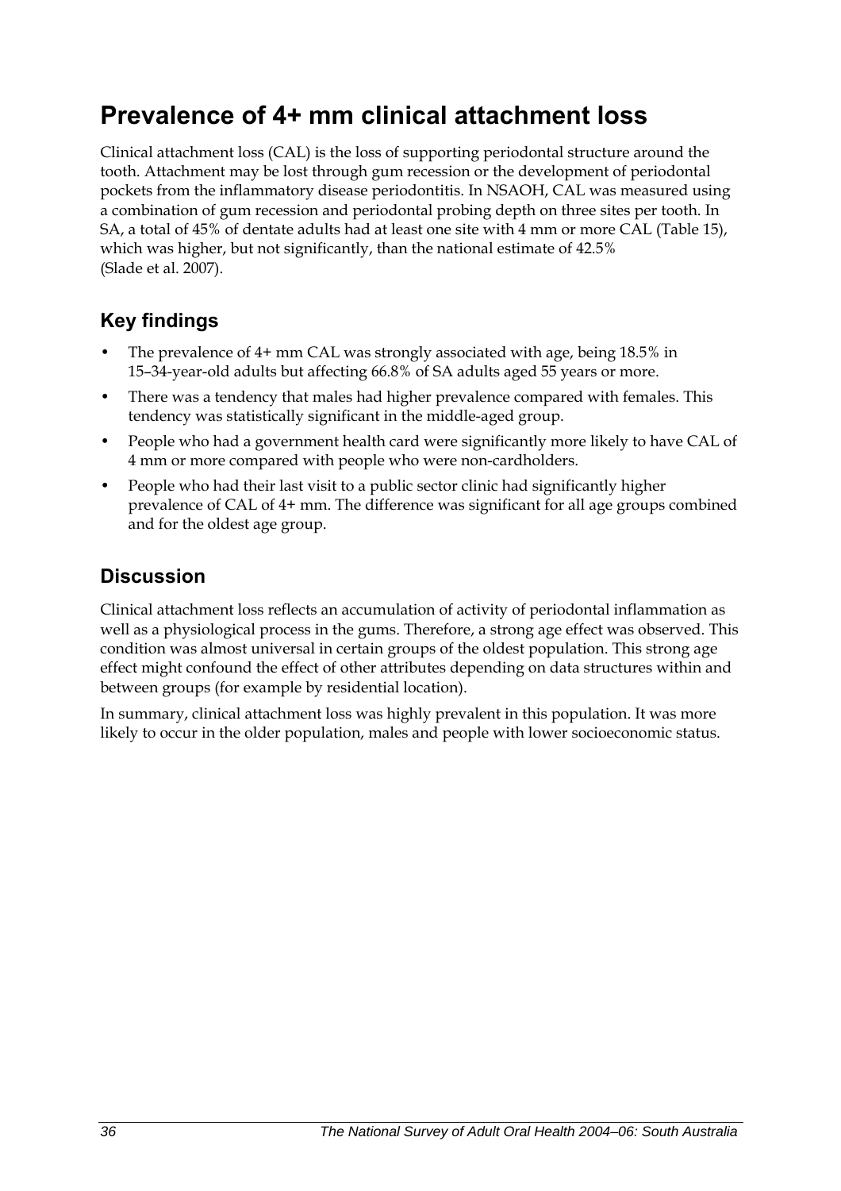# Prevalence of 4+ mm clinical attachment loss

Clinical attachment loss (CAL) is the loss of supporting periodontal structure around the tooth. Attachment may be lost through gum recession or the development of periodontal pockets from the inflammatory disease periodontitis. In NSAOH, CAL was measured using a combination of gum recession and periodontal probing depth on three sites per tooth. In SA, a total of 45% of dentate adults had at least one site with 4 mm or more CAL (Table 15), which was higher, but not significantly, than the national estimate of 42.5% (Slade et al. 2007).

## Key findings

- The prevalence of 4+ mm CAL was strongly associated with age, being 18.5% in 15–34-year-old adults but affecting 66.8% of SA adults aged 55 years or more.
- There was a tendency that males had higher prevalence compared with females. This tendency was statistically significant in the middle-aged group.
- People who had a government health card were significantly more likely to have CAL of 4 mm or more compared with people who were non-cardholders.
- People who had their last visit to a public sector clinic had significantly higher prevalence of CAL of 4+ mm. The difference was significant for all age groups combined and for the oldest age group.

## Discussion

Clinical attachment loss reflects an accumulation of activity of periodontal inflammation as well as a physiological process in the gums. Therefore, a strong age effect was observed. This condition was almost universal in certain groups of the oldest population. This strong age effect might confound the effect of other attributes depending on data structures within and between groups (for example by residential location).

In summary, clinical attachment loss was highly prevalent in this population. It was more likely to occur in the older population, males and people with lower socioeconomic status.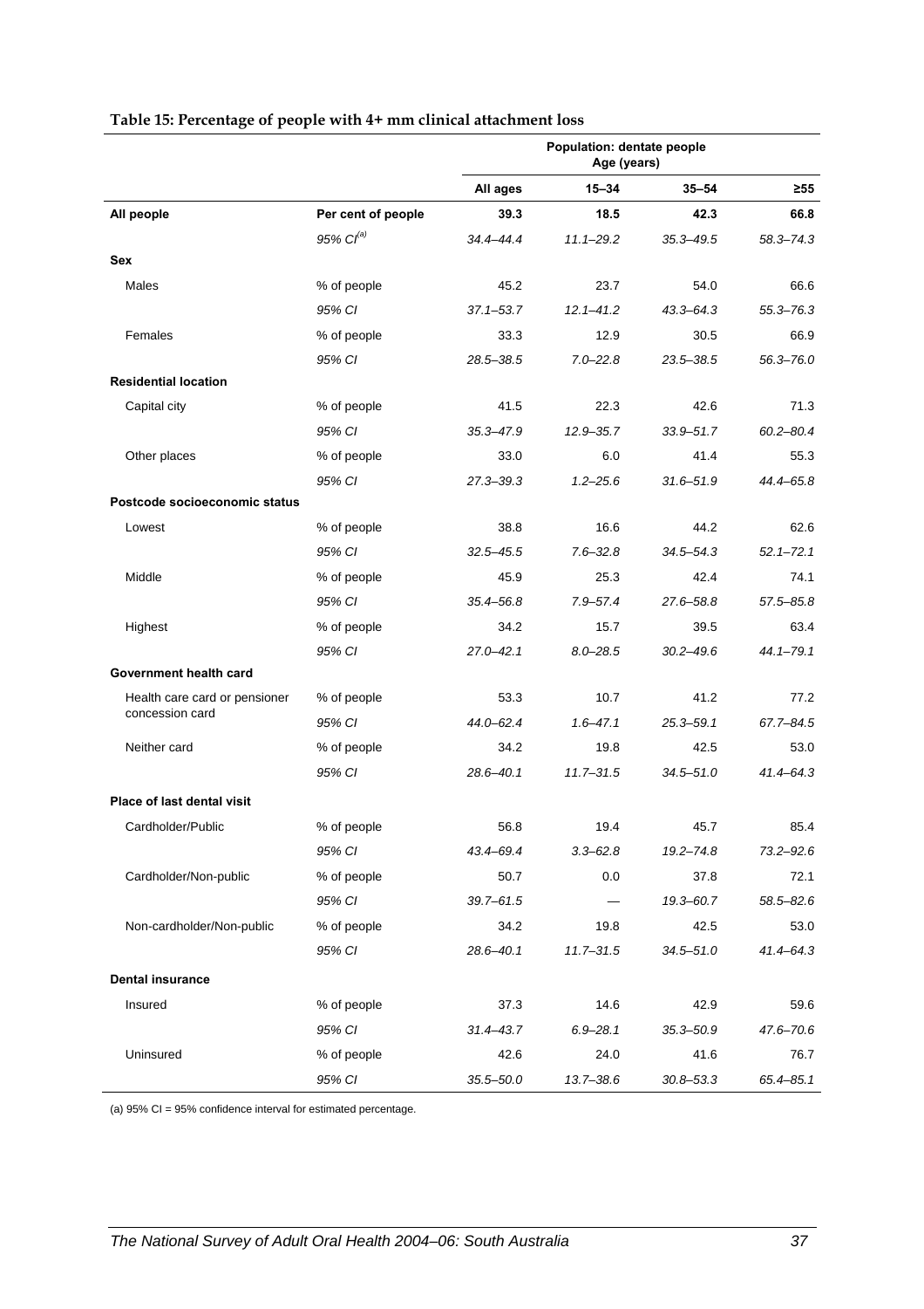**Table 15: Percentage of people with 4+ mm clinical attachment loss**

| | | Population: dentate people | | | |
|---|---|---|---|---|---|
| | | Age (years) | | | |
| | | **All ages** | **15–34** | **35–54** | **≥55** |
| **All people** | **Per cent of people** | **39.3** | **18.5** | **42.3** | **66.8** |
| | *95% CI[(a)]* | *34.4–44.4* | *11.1–29.2* | *35.3–49.5* | *58.3–74.3* |
| **Sex** | | | | | |
| Males | % of people | 45.2 | 23.7 | 54.0 | 66.6 |
| | *95% CI* | *37.1–53.7* | *12.1–41.2* | *43.3–64.3* | *55.3–76.3* |
| Females | % of people | 33.3 | 12.9 | 30.5 | 66.9 |
| | *95% CI* | *28.5–38.5* | *7.0–22.8* | *23.5–38.5* | *56.3–76.0* |
| **Residential location** | | | | | |
| Capital city | % of people | 41.5 | 22.3 | 42.6 | 71.3 |
| | *95% CI* | *35.3–47.9* | *12.9–35.7* | *33.9–51.7* | *60.2–80.4* |
| Other places | % of people | 33.0 | 6.0 | 41.4 | 55.3 |
| | *95% CI* | *27.3–39.3* | *1.2–25.6* | *31.6–51.9* | *44.4–65.8* |
| **Postcode socioeconomic status** | | | | | |
| Lowest | % of people | 38.8 | 16.6 | 44.2 | 62.6 |
| | *95% CI* | *32.5–45.5* | *7.6–32.8* | *34.5–54.3* | *52.1–72.1* |
| Middle | % of people | 45.9 | 25.3 | 42.4 | 74.1 |
| | *95% CI* | *35.4–56.8* | *7.9–57.4* | *27.6–58.8* | *57.5–85.8* |
| Highest | % of people | 34.2 | 15.7 | 39.5 | 63.4 |
| | *95% CI* | *27.0–42.1* | *8.0–28.5* | *30.2–49.6* | *44.1–79.1* |
| **Government health card** | | | | | |
| Health care card or pensioner concession card | % of people | 53.3 | 10.7 | 41.2 | 77.2 |
| | *95% CI* | *44.0–62.4* | *1.6–47.1* | *25.3–59.1* | *67.7–84.5* |
| Neither card | % of people | 34.2 | 19.8 | 42.5 | 53.0 |
| | *95% CI* | *28.6–40.1* | *11.7–31.5* | *34.5–51.0* | *41.4–64.3* |
| **Place of last dental visit** | | | | | |
| Cardholder/Public | % of people | 56.8 | 19.4 | 45.7 | 85.4 |
| | *95% CI* | *43.4–69.4* | *3.3–62.8* | *19.2–74.8* | *73.2–92.6* |
| Cardholder/Non-public | % of people | 50.7 | 0.0 | 37.8 | 72.1 |
| | *95% CI* | *39.7–61.5* | — | *19.3–60.7* | *58.5–82.6* |
| Non-cardholder/Non-public | % of people | 34.2 | 19.8 | 42.5 | 53.0 |
| | *95% CI* | *28.6–40.1* | *11.7–31.5* | *34.5–51.0* | *41.4–64.3* |
| **Dental insurance** | | | | | |
| Insured | % of people | 37.3 | 14.6 | 42.9 | 59.6 |
| | *95% CI* | *31.4–43.7* | *6.9–28.1* | *35.3–50.9* | *47.6–70.6* |
| Uninsured | % of people | 42.6 | 24.0 | 41.6 | 76.7 |
| | *95% CI* | *35.5–50.0* | *13.7–38.6* | *30.8–53.3* | *65.4–85.1* |

(a) 95% CI = 95% confidence interval for estimated percentage.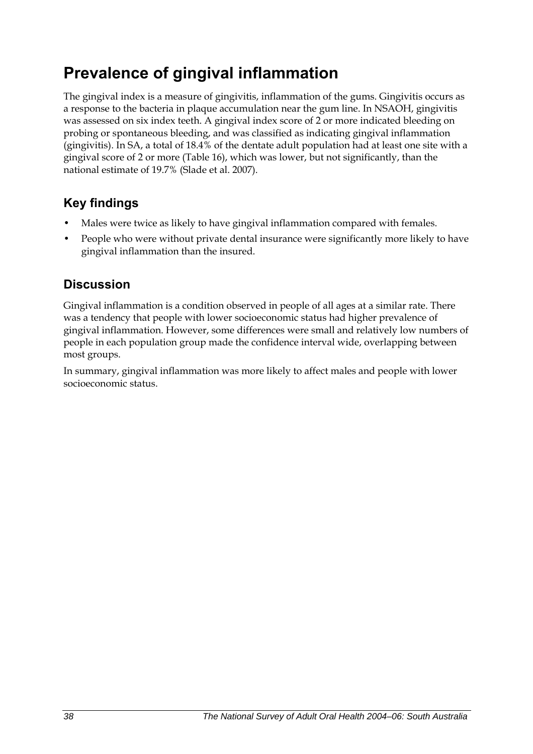# Prevalence of gingival inflammation

The gingival index is a measure of gingivitis, inflammation of the gums. Gingivitis occurs as a response to the bacteria in plaque accumulation near the gum line. In NSAOH, gingivitis was assessed on six index teeth. A gingival index score of 2 or more indicated bleeding on probing or spontaneous bleeding, and was classified as indicating gingival inflammation (gingivitis). In SA, a total of 18.4% of the dentate adult population had at least one site with a gingival score of 2 or more (Table 16), which was lower, but not significantly, than the national estimate of 19.7% (Slade et al. 2007).

## Key findings

- Males were twice as likely to have gingival inflammation compared with females.
- People who were without private dental insurance were significantly more likely to have gingival inflammation than the insured.

## Discussion

Gingival inflammation is a condition observed in people of all ages at a similar rate. There was a tendency that people with lower socioeconomic status had higher prevalence of gingival inflammation. However, some differences were small and relatively low numbers of people in each population group made the confidence interval wide, overlapping between most groups.

In summary, gingival inflammation was more likely to affect males and people with lower socioeconomic status.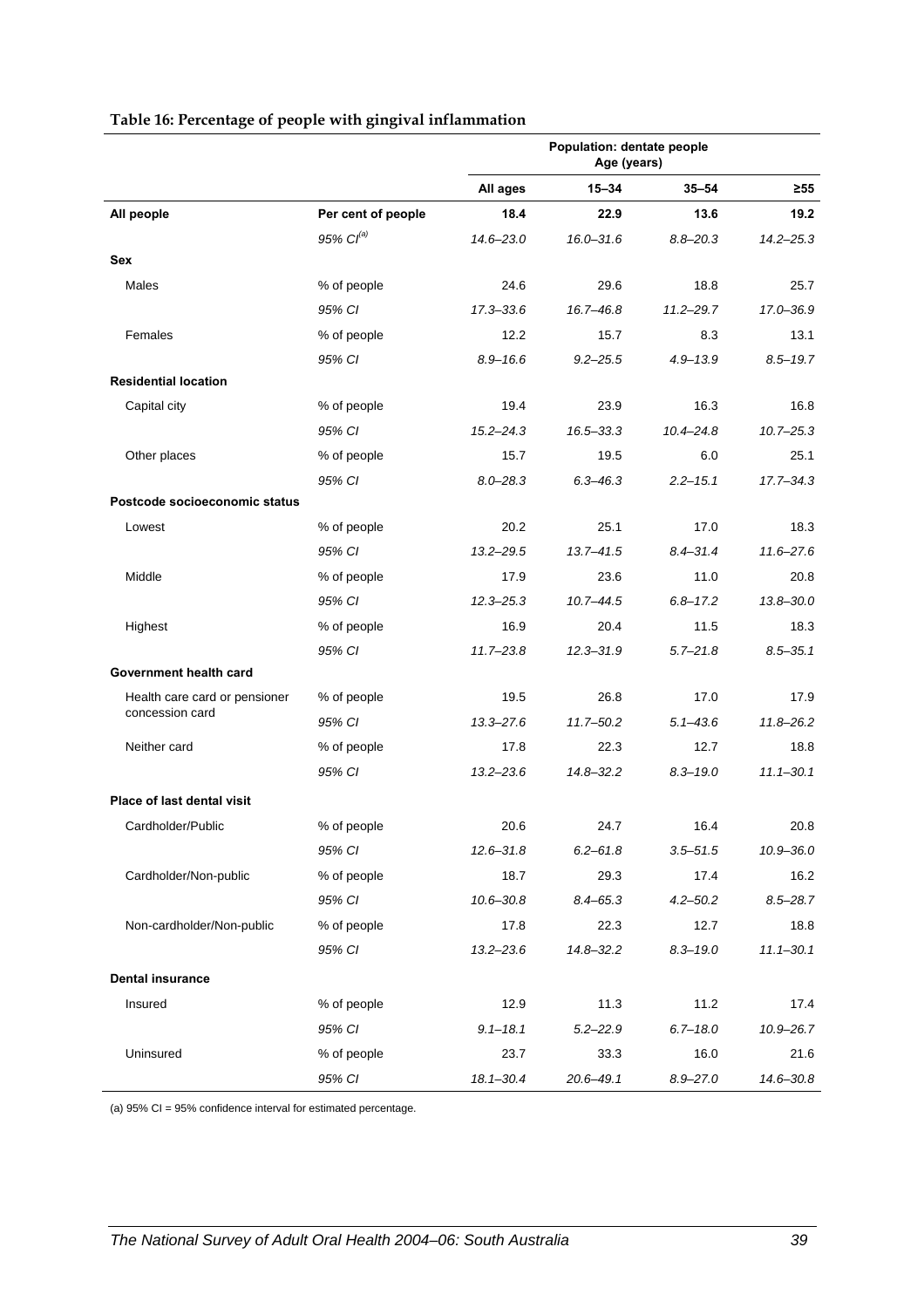**Table 16: Percentage of people with gingival inflammation**

| | | Population: dentate people Age (years) | | | |
|---|---|---|---|---|---|
| | | **All ages** | **15–34** | **35–54** | **≥55** |
| **All people** | **Per cent of people** | **18.4** | **22.9** | **13.6** | **19.2** |
| | *95% CI[(a)]* | *14.6–23.0* | *16.0–31.6* | *8.8–20.3* | *14.2–25.3* |
| **Sex** | | | | | |
| Males | % of people | 24.6 | 29.6 | 18.8 | 25.7 |
| | *95% CI* | *17.3–33.6* | *16.7–46.8* | *11.2–29.7* | *17.0–36.9* |
| Females | % of people | 12.2 | 15.7 | 8.3 | 13.1 |
| | *95% CI* | *8.9–16.6* | *9.2–25.5* | *4.9–13.9* | *8.5–19.7* |
| **Residential location** | | | | | |
| Capital city | % of people | 19.4 | 23.9 | 16.3 | 16.8 |
| | *95% CI* | *15.2–24.3* | *16.5–33.3* | *10.4–24.8* | *10.7–25.3* |
| Other places | % of people | 15.7 | 19.5 | 6.0 | 25.1 |
| | *95% CI* | *8.0–28.3* | *6.3–46.3* | *2.2–15.1* | *17.7–34.3* |
| **Postcode socioeconomic status** | | | | | |
| Lowest | % of people | 20.2 | 25.1 | 17.0 | 18.3 |
| | *95% CI* | *13.2–29.5* | *13.7–41.5* | *8.4–31.4* | *11.6–27.6* |
| Middle | % of people | 17.9 | 23.6 | 11.0 | 20.8 |
| | *95% CI* | *12.3–25.3* | *10.7–44.5* | *6.8–17.2* | *13.8–30.0* |
| Highest | % of people | 16.9 | 20.4 | 11.5 | 18.3 |
| | *95% CI* | *11.7–23.8* | *12.3–31.9* | *5.7–21.8* | *8.5–35.1* |
| **Government health card** | | | | | |
| Health care card or pensioner concession card | % of people | 19.5 | 26.8 | 17.0 | 17.9 |
| | *95% CI* | *13.3–27.6* | *11.7–50.2* | *5.1–43.6* | *11.8–26.2* |
| Neither card | % of people | 17.8 | 22.3 | 12.7 | 18.8 |
| | *95% CI* | *13.2–23.6* | *14.8–32.2* | *8.3–19.0* | *11.1–30.1* |
| **Place of last dental visit** | | | | | |
| Cardholder/Public | % of people | 20.6 | 24.7 | 16.4 | 20.8 |
| | *95% CI* | *12.6–31.8* | *6.2–61.8* | *3.5–51.5* | *10.9–36.0* |
| Cardholder/Non-public | % of people | 18.7 | 29.3 | 17.4 | 16.2 |
| | *95% CI* | *10.6–30.8* | *8.4–65.3* | *4.2–50.2* | *8.5–28.7* |
| Non-cardholder/Non-public | % of people | 17.8 | 22.3 | 12.7 | 18.8 |
| | *95% CI* | *13.2–23.6* | *14.8–32.2* | *8.3–19.0* | *11.1–30.1* |
| **Dental insurance** | | | | | |
| Insured | % of people | 12.9 | 11.3 | 11.2 | 17.4 |
| | *95% CI* | *9.1–18.1* | *5.2–22.9* | *6.7–18.0* | *10.9–26.7* |
| Uninsured | % of people | 23.7 | 33.3 | 16.0 | 21.6 |
| | *95% CI* | *18.1–30.4* | *20.6–49.1* | *8.9–27.0* | *14.6–30.8* |

(a) 95% CI = 95% confidence interval for estimated percentage.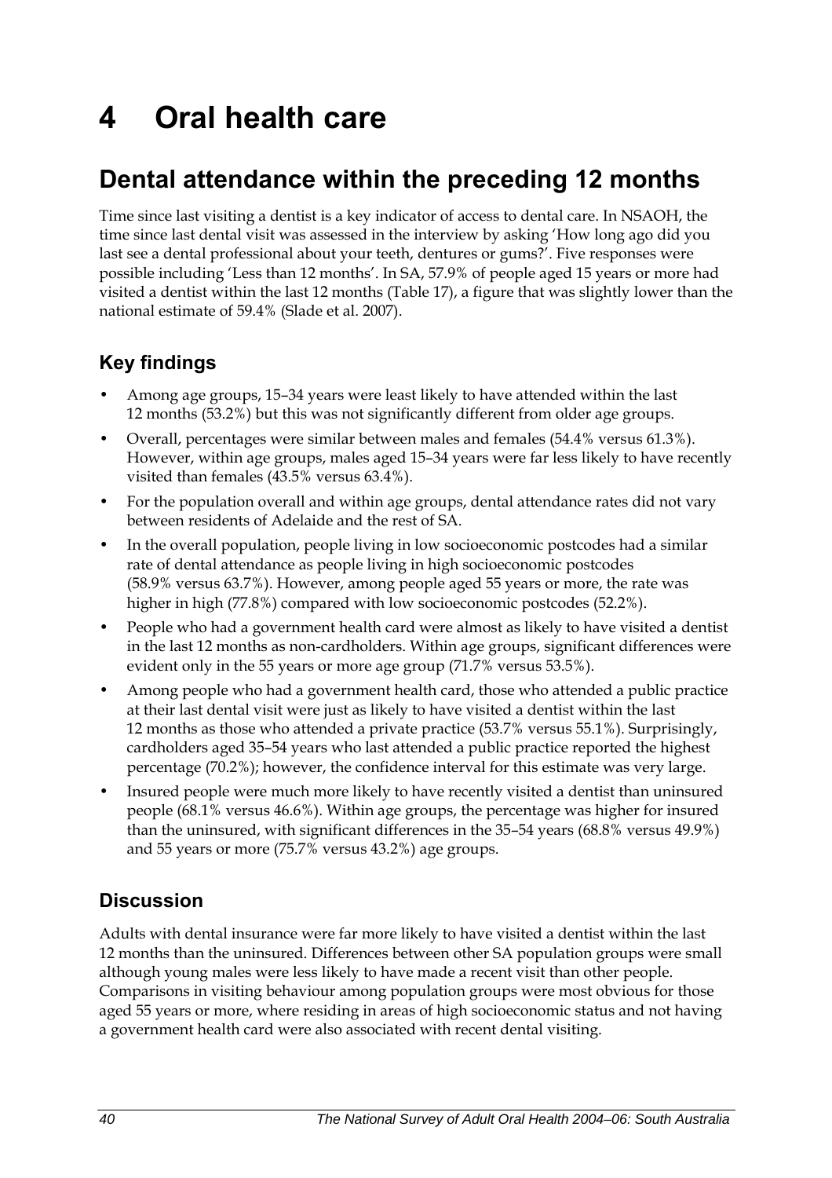# 4 Oral health care

## Dental attendance within the preceding 12 months

Time since last visiting a dentist is a key indicator of access to dental care. In NSAOH, the time since last dental visit was assessed in the interview by asking 'How long ago did you last see a dental professional about your teeth, dentures or gums?'. Five responses were possible including 'Less than 12 months'. In SA, 57.9% of people aged 15 years or more had visited a dentist within the last 12 months (Table 17), a figure that was slightly lower than the national estimate of 59.4% (Slade et al. 2007).

### Key findings

- Among age groups, 15–34 years were least likely to have attended within the last 12 months (53.2%) but this was not significantly different from older age groups.
- Overall, percentages were similar between males and females (54.4% versus 61.3%). However, within age groups, males aged 15–34 years were far less likely to have recently visited than females (43.5% versus 63.4%).
- For the population overall and within age groups, dental attendance rates did not vary between residents of Adelaide and the rest of SA.
- In the overall population, people living in low socioeconomic postcodes had a similar rate of dental attendance as people living in high socioeconomic postcodes (58.9% versus 63.7%). However, among people aged 55 years or more, the rate was higher in high (77.8%) compared with low socioeconomic postcodes (52.2%).
- People who had a government health card were almost as likely to have visited a dentist in the last 12 months as non-cardholders. Within age groups, significant differences were evident only in the 55 years or more age group (71.7% versus 53.5%).
- Among people who had a government health card, those who attended a public practice at their last dental visit were just as likely to have visited a dentist within the last 12 months as those who attended a private practice (53.7% versus 55.1%). Surprisingly, cardholders aged 35–54 years who last attended a public practice reported the highest percentage (70.2%); however, the confidence interval for this estimate was very large.
- Insured people were much more likely to have recently visited a dentist than uninsured people (68.1% versus 46.6%). Within age groups, the percentage was higher for insured than the uninsured, with significant differences in the 35–54 years (68.8% versus 49.9%) and 55 years or more (75.7% versus 43.2%) age groups.

### Discussion

Adults with dental insurance were far more likely to have visited a dentist within the last 12 months than the uninsured. Differences between other SA population groups were small although young males were less likely to have made a recent visit than other people. Comparisons in visiting behaviour among population groups were most obvious for those aged 55 years or more, where residing in areas of high socioeconomic status and not having a government health card were also associated with recent dental visiting.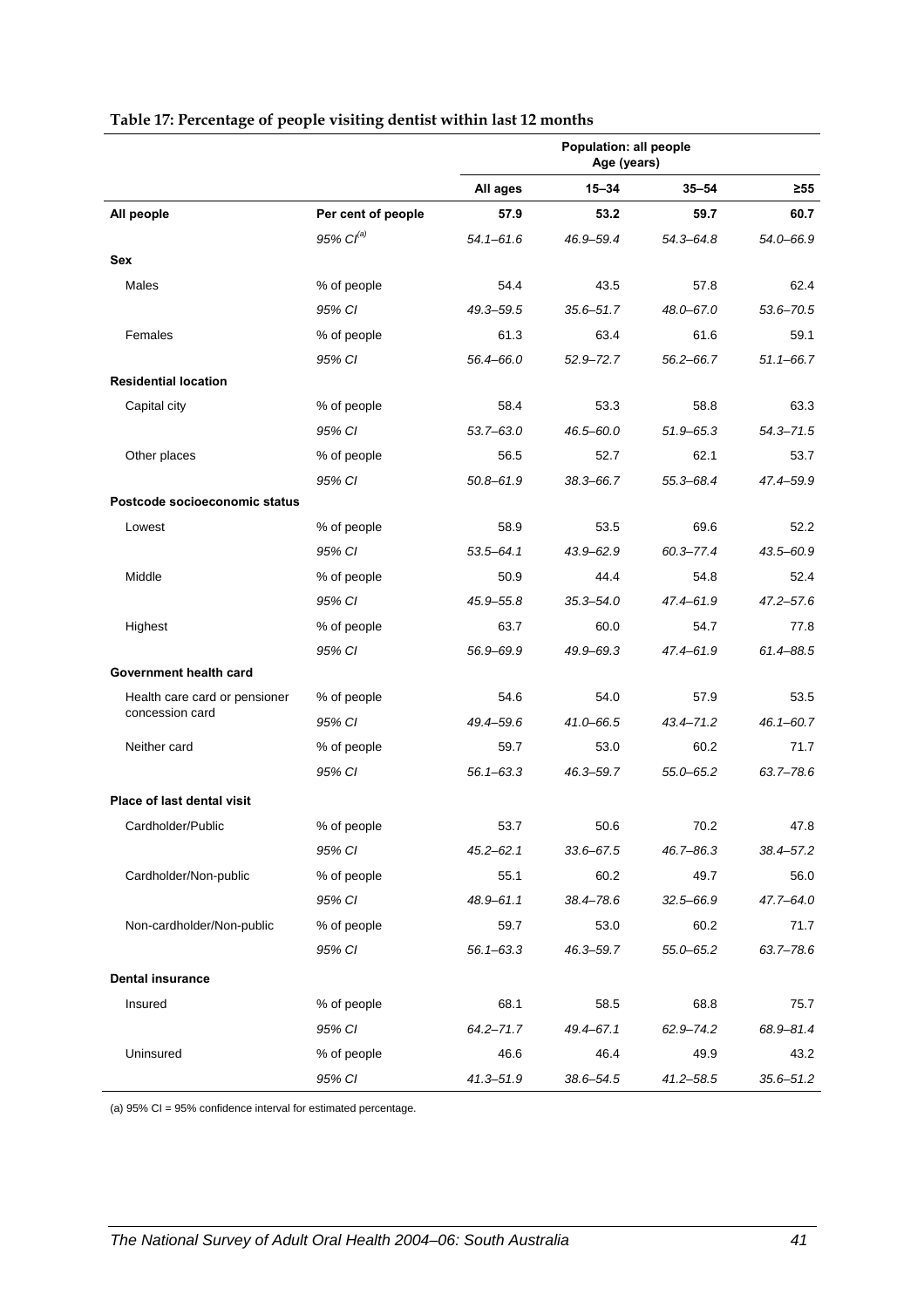**Table 17: Percentage of people visiting dentist within last 12 months**

| | | Population: all people Age (years) | | | |
|---|---|---|---|---|---|
| | | All ages | 15–34 | 35–54 | ≥55 |
| **All people** | **Per cent of people** | **57.9** | **53.2** | **59.7** | **60.7** |
| | *95% CI[(a)]* | *54.1–61.6* | *46.9–59.4* | *54.3–64.8* | *54.0–66.9* |
| **Sex** | | | | | |
| Males | % of people | 54.4 | 43.5 | 57.8 | 62.4 |
| | *95% CI* | *49.3–59.5* | *35.6–51.7* | *48.0–67.0* | *53.6–70.5* |
| Females | % of people | 61.3 | 63.4 | 61.6 | 59.1 |
| | *95% CI* | *56.4–66.0* | *52.9–72.7* | *56.2–66.7* | *51.1–66.7* |
| **Residential location** | | | | | |
| Capital city | % of people | 58.4 | 53.3 | 58.8 | 63.3 |
| | *95% CI* | *53.7–63.0* | *46.5–60.0* | *51.9–65.3* | *54.3–71.5* |
| Other places | % of people | 56.5 | 52.7 | 62.1 | 53.7 |
| | *95% CI* | *50.8–61.9* | *38.3–66.7* | *55.3–68.4* | *47.4–59.9* |
| **Postcode socioeconomic status** | | | | | |
| Lowest | % of people | 58.9 | 53.5 | 69.6 | 52.2 |
| | *95% CI* | *53.5–64.1* | *43.9–62.9* | *60.3–77.4* | *43.5–60.9* |
| Middle | % of people | 50.9 | 44.4 | 54.8 | 52.4 |
| | *95% CI* | *45.9–55.8* | *35.3–54.0* | *47.4–61.9* | *47.2–57.6* |
| Highest | % of people | 63.7 | 60.0 | 54.7 | 77.8 |
| | *95% CI* | *56.9–69.9* | *49.9–69.3* | *47.4–61.9* | *61.4–88.5* |
| **Government health card** | | | | | |
| Health care card or pensioner concession card | % of people | 54.6 | 54.0 | 57.9 | 53.5 |
| | *95% CI* | *49.4–59.6* | *41.0–66.5* | *43.4–71.2* | *46.1–60.7* |
| Neither card | % of people | 59.7 | 53.0 | 60.2 | 71.7 |
| | *95% CI* | *56.1–63.3* | *46.3–59.7* | *55.0–65.2* | *63.7–78.6* |
| **Place of last dental visit** | | | | | |
| Cardholder/Public | % of people | 53.7 | 50.6 | 70.2 | 47.8 |
| | *95% CI* | *45.2–62.1* | *33.6–67.5* | *46.7–86.3* | *38.4–57.2* |
| Cardholder/Non-public | % of people | 55.1 | 60.2 | 49.7 | 56.0 |
| | *95% CI* | *48.9–61.1* | *38.4–78.6* | *32.5–66.9* | *47.7–64.0* |
| Non-cardholder/Non-public | % of people | 59.7 | 53.0 | 60.2 | 71.7 |
| | *95% CI* | *56.1–63.3* | *46.3–59.7* | *55.0–65.2* | *63.7–78.6* |
| **Dental insurance** | | | | | |
| Insured | % of people | 68.1 | 58.5 | 68.8 | 75.7 |
| | *95% CI* | *64.2–71.7* | *49.4–67.1* | *62.9–74.2* | *68.9–81.4* |
| Uninsured | % of people | 46.6 | 46.4 | 49.9 | 43.2 |
| | *95% CI* | *41.3–51.9* | *38.6–54.5* | *41.2–58.5* | *35.6–51.2* |

(a) 95% CI = 95% confidence interval for estimated percentage.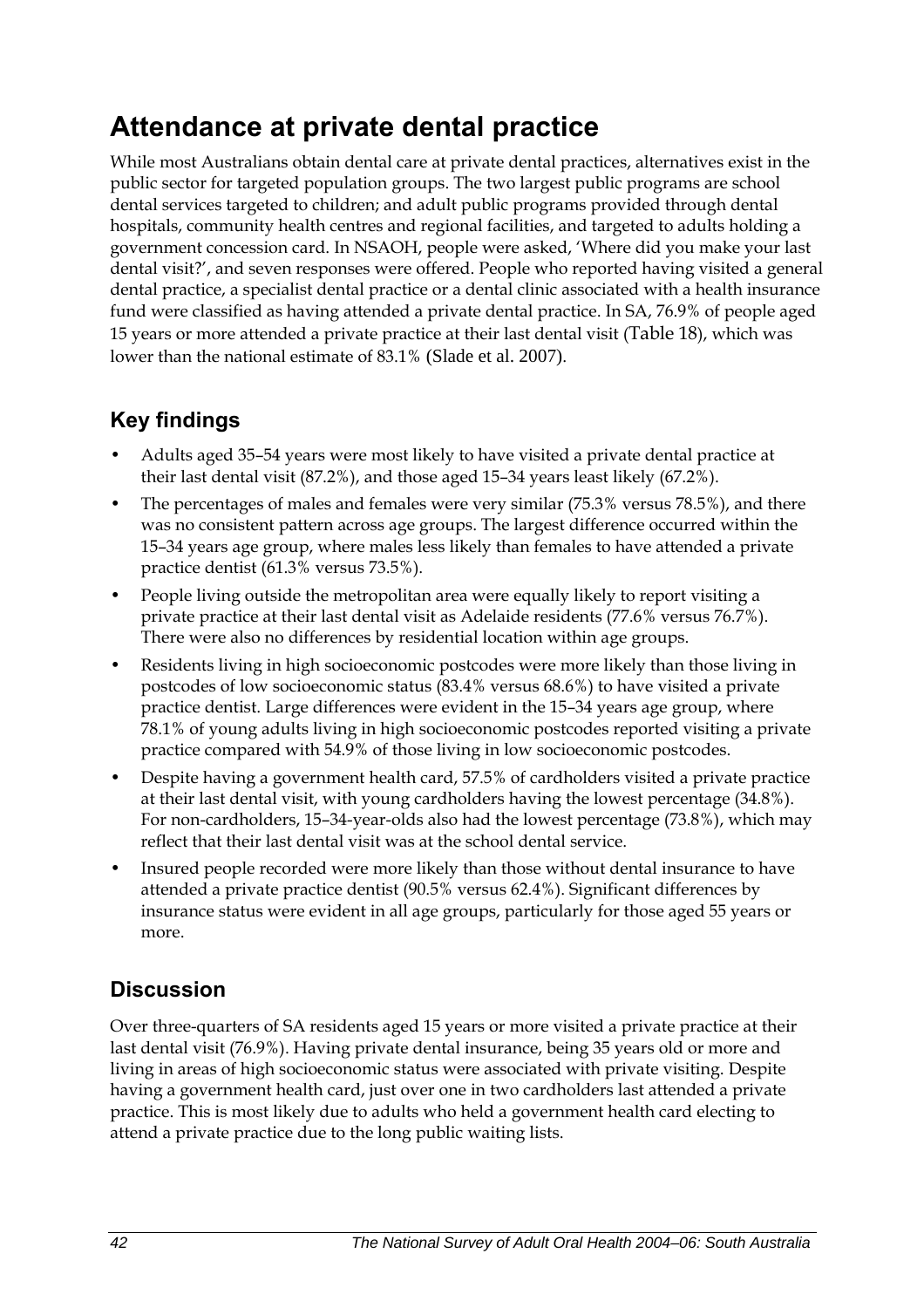# Attendance at private dental practice

While most Australians obtain dental care at private dental practices, alternatives exist in the public sector for targeted population groups. The two largest public programs are school dental services targeted to children; and adult public programs provided through dental hospitals, community health centres and regional facilities, and targeted to adults holding a government concession card. In NSAOH, people were asked, 'Where did you make your last dental visit?', and seven responses were offered. People who reported having visited a general dental practice, a specialist dental practice or a dental clinic associated with a health insurance fund were classified as having attended a private dental practice. In SA, 76.9% of people aged 15 years or more attended a private practice at their last dental visit (Table 18), which was lower than the national estimate of 83.1% (Slade et al. 2007).

## Key findings

- Adults aged 35–54 years were most likely to have visited a private dental practice at their last dental visit (87.2%), and those aged 15–34 years least likely (67.2%).
- The percentages of males and females were very similar (75.3% versus 78.5%), and there was no consistent pattern across age groups. The largest difference occurred within the 15–34 years age group, where males less likely than females to have attended a private practice dentist (61.3% versus 73.5%).
- People living outside the metropolitan area were equally likely to report visiting a private practice at their last dental visit as Adelaide residents (77.6% versus 76.7%). There were also no differences by residential location within age groups.
- Residents living in high socioeconomic postcodes were more likely than those living in postcodes of low socioeconomic status (83.4% versus 68.6%) to have visited a private practice dentist. Large differences were evident in the 15–34 years age group, where 78.1% of young adults living in high socioeconomic postcodes reported visiting a private practice compared with 54.9% of those living in low socioeconomic postcodes.
- Despite having a government health card, 57.5% of cardholders visited a private practice at their last dental visit, with young cardholders having the lowest percentage (34.8%). For non-cardholders, 15–34-year-olds also had the lowest percentage (73.8%), which may reflect that their last dental visit was at the school dental service.
- Insured people recorded were more likely than those without dental insurance to have attended a private practice dentist (90.5% versus 62.4%). Significant differences by insurance status were evident in all age groups, particularly for those aged 55 years or more.

## Discussion

Over three-quarters of SA residents aged 15 years or more visited a private practice at their last dental visit (76.9%). Having private dental insurance, being 35 years old or more and living in areas of high socioeconomic status were associated with private visiting. Despite having a government health card, just over one in two cardholders last attended a private practice. This is most likely due to adults who held a government health card electing to attend a private practice due to the long public waiting lists.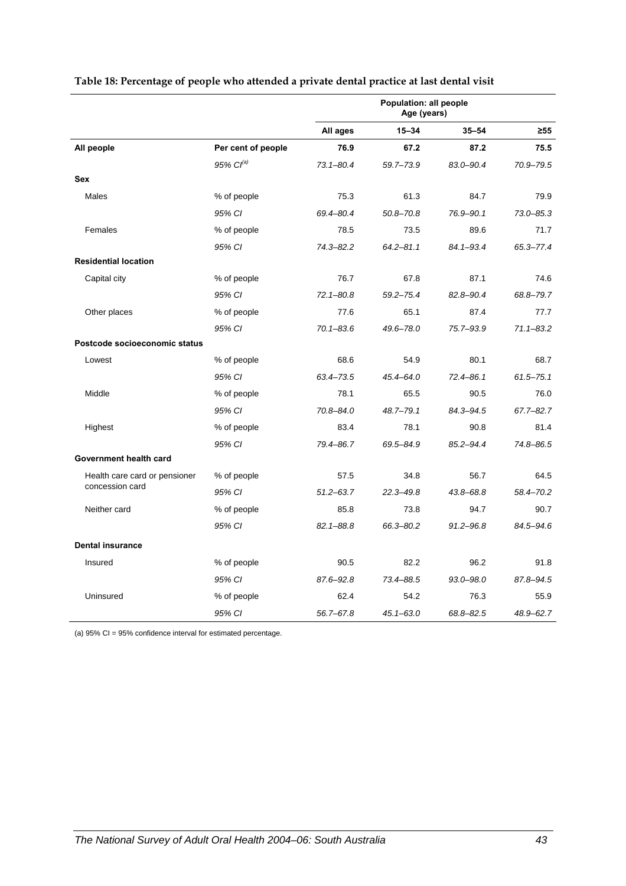**Table 18: Percentage of people who attended a private dental practice at last dental visit**

| | | Population: all people Age (years) | | | |
|---|---|---|---|---|---|
| | | **All ages** | **15–34** | **35–54** | **≥55** |
| **All people** | **Per cent of people** | **76.9** | **67.2** | **87.2** | **75.5** |
| | *95% CI[(a)]* | *73.1–80.4* | *59.7–73.9* | *83.0–90.4* | *70.9–79.5* |
| **Sex** | | | | | |
| Males | % of people | 75.3 | 61.3 | 84.7 | 79.9 |
| | *95% CI* | *69.4–80.4* | *50.8–70.8* | *76.9–90.1* | *73.0–85.3* |
| Females | % of people | 78.5 | 73.5 | 89.6 | 71.7 |
| | *95% CI* | *74.3–82.2* | *64.2–81.1* | *84.1–93.4* | *65.3–77.4* |
| **Residential location** | | | | | |
| Capital city | % of people | 76.7 | 67.8 | 87.1 | 74.6 |
| | *95% CI* | *72.1–80.8* | *59.2–75.4* | *82.8–90.4* | *68.8–79.7* |
| Other places | % of people | 77.6 | 65.1 | 87.4 | 77.7 |
| | *95% CI* | *70.1–83.6* | *49.6–78.0* | *75.7–93.9* | *71.1–83.2* |
| **Postcode socioeconomic status** | | | | | |
| Lowest | % of people | 68.6 | 54.9 | 80.1 | 68.7 |
| | *95% CI* | *63.4–73.5* | *45.4–64.0* | *72.4–86.1* | *61.5–75.1* |
| Middle | % of people | 78.1 | 65.5 | 90.5 | 76.0 |
| | *95% CI* | *70.8–84.0* | *48.7–79.1* | *84.3–94.5* | *67.7–82.7* |
| Highest | % of people | 83.4 | 78.1 | 90.8 | 81.4 |
| | *95% CI* | *79.4–86.7* | *69.5–84.9* | *85.2–94.4* | *74.8–86.5* |
| **Government health card** | | | | | |
| Health care card or pensioner concession card | % of people | 57.5 | 34.8 | 56.7 | 64.5 |
| | *95% CI* | *51.2–63.7* | *22.3–49.8* | *43.8–68.8* | *58.4–70.2* |
| Neither card | % of people | 85.8 | 73.8 | 94.7 | 90.7 |
| | *95% CI* | *82.1–88.8* | *66.3–80.2* | *91.2–96.8* | *84.5–94.6* |
| **Dental insurance** | | | | | |
| Insured | % of people | 90.5 | 82.2 | 96.2 | 91.8 |
| | *95% CI* | *87.6–92.8* | *73.4–88.5* | *93.0–98.0* | *87.8–94.5* |
| Uninsured | % of people | 62.4 | 54.2 | 76.3 | 55.9 |
| | *95% CI* | *56.7–67.8* | *45.1–63.0* | *68.8–82.5* | *48.9–62.7* |

(a) 95% CI = 95% confidence interval for estimated percentage.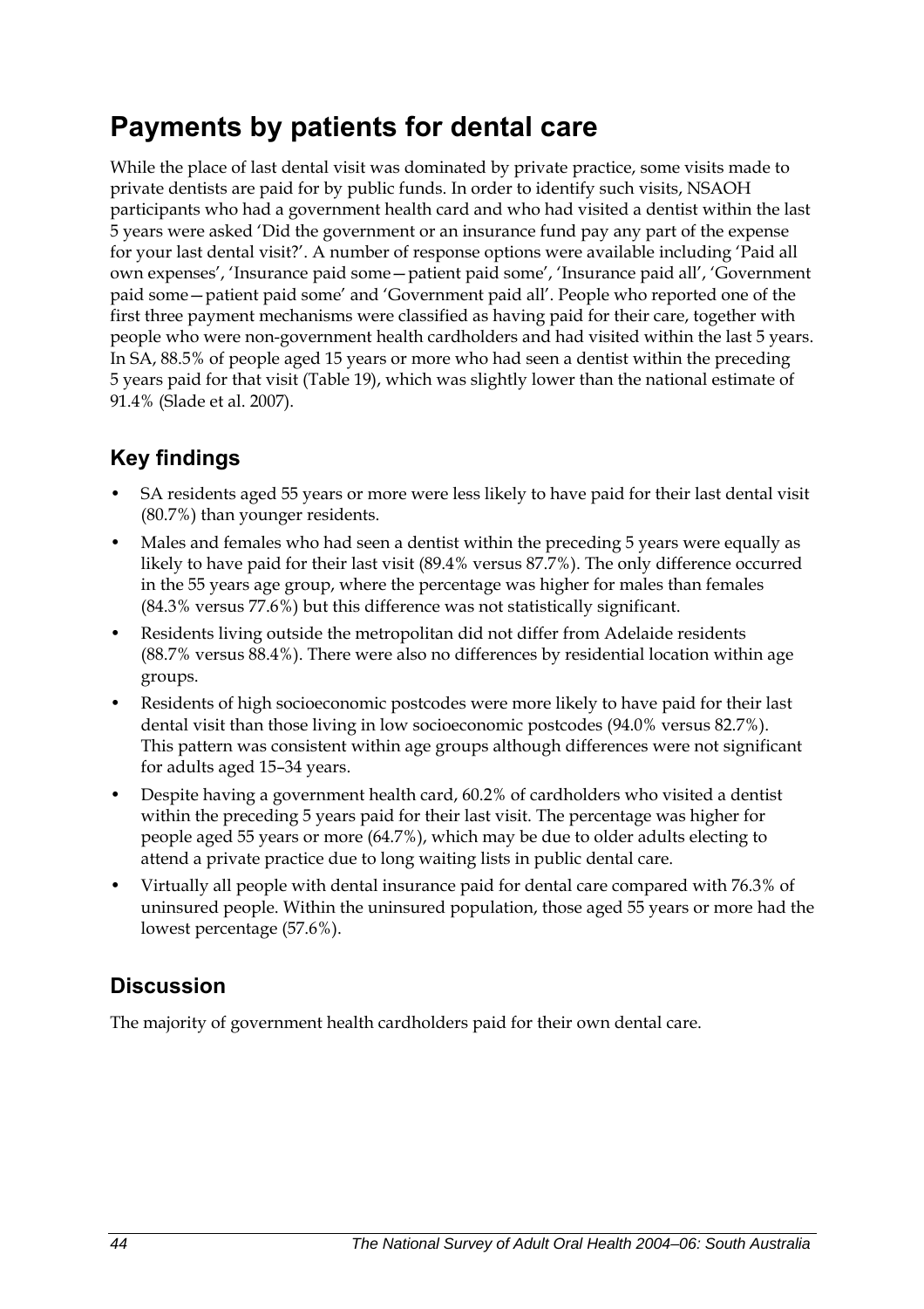# Payments by patients for dental care

While the place of last dental visit was dominated by private practice, some visits made to private dentists are paid for by public funds. In order to identify such visits, NSAOH participants who had a government health card and who had visited a dentist within the last 5 years were asked 'Did the government or an insurance fund pay any part of the expense for your last dental visit?'. A number of response options were available including 'Paid all own expenses', 'Insurance paid some—patient paid some', 'Insurance paid all', 'Government paid some—patient paid some' and 'Government paid all'. People who reported one of the first three payment mechanisms were classified as having paid for their care, together with people who were non-government health cardholders and had visited within the last 5 years. In SA, 88.5% of people aged 15 years or more who had seen a dentist within the preceding 5 years paid for that visit (Table 19), which was slightly lower than the national estimate of 91.4% (Slade et al. 2007).

## Key findings

- SA residents aged 55 years or more were less likely to have paid for their last dental visit (80.7%) than younger residents.
- Males and females who had seen a dentist within the preceding 5 years were equally as likely to have paid for their last visit (89.4% versus 87.7%). The only difference occurred in the 55 years age group, where the percentage was higher for males than females (84.3% versus 77.6%) but this difference was not statistically significant.
- Residents living outside the metropolitan did not differ from Adelaide residents (88.7% versus 88.4%). There were also no differences by residential location within age groups.
- Residents of high socioeconomic postcodes were more likely to have paid for their last dental visit than those living in low socioeconomic postcodes (94.0% versus 82.7%). This pattern was consistent within age groups although differences were not significant for adults aged 15–34 years.
- Despite having a government health card, 60.2% of cardholders who visited a dentist within the preceding 5 years paid for their last visit. The percentage was higher for people aged 55 years or more (64.7%), which may be due to older adults electing to attend a private practice due to long waiting lists in public dental care.
- Virtually all people with dental insurance paid for dental care compared with 76.3% of uninsured people. Within the uninsured population, those aged 55 years or more had the lowest percentage (57.6%).

## Discussion

The majority of government health cardholders paid for their own dental care.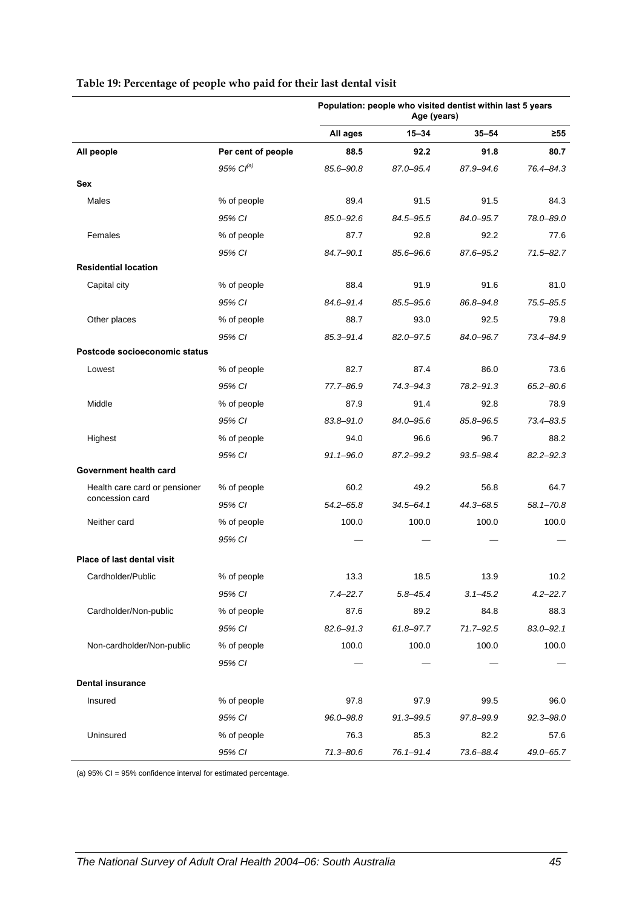**Table 19: Percentage of people who paid for their last dental visit**

| | | Population: people who visited dentist within last 5 years | | | |
|---|---|---|---|---|---|
| | | Age (years) | | | |
| | | All ages | 15–34 | 35–54 | ≥55 |
| **All people** | **Per cent of people** | **88.5** | **92.2** | **91.8** | **80.7** |
| | *95% CI[(a)]* | *85.6–90.8* | *87.0–95.4* | *87.9–94.6* | *76.4–84.3* |
| **Sex** | | | | | |
| Males | % of people | 89.4 | 91.5 | 91.5 | 84.3 |
| | *95% CI* | *85.0–92.6* | *84.5–95.5* | *84.0–95.7* | *78.0–89.0* |
| Females | % of people | 87.7 | 92.8 | 92.2 | 77.6 |
| | *95% CI* | *84.7–90.1* | *85.6–96.6* | *87.6–95.2* | *71.5–82.7* |
| **Residential location** | | | | | |
| Capital city | % of people | 88.4 | 91.9 | 91.6 | 81.0 |
| | *95% CI* | *84.6–91.4* | *85.5–95.6* | *86.8–94.8* | *75.5–85.5* |
| Other places | % of people | 88.7 | 93.0 | 92.5 | 79.8 |
| | *95% CI* | *85.3–91.4* | *82.0–97.5* | *84.0–96.7* | *73.4–84.9* |
| **Postcode socioeconomic status** | | | | | |
| Lowest | % of people | 82.7 | 87.4 | 86.0 | 73.6 |
| | *95% CI* | *77.7–86.9* | *74.3–94.3* | *78.2–91.3* | *65.2–80.6* |
| Middle | % of people | 87.9 | 91.4 | 92.8 | 78.9 |
| | *95% CI* | *83.8–91.0* | *84.0–95.6* | *85.8–96.5* | *73.4–83.5* |
| Highest | % of people | 94.0 | 96.6 | 96.7 | 88.2 |
| | *95% CI* | *91.1–96.0* | *87.2–99.2* | *93.5–98.4* | *82.2–92.3* |
| **Government health card** | | | | | |
| Health care card or pensioner concession card | % of people | 60.2 | 49.2 | 56.8 | 64.7 |
| | *95% CI* | *54.2–65.8* | *34.5–64.1* | *44.3–68.5* | *58.1–70.8* |
| Neither card | % of people | 100.0 | 100.0 | 100.0 | 100.0 |
| | *95% CI* | — | — | — | — |
| **Place of last dental visit** | | | | | |
| Cardholder/Public | % of people | 13.3 | 18.5 | 13.9 | 10.2 |
| | *95% CI* | *7.4–22.7* | *5.8–45.4* | *3.1–45.2* | *4.2–22.7* |
| Cardholder/Non-public | % of people | 87.6 | 89.2 | 84.8 | 88.3 |
| | *95% CI* | *82.6–91.3* | *61.8–97.7* | *71.7–92.5* | *83.0–92.1* |
| Non-cardholder/Non-public | % of people | 100.0 | 100.0 | 100.0 | 100.0 |
| | *95% CI* | — | — | — | — |
| **Dental insurance** | | | | | |
| Insured | % of people | 97.8 | 97.9 | 99.5 | 96.0 |
| | *95% CI* | *96.0–98.8* | *91.3–99.5* | *97.8–99.9* | *92.3–98.0* |
| Uninsured | % of people | 76.3 | 85.3 | 82.2 | 57.6 |
| | *95% CI* | *71.3–80.6* | *76.1–91.4* | *73.6–88.4* | *49.0–65.7* |

(a) 95% CI = 95% confidence interval for estimated percentage.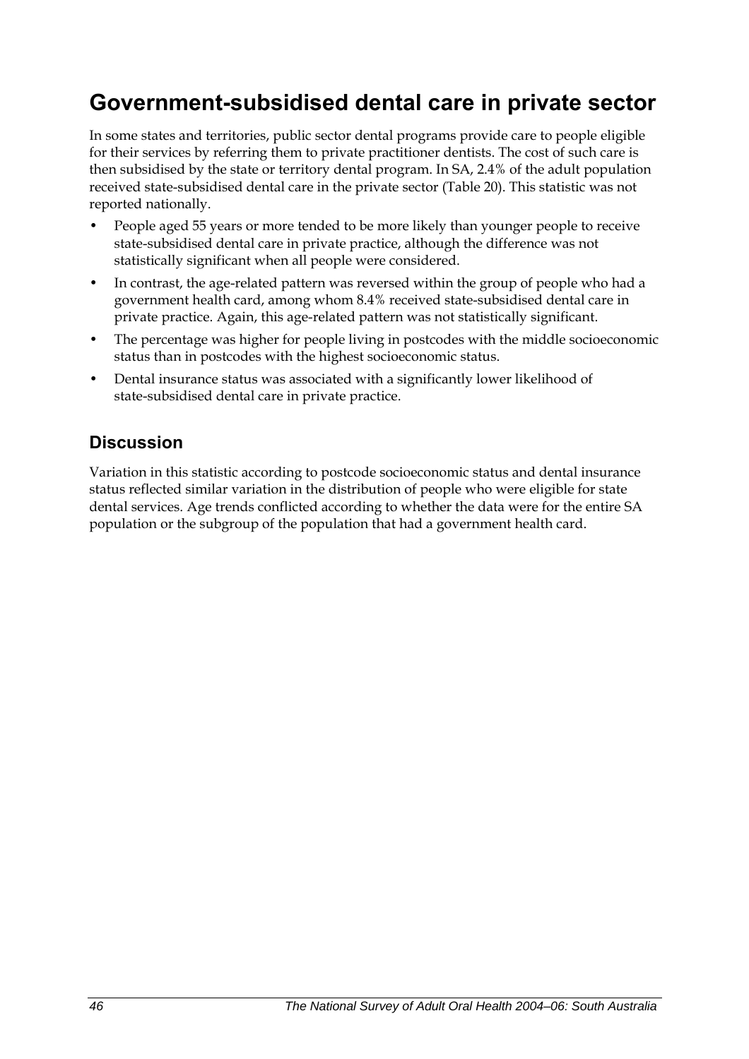# Government-subsidised dental care in private sector

In some states and territories, public sector dental programs provide care to people eligible for their services by referring them to private practitioner dentists. The cost of such care is then subsidised by the state or territory dental program. In SA, 2.4% of the adult population received state-subsidised dental care in the private sector (Table 20). This statistic was not reported nationally.

- People aged 55 years or more tended to be more likely than younger people to receive state-subsidised dental care in private practice, although the difference was not statistically significant when all people were considered.
- In contrast, the age-related pattern was reversed within the group of people who had a government health card, among whom 8.4% received state-subsidised dental care in private practice. Again, this age-related pattern was not statistically significant.
- The percentage was higher for people living in postcodes with the middle socioeconomic status than in postcodes with the highest socioeconomic status.
- Dental insurance status was associated with a significantly lower likelihood of state-subsidised dental care in private practice.

## Discussion

Variation in this statistic according to postcode socioeconomic status and dental insurance status reflected similar variation in the distribution of people who were eligible for state dental services. Age trends conflicted according to whether the data were for the entire SA population or the subgroup of the population that had a government health card.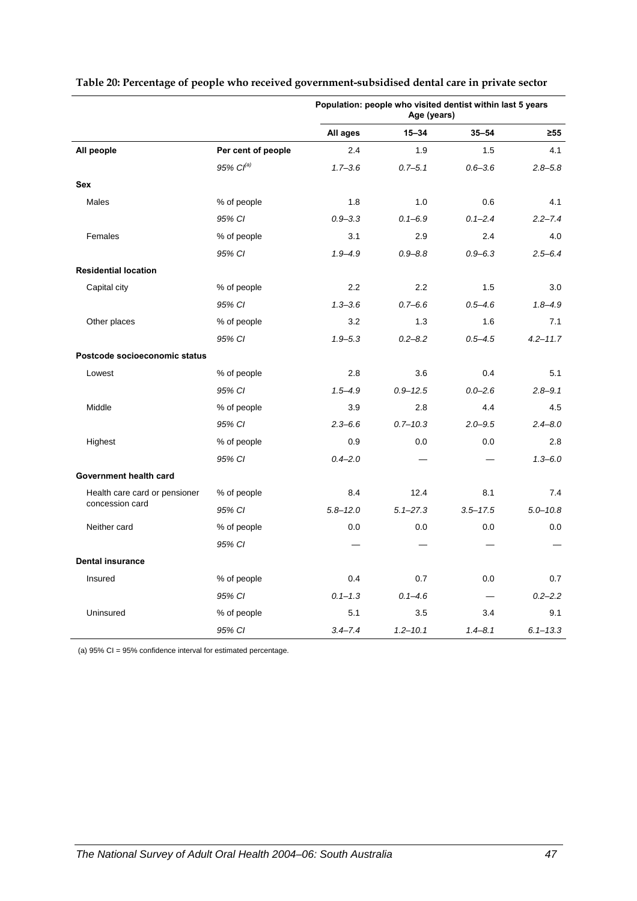**Table 20: Percentage of people who received government-subsidised dental care in private sector**

| | | Population: people who visited dentist within last 5 years | | | |
|---|---|---|---|---|---|
| | | Age (years) | | | |
| | | All ages | 15–34 | 35–54 | ≥55 |
| **All people** | **Per cent of people** | 2.4 | 1.9 | 1.5 | 4.1 |
| | *95% CI*[(a)] | *1.7–3.6* | *0.7–5.1* | *0.6–3.6* | *2.8–5.8* |
| **Sex** | | | | | |
| Males | % of people | 1.8 | 1.0 | 0.6 | 4.1 |
| | *95% CI* | *0.9–3.3* | *0.1–6.9* | *0.1–2.4* | *2.2–7.4* |
| Females | % of people | 3.1 | 2.9 | 2.4 | 4.0 |
| | *95% CI* | *1.9–4.9* | *0.9–8.8* | *0.9–6.3* | *2.5–6.4* |
| **Residential location** | | | | | |
| Capital city | % of people | 2.2 | 2.2 | 1.5 | 3.0 |
| | *95% CI* | *1.3–3.6* | *0.7–6.6* | *0.5–4.6* | *1.8–4.9* |
| Other places | % of people | 3.2 | 1.3 | 1.6 | 7.1 |
| | *95% CI* | *1.9–5.3* | *0.2–8.2* | *0.5–4.5* | *4.2–11.7* |
| **Postcode socioeconomic status** | | | | | |
| Lowest | % of people | 2.8 | 3.6 | 0.4 | 5.1 |
| | *95% CI* | *1.5–4.9* | *0.9–12.5* | *0.0–2.6* | *2.8–9.1* |
| Middle | % of people | 3.9 | 2.8 | 4.4 | 4.5 |
| | *95% CI* | *2.3–6.6* | *0.7–10.3* | *2.0–9.5* | *2.4–8.0* |
| Highest | % of people | 0.9 | 0.0 | 0.0 | 2.8 |
| | *95% CI* | *0.4–2.0* | — | — | *1.3–6.0* |
| **Government health card** | | | | | |
| Health care card or pensioner concession card | % of people | 8.4 | 12.4 | 8.1 | 7.4 |
| | *95% CI* | *5.8–12.0* | *5.1–27.3* | *3.5–17.5* | *5.0–10.8* |
| Neither card | % of people | 0.0 | 0.0 | 0.0 | 0.0 |
| | *95% CI* | — | — | — | — |
| **Dental insurance** | | | | | |
| Insured | % of people | 0.4 | 0.7 | 0.0 | 0.7 |
| | *95% CI* | *0.1–1.3* | *0.1–4.6* | — | *0.2–2.2* |
| Uninsured | % of people | 5.1 | 3.5 | 3.4 | 9.1 |
| | *95% CI* | *3.4–7.4* | *1.2–10.1* | *1.4–8.1* | *6.1–13.3* |

(a) 95% CI = 95% confidence interval for estimated percentage.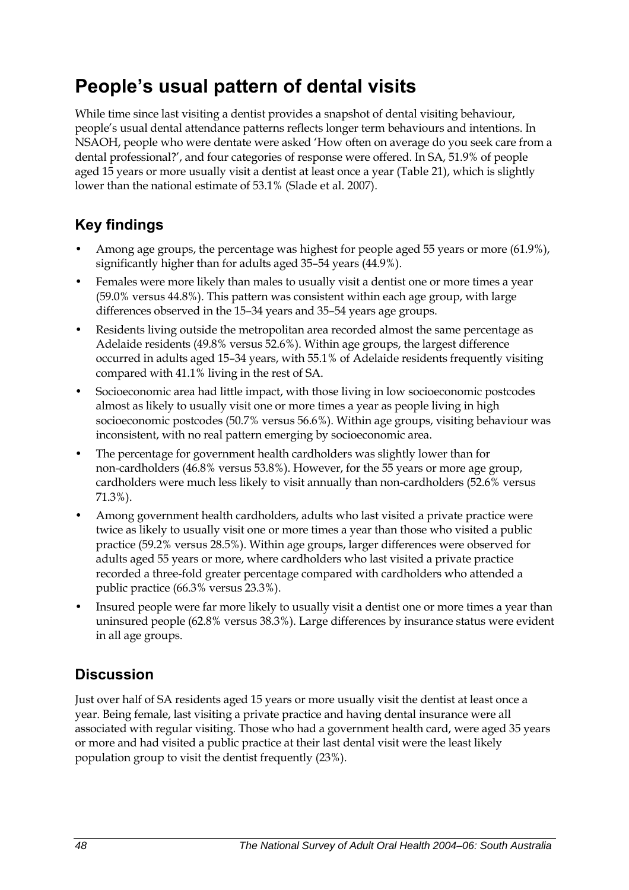# People's usual pattern of dental visits

While time since last visiting a dentist provides a snapshot of dental visiting behaviour, people's usual dental attendance patterns reflects longer term behaviours and intentions. In NSAOH, people who were dentate were asked 'How often on average do you seek care from a dental professional?', and four categories of response were offered. In SA, 51.9% of people aged 15 years or more usually visit a dentist at least once a year (Table 21), which is slightly lower than the national estimate of 53.1% (Slade et al. 2007).

## Key findings

- Among age groups, the percentage was highest for people aged 55 years or more (61.9%), significantly higher than for adults aged 35–54 years (44.9%).
- Females were more likely than males to usually visit a dentist one or more times a year (59.0% versus 44.8%). This pattern was consistent within each age group, with large differences observed in the 15–34 years and 35–54 years age groups.
- Residents living outside the metropolitan area recorded almost the same percentage as Adelaide residents (49.8% versus 52.6%). Within age groups, the largest difference occurred in adults aged 15–34 years, with 55.1% of Adelaide residents frequently visiting compared with 41.1% living in the rest of SA.
- Socioeconomic area had little impact, with those living in low socioeconomic postcodes almost as likely to usually visit one or more times a year as people living in high socioeconomic postcodes (50.7% versus 56.6%). Within age groups, visiting behaviour was inconsistent, with no real pattern emerging by socioeconomic area.
- The percentage for government health cardholders was slightly lower than for non-cardholders (46.8% versus 53.8%). However, for the 55 years or more age group, cardholders were much less likely to visit annually than non-cardholders (52.6% versus 71.3%).
- Among government health cardholders, adults who last visited a private practice were twice as likely to usually visit one or more times a year than those who visited a public practice (59.2% versus 28.5%). Within age groups, larger differences were observed for adults aged 55 years or more, where cardholders who last visited a private practice recorded a three-fold greater percentage compared with cardholders who attended a public practice (66.3% versus 23.3%).
- Insured people were far more likely to usually visit a dentist one or more times a year than uninsured people (62.8% versus 38.3%). Large differences by insurance status were evident in all age groups.

## Discussion

Just over half of SA residents aged 15 years or more usually visit the dentist at least once a year. Being female, last visiting a private practice and having dental insurance were all associated with regular visiting. Those who had a government health card, were aged 35 years or more and had visited a public practice at their last dental visit were the least likely population group to visit the dentist frequently (23%).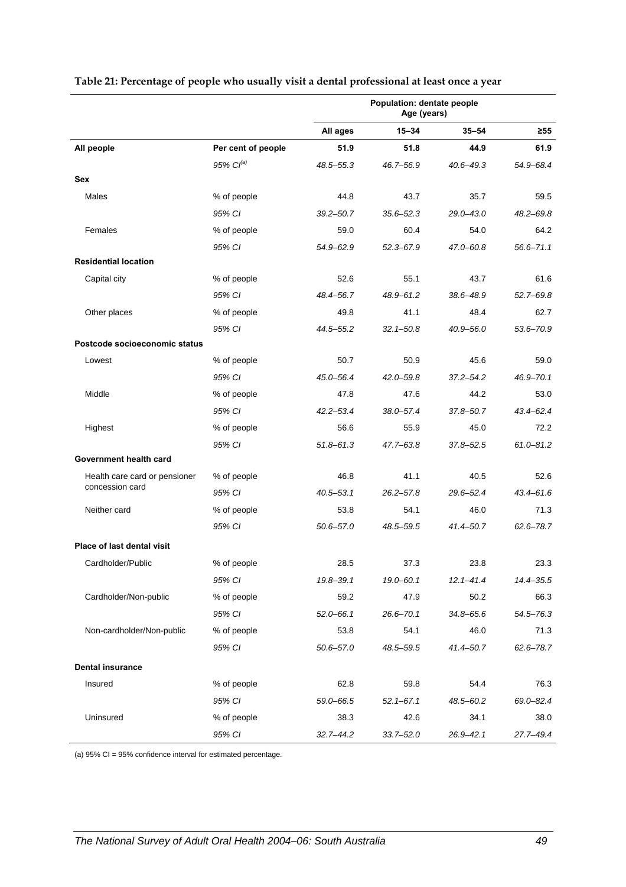**Table 21: Percentage of people who usually visit a dental professional at least once a year**

| | | Population: dentate people Age (years) | | | |
|---|---|---|---|---|---|
| | | All ages | 15–34 | 35–54 | ≥55 |
| **All people** | **Per cent of people** | **51.9** | **51.8** | **44.9** | **61.9** |
| | *95% CI[(a)]* | *48.5–55.3* | *46.7–56.9* | *40.6–49.3* | *54.9–68.4* |
| **Sex** | | | | | |
| Males | % of people | 44.8 | 43.7 | 35.7 | 59.5 |
| | *95% CI* | *39.2–50.7* | *35.6–52.3* | *29.0–43.0* | *48.2–69.8* |
| Females | % of people | 59.0 | 60.4 | 54.0 | 64.2 |
| | *95% CI* | *54.9–62.9* | *52.3–67.9* | *47.0–60.8* | *56.6–71.1* |
| **Residential location** | | | | | |
| Capital city | % of people | 52.6 | 55.1 | 43.7 | 61.6 |
| | *95% CI* | *48.4–56.7* | *48.9–61.2* | *38.6–48.9* | *52.7–69.8* |
| Other places | % of people | 49.8 | 41.1 | 48.4 | 62.7 |
| | *95% CI* | *44.5–55.2* | *32.1–50.8* | *40.9–56.0* | *53.6–70.9* |
| **Postcode socioeconomic status** | | | | | |
| Lowest | % of people | 50.7 | 50.9 | 45.6 | 59.0 |
| | *95% CI* | *45.0–56.4* | *42.0–59.8* | *37.2–54.2* | *46.9–70.1* |
| Middle | % of people | 47.8 | 47.6 | 44.2 | 53.0 |
| | *95% CI* | *42.2–53.4* | *38.0–57.4* | *37.8–50.7* | *43.4–62.4* |
| Highest | % of people | 56.6 | 55.9 | 45.0 | 72.2 |
| | *95% CI* | *51.8–61.3* | *47.7–63.8* | *37.8–52.5* | *61.0–81.2* |
| **Government health card** | | | | | |
| Health care card or pensioner concession card | % of people | 46.8 | 41.1 | 40.5 | 52.6 |
| | *95% CI* | *40.5–53.1* | *26.2–57.8* | *29.6–52.4* | *43.4–61.6* |
| Neither card | % of people | 53.8 | 54.1 | 46.0 | 71.3 |
| | *95% CI* | *50.6–57.0* | *48.5–59.5* | *41.4–50.7* | *62.6–78.7* |
| **Place of last dental visit** | | | | | |
| Cardholder/Public | % of people | 28.5 | 37.3 | 23.8 | 23.3 |
| | *95% CI* | *19.8–39.1* | *19.0–60.1* | *12.1–41.4* | *14.4–35.5* |
| Cardholder/Non-public | % of people | 59.2 | 47.9 | 50.2 | 66.3 |
| | *95% CI* | *52.0–66.1* | *26.6–70.1* | *34.8–65.6* | *54.5–76.3* |
| Non-cardholder/Non-public | % of people | 53.8 | 54.1 | 46.0 | 71.3 |
| | *95% CI* | *50.6–57.0* | *48.5–59.5* | *41.4–50.7* | *62.6–78.7* |
| **Dental insurance** | | | | | |
| Insured | % of people | 62.8 | 59.8 | 54.4 | 76.3 |
| | *95% CI* | *59.0–66.5* | *52.1–67.1* | *48.5–60.2* | *69.0–82.4* |
| Uninsured | % of people | 38.3 | 42.6 | 34.1 | 38.0 |
| | *95% CI* | *32.7–44.2* | *33.7–52.0* | *26.9–42.1* | *27.7–49.4* |

(a) 95% CI = 95% confidence interval for estimated percentage.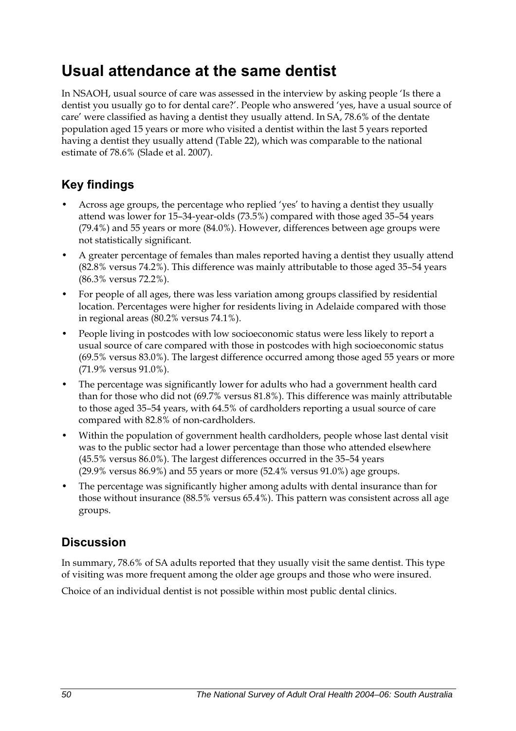# Usual attendance at the same dentist

In NSAOH, usual source of care was assessed in the interview by asking people 'Is there a dentist you usually go to for dental care?'. People who answered 'yes, have a usual source of care' were classified as having a dentist they usually attend. In SA, 78.6% of the dentate population aged 15 years or more who visited a dentist within the last 5 years reported having a dentist they usually attend (Table 22), which was comparable to the national estimate of 78.6% (Slade et al. 2007).

## Key findings

- Across age groups, the percentage who replied 'yes' to having a dentist they usually attend was lower for 15–34-year-olds (73.5%) compared with those aged 35–54 years (79.4%) and 55 years or more (84.0%). However, differences between age groups were not statistically significant.
- A greater percentage of females than males reported having a dentist they usually attend (82.8% versus 74.2%). This difference was mainly attributable to those aged 35–54 years (86.3% versus 72.2%).
- For people of all ages, there was less variation among groups classified by residential location. Percentages were higher for residents living in Adelaide compared with those in regional areas (80.2% versus 74.1%).
- People living in postcodes with low socioeconomic status were less likely to report a usual source of care compared with those in postcodes with high socioeconomic status (69.5% versus 83.0%). The largest difference occurred among those aged 55 years or more (71.9% versus 91.0%).
- The percentage was significantly lower for adults who had a government health card than for those who did not (69.7% versus 81.8%). This difference was mainly attributable to those aged 35–54 years, with 64.5% of cardholders reporting a usual source of care compared with 82.8% of non-cardholders.
- Within the population of government health cardholders, people whose last dental visit was to the public sector had a lower percentage than those who attended elsewhere (45.5% versus 86.0%). The largest differences occurred in the 35–54 years (29.9% versus 86.9%) and 55 years or more (52.4% versus 91.0%) age groups.
- The percentage was significantly higher among adults with dental insurance than for those without insurance (88.5% versus 65.4%). This pattern was consistent across all age groups.

## Discussion

In summary, 78.6% of SA adults reported that they usually visit the same dentist. This type of visiting was more frequent among the older age groups and those who were insured.

Choice of an individual dentist is not possible within most public dental clinics.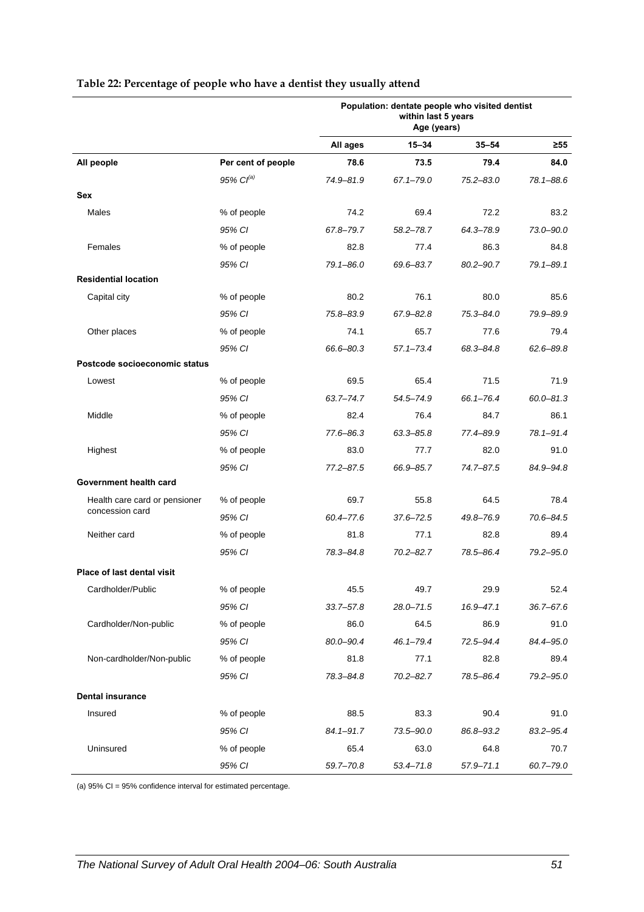**Table 22: Percentage of people who have a dentist they usually attend**

| | | Population: dentate people who visited dentist within last 5 years Age (years) | | | |
|---|---|---|---|---|---|
| | | All ages | 15–34 | 35–54 | ≥55 |
| **All people** | **Per cent of people** | **78.6** | **73.5** | **79.4** | **84.0** |
| | *95% CI[(a)]* | *74.9–81.9* | *67.1–79.0* | *75.2–83.0* | *78.1–88.6* |
| **Sex** | | | | | |
| Males | % of people | 74.2 | 69.4 | 72.2 | 83.2 |
| | *95% CI* | *67.8–79.7* | *58.2–78.7* | *64.3–78.9* | *73.0–90.0* |
| Females | % of people | 82.8 | 77.4 | 86.3 | 84.8 |
| | *95% CI* | *79.1–86.0* | *69.6–83.7* | *80.2–90.7* | *79.1–89.1* |
| **Residential location** | | | | | |
| Capital city | % of people | 80.2 | 76.1 | 80.0 | 85.6 |
| | *95% CI* | *75.8–83.9* | *67.9–82.8* | *75.3–84.0* | *79.9–89.9* |
| Other places | % of people | 74.1 | 65.7 | 77.6 | 79.4 |
| | *95% CI* | *66.6–80.3* | *57.1–73.4* | *68.3–84.8* | *62.6–89.8* |
| **Postcode socioeconomic status** | | | | | |
| Lowest | % of people | 69.5 | 65.4 | 71.5 | 71.9 |
| | *95% CI* | *63.7–74.7* | *54.5–74.9* | *66.1–76.4* | *60.0–81.3* |
| Middle | % of people | 82.4 | 76.4 | 84.7 | 86.1 |
| | *95% CI* | *77.6–86.3* | *63.3–85.8* | *77.4–89.9* | *78.1–91.4* |
| Highest | % of people | 83.0 | 77.7 | 82.0 | 91.0 |
| | *95% CI* | *77.2–87.5* | *66.9–85.7* | *74.7–87.5* | *84.9–94.8* |
| **Government health card** | | | | | |
| Health care card or pensioner concession card | % of people | 69.7 | 55.8 | 64.5 | 78.4 |
| | *95% CI* | *60.4–77.6* | *37.6–72.5* | *49.8–76.9* | *70.6–84.5* |
| Neither card | % of people | 81.8 | 77.1 | 82.8 | 89.4 |
| | *95% CI* | *78.3–84.8* | *70.2–82.7* | *78.5–86.4* | *79.2–95.0* |
| **Place of last dental visit** | | | | | |
| Cardholder/Public | % of people | 45.5 | 49.7 | 29.9 | 52.4 |
| | *95% CI* | *33.7–57.8* | *28.0–71.5* | *16.9–47.1* | *36.7–67.6* |
| Cardholder/Non-public | % of people | 86.0 | 64.5 | 86.9 | 91.0 |
| | *95% CI* | *80.0–90.4* | *46.1–79.4* | *72.5–94.4* | *84.4–95.0* |
| Non-cardholder/Non-public | % of people | 81.8 | 77.1 | 82.8 | 89.4 |
| | *95% CI* | *78.3–84.8* | *70.2–82.7* | *78.5–86.4* | *79.2–95.0* |
| **Dental insurance** | | | | | |
| Insured | % of people | 88.5 | 83.3 | 90.4 | 91.0 |
| | *95% CI* | *84.1–91.7* | *73.5–90.0* | *86.8–93.2* | *83.2–95.4* |
| Uninsured | % of people | 65.4 | 63.0 | 64.8 | 70.7 |
| | *95% CI* | *59.7–70.8* | *53.4–71.8* | *57.9–71.1* | *60.7–79.0* |

(a) 95% CI = 95% confidence interval for estimated percentage.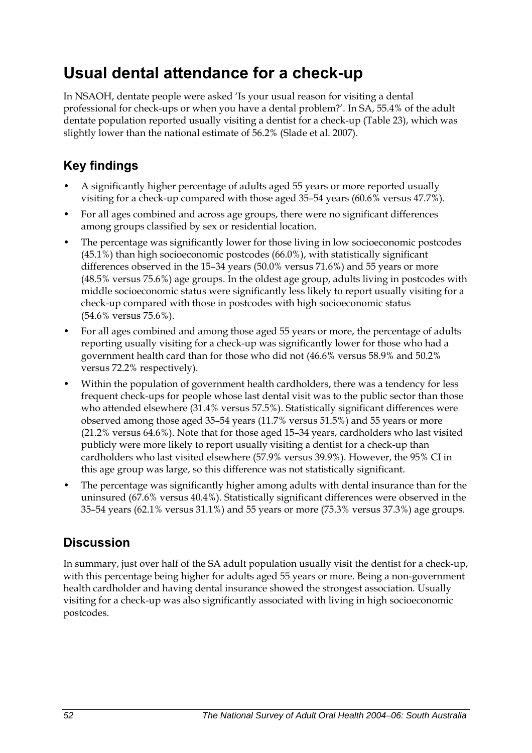# Usual dental attendance for a check-up

In NSAOH, dentate people were asked 'Is your usual reason for visiting a dental professional for check-ups or when you have a dental problem?'. In SA, 55.4% of the adult dentate population reported usually visiting a dentist for a check-up (Table 23), which was slightly lower than the national estimate of 56.2% (Slade et al. 2007).

## Key findings

- A significantly higher percentage of adults aged 55 years or more reported usually visiting for a check-up compared with those aged 35–54 years (60.6% versus 47.7%).
- For all ages combined and across age groups, there were no significant differences among groups classified by sex or residential location.
- The percentage was significantly lower for those living in low socioeconomic postcodes (45.1%) than high socioeconomic postcodes (66.0%), with statistically significant differences observed in the 15–34 years (50.0% versus 71.6%) and 55 years or more (48.5% versus 75.6%) age groups. In the oldest age group, adults living in postcodes with middle socioeconomic status were significantly less likely to report usually visiting for a check-up compared with those in postcodes with high socioeconomic status (54.6% versus 75.6%).
- For all ages combined and among those aged 55 years or more, the percentage of adults reporting usually visiting for a check-up was significantly lower for those who had a government health card than for those who did not (46.6% versus 58.9% and 50.2% versus 72.2% respectively).
- Within the population of government health cardholders, there was a tendency for less frequent check-ups for people whose last dental visit was to the public sector than those who attended elsewhere (31.4% versus 57.5%). Statistically significant differences were observed among those aged 35–54 years (11.7% versus 51.5%) and 55 years or more (21.2% versus 64.6%). Note that for those aged 15–34 years, cardholders who last visited publicly were more likely to report usually visiting a dentist for a check-up than cardholders who last visited elsewhere (57.9% versus 39.9%). However, the 95% CI in this age group was large, so this difference was not statistically significant.
- The percentage was significantly higher among adults with dental insurance than for the uninsured (67.6% versus 40.4%). Statistically significant differences were observed in the 35–54 years (62.1% versus 31.1%) and 55 years or more (75.3% versus 37.3%) age groups.

## Discussion

In summary, just over half of the SA adult population usually visit the dentist for a check-up, with this percentage being higher for adults aged 55 years or more. Being a non-government health cardholder and having dental insurance showed the strongest association. Usually visiting for a check-up was also significantly associated with living in high socioeconomic postcodes.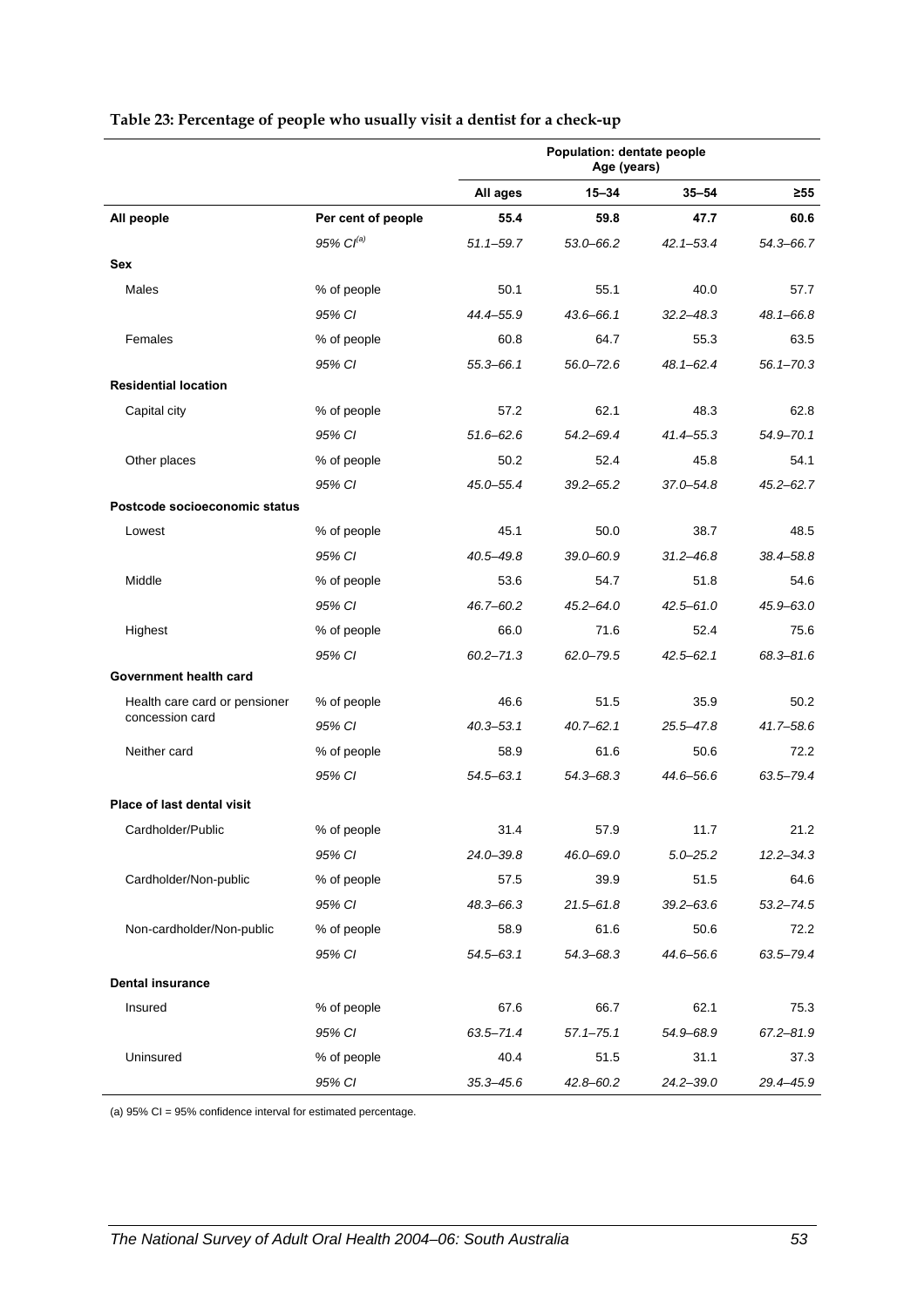**Table 23: Percentage of people who usually visit a dentist for a check-up**

| | | Population: dentate people Age (years) | | | |
|---|---|---|---|---|---|
| | | All ages | 15–34 | 35–54 | ≥55 |
| **All people** | **Per cent of people** | **55.4** | **59.8** | **47.7** | **60.6** |
| | *95% CI[(a)]* | *51.1–59.7* | *53.0–66.2* | *42.1–53.4* | *54.3–66.7* |
| **Sex** | | | | | |
| Males | % of people | 50.1 | 55.1 | 40.0 | 57.7 |
| | *95% CI* | *44.4–55.9* | *43.6–66.1* | *32.2–48.3* | *48.1–66.8* |
| Females | % of people | 60.8 | 64.7 | 55.3 | 63.5 |
| | *95% CI* | *55.3–66.1* | *56.0–72.6* | *48.1–62.4* | *56.1–70.3* |
| **Residential location** | | | | | |
| Capital city | % of people | 57.2 | 62.1 | 48.3 | 62.8 |
| | *95% CI* | *51.6–62.6* | *54.2–69.4* | *41.4–55.3* | *54.9–70.1* |
| Other places | % of people | 50.2 | 52.4 | 45.8 | 54.1 |
| | *95% CI* | *45.0–55.4* | *39.2–65.2* | *37.0–54.8* | *45.2–62.7* |
| **Postcode socioeconomic status** | | | | | |
| Lowest | % of people | 45.1 | 50.0 | 38.7 | 48.5 |
| | *95% CI* | *40.5–49.8* | *39.0–60.9* | *31.2–46.8* | *38.4–58.8* |
| Middle | % of people | 53.6 | 54.7 | 51.8 | 54.6 |
| | *95% CI* | *46.7–60.2* | *45.2–64.0* | *42.5–61.0* | *45.9–63.0* |
| Highest | % of people | 66.0 | 71.6 | 52.4 | 75.6 |
| | *95% CI* | *60.2–71.3* | *62.0–79.5* | *42.5–62.1* | *68.3–81.6* |
| **Government health card** | | | | | |
| Health care card or pensioner concession card | % of people | 46.6 | 51.5 | 35.9 | 50.2 |
| | *95% CI* | *40.3–53.1* | *40.7–62.1* | *25.5–47.8* | *41.7–58.6* |
| Neither card | % of people | 58.9 | 61.6 | 50.6 | 72.2 |
| | *95% CI* | *54.5–63.1* | *54.3–68.3* | *44.6–56.6* | *63.5–79.4* |
| **Place of last dental visit** | | | | | |
| Cardholder/Public | % of people | 31.4 | 57.9 | 11.7 | 21.2 |
| | *95% CI* | *24.0–39.8* | *46.0–69.0* | *5.0–25.2* | *12.2–34.3* |
| Cardholder/Non-public | % of people | 57.5 | 39.9 | 51.5 | 64.6 |
| | *95% CI* | *48.3–66.3* | *21.5–61.8* | *39.2–63.6* | *53.2–74.5* |
| Non-cardholder/Non-public | % of people | 58.9 | 61.6 | 50.6 | 72.2 |
| | *95% CI* | *54.5–63.1* | *54.3–68.3* | *44.6–56.6* | *63.5–79.4* |
| **Dental insurance** | | | | | |
| Insured | % of people | 67.6 | 66.7 | 62.1 | 75.3 |
| | *95% CI* | *63.5–71.4* | *57.1–75.1* | *54.9–68.9* | *67.2–81.9* |
| Uninsured | % of people | 40.4 | 51.5 | 31.1 | 37.3 |
| | *95% CI* | *35.3–45.6* | *42.8–60.2* | *24.2–39.0* | *29.4–45.9* |

(a) 95% CI = 95% confidence interval for estimated percentage.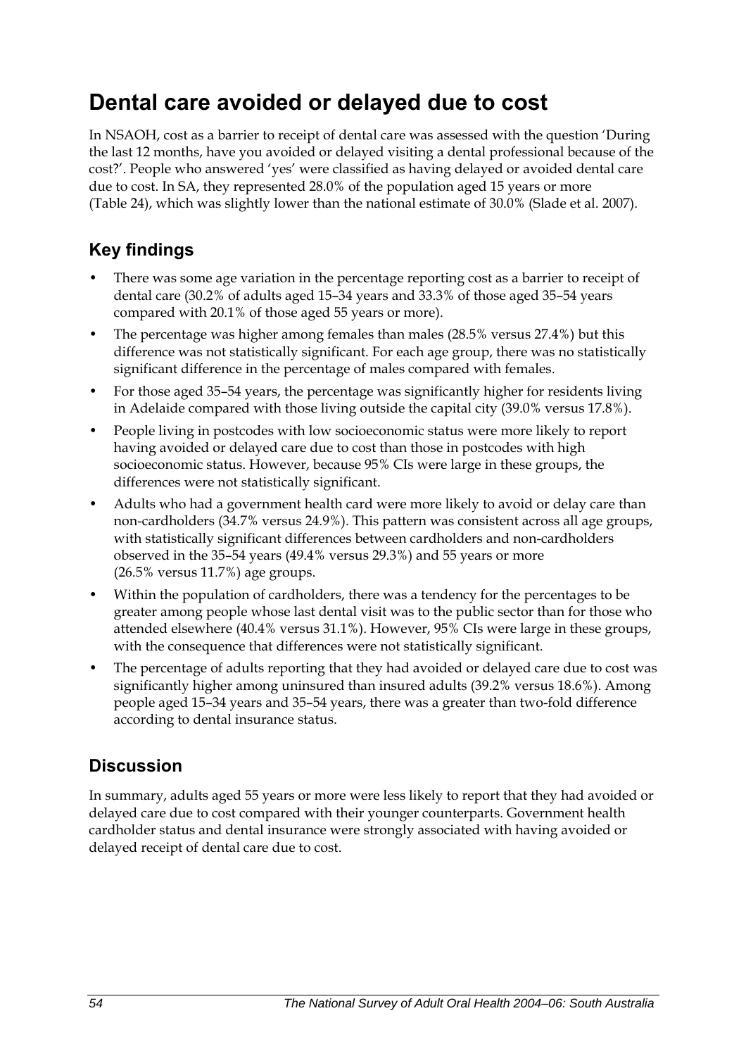# Dental care avoided or delayed due to cost

In NSAOH, cost as a barrier to receipt of dental care was assessed with the question 'During the last 12 months, have you avoided or delayed visiting a dental professional because of the cost?'. People who answered 'yes' were classified as having delayed or avoided dental care due to cost. In SA, they represented 28.0% of the population aged 15 years or more (Table 24), which was slightly lower than the national estimate of 30.0% (Slade et al. 2007).

## Key findings

- There was some age variation in the percentage reporting cost as a barrier to receipt of dental care (30.2% of adults aged 15–34 years and 33.3% of those aged 35–54 years compared with 20.1% of those aged 55 years or more).
- The percentage was higher among females than males (28.5% versus 27.4%) but this difference was not statistically significant. For each age group, there was no statistically significant difference in the percentage of males compared with females.
- For those aged 35–54 years, the percentage was significantly higher for residents living in Adelaide compared with those living outside the capital city (39.0% versus 17.8%).
- People living in postcodes with low socioeconomic status were more likely to report having avoided or delayed care due to cost than those in postcodes with high socioeconomic status. However, because 95% CIs were large in these groups, the differences were not statistically significant.
- Adults who had a government health card were more likely to avoid or delay care than non-cardholders (34.7% versus 24.9%). This pattern was consistent across all age groups, with statistically significant differences between cardholders and non-cardholders observed in the 35–54 years (49.4% versus 29.3%) and 55 years or more (26.5% versus 11.7%) age groups.
- Within the population of cardholders, there was a tendency for the percentages to be greater among people whose last dental visit was to the public sector than for those who attended elsewhere (40.4% versus 31.1%). However, 95% CIs were large in these groups, with the consequence that differences were not statistically significant.
- The percentage of adults reporting that they had avoided or delayed care due to cost was significantly higher among uninsured than insured adults (39.2% versus 18.6%). Among people aged 15–34 years and 35–54 years, there was a greater than two-fold difference according to dental insurance status.

## Discussion

In summary, adults aged 55 years or more were less likely to report that they had avoided or delayed care due to cost compared with their younger counterparts. Government health cardholder status and dental insurance were strongly associated with having avoided or delayed receipt of dental care due to cost.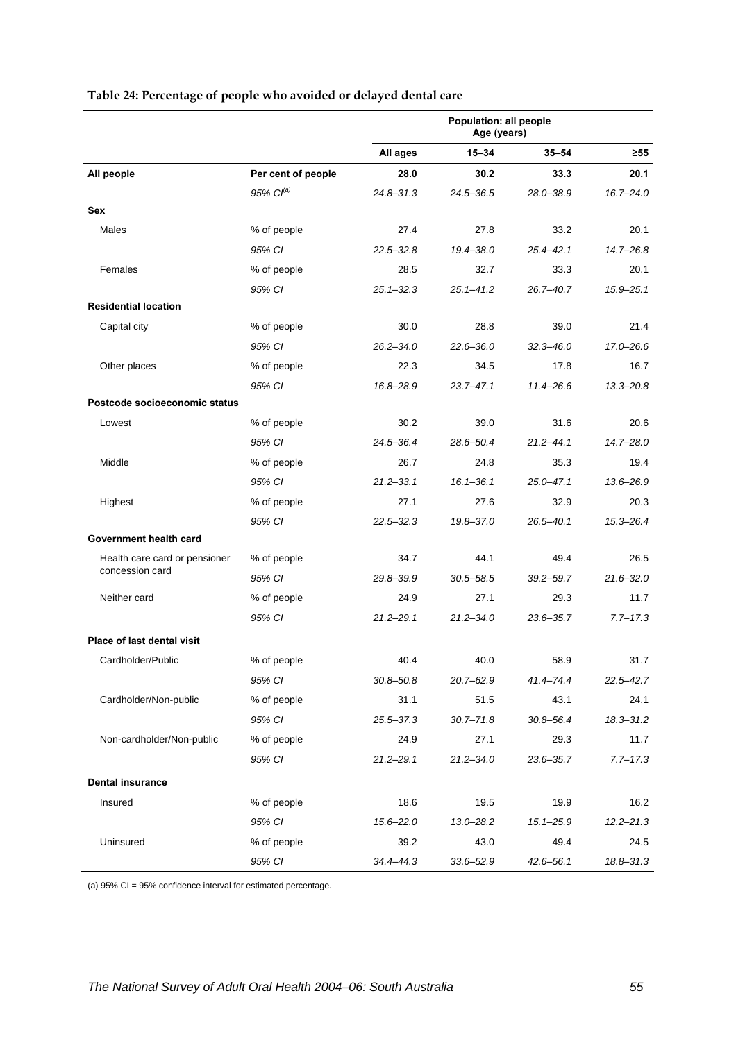**Table 24: Percentage of people who avoided or delayed dental care**

| | | Population: all people Age (years) | | | |
|---|---|---|---|---|---|
| | | All ages | 15–34 | 35–54 | ≥55 |
| **All people** | **Per cent of people** | **28.0** | **30.2** | **33.3** | **20.1** |
| | *95% CI[(a)]* | *24.8–31.3* | *24.5–36.5* | *28.0–38.9* | *16.7–24.0* |
| **Sex** | | | | | |
| Males | % of people | 27.4 | 27.8 | 33.2 | 20.1 |
| | *95% CI* | *22.5–32.8* | *19.4–38.0* | *25.4–42.1* | *14.7–26.8* |
| Females | % of people | 28.5 | 32.7 | 33.3 | 20.1 |
| | *95% CI* | *25.1–32.3* | *25.1–41.2* | *26.7–40.7* | *15.9–25.1* |
| **Residential location** | | | | | |
| Capital city | % of people | 30.0 | 28.8 | 39.0 | 21.4 |
| | *95% CI* | *26.2–34.0* | *22.6–36.0* | *32.3–46.0* | *17.0–26.6* |
| Other places | % of people | 22.3 | 34.5 | 17.8 | 16.7 |
| | *95% CI* | *16.8–28.9* | *23.7–47.1* | *11.4–26.6* | *13.3–20.8* |
| **Postcode socioeconomic status** | | | | | |
| Lowest | % of people | 30.2 | 39.0 | 31.6 | 20.6 |
| | *95% CI* | *24.5–36.4* | *28.6–50.4* | *21.2–44.1* | *14.7–28.0* |
| Middle | % of people | 26.7 | 24.8 | 35.3 | 19.4 |
| | *95% CI* | *21.2–33.1* | *16.1–36.1* | *25.0–47.1* | *13.6–26.9* |
| Highest | % of people | 27.1 | 27.6 | 32.9 | 20.3 |
| | *95% CI* | *22.5–32.3* | *19.8–37.0* | *26.5–40.1* | *15.3–26.4* |
| **Government health card** | | | | | |
| Health care card or pensioner concession card | % of people | 34.7 | 44.1 | 49.4 | 26.5 |
| | *95% CI* | *29.8–39.9* | *30.5–58.5* | *39.2–59.7* | *21.6–32.0* |
| Neither card | % of people | 24.9 | 27.1 | 29.3 | 11.7 |
| | *95% CI* | *21.2–29.1* | *21.2–34.0* | *23.6–35.7* | *7.7–17.3* |
| **Place of last dental visit** | | | | | |
| Cardholder/Public | % of people | 40.4 | 40.0 | 58.9 | 31.7 |
| | *95% CI* | *30.8–50.8* | *20.7–62.9* | *41.4–74.4* | *22.5–42.7* |
| Cardholder/Non-public | % of people | 31.1 | 51.5 | 43.1 | 24.1 |
| | *95% CI* | *25.5–37.3* | *30.7–71.8* | *30.8–56.4* | *18.3–31.2* |
| Non-cardholder/Non-public | % of people | 24.9 | 27.1 | 29.3 | 11.7 |
| | *95% CI* | *21.2–29.1* | *21.2–34.0* | *23.6–35.7* | *7.7–17.3* |
| **Dental insurance** | | | | | |
| Insured | % of people | 18.6 | 19.5 | 19.9 | 16.2 |
| | *95% CI* | *15.6–22.0* | *13.0–28.2* | *15.1–25.9* | *12.2–21.3* |
| Uninsured | % of people | 39.2 | 43.0 | 49.4 | 24.5 |
| | *95% CI* | *34.4–44.3* | *33.6–52.9* | *42.6–56.1* | *18.8–31.3* |

(a) 95% CI = 95% confidence interval for estimated percentage.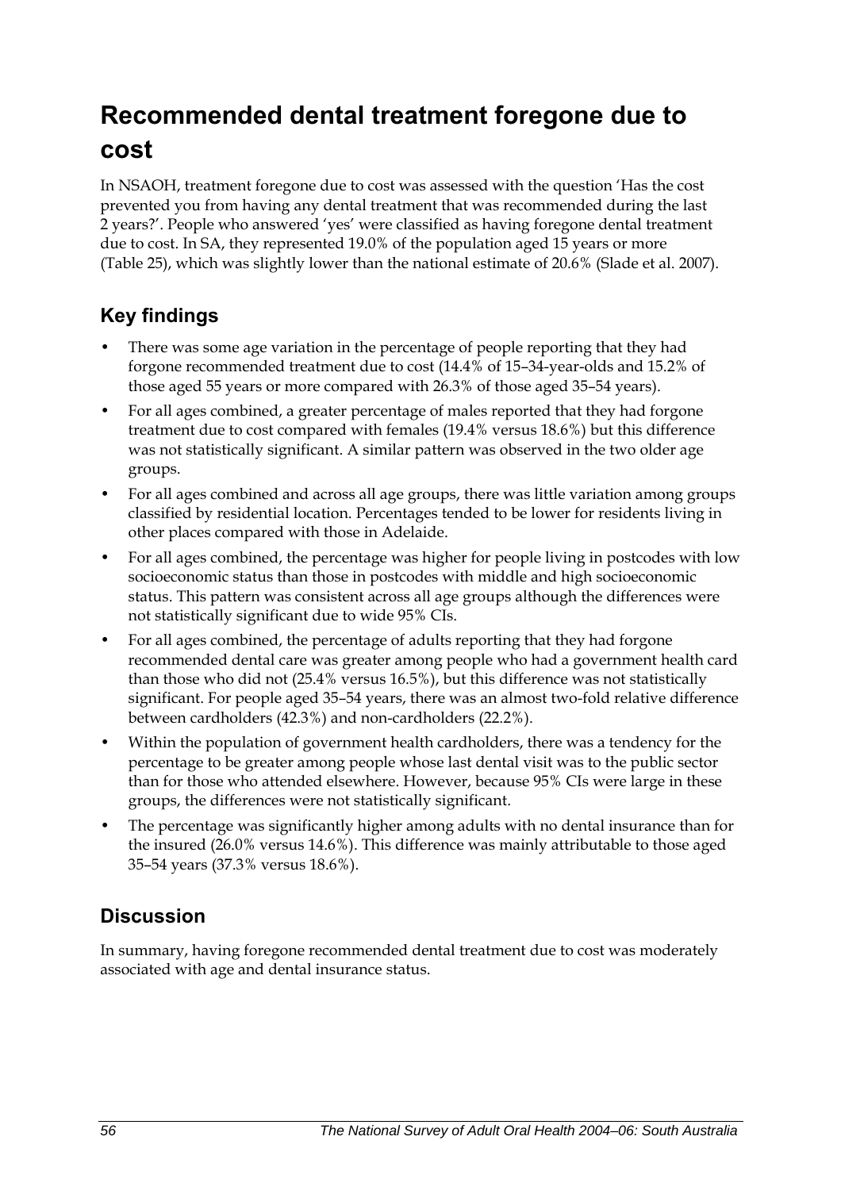# Recommended dental treatment foregone due to cost

In NSAOH, treatment foregone due to cost was assessed with the question 'Has the cost prevented you from having any dental treatment that was recommended during the last 2 years?'. People who answered 'yes' were classified as having foregone dental treatment due to cost. In SA, they represented 19.0% of the population aged 15 years or more (Table 25), which was slightly lower than the national estimate of 20.6% (Slade et al. 2007).

## Key findings

- There was some age variation in the percentage of people reporting that they had forgone recommended treatment due to cost (14.4% of 15–34-year-olds and 15.2% of those aged 55 years or more compared with 26.3% of those aged 35–54 years).
- For all ages combined, a greater percentage of males reported that they had forgone treatment due to cost compared with females (19.4% versus 18.6%) but this difference was not statistically significant. A similar pattern was observed in the two older age groups.
- For all ages combined and across all age groups, there was little variation among groups classified by residential location. Percentages tended to be lower for residents living in other places compared with those in Adelaide.
- For all ages combined, the percentage was higher for people living in postcodes with low socioeconomic status than those in postcodes with middle and high socioeconomic status. This pattern was consistent across all age groups although the differences were not statistically significant due to wide 95% CIs.
- For all ages combined, the percentage of adults reporting that they had forgone recommended dental care was greater among people who had a government health card than those who did not (25.4% versus 16.5%), but this difference was not statistically significant. For people aged 35–54 years, there was an almost two-fold relative difference between cardholders (42.3%) and non-cardholders (22.2%).
- Within the population of government health cardholders, there was a tendency for the percentage to be greater among people whose last dental visit was to the public sector than for those who attended elsewhere. However, because 95% CIs were large in these groups, the differences were not statistically significant.
- The percentage was significantly higher among adults with no dental insurance than for the insured (26.0% versus 14.6%). This difference was mainly attributable to those aged 35–54 years (37.3% versus 18.6%).

## Discussion

In summary, having foregone recommended dental treatment due to cost was moderately associated with age and dental insurance status.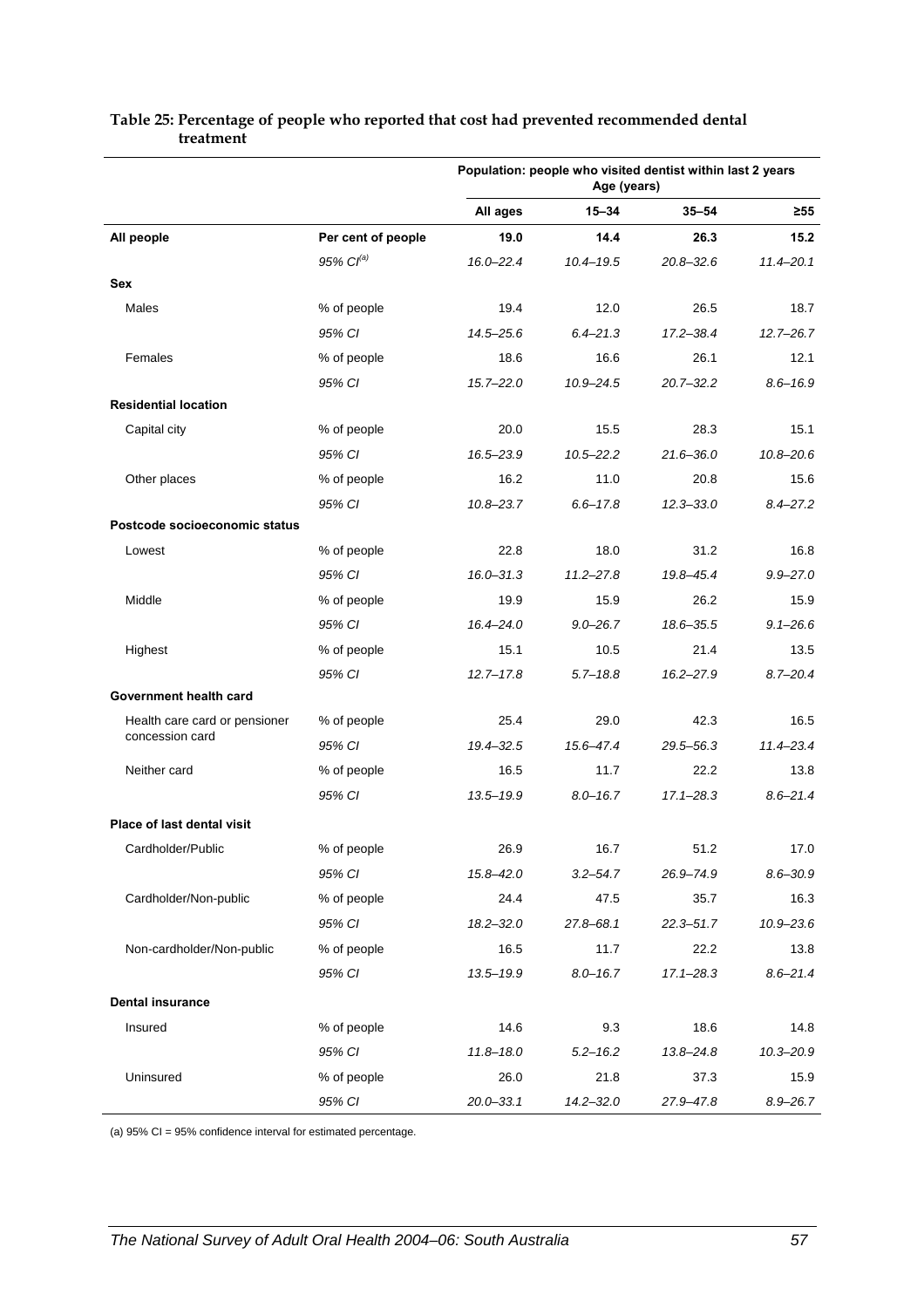**Table 25: Percentage of people who reported that cost had prevented recommended dental treatment**

| | | Population: people who visited dentist within last 2 years Age (years) | | | |
|---|---|---|---|---|---|
| | | **All ages** | **15–34** | **35–54** | **≥55** |
| **All people** | **Per cent of people** | **19.0** | **14.4** | **26.3** | **15.2** |
| | *95% CI[(a)]* | *16.0–22.4* | *10.4–19.5* | *20.8–32.6* | *11.4–20.1* |
| **Sex** | | | | | |
| Males | % of people | 19.4 | 12.0 | 26.5 | 18.7 |
| | *95% CI* | *14.5–25.6* | *6.4–21.3* | *17.2–38.4* | *12.7–26.7* |
| Females | % of people | 18.6 | 16.6 | 26.1 | 12.1 |
| | *95% CI* | *15.7–22.0* | *10.9–24.5* | *20.7–32.2* | *8.6–16.9* |
| **Residential location** | | | | | |
| Capital city | % of people | 20.0 | 15.5 | 28.3 | 15.1 |
| | *95% CI* | *16.5–23.9* | *10.5–22.2* | *21.6–36.0* | *10.8–20.6* |
| Other places | % of people | 16.2 | 11.0 | 20.8 | 15.6 |
| | *95% CI* | *10.8–23.7* | *6.6–17.8* | *12.3–33.0* | *8.4–27.2* |
| **Postcode socioeconomic status** | | | | | |
| Lowest | % of people | 22.8 | 18.0 | 31.2 | 16.8 |
| | *95% CI* | *16.0–31.3* | *11.2–27.8* | *19.8–45.4* | *9.9–27.0* |
| Middle | % of people | 19.9 | 15.9 | 26.2 | 15.9 |
| | *95% CI* | *16.4–24.0* | *9.0–26.7* | *18.6–35.5* | *9.1–26.6* |
| Highest | % of people | 15.1 | 10.5 | 21.4 | 13.5 |
| | *95% CI* | *12.7–17.8* | *5.7–18.8* | *16.2–27.9* | *8.7–20.4* |
| **Government health card** | | | | | |
| Health care card or pensioner concession card | % of people | 25.4 | 29.0 | 42.3 | 16.5 |
| | *95% CI* | *19.4–32.5* | *15.6–47.4* | *29.5–56.3* | *11.4–23.4* |
| Neither card | % of people | 16.5 | 11.7 | 22.2 | 13.8 |
| | *95% CI* | *13.5–19.9* | *8.0–16.7* | *17.1–28.3* | *8.6–21.4* |
| **Place of last dental visit** | | | | | |
| Cardholder/Public | % of people | 26.9 | 16.7 | 51.2 | 17.0 |
| | *95% CI* | *15.8–42.0* | *3.2–54.7* | *26.9–74.9* | *8.6–30.9* |
| Cardholder/Non-public | % of people | 24.4 | 47.5 | 35.7 | 16.3 |
| | *95% CI* | *18.2–32.0* | *27.8–68.1* | *22.3–51.7* | *10.9–23.6* |
| Non-cardholder/Non-public | % of people | 16.5 | 11.7 | 22.2 | 13.8 |
| | *95% CI* | *13.5–19.9* | *8.0–16.7* | *17.1–28.3* | *8.6–21.4* |
| **Dental insurance** | | | | | |
| Insured | % of people | 14.6 | 9.3 | 18.6 | 14.8 |
| | *95% CI* | *11.8–18.0* | *5.2–16.2* | *13.8–24.8* | *10.3–20.9* |
| Uninsured | % of people | 26.0 | 21.8 | 37.3 | 15.9 |
| | *95% CI* | *20.0–33.1* | *14.2–32.0* | *27.9–47.8* | *8.9–26.7* |

(a) 95% CI = 95% confidence interval for estimated percentage.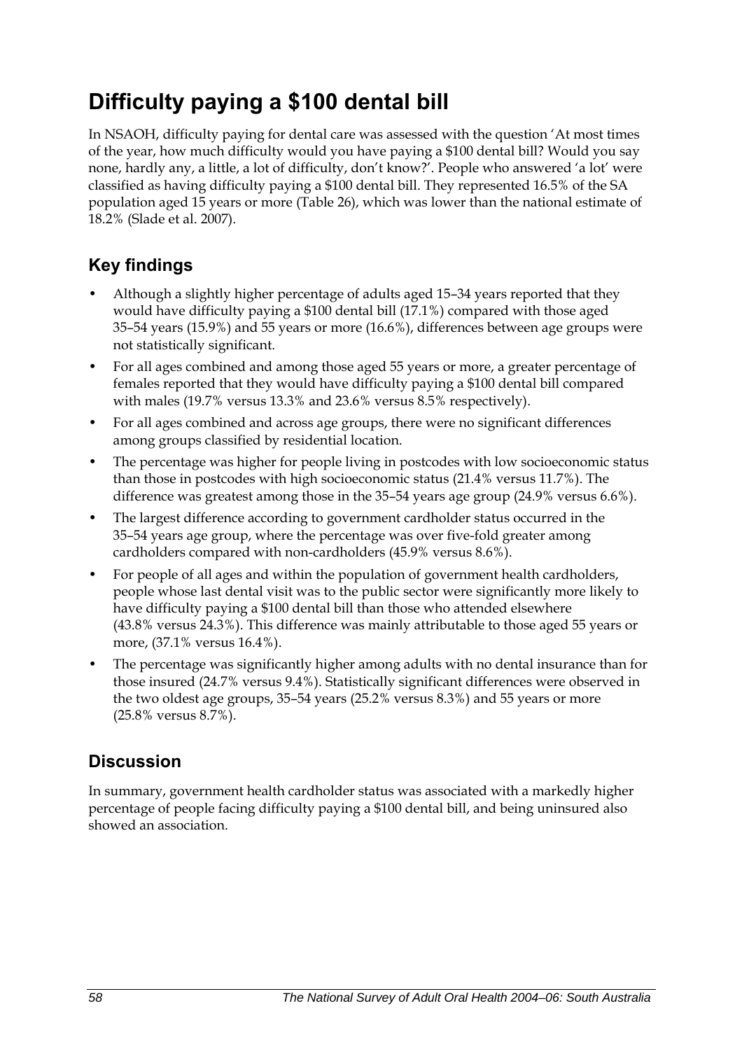# Difficulty paying a $100 dental bill

In NSAOH, difficulty paying for dental care was assessed with the question 'At most times of the year, how much difficulty would you have paying a $100 dental bill? Would you say none, hardly any, a little, a lot of difficulty, don't know?'. People who answered 'a lot' were classified as having difficulty paying a $100 dental bill. They represented 16.5% of the SA population aged 15 years or more (Table 26), which was lower than the national estimate of 18.2% (Slade et al. 2007).

## Key findings

- Although a slightly higher percentage of adults aged 15–34 years reported that they would have difficulty paying a $100 dental bill (17.1%) compared with those aged 35–54 years (15.9%) and 55 years or more (16.6%), differences between age groups were not statistically significant.
- For all ages combined and among those aged 55 years or more, a greater percentage of females reported that they would have difficulty paying a $100 dental bill compared with males (19.7% versus 13.3% and 23.6% versus 8.5% respectively).
- For all ages combined and across age groups, there were no significant differences among groups classified by residential location.
- The percentage was higher for people living in postcodes with low socioeconomic status than those in postcodes with high socioeconomic status (21.4% versus 11.7%). The difference was greatest among those in the 35–54 years age group (24.9% versus 6.6%).
- The largest difference according to government cardholder status occurred in the 35–54 years age group, where the percentage was over five-fold greater among cardholders compared with non-cardholders (45.9% versus 8.6%).
- For people of all ages and within the population of government health cardholders, people whose last dental visit was to the public sector were significantly more likely to have difficulty paying a $100 dental bill than those who attended elsewhere (43.8% versus 24.3%). This difference was mainly attributable to those aged 55 years or more, (37.1% versus 16.4%).
- The percentage was significantly higher among adults with no dental insurance than for those insured (24.7% versus 9.4%). Statistically significant differences were observed in the two oldest age groups, 35–54 years (25.2% versus 8.3%) and 55 years or more (25.8% versus 8.7%).

## Discussion

In summary, government health cardholder status was associated with a markedly higher percentage of people facing difficulty paying a $100 dental bill, and being uninsured also showed an association.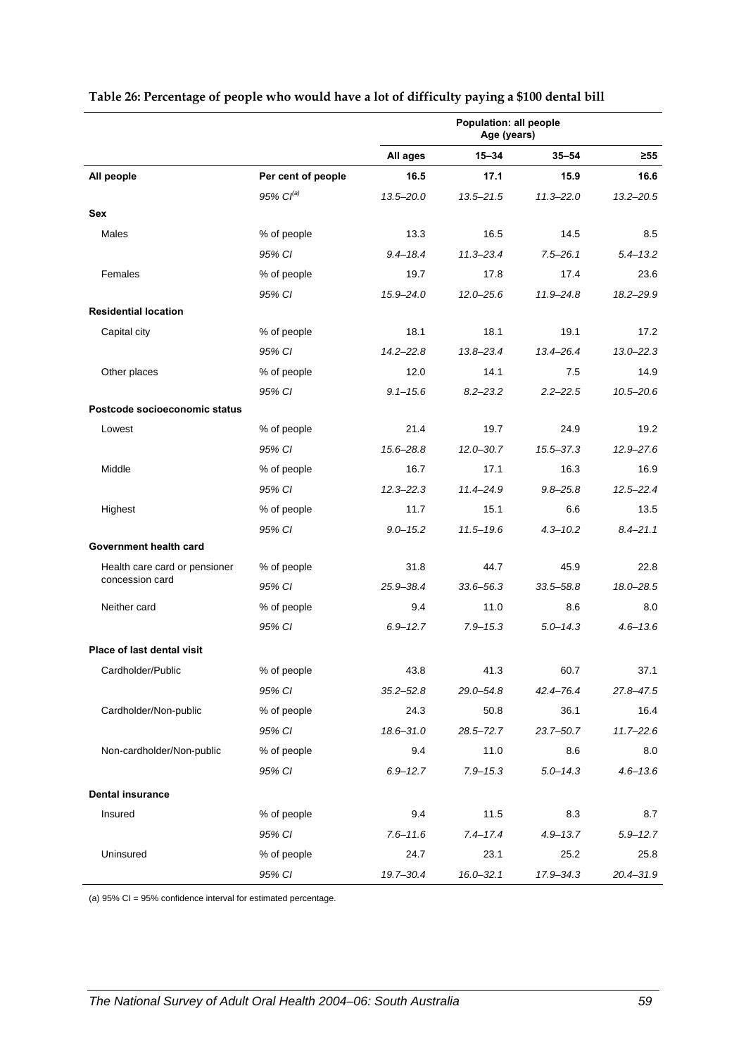**Table 26: Percentage of people who would have a lot of difficulty paying a $100 dental bill**

| | | Population: all people Age (years) | | | |
|---|---|---|---|---|---|
| | | All ages | 15–34 | 35–54 | ≥55 |
| **All people** | **Per cent of people** | **16.5** | **17.1** | **15.9** | **16.6** |
| | *95% CI[(a)]* | *13.5–20.0* | *13.5–21.5* | *11.3–22.0* | *13.2–20.5* |
| **Sex** | | | | | |
| Males | % of people | 13.3 | 16.5 | 14.5 | 8.5 |
| | *95% CI* | *9.4–18.4* | *11.3–23.4* | *7.5–26.1* | *5.4–13.2* |
| Females | % of people | 19.7 | 17.8 | 17.4 | 23.6 |
| | *95% CI* | *15.9–24.0* | *12.0–25.6* | *11.9–24.8* | *18.2–29.9* |
| **Residential location** | | | | | |
| Capital city | % of people | 18.1 | 18.1 | 19.1 | 17.2 |
| | *95% CI* | *14.2–22.8* | *13.8–23.4* | *13.4–26.4* | *13.0–22.3* |
| Other places | % of people | 12.0 | 14.1 | 7.5 | 14.9 |
| | *95% CI* | *9.1–15.6* | *8.2–23.2* | *2.2–22.5* | *10.5–20.6* |
| **Postcode socioeconomic status** | | | | | |
| Lowest | % of people | 21.4 | 19.7 | 24.9 | 19.2 |
| | *95% CI* | *15.6–28.8* | *12.0–30.7* | *15.5–37.3* | *12.9–27.6* |
| Middle | % of people | 16.7 | 17.1 | 16.3 | 16.9 |
| | *95% CI* | *12.3–22.3* | *11.4–24.9* | *9.8–25.8* | *12.5–22.4* |
| Highest | % of people | 11.7 | 15.1 | 6.6 | 13.5 |
| | *95% CI* | *9.0–15.2* | *11.5–19.6* | *4.3–10.2* | *8.4–21.1* |
| **Government health card** | | | | | |
| Health care card or pensioner concession card | % of people | 31.8 | 44.7 | 45.9 | 22.8 |
| | *95% CI* | *25.9–38.4* | *33.6–56.3* | *33.5–58.8* | *18.0–28.5* |
| Neither card | % of people | 9.4 | 11.0 | 8.6 | 8.0 |
| | *95% CI* | *6.9–12.7* | *7.9–15.3* | *5.0–14.3* | *4.6–13.6* |
| **Place of last dental visit** | | | | | |
| Cardholder/Public | % of people | 43.8 | 41.3 | 60.7 | 37.1 |
| | *95% CI* | *35.2–52.8* | *29.0–54.8* | *42.4–76.4* | *27.8–47.5* |
| Cardholder/Non-public | % of people | 24.3 | 50.8 | 36.1 | 16.4 |
| | *95% CI* | *18.6–31.0* | *28.5–72.7* | *23.7–50.7* | *11.7–22.6* |
| Non-cardholder/Non-public | % of people | 9.4 | 11.0 | 8.6 | 8.0 |
| | *95% CI* | *6.9–12.7* | *7.9–15.3* | *5.0–14.3* | *4.6–13.6* |
| **Dental insurance** | | | | | |
| Insured | % of people | 9.4 | 11.5 | 8.3 | 8.7 |
| | *95% CI* | *7.6–11.6* | *7.4–17.4* | *4.9–13.7* | *5.9–12.7* |
| Uninsured | % of people | 24.7 | 23.1 | 25.2 | 25.8 |
| | *95% CI* | *19.7–30.4* | *16.0–32.1* | *17.9–34.3* | *20.4–31.9* |

(a) 95% CI = 95% confidence interval for estimated percentage.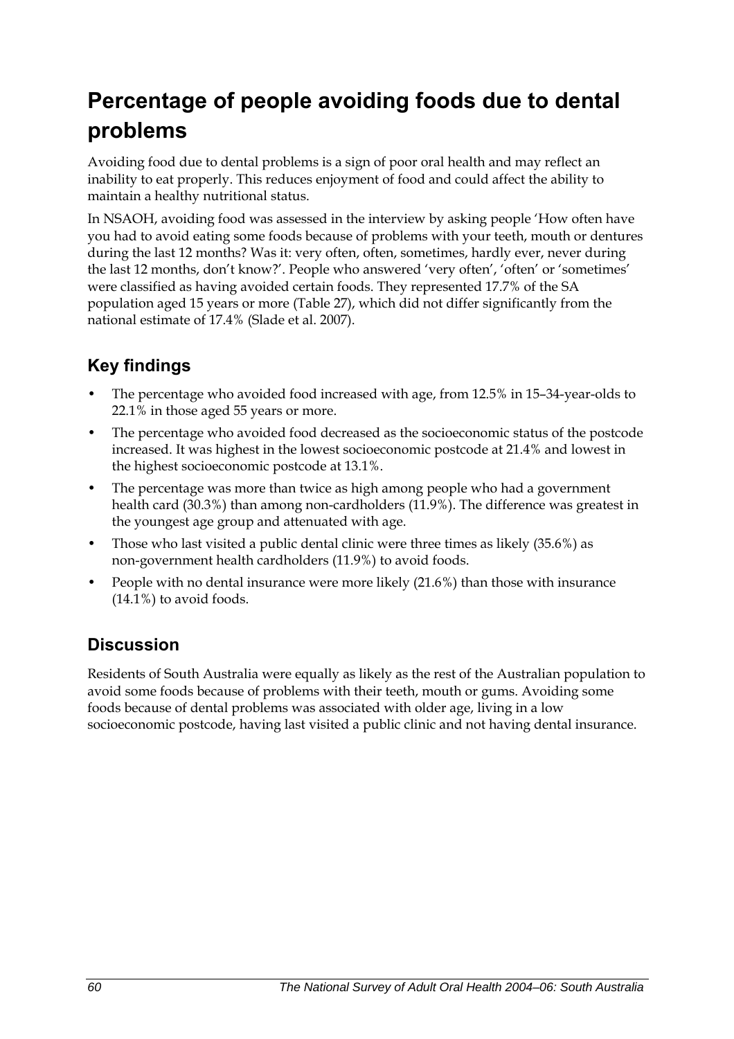# Percentage of people avoiding foods due to dental problems

Avoiding food due to dental problems is a sign of poor oral health and may reflect an inability to eat properly. This reduces enjoyment of food and could affect the ability to maintain a healthy nutritional status.

In NSAOH, avoiding food was assessed in the interview by asking people 'How often have you had to avoid eating some foods because of problems with your teeth, mouth or dentures during the last 12 months? Was it: very often, often, sometimes, hardly ever, never during the last 12 months, don't know?'. People who answered 'very often', 'often' or 'sometimes' were classified as having avoided certain foods. They represented 17.7% of the SA population aged 15 years or more (Table 27), which did not differ significantly from the national estimate of 17.4% (Slade et al. 2007).

## Key findings

- The percentage who avoided food increased with age, from 12.5% in 15–34-year-olds to 22.1% in those aged 55 years or more.
- The percentage who avoided food decreased as the socioeconomic status of the postcode increased. It was highest in the lowest socioeconomic postcode at 21.4% and lowest in the highest socioeconomic postcode at 13.1%.
- The percentage was more than twice as high among people who had a government health card (30.3%) than among non-cardholders (11.9%). The difference was greatest in the youngest age group and attenuated with age.
- Those who last visited a public dental clinic were three times as likely (35.6%) as non-government health cardholders (11.9%) to avoid foods.
- People with no dental insurance were more likely (21.6%) than those with insurance (14.1%) to avoid foods.

## Discussion

Residents of South Australia were equally as likely as the rest of the Australian population to avoid some foods because of problems with their teeth, mouth or gums. Avoiding some foods because of dental problems was associated with older age, living in a low socioeconomic postcode, having last visited a public clinic and not having dental insurance.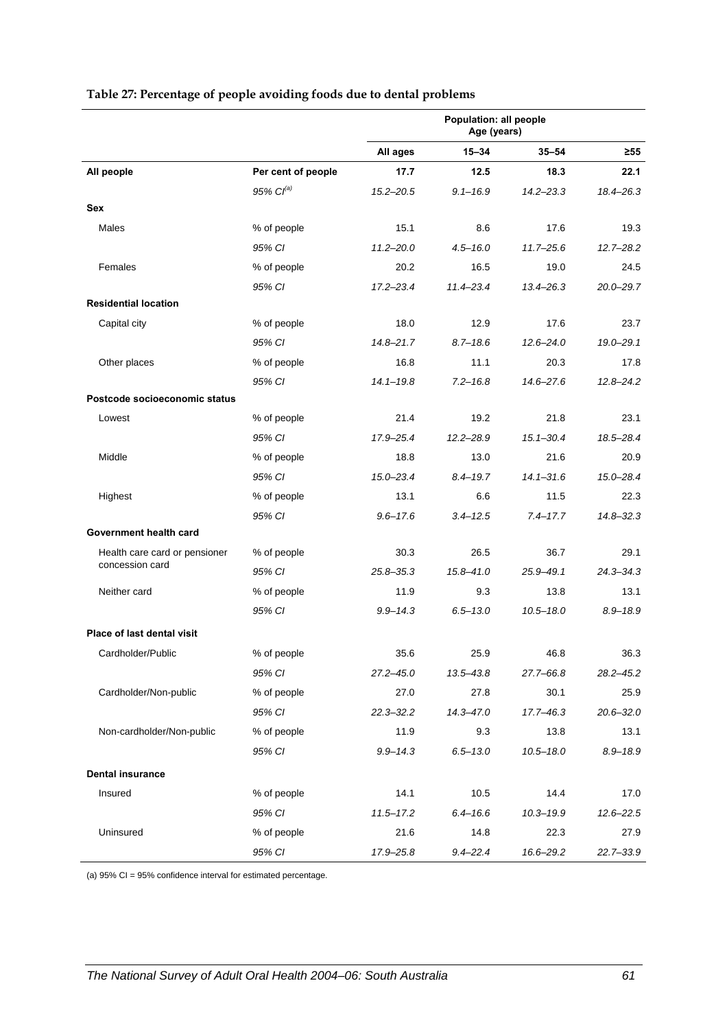**Table 27: Percentage of people avoiding foods due to dental problems**

| | | Population: all people Age (years) | | | |
|---|---|---|---|---|---|
| | | **All ages** | **15–34** | **35–54** | **≥55** |
| **All people** | **Per cent of people** | **17.7** | **12.5** | **18.3** | **22.1** |
| | *95% CI[(a)]* | *15.2–20.5* | *9.1–16.9* | *14.2–23.3* | *18.4–26.3* |
| **Sex** | | | | | |
| Males | % of people | 15.1 | 8.6 | 17.6 | 19.3 |
| | *95% CI* | *11.2–20.0* | *4.5–16.0* | *11.7–25.6* | *12.7–28.2* |
| Females | % of people | 20.2 | 16.5 | 19.0 | 24.5 |
| | *95% CI* | *17.2–23.4* | *11.4–23.4* | *13.4–26.3* | *20.0–29.7* |
| **Residential location** | | | | | |
| Capital city | % of people | 18.0 | 12.9 | 17.6 | 23.7 |
| | *95% CI* | *14.8–21.7* | *8.7–18.6* | *12.6–24.0* | *19.0–29.1* |
| Other places | % of people | 16.8 | 11.1 | 20.3 | 17.8 |
| | *95% CI* | *14.1–19.8* | *7.2–16.8* | *14.6–27.6* | *12.8–24.2* |
| **Postcode socioeconomic status** | | | | | |
| Lowest | % of people | 21.4 | 19.2 | 21.8 | 23.1 |
| | *95% CI* | *17.9–25.4* | *12.2–28.9* | *15.1–30.4* | *18.5–28.4* |
| Middle | % of people | 18.8 | 13.0 | 21.6 | 20.9 |
| | *95% CI* | *15.0–23.4* | *8.4–19.7* | *14.1–31.6* | *15.0–28.4* |
| Highest | % of people | 13.1 | 6.6 | 11.5 | 22.3 |
| | *95% CI* | *9.6–17.6* | *3.4–12.5* | *7.4–17.7* | *14.8–32.3* |
| **Government health card** | | | | | |
| Health care card or pensioner concession card | % of people | 30.3 | 26.5 | 36.7 | 29.1 |
| | *95% CI* | *25.8–35.3* | *15.8–41.0* | *25.9–49.1* | *24.3–34.3* |
| Neither card | % of people | 11.9 | 9.3 | 13.8 | 13.1 |
| | *95% CI* | *9.9–14.3* | *6.5–13.0* | *10.5–18.0* | *8.9–18.9* |
| **Place of last dental visit** | | | | | |
| Cardholder/Public | % of people | 35.6 | 25.9 | 46.8 | 36.3 |
| | *95% CI* | *27.2–45.0* | *13.5–43.8* | *27.7–66.8* | *28.2–45.2* |
| Cardholder/Non-public | % of people | 27.0 | 27.8 | 30.1 | 25.9 |
| | *95% CI* | *22.3–32.2* | *14.3–47.0* | *17.7–46.3* | *20.6–32.0* |
| Non-cardholder/Non-public | % of people | 11.9 | 9.3 | 13.8 | 13.1 |
| | *95% CI* | *9.9–14.3* | *6.5–13.0* | *10.5–18.0* | *8.9–18.9* |
| **Dental insurance** | | | | | |
| Insured | % of people | 14.1 | 10.5 | 14.4 | 17.0 |
| | *95% CI* | *11.5–17.2* | *6.4–16.6* | *10.3–19.9* | *12.6–22.5* |
| Uninsured | % of people | 21.6 | 14.8 | 22.3 | 27.9 |
| | *95% CI* | *17.9–25.8* | *9.4–22.4* | *16.6–29.2* | *22.7–33.9* |

(a) 95% CI = 95% confidence interval for estimated percentage.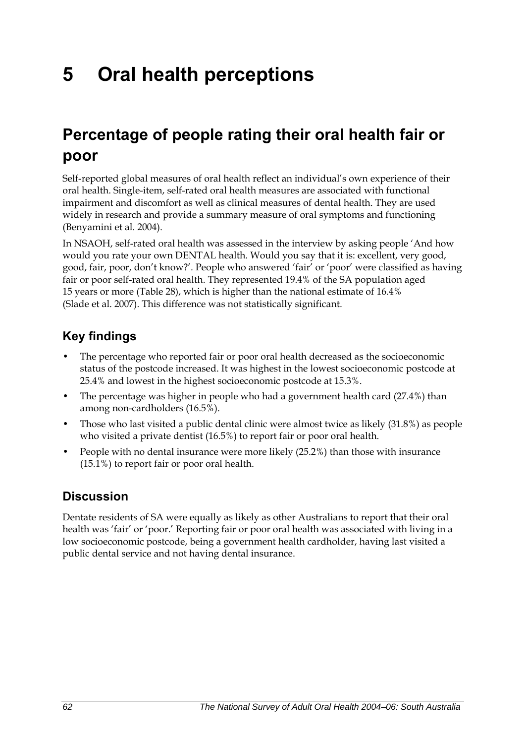# 5 Oral health perceptions

## Percentage of people rating their oral health fair or poor

Self-reported global measures of oral health reflect an individual's own experience of their oral health. Single-item, self-rated oral health measures are associated with functional impairment and discomfort as well as clinical measures of dental health. They are used widely in research and provide a summary measure of oral symptoms and functioning (Benyamini et al. 2004).

In NSAOH, self-rated oral health was assessed in the interview by asking people 'And how would you rate your own DENTAL health. Would you say that it is: excellent, very good, good, fair, poor, don't know?'. People who answered 'fair' or 'poor' were classified as having fair or poor self-rated oral health. They represented 19.4% of the SA population aged 15 years or more (Table 28), which is higher than the national estimate of 16.4% (Slade et al. 2007). This difference was not statistically significant.

### Key findings

- The percentage who reported fair or poor oral health decreased as the socioeconomic status of the postcode increased. It was highest in the lowest socioeconomic postcode at 25.4% and lowest in the highest socioeconomic postcode at 15.3%.
- The percentage was higher in people who had a government health card (27.4%) than among non-cardholders (16.5%).
- Those who last visited a public dental clinic were almost twice as likely (31.8%) as people who visited a private dentist (16.5%) to report fair or poor oral health.
- People with no dental insurance were more likely (25.2%) than those with insurance (15.1%) to report fair or poor oral health.

### Discussion

Dentate residents of SA were equally as likely as other Australians to report that their oral health was 'fair' or 'poor.' Reporting fair or poor oral health was associated with living in a low socioeconomic postcode, being a government health cardholder, having last visited a public dental service and not having dental insurance.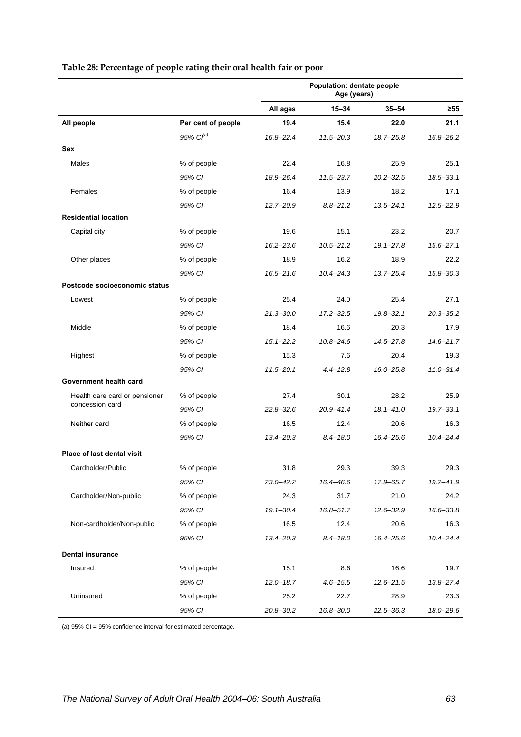**Table 28: Percentage of people rating their oral health fair or poor**

| | | Population: dentate people Age (years) | | | |
|---|---|---|---|---|---|
| | | **All ages** | **15–34** | **35–54** | **≥55** |
| **All people** | **Per cent of people** | **19.4** | **15.4** | **22.0** | **21.1** |
| | *95% CI[(a)]* | *16.8–22.4* | *11.5–20.3* | *18.7–25.8* | *16.8–26.2* |
| **Sex** | | | | | |
| Males | % of people | 22.4 | 16.8 | 25.9 | 25.1 |
| | *95% CI* | *18.9–26.4* | *11.5–23.7* | *20.2–32.5* | *18.5–33.1* |
| Females | % of people | 16.4 | 13.9 | 18.2 | 17.1 |
| | *95% CI* | *12.7–20.9* | *8.8–21.2* | *13.5–24.1* | *12.5–22.9* |
| **Residential location** | | | | | |
| Capital city | % of people | 19.6 | 15.1 | 23.2 | 20.7 |
| | *95% CI* | *16.2–23.6* | *10.5–21.2* | *19.1–27.8* | *15.6–27.1* |
| Other places | % of people | 18.9 | 16.2 | 18.9 | 22.2 |
| | *95% CI* | *16.5–21.6* | *10.4–24.3* | *13.7–25.4* | *15.8–30.3* |
| **Postcode socioeconomic status** | | | | | |
| Lowest | % of people | 25.4 | 24.0 | 25.4 | 27.1 |
| | *95% CI* | *21.3–30.0* | *17.2–32.5* | *19.8–32.1* | *20.3–35.2* |
| Middle | % of people | 18.4 | 16.6 | 20.3 | 17.9 |
| | *95% CI* | *15.1–22.2* | *10.8–24.6* | *14.5–27.8* | *14.6–21.7* |
| Highest | % of people | 15.3 | 7.6 | 20.4 | 19.3 |
| | *95% CI* | *11.5–20.1* | *4.4–12.8* | *16.0–25.8* | *11.0–31.4* |
| **Government health card** | | | | | |
| Health care card or pensioner concession card | % of people | 27.4 | 30.1 | 28.2 | 25.9 |
| | *95% CI* | *22.8–32.6* | *20.9–41.4* | *18.1–41.0* | *19.7–33.1* |
| Neither card | % of people | 16.5 | 12.4 | 20.6 | 16.3 |
| | *95% CI* | *13.4–20.3* | *8.4–18.0* | *16.4–25.6* | *10.4–24.4* |
| **Place of last dental visit** | | | | | |
| Cardholder/Public | % of people | 31.8 | 29.3 | 39.3 | 29.3 |
| | *95% CI* | *23.0–42.2* | *16.4–46.6* | *17.9–65.7* | *19.2–41.9* |
| Cardholder/Non-public | % of people | 24.3 | 31.7 | 21.0 | 24.2 |
| | *95% CI* | *19.1–30.4* | *16.8–51.7* | *12.6–32.9* | *16.6–33.8* |
| Non-cardholder/Non-public | % of people | 16.5 | 12.4 | 20.6 | 16.3 |
| | *95% CI* | *13.4–20.3* | *8.4–18.0* | *16.4–25.6* | *10.4–24.4* |
| **Dental insurance** | | | | | |
| Insured | % of people | 15.1 | 8.6 | 16.6 | 19.7 |
| | *95% CI* | *12.0–18.7* | *4.6–15.5* | *12.6–21.5* | *13.8–27.4* |
| Uninsured | % of people | 25.2 | 22.7 | 28.9 | 23.3 |
| | *95% CI* | *20.8–30.2* | *16.8–30.0* | *22.5–36.3* | *18.0–29.6* |

(a) 95% CI = 95% confidence interval for estimated percentage.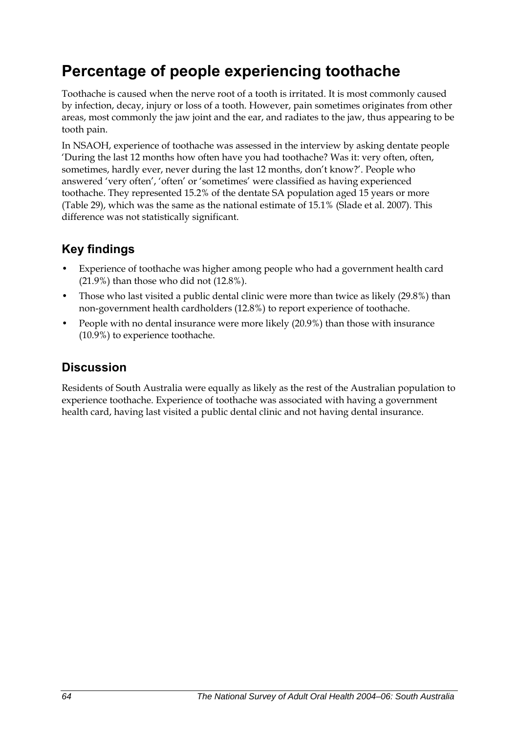# Percentage of people experiencing toothache

Toothache is caused when the nerve root of a tooth is irritated. It is most commonly caused by infection, decay, injury or loss of a tooth. However, pain sometimes originates from other areas, most commonly the jaw joint and the ear, and radiates to the jaw, thus appearing to be tooth pain.

In NSAOH, experience of toothache was assessed in the interview by asking dentate people 'During the last 12 months how often have you had toothache? Was it: very often, often, sometimes, hardly ever, never during the last 12 months, don't know?'. People who answered 'very often', 'often' or 'sometimes' were classified as having experienced toothache. They represented 15.2% of the dentate SA population aged 15 years or more (Table 29), which was the same as the national estimate of 15.1% (Slade et al. 2007). This difference was not statistically significant.

## Key findings

- Experience of toothache was higher among people who had a government health card (21.9%) than those who did not (12.8%).
- Those who last visited a public dental clinic were more than twice as likely (29.8%) than non-government health cardholders (12.8%) to report experience of toothache.
- People with no dental insurance were more likely (20.9%) than those with insurance (10.9%) to experience toothache.

## Discussion

Residents of South Australia were equally as likely as the rest of the Australian population to experience toothache. Experience of toothache was associated with having a government health card, having last visited a public dental clinic and not having dental insurance.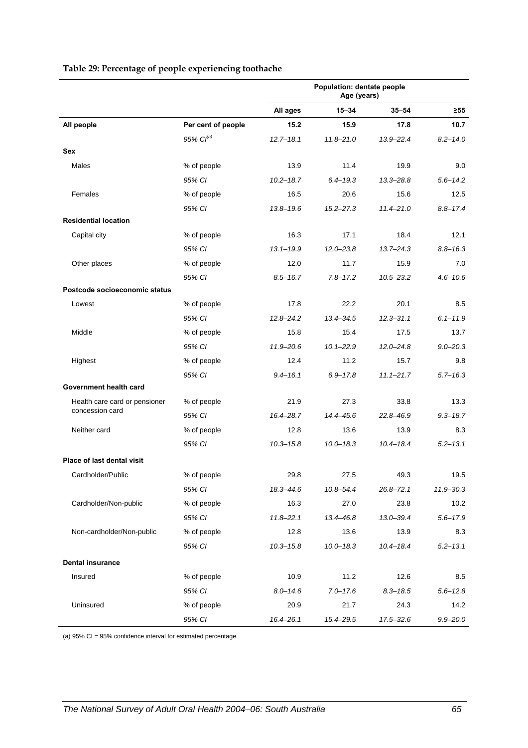**Table 29: Percentage of people experiencing toothache**

| | | Population: dentate people Age (years) | | | |
|---|---|---|---|---|---|
| | | **All ages** | **15–34** | **35–54** | **≥55** |
| **All people** | **Per cent of people** | **15.2** | **15.9** | **17.8** | **10.7** |
| | *95% CI[(a)]* | *12.7–18.1* | *11.8–21.0* | *13.9–22.4* | *8.2–14.0* |
| **Sex** | | | | | |
| Males | % of people | 13.9 | 11.4 | 19.9 | 9.0 |
| | *95% CI* | *10.2–18.7* | *6.4–19.3* | *13.3–28.8* | *5.6–14.2* |
| Females | % of people | 16.5 | 20.6 | 15.6 | 12.5 |
| | *95% CI* | *13.8–19.6* | *15.2–27.3* | *11.4–21.0* | *8.8–17.4* |
| **Residential location** | | | | | |
| Capital city | % of people | 16.3 | 17.1 | 18.4 | 12.1 |
| | *95% CI* | *13.1–19.9* | *12.0–23.8* | *13.7–24.3* | *8.8–16.3* |
| Other places | % of people | 12.0 | 11.7 | 15.9 | 7.0 |
| | *95% CI* | *8.5–16.7* | *7.8–17.2* | *10.5–23.2* | *4.6–10.6* |
| **Postcode socioeconomic status** | | | | | |
| Lowest | % of people | 17.8 | 22.2 | 20.1 | 8.5 |
| | *95% CI* | *12.8–24.2* | *13.4–34.5* | *12.3–31.1* | *6.1–11.9* |
| Middle | % of people | 15.8 | 15.4 | 17.5 | 13.7 |
| | *95% CI* | *11.9–20.6* | *10.1–22.9* | *12.0–24.8* | *9.0–20.3* |
| Highest | % of people | 12.4 | 11.2 | 15.7 | 9.8 |
| | *95% CI* | *9.4–16.1* | *6.9–17.8* | *11.1–21.7* | *5.7–16.3* |
| **Government health card** | | | | | |
| Health care card or pensioner concession card | % of people | 21.9 | 27.3 | 33.8 | 13.3 |
| | *95% CI* | *16.4–28.7* | *14.4–45.6* | *22.8–46.9* | *9.3–18.7* |
| Neither card | % of people | 12.8 | 13.6 | 13.9 | 8.3 |
| | *95% CI* | *10.3–15.8* | *10.0–18.3* | *10.4–18.4* | *5.2–13.1* |
| **Place of last dental visit** | | | | | |
| Cardholder/Public | % of people | 29.8 | 27.5 | 49.3 | 19.5 |
| | *95% CI* | *18.3–44.6* | *10.8–54.4* | *26.8–72.1* | *11.9–30.3* |
| Cardholder/Non-public | % of people | 16.3 | 27.0 | 23.8 | 10.2 |
| | *95% CI* | *11.8–22.1* | *13.4–46.8* | *13.0–39.4* | *5.6–17.9* |
| Non-cardholder/Non-public | % of people | 12.8 | 13.6 | 13.9 | 8.3 |
| | *95% CI* | *10.3–15.8* | *10.0–18.3* | *10.4–18.4* | *5.2–13.1* |
| **Dental insurance** | | | | | |
| Insured | % of people | 10.9 | 11.2 | 12.6 | 8.5 |
| | *95% CI* | *8.0–14.6* | *7.0–17.6* | *8.3–18.5* | *5.6–12.8* |
| Uninsured | % of people | 20.9 | 21.7 | 24.3 | 14.2 |
| | *95% CI* | *16.4–26.1* | *15.4–29.5* | *17.5–32.6* | *9.9–20.0* |

(a) 95% CI = 95% confidence interval for estimated percentage.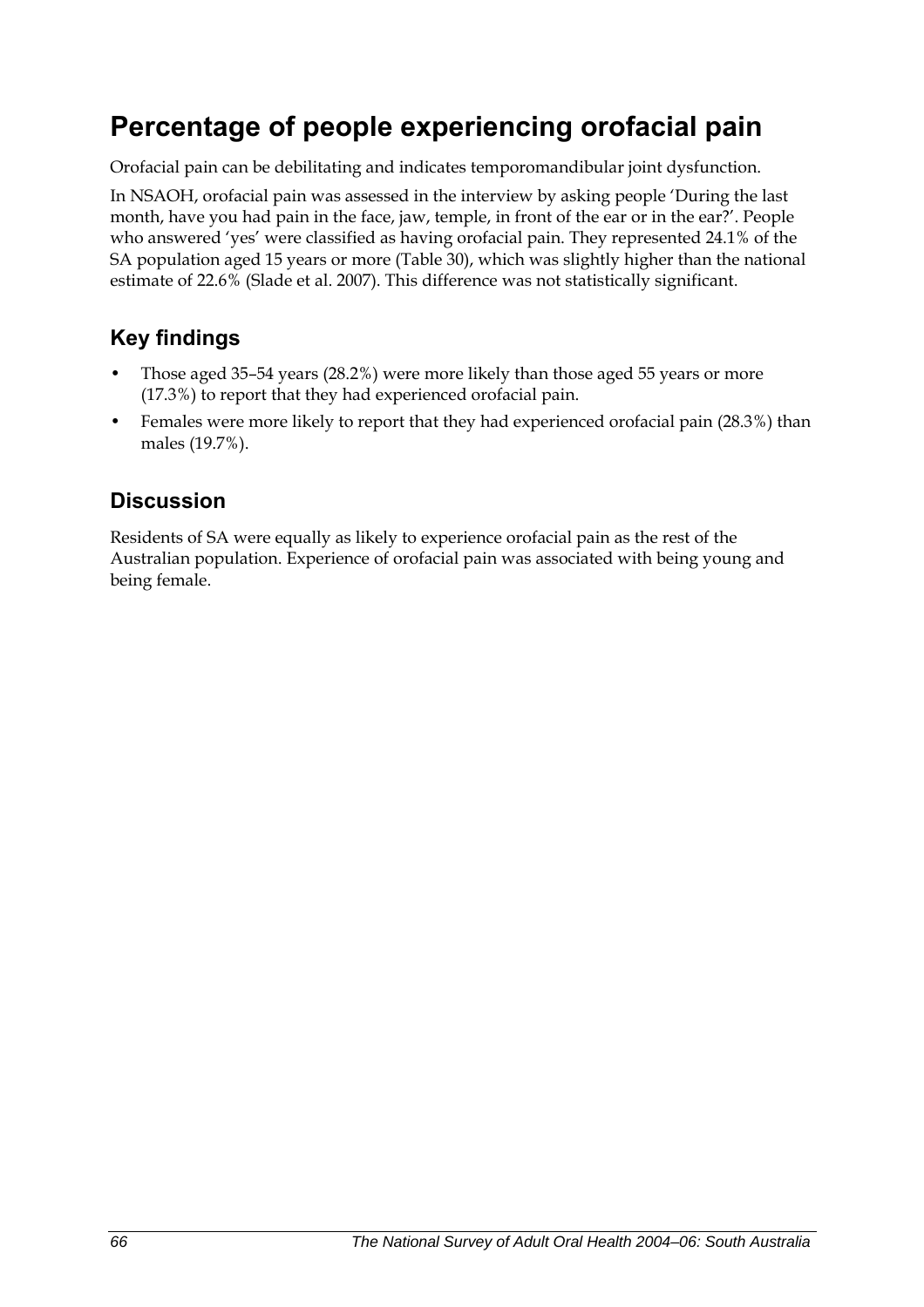# Percentage of people experiencing orofacial pain

Orofacial pain can be debilitating and indicates temporomandibular joint dysfunction.

In NSAOH, orofacial pain was assessed in the interview by asking people 'During the last month, have you had pain in the face, jaw, temple, in front of the ear or in the ear?'. People who answered 'yes' were classified as having orofacial pain. They represented 24.1% of the SA population aged 15 years or more (Table 30), which was slightly higher than the national estimate of 22.6% (Slade et al. 2007). This difference was not statistically significant.

## Key findings

- Those aged 35–54 years (28.2%) were more likely than those aged 55 years or more (17.3%) to report that they had experienced orofacial pain.
- Females were more likely to report that they had experienced orofacial pain (28.3%) than males (19.7%).

## Discussion

Residents of SA were equally as likely to experience orofacial pain as the rest of the Australian population. Experience of orofacial pain was associated with being young and being female.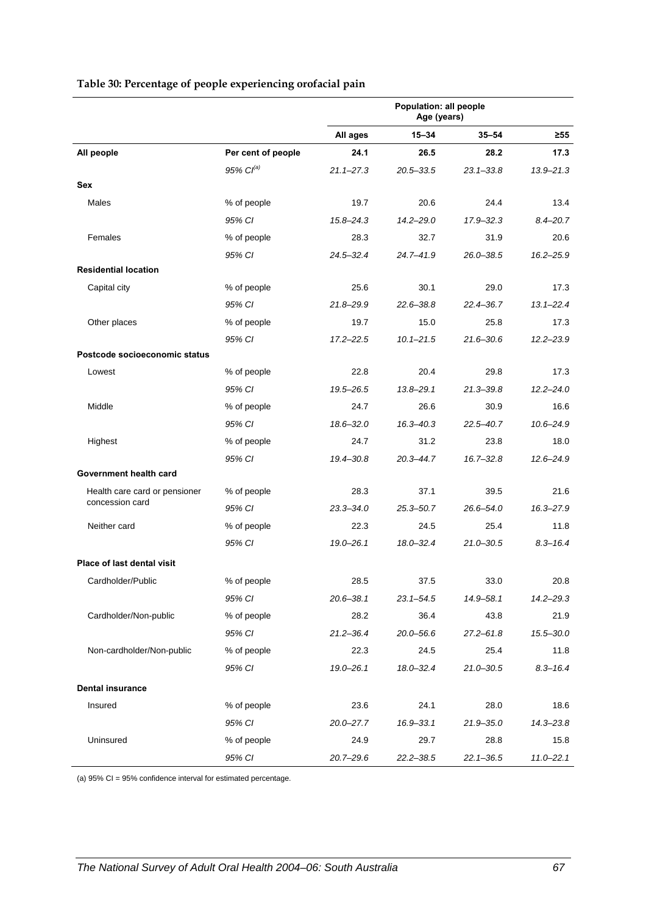**Table 30: Percentage of people experiencing orofacial pain**

| | | Population: all people Age (years) | | | |
|---|---|---|---|---|---|
| | | All ages | 15–34 | 35–54 | ≥55 |
| **All people** | **Per cent of people** | **24.1** | **26.5** | **28.2** | **17.3** |
| | *95% CI[(a)]* | *21.1–27.3* | *20.5–33.5* | *23.1–33.8* | *13.9–21.3* |
| **Sex** | | | | | |
| Males | % of people | 19.7 | 20.6 | 24.4 | 13.4 |
| | *95% CI* | *15.8–24.3* | *14.2–29.0* | *17.9–32.3* | *8.4–20.7* |
| Females | % of people | 28.3 | 32.7 | 31.9 | 20.6 |
| | *95% CI* | *24.5–32.4* | *24.7–41.9* | *26.0–38.5* | *16.2–25.9* |
| **Residential location** | | | | | |
| Capital city | % of people | 25.6 | 30.1 | 29.0 | 17.3 |
| | *95% CI* | *21.8–29.9* | *22.6–38.8* | *22.4–36.7* | *13.1–22.4* |
| Other places | % of people | 19.7 | 15.0 | 25.8 | 17.3 |
| | *95% CI* | *17.2–22.5* | *10.1–21.5* | *21.6–30.6* | *12.2–23.9* |
| **Postcode socioeconomic status** | | | | | |
| Lowest | % of people | 22.8 | 20.4 | 29.8 | 17.3 |
| | *95% CI* | *19.5–26.5* | *13.8–29.1* | *21.3–39.8* | *12.2–24.0* |
| Middle | % of people | 24.7 | 26.6 | 30.9 | 16.6 |
| | *95% CI* | *18.6–32.0* | *16.3–40.3* | *22.5–40.7* | *10.6–24.9* |
| Highest | % of people | 24.7 | 31.2 | 23.8 | 18.0 |
| | *95% CI* | *19.4–30.8* | *20.3–44.7* | *16.7–32.8* | *12.6–24.9* |
| **Government health card** | | | | | |
| Health care card or pensioner concession card | % of people | 28.3 | 37.1 | 39.5 | 21.6 |
| | *95% CI* | *23.3–34.0* | *25.3–50.7* | *26.6–54.0* | *16.3–27.9* |
| Neither card | % of people | 22.3 | 24.5 | 25.4 | 11.8 |
| | *95% CI* | *19.0–26.1* | *18.0–32.4* | *21.0–30.5* | *8.3–16.4* |
| **Place of last dental visit** | | | | | |
| Cardholder/Public | % of people | 28.5 | 37.5 | 33.0 | 20.8 |
| | *95% CI* | *20.6–38.1* | *23.1–54.5* | *14.9–58.1* | *14.2–29.3* |
| Cardholder/Non-public | % of people | 28.2 | 36.4 | 43.8 | 21.9 |
| | *95% CI* | *21.2–36.4* | *20.0–56.6* | *27.2–61.8* | *15.5–30.0* |
| Non-cardholder/Non-public | % of people | 22.3 | 24.5 | 25.4 | 11.8 |
| | *95% CI* | *19.0–26.1* | *18.0–32.4* | *21.0–30.5* | *8.3–16.4* |
| **Dental insurance** | | | | | |
| Insured | % of people | 23.6 | 24.1 | 28.0 | 18.6 |
| | *95% CI* | *20.0–27.7* | *16.9–33.1* | *21.9–35.0* | *14.3–23.8* |
| Uninsured | % of people | 24.9 | 29.7 | 28.8 | 15.8 |
| | *95% CI* | *20.7–29.6* | *22.2–38.5* | *22.1–36.5* | *11.0–22.1* |

(a) 95% CI = 95% confidence interval for estimated percentage.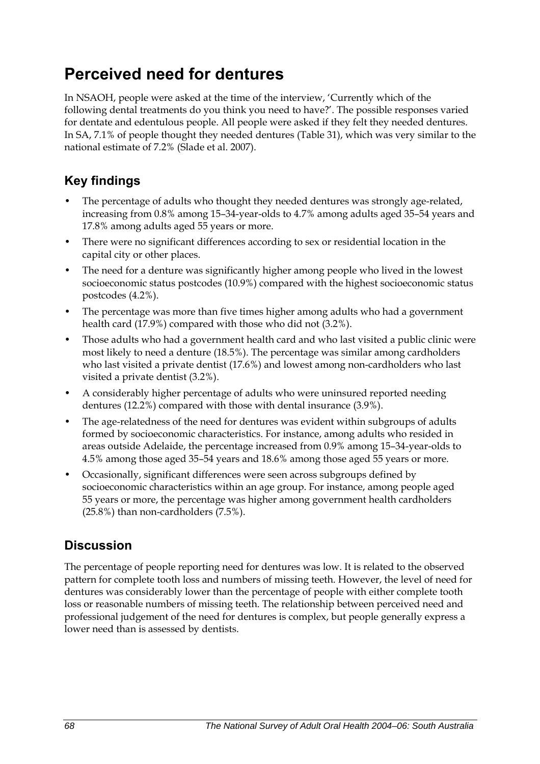# Perceived need for dentures

In NSAOH, people were asked at the time of the interview, 'Currently which of the following dental treatments do you think you need to have?'. The possible responses varied for dentate and edentulous people. All people were asked if they felt they needed dentures. In SA, 7.1% of people thought they needed dentures (Table 31), which was very similar to the national estimate of 7.2% (Slade et al. 2007).

## Key findings

- The percentage of adults who thought they needed dentures was strongly age-related, increasing from 0.8% among 15–34-year-olds to 4.7% among adults aged 35–54 years and 17.8% among adults aged 55 years or more.
- There were no significant differences according to sex or residential location in the capital city or other places.
- The need for a denture was significantly higher among people who lived in the lowest socioeconomic status postcodes (10.9%) compared with the highest socioeconomic status postcodes (4.2%).
- The percentage was more than five times higher among adults who had a government health card (17.9%) compared with those who did not (3.2%).
- Those adults who had a government health card and who last visited a public clinic were most likely to need a denture (18.5%). The percentage was similar among cardholders who last visited a private dentist (17.6%) and lowest among non-cardholders who last visited a private dentist (3.2%).
- A considerably higher percentage of adults who were uninsured reported needing dentures (12.2%) compared with those with dental insurance (3.9%).
- The age-relatedness of the need for dentures was evident within subgroups of adults formed by socioeconomic characteristics. For instance, among adults who resided in areas outside Adelaide, the percentage increased from 0.9% among 15–34-year-olds to 4.5% among those aged 35–54 years and 18.6% among those aged 55 years or more.
- Occasionally, significant differences were seen across subgroups defined by socioeconomic characteristics within an age group. For instance, among people aged 55 years or more, the percentage was higher among government health cardholders (25.8%) than non-cardholders (7.5%).

## Discussion

The percentage of people reporting need for dentures was low. It is related to the observed pattern for complete tooth loss and numbers of missing teeth. However, the level of need for dentures was considerably lower than the percentage of people with either complete tooth loss or reasonable numbers of missing teeth. The relationship between perceived need and professional judgement of the need for dentures is complex, but people generally express a lower need than is assessed by dentists.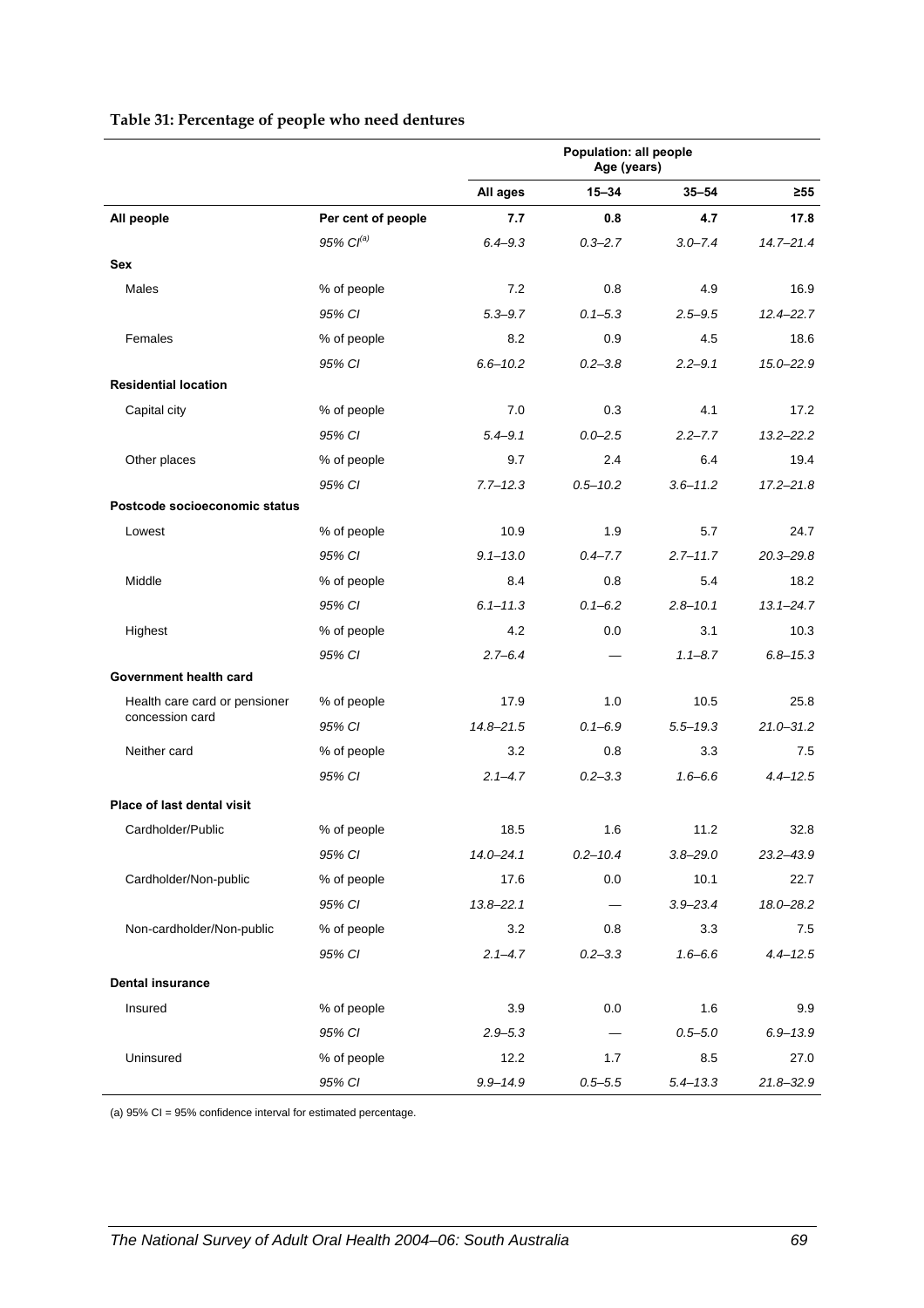**Table 31: Percentage of people who need dentures**

| | | Population: all people Age (years) | | | |
|---|---|---|---|---|---|
| | | All ages | 15–34 | 35–54 | ≥55 |
| **All people** | **Per cent of people** | **7.7** | **0.8** | **4.7** | **17.8** |
| | *95% CI[(a)]* | *6.4–9.3* | *0.3–2.7* | *3.0–7.4* | *14.7–21.4* |
| **Sex** | | | | | |
| Males | % of people | 7.2 | 0.8 | 4.9 | 16.9 |
| | *95% CI* | *5.3–9.7* | *0.1–5.3* | *2.5–9.5* | *12.4–22.7* |
| Females | % of people | 8.2 | 0.9 | 4.5 | 18.6 |
| | *95% CI* | *6.6–10.2* | *0.2–3.8* | *2.2–9.1* | *15.0–22.9* |
| **Residential location** | | | | | |
| Capital city | % of people | 7.0 | 0.3 | 4.1 | 17.2 |
| | *95% CI* | *5.4–9.1* | *0.0–2.5* | *2.2–7.7* | *13.2–22.2* |
| Other places | % of people | 9.7 | 2.4 | 6.4 | 19.4 |
| | *95% CI* | *7.7–12.3* | *0.5–10.2* | *3.6–11.2* | *17.2–21.8* |
| **Postcode socioeconomic status** | | | | | |
| Lowest | % of people | 10.9 | 1.9 | 5.7 | 24.7 |
| | *95% CI* | *9.1–13.0* | *0.4–7.7* | *2.7–11.7* | *20.3–29.8* |
| Middle | % of people | 8.4 | 0.8 | 5.4 | 18.2 |
| | *95% CI* | *6.1–11.3* | *0.1–6.2* | *2.8–10.1* | *13.1–24.7* |
| Highest | % of people | 4.2 | 0.0 | 3.1 | 10.3 |
| | *95% CI* | *2.7–6.4* | — | *1.1–8.7* | *6.8–15.3* |
| **Government health card** | | | | | |
| Health care card or pensioner concession card | % of people | 17.9 | 1.0 | 10.5 | 25.8 |
| | *95% CI* | *14.8–21.5* | *0.1–6.9* | *5.5–19.3* | *21.0–31.2* |
| Neither card | % of people | 3.2 | 0.8 | 3.3 | 7.5 |
| | *95% CI* | *2.1–4.7* | *0.2–3.3* | *1.6–6.6* | *4.4–12.5* |
| **Place of last dental visit** | | | | | |
| Cardholder/Public | % of people | 18.5 | 1.6 | 11.2 | 32.8 |
| | *95% CI* | *14.0–24.1* | *0.2–10.4* | *3.8–29.0* | *23.2–43.9* |
| Cardholder/Non-public | % of people | 17.6 | 0.0 | 10.1 | 22.7 |
| | *95% CI* | *13.8–22.1* | — | *3.9–23.4* | *18.0–28.2* |
| Non-cardholder/Non-public | % of people | 3.2 | 0.8 | 3.3 | 7.5 |
| | *95% CI* | *2.1–4.7* | *0.2–3.3* | *1.6–6.6* | *4.4–12.5* |
| **Dental insurance** | | | | | |
| Insured | % of people | 3.9 | 0.0 | 1.6 | 9.9 |
| | *95% CI* | *2.9–5.3* | — | *0.5–5.0* | *6.9–13.9* |
| Uninsured | % of people | 12.2 | 1.7 | 8.5 | 27.0 |
| | *95% CI* | *9.9–14.9* | *0.5–5.5* | *5.4–13.3* | *21.8–32.9* |

(a) 95% CI = 95% confidence interval for estimated percentage.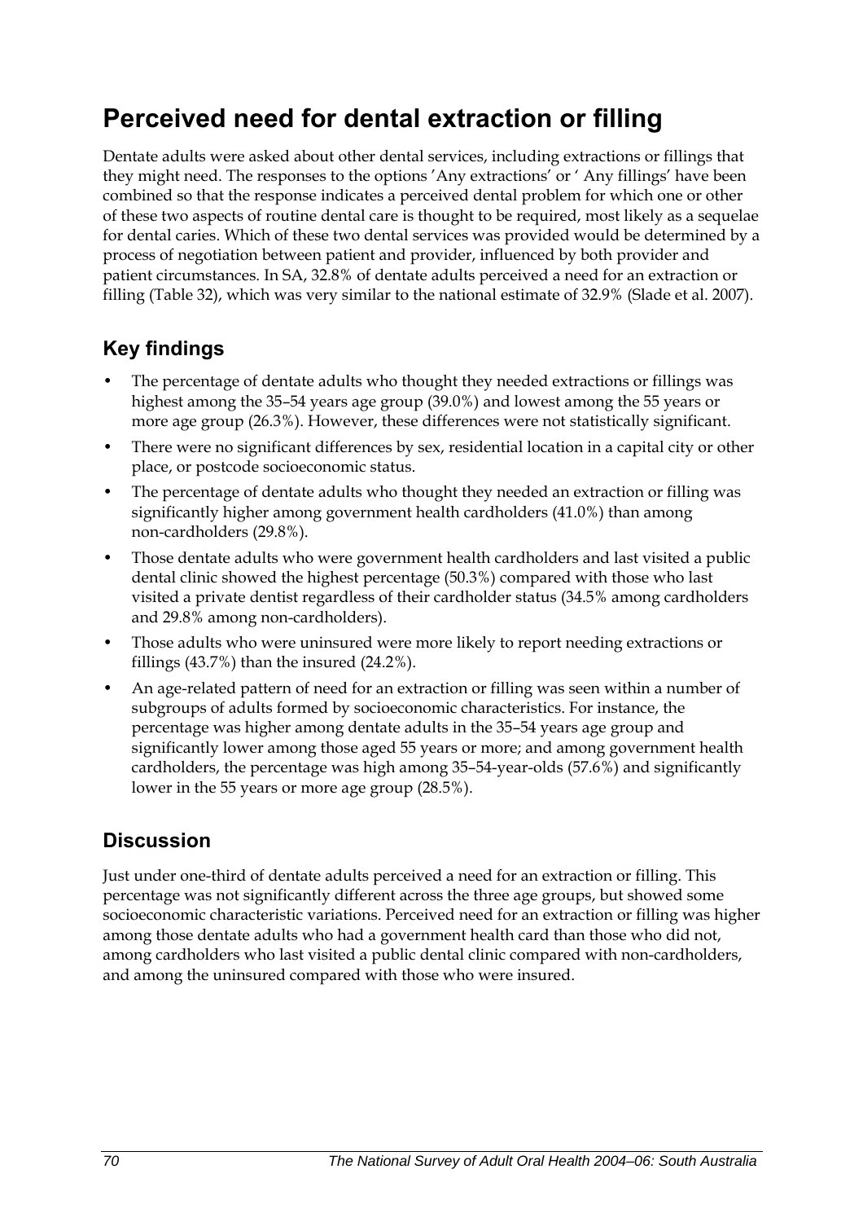# Perceived need for dental extraction or filling

Dentate adults were asked about other dental services, including extractions or fillings that they might need. The responses to the options 'Any extractions' or ' Any fillings' have been combined so that the response indicates a perceived dental problem for which one or other of these two aspects of routine dental care is thought to be required, most likely as a sequelae for dental caries. Which of these two dental services was provided would be determined by a process of negotiation between patient and provider, influenced by both provider and patient circumstances. In SA, 32.8% of dentate adults perceived a need for an extraction or filling (Table 32), which was very similar to the national estimate of 32.9% (Slade et al. 2007).

## Key findings

- The percentage of dentate adults who thought they needed extractions or fillings was highest among the 35–54 years age group (39.0%) and lowest among the 55 years or more age group (26.3%). However, these differences were not statistically significant.
- There were no significant differences by sex, residential location in a capital city or other place, or postcode socioeconomic status.
- The percentage of dentate adults who thought they needed an extraction or filling was significantly higher among government health cardholders (41.0%) than among non-cardholders (29.8%).
- Those dentate adults who were government health cardholders and last visited a public dental clinic showed the highest percentage (50.3%) compared with those who last visited a private dentist regardless of their cardholder status (34.5% among cardholders and 29.8% among non-cardholders).
- Those adults who were uninsured were more likely to report needing extractions or fillings (43.7%) than the insured (24.2%).
- An age-related pattern of need for an extraction or filling was seen within a number of subgroups of adults formed by socioeconomic characteristics. For instance, the percentage was higher among dentate adults in the 35–54 years age group and significantly lower among those aged 55 years or more; and among government health cardholders, the percentage was high among 35–54-year-olds (57.6%) and significantly lower in the 55 years or more age group (28.5%).

## Discussion

Just under one-third of dentate adults perceived a need for an extraction or filling. This percentage was not significantly different across the three age groups, but showed some socioeconomic characteristic variations. Perceived need for an extraction or filling was higher among those dentate adults who had a government health card than those who did not, among cardholders who last visited a public dental clinic compared with non-cardholders, and among the uninsured compared with those who were insured.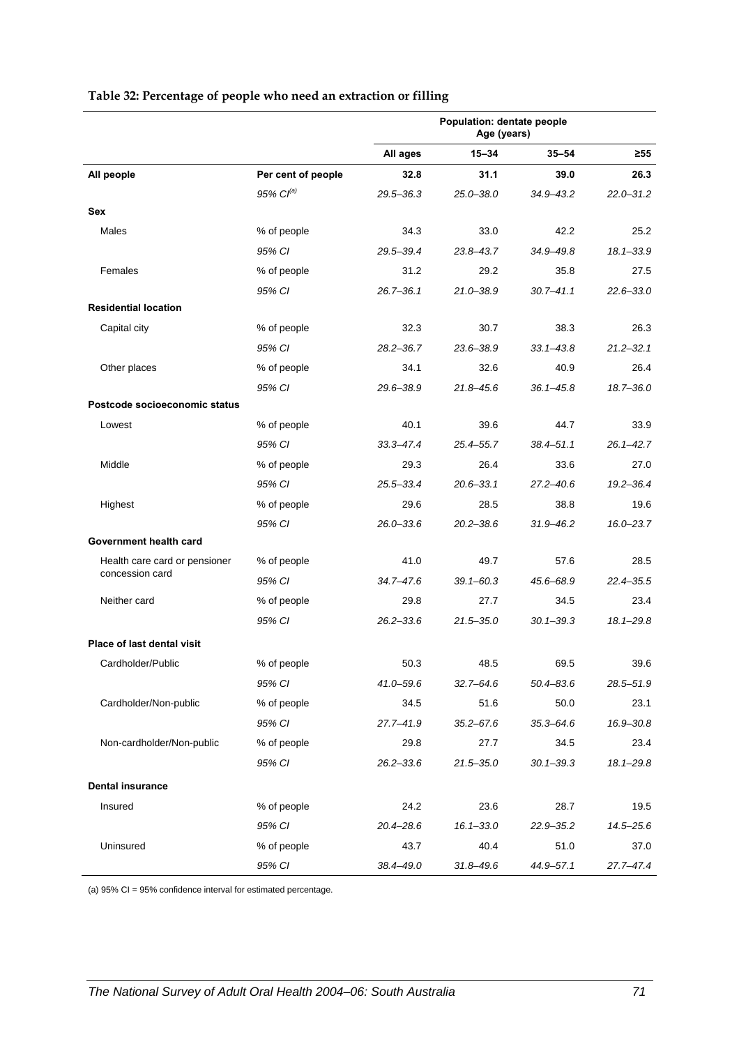**Table 32: Percentage of people who need an extraction or filling**

| | | Population: dentate people Age (years) | | | |
|---|---|---|---|---|---|
| | | All ages | 15–34 | 35–54 | ≥55 |
| **All people** | **Per cent of people** | **32.8** | **31.1** | **39.0** | **26.3** |
| | *95% CI[(a)]* | *29.5–36.3* | *25.0–38.0* | *34.9–43.2* | *22.0–31.2* |
| **Sex** | | | | | |
| Males | % of people | 34.3 | 33.0 | 42.2 | 25.2 |
| | *95% CI* | *29.5–39.4* | *23.8–43.7* | *34.9–49.8* | *18.1–33.9* |
| Females | % of people | 31.2 | 29.2 | 35.8 | 27.5 |
| | *95% CI* | *26.7–36.1* | *21.0–38.9* | *30.7–41.1* | *22.6–33.0* |
| **Residential location** | | | | | |
| Capital city | % of people | 32.3 | 30.7 | 38.3 | 26.3 |
| | *95% CI* | *28.2–36.7* | *23.6–38.9* | *33.1–43.8* | *21.2–32.1* |
| Other places | % of people | 34.1 | 32.6 | 40.9 | 26.4 |
| | *95% CI* | *29.6–38.9* | *21.8–45.6* | *36.1–45.8* | *18.7–36.0* |
| **Postcode socioeconomic status** | | | | | |
| Lowest | % of people | 40.1 | 39.6 | 44.7 | 33.9 |
| | *95% CI* | *33.3–47.4* | *25.4–55.7* | *38.4–51.1* | *26.1–42.7* |
| Middle | % of people | 29.3 | 26.4 | 33.6 | 27.0 |
| | *95% CI* | *25.5–33.4* | *20.6–33.1* | *27.2–40.6* | *19.2–36.4* |
| Highest | % of people | 29.6 | 28.5 | 38.8 | 19.6 |
| | *95% CI* | *26.0–33.6* | *20.2–38.6* | *31.9–46.2* | *16.0–23.7* |
| **Government health card** | | | | | |
| Health care card or pensioner concession card | % of people | 41.0 | 49.7 | 57.6 | 28.5 |
| | *95% CI* | *34.7–47.6* | *39.1–60.3* | *45.6–68.9* | *22.4–35.5* |
| Neither card | % of people | 29.8 | 27.7 | 34.5 | 23.4 |
| | *95% CI* | *26.2–33.6* | *21.5–35.0* | *30.1–39.3* | *18.1–29.8* |
| **Place of last dental visit** | | | | | |
| Cardholder/Public | % of people | 50.3 | 48.5 | 69.5 | 39.6 |
| | *95% CI* | *41.0–59.6* | *32.7–64.6* | *50.4–83.6* | *28.5–51.9* |
| Cardholder/Non-public | % of people | 34.5 | 51.6 | 50.0 | 23.1 |
| | *95% CI* | *27.7–41.9* | *35.2–67.6* | *35.3–64.6* | *16.9–30.8* |
| Non-cardholder/Non-public | % of people | 29.8 | 27.7 | 34.5 | 23.4 |
| | *95% CI* | *26.2–33.6* | *21.5–35.0* | *30.1–39.3* | *18.1–29.8* |
| **Dental insurance** | | | | | |
| Insured | % of people | 24.2 | 23.6 | 28.7 | 19.5 |
| | *95% CI* | *20.4–28.6* | *16.1–33.0* | *22.9–35.2* | *14.5–25.6* |
| Uninsured | % of people | 43.7 | 40.4 | 51.0 | 37.0 |
| | *95% CI* | *38.4–49.0* | *31.8–49.6* | *44.9–57.1* | *27.7–47.4* |

(a) 95% CI = 95% confidence interval for estimated percentage.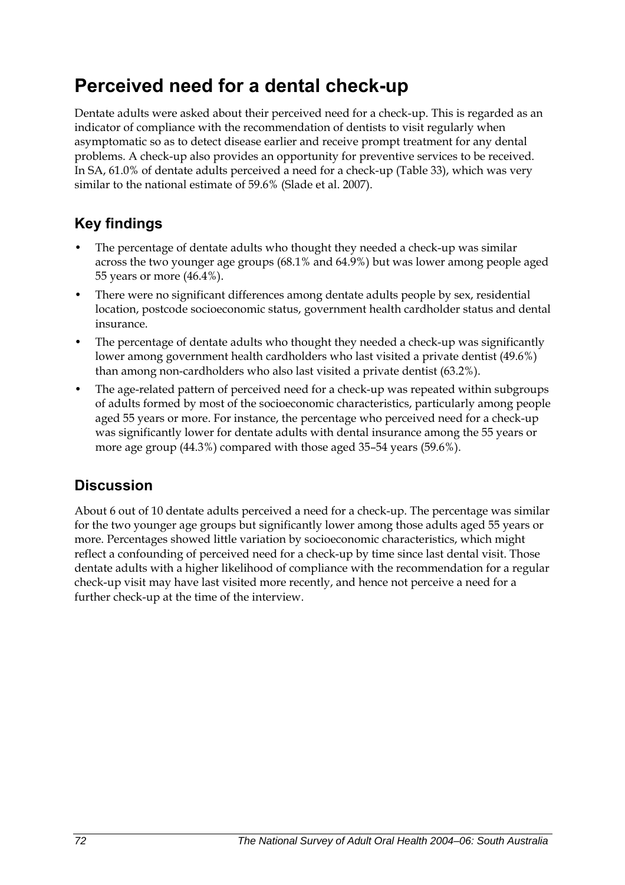# Perceived need for a dental check-up

Dentate adults were asked about their perceived need for a check-up. This is regarded as an indicator of compliance with the recommendation of dentists to visit regularly when asymptomatic so as to detect disease earlier and receive prompt treatment for any dental problems. A check-up also provides an opportunity for preventive services to be received. In SA, 61.0% of dentate adults perceived a need for a check-up (Table 33), which was very similar to the national estimate of 59.6% (Slade et al. 2007).

## Key findings

- The percentage of dentate adults who thought they needed a check-up was similar across the two younger age groups (68.1% and 64.9%) but was lower among people aged 55 years or more (46.4%).
- There were no significant differences among dentate adults people by sex, residential location, postcode socioeconomic status, government health cardholder status and dental insurance.
- The percentage of dentate adults who thought they needed a check-up was significantly lower among government health cardholders who last visited a private dentist (49.6%) than among non-cardholders who also last visited a private dentist (63.2%).
- The age-related pattern of perceived need for a check-up was repeated within subgroups of adults formed by most of the socioeconomic characteristics, particularly among people aged 55 years or more. For instance, the percentage who perceived need for a check-up was significantly lower for dentate adults with dental insurance among the 55 years or more age group (44.3%) compared with those aged 35–54 years (59.6%).

## Discussion

About 6 out of 10 dentate adults perceived a need for a check-up. The percentage was similar for the two younger age groups but significantly lower among those adults aged 55 years or more. Percentages showed little variation by socioeconomic characteristics, which might reflect a confounding of perceived need for a check-up by time since last dental visit. Those dentate adults with a higher likelihood of compliance with the recommendation for a regular check-up visit may have last visited more recently, and hence not perceive a need for a further check-up at the time of the interview.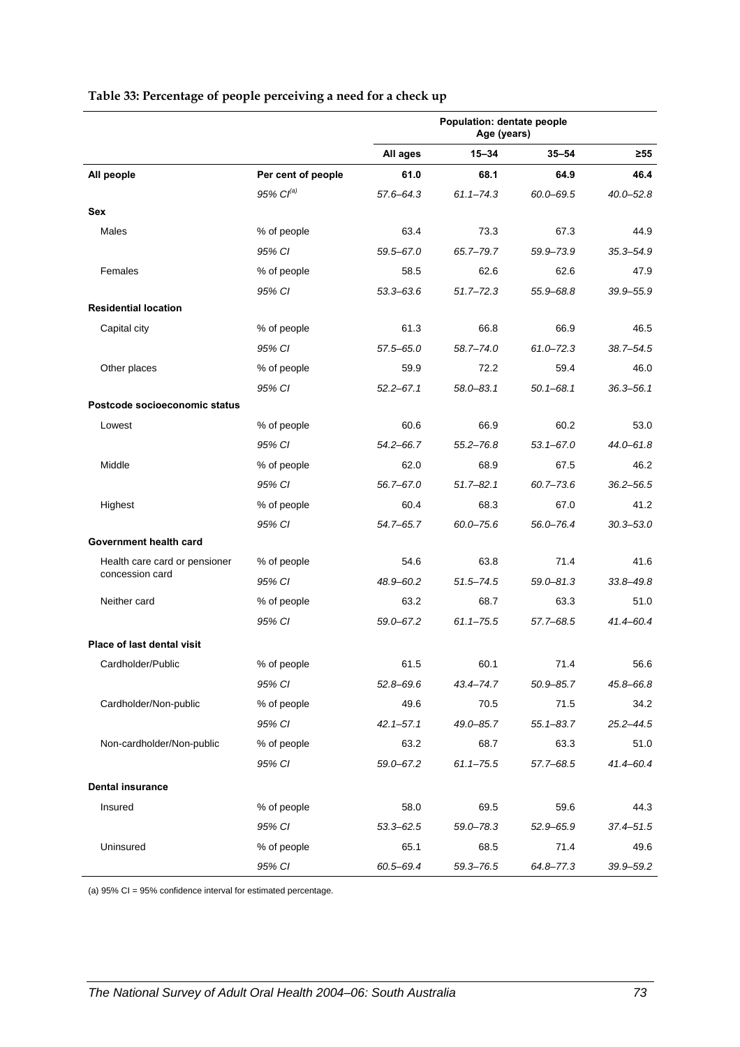**Table 33: Percentage of people perceiving a need for a check up**

| | | Population: dentate people Age (years) | | | |
|---|---|---|---|---|---|
| | | **All ages** | **15–34** | **35–54** | **≥55** |
| **All people** | **Per cent of people** | **61.0** | **68.1** | **64.9** | **46.4** |
| | *95% CI*[(a)] | *57.6–64.3* | *61.1–74.3* | *60.0–69.5* | *40.0–52.8* |
| **Sex** | | | | | |
| Males | % of people | 63.4 | 73.3 | 67.3 | 44.9 |
| | *95% CI* | *59.5–67.0* | *65.7–79.7* | *59.9–73.9* | *35.3–54.9* |
| Females | % of people | 58.5 | 62.6 | 62.6 | 47.9 |
| | *95% CI* | *53.3–63.6* | *51.7–72.3* | *55.9–68.8* | *39.9–55.9* |
| **Residential location** | | | | | |
| Capital city | % of people | 61.3 | 66.8 | 66.9 | 46.5 |
| | *95% CI* | *57.5–65.0* | *58.7–74.0* | *61.0–72.3* | *38.7–54.5* |
| Other places | % of people | 59.9 | 72.2 | 59.4 | 46.0 |
| | *95% CI* | *52.2–67.1* | *58.0–83.1* | *50.1–68.1* | *36.3–56.1* |
| **Postcode socioeconomic status** | | | | | |
| Lowest | % of people | 60.6 | 66.9 | 60.2 | 53.0 |
| | *95% CI* | *54.2–66.7* | *55.2–76.8* | *53.1–67.0* | *44.0–61.8* |
| Middle | % of people | 62.0 | 68.9 | 67.5 | 46.2 |
| | *95% CI* | *56.7–67.0* | *51.7–82.1* | *60.7–73.6* | *36.2–56.5* |
| Highest | % of people | 60.4 | 68.3 | 67.0 | 41.2 |
| | *95% CI* | *54.7–65.7* | *60.0–75.6* | *56.0–76.4* | *30.3–53.0* |
| **Government health card** | | | | | |
| Health care card or pensioner concession card | % of people | 54.6 | 63.8 | 71.4 | 41.6 |
| | *95% CI* | *48.9–60.2* | *51.5–74.5* | *59.0–81.3* | *33.8–49.8* |
| Neither card | % of people | 63.2 | 68.7 | 63.3 | 51.0 |
| | *95% CI* | *59.0–67.2* | *61.1–75.5* | *57.7–68.5* | *41.4–60.4* |
| **Place of last dental visit** | | | | | |
| Cardholder/Public | % of people | 61.5 | 60.1 | 71.4 | 56.6 |
| | *95% CI* | *52.8–69.6* | *43.4–74.7* | *50.9–85.7* | *45.8–66.8* |
| Cardholder/Non-public | % of people | 49.6 | 70.5 | 71.5 | 34.2 |
| | *95% CI* | *42.1–57.1* | *49.0–85.7* | *55.1–83.7* | *25.2–44.5* |
| Non-cardholder/Non-public | % of people | 63.2 | 68.7 | 63.3 | 51.0 |
| | *95% CI* | *59.0–67.2* | *61.1–75.5* | *57.7–68.5* | *41.4–60.4* |
| **Dental insurance** | | | | | |
| Insured | % of people | 58.0 | 69.5 | 59.6 | 44.3 |
| | *95% CI* | *53.3–62.5* | *59.0–78.3* | *52.9–65.9* | *37.4–51.5* |
| Uninsured | % of people | 65.1 | 68.5 | 71.4 | 49.6 |
| | *95% CI* | *60.5–69.4* | *59.3–76.5* | *64.8–77.3* | *39.9–59.2* |

(a) 95% CI = 95% confidence interval for estimated percentage.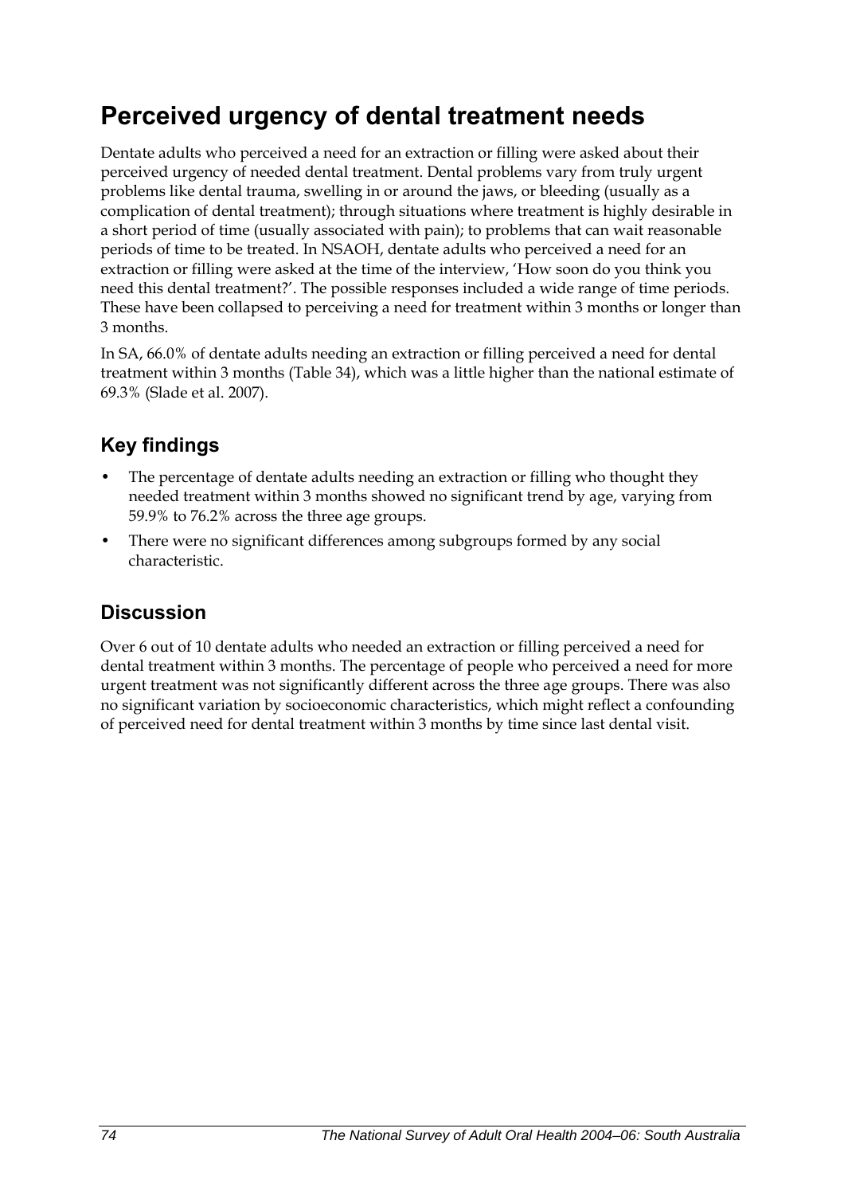# Perceived urgency of dental treatment needs

Dentate adults who perceived a need for an extraction or filling were asked about their perceived urgency of needed dental treatment. Dental problems vary from truly urgent problems like dental trauma, swelling in or around the jaws, or bleeding (usually as a complication of dental treatment); through situations where treatment is highly desirable in a short period of time (usually associated with pain); to problems that can wait reasonable periods of time to be treated. In NSAOH, dentate adults who perceived a need for an extraction or filling were asked at the time of the interview, 'How soon do you think you need this dental treatment?'. The possible responses included a wide range of time periods. These have been collapsed to perceiving a need for treatment within 3 months or longer than 3 months.

In SA, 66.0% of dentate adults needing an extraction or filling perceived a need for dental treatment within 3 months (Table 34), which was a little higher than the national estimate of 69.3% (Slade et al. 2007).

## Key findings

- The percentage of dentate adults needing an extraction or filling who thought they needed treatment within 3 months showed no significant trend by age, varying from 59.9% to 76.2% across the three age groups.
- There were no significant differences among subgroups formed by any social characteristic.

## Discussion

Over 6 out of 10 dentate adults who needed an extraction or filling perceived a need for dental treatment within 3 months. The percentage of people who perceived a need for more urgent treatment was not significantly different across the three age groups. There was also no significant variation by socioeconomic characteristics, which might reflect a confounding of perceived need for dental treatment within 3 months by time since last dental visit.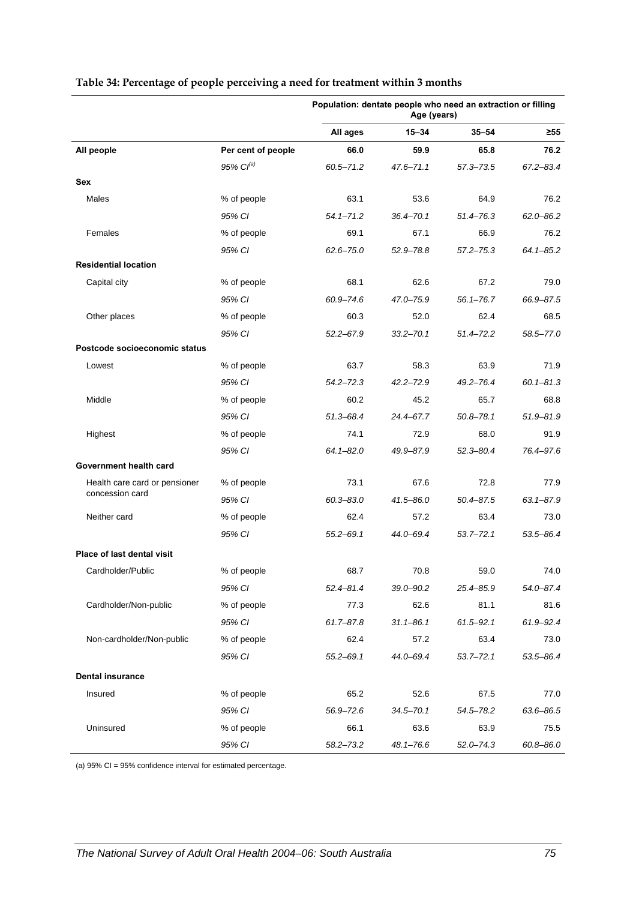**Table 34: Percentage of people perceiving a need for treatment within 3 months**

| | | Population: dentate people who need an extraction or filling | | | |
|---|---|---|---|---|---|
| | | | Age (years) | | |
| | | All ages | 15–34 | 35–54 | ≥55 |
| **All people** | **Per cent of people** | **66.0** | **59.9** | **65.8** | **76.2** |
| | *95% CI[(a)]* | *60.5–71.2* | *47.6–71.1* | *57.3–73.5* | *67.2–83.4* |
| **Sex** | | | | | |
| Males | % of people | 63.1 | 53.6 | 64.9 | 76.2 |
| | *95% CI* | *54.1–71.2* | *36.4–70.1* | *51.4–76.3* | *62.0–86.2* |
| Females | % of people | 69.1 | 67.1 | 66.9 | 76.2 |
| | *95% CI* | *62.6–75.0* | *52.9–78.8* | *57.2–75.3* | *64.1–85.2* |
| **Residential location** | | | | | |
| Capital city | % of people | 68.1 | 62.6 | 67.2 | 79.0 |
| | *95% CI* | *60.9–74.6* | *47.0–75.9* | *56.1–76.7* | *66.9–87.5* |
| Other places | % of people | 60.3 | 52.0 | 62.4 | 68.5 |
| | *95% CI* | *52.2–67.9* | *33.2–70.1* | *51.4–72.2* | *58.5–77.0* |
| **Postcode socioeconomic status** | | | | | |
| Lowest | % of people | 63.7 | 58.3 | 63.9 | 71.9 |
| | *95% CI* | *54.2–72.3* | *42.2–72.9* | *49.2–76.4* | *60.1–81.3* |
| Middle | % of people | 60.2 | 45.2 | 65.7 | 68.8 |
| | *95% CI* | *51.3–68.4* | *24.4–67.7* | *50.8–78.1* | *51.9–81.9* |
| Highest | % of people | 74.1 | 72.9 | 68.0 | 91.9 |
| | *95% CI* | *64.1–82.0* | *49.9–87.9* | *52.3–80.4* | *76.4–97.6* |
| **Government health card** | | | | | |
| Health care card or pensioner concession card | % of people | 73.1 | 67.6 | 72.8 | 77.9 |
| | *95% CI* | *60.3–83.0* | *41.5–86.0* | *50.4–87.5* | *63.1–87.9* |
| Neither card | % of people | 62.4 | 57.2 | 63.4 | 73.0 |
| | *95% CI* | *55.2–69.1* | *44.0–69.4* | *53.7–72.1* | *53.5–86.4* |
| **Place of last dental visit** | | | | | |
| Cardholder/Public | % of people | 68.7 | 70.8 | 59.0 | 74.0 |
| | *95% CI* | *52.4–81.4* | *39.0–90.2* | *25.4–85.9* | *54.0–87.4* |
| Cardholder/Non-public | % of people | 77.3 | 62.6 | 81.1 | 81.6 |
| | *95% CI* | *61.7–87.8* | *31.1–86.1* | *61.5–92.1* | *61.9–92.4* |
| Non-cardholder/Non-public | % of people | 62.4 | 57.2 | 63.4 | 73.0 |
| | *95% CI* | *55.2–69.1* | *44.0–69.4* | *53.7–72.1* | *53.5–86.4* |
| **Dental insurance** | | | | | |
| Insured | % of people | 65.2 | 52.6 | 67.5 | 77.0 |
| | *95% CI* | *56.9–72.6* | *34.5–70.1* | *54.5–78.2* | *63.6–86.5* |
| Uninsured | % of people | 66.1 | 63.6 | 63.9 | 75.5 |
| | *95% CI* | *58.2–73.2* | *48.1–76.6* | *52.0–74.3* | *60.8–86.0* |

(a) 95% CI = 95% confidence interval for estimated percentage.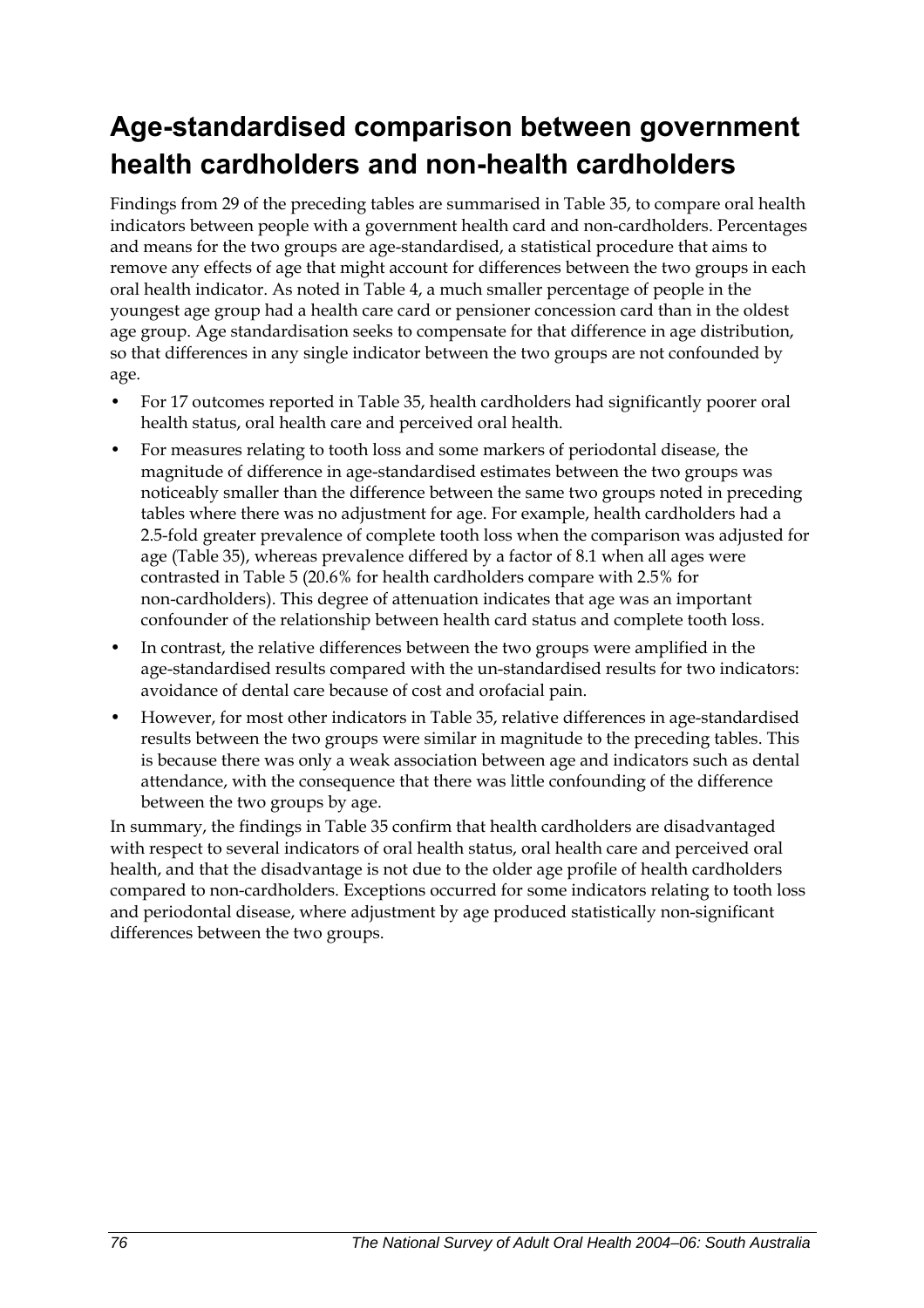# Age-standardised comparison between government health cardholders and non-health cardholders

Findings from 29 of the preceding tables are summarised in Table 35, to compare oral health indicators between people with a government health card and non-cardholders. Percentages and means for the two groups are age-standardised, a statistical procedure that aims to remove any effects of age that might account for differences between the two groups in each oral health indicator. As noted in Table 4, a much smaller percentage of people in the youngest age group had a health care card or pensioner concession card than in the oldest age group. Age standardisation seeks to compensate for that difference in age distribution, so that differences in any single indicator between the two groups are not confounded by age.

- For 17 outcomes reported in Table 35, health cardholders had significantly poorer oral health status, oral health care and perceived oral health.
- For measures relating to tooth loss and some markers of periodontal disease, the magnitude of difference in age-standardised estimates between the two groups was noticeably smaller than the difference between the same two groups noted in preceding tables where there was no adjustment for age. For example, health cardholders had a 2.5-fold greater prevalence of complete tooth loss when the comparison was adjusted for age (Table 35), whereas prevalence differed by a factor of 8.1 when all ages were contrasted in Table 5 (20.6% for health cardholders compare with 2.5% for non-cardholders). This degree of attenuation indicates that age was an important confounder of the relationship between health card status and complete tooth loss.
- In contrast, the relative differences between the two groups were amplified in the age-standardised results compared with the un-standardised results for two indicators: avoidance of dental care because of cost and orofacial pain.
- However, for most other indicators in Table 35, relative differences in age-standardised results between the two groups were similar in magnitude to the preceding tables. This is because there was only a weak association between age and indicators such as dental attendance, with the consequence that there was little confounding of the difference between the two groups by age.

In summary, the findings in Table 35 confirm that health cardholders are disadvantaged with respect to several indicators of oral health status, oral health care and perceived oral health, and that the disadvantage is not due to the older age profile of health cardholders compared to non-cardholders. Exceptions occurred for some indicators relating to tooth loss and periodontal disease, where adjustment by age produced statistically non-significant differences between the two groups.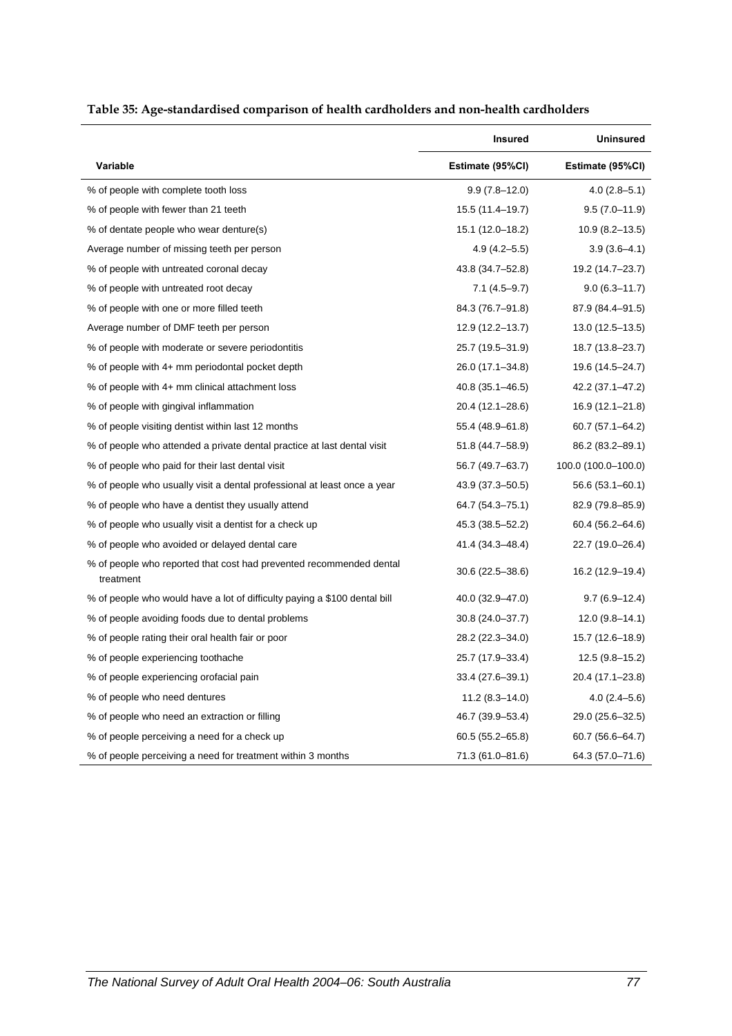**Table 35: Age-standardised comparison of health cardholders and non-health cardholders**

| | Insured | Uninsured |
|---|---|---|
| Variable | Estimate (95%CI) | Estimate (95%CI) |
| % of people with complete tooth loss | 9.9 (7.8–12.0) | 4.0 (2.8–5.1) |
| % of people with fewer than 21 teeth | 15.5 (11.4–19.7) | 9.5 (7.0–11.9) |
| % of dentate people who wear denture(s) | 15.1 (12.0–18.2) | 10.9 (8.2–13.5) |
| Average number of missing teeth per person | 4.9 (4.2–5.5) | 3.9 (3.6–4.1) |
| % of people with untreated coronal decay | 43.8 (34.7–52.8) | 19.2 (14.7–23.7) |
| % of people with untreated root decay | 7.1 (4.5–9.7) | 9.0 (6.3–11.7) |
| % of people with one or more filled teeth | 84.3 (76.7–91.8) | 87.9 (84.4–91.5) |
| Average number of DMF teeth per person | 12.9 (12.2–13.7) | 13.0 (12.5–13.5) |
| % of people with moderate or severe periodontitis | 25.7 (19.5–31.9) | 18.7 (13.8–23.7) |
| % of people with 4+ mm periodontal pocket depth | 26.0 (17.1–34.8) | 19.6 (14.5–24.7) |
| % of people with 4+ mm clinical attachment loss | 40.8 (35.1–46.5) | 42.2 (37.1–47.2) |
| % of people with gingival inflammation | 20.4 (12.1–28.6) | 16.9 (12.1–21.8) |
| % of people visiting dentist within last 12 months | 55.4 (48.9–61.8) | 60.7 (57.1–64.2) |
| % of people who attended a private dental practice at last dental visit | 51.8 (44.7–58.9) | 86.2 (83.2–89.1) |
| % of people who paid for their last dental visit | 56.7 (49.7–63.7) | 100.0 (100.0–100.0) |
| % of people who usually visit a dental professional at least once a year | 43.9 (37.3–50.5) | 56.6 (53.1–60.1) |
| % of people who have a dentist they usually attend | 64.7 (54.3–75.1) | 82.9 (79.8–85.9) |
| % of people who usually visit a dentist for a check up | 45.3 (38.5–52.2) | 60.4 (56.2–64.6) |
| % of people who avoided or delayed dental care | 41.4 (34.3–48.4) | 22.7 (19.0–26.4) |
| % of people who reported that cost had prevented recommended dental treatment | 30.6 (22.5–38.6) | 16.2 (12.9–19.4) |
| % of people who would have a lot of difficulty paying a $100 dental bill | 40.0 (32.9–47.0) | 9.7 (6.9–12.4) |
| % of people avoiding foods due to dental problems | 30.8 (24.0–37.7) | 12.0 (9.8–14.1) |
| % of people rating their oral health fair or poor | 28.2 (22.3–34.0) | 15.7 (12.6–18.9) |
| % of people experiencing toothache | 25.7 (17.9–33.4) | 12.5 (9.8–15.2) |
| % of people experiencing orofacial pain | 33.4 (27.6–39.1) | 20.4 (17.1–23.8) |
| % of people who need dentures | 11.2 (8.3–14.0) | 4.0 (2.4–5.6) |
| % of people who need an extraction or filling | 46.7 (39.9–53.4) | 29.0 (25.6–32.5) |
| % of people perceiving a need for a check up | 60.5 (55.2–65.8) | 60.7 (56.6–64.7) |
| % of people perceiving a need for treatment within 3 months | 71.3 (61.0–81.6) | 64.3 (57.0–71.6) |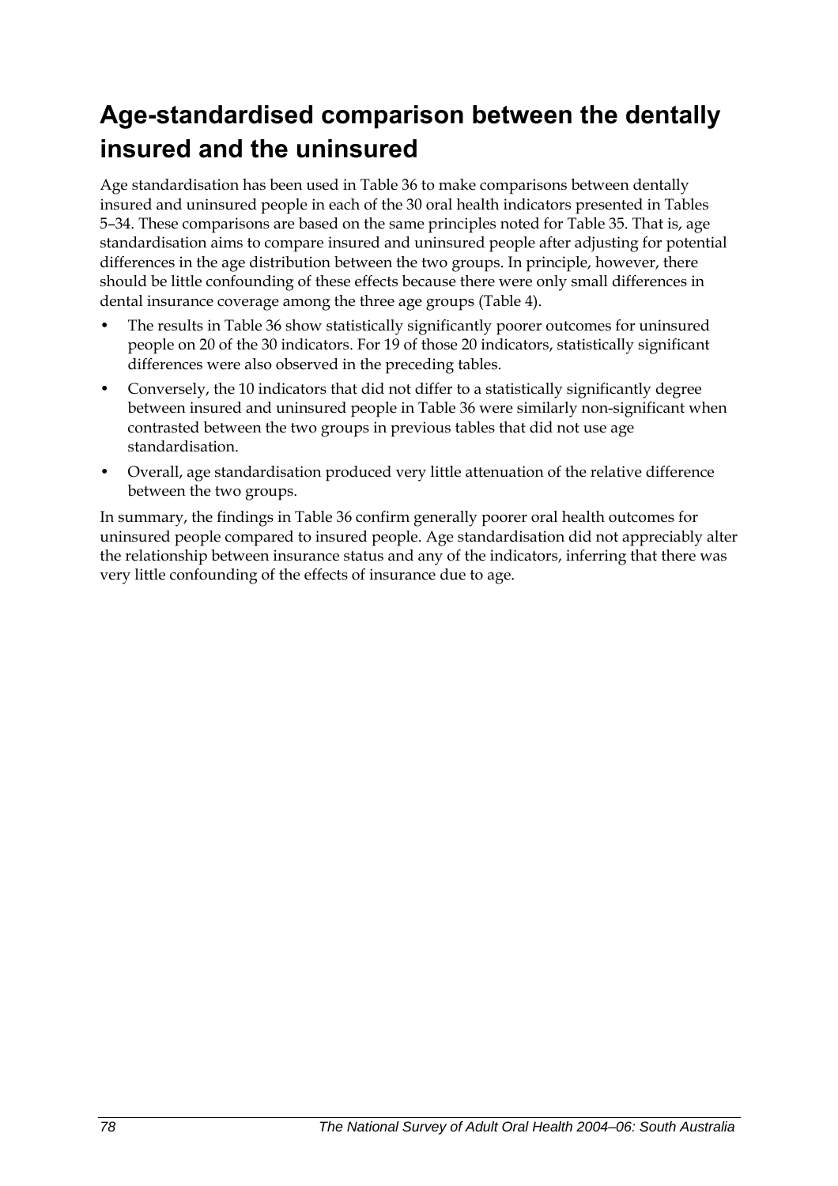## Age-standardised comparison between the dentally insured and the uninsured

Age standardisation has been used in Table 36 to make comparisons between dentally insured and uninsured people in each of the 30 oral health indicators presented in Tables 5–34. These comparisons are based on the same principles noted for Table 35. That is, age standardisation aims to compare insured and uninsured people after adjusting for potential differences in the age distribution between the two groups. In principle, however, there should be little confounding of these effects because there were only small differences in dental insurance coverage among the three age groups (Table 4).

- The results in Table 36 show statistically significantly poorer outcomes for uninsured people on 20 of the 30 indicators. For 19 of those 20 indicators, statistically significant differences were also observed in the preceding tables.
- Conversely, the 10 indicators that did not differ to a statistically significantly degree between insured and uninsured people in Table 36 were similarly non-significant when contrasted between the two groups in previous tables that did not use age standardisation.
- Overall, age standardisation produced very little attenuation of the relative difference between the two groups.

In summary, the findings in Table 36 confirm generally poorer oral health outcomes for uninsured people compared to insured people. Age standardisation did not appreciably alter the relationship between insurance status and any of the indicators, inferring that there was very little confounding of the effects of insurance due to age.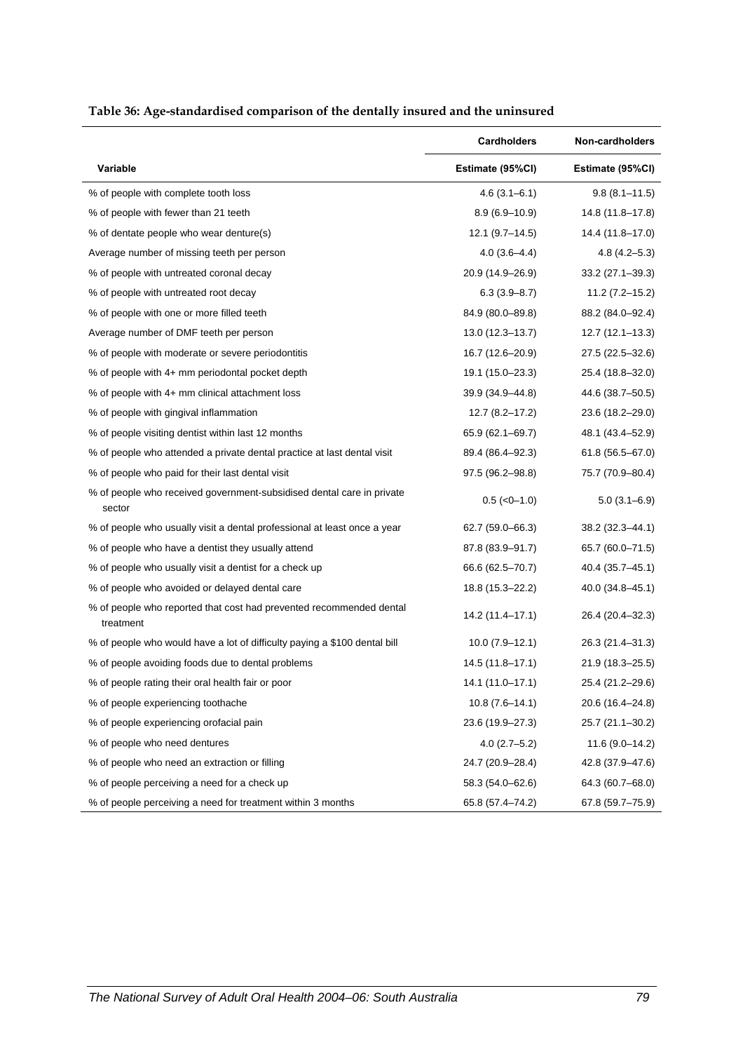**Table 36: Age-standardised comparison of the dentally insured and the uninsured**

| | Cardholders | Non-cardholders |
|---|---|---|
| Variable | Estimate (95%CI) | Estimate (95%CI) |
| % of people with complete tooth loss | 4.6 (3.1–6.1) | 9.8 (8.1–11.5) |
| % of people with fewer than 21 teeth | 8.9 (6.9–10.9) | 14.8 (11.8–17.8) |
| % of dentate people who wear denture(s) | 12.1 (9.7–14.5) | 14.4 (11.8–17.0) |
| Average number of missing teeth per person | 4.0 (3.6–4.4) | 4.8 (4.2–5.3) |
| % of people with untreated coronal decay | 20.9 (14.9–26.9) | 33.2 (27.1–39.3) |
| % of people with untreated root decay | 6.3 (3.9–8.7) | 11.2 (7.2–15.2) |
| % of people with one or more filled teeth | 84.9 (80.0–89.8) | 88.2 (84.0–92.4) |
| Average number of DMF teeth per person | 13.0 (12.3–13.7) | 12.7 (12.1–13.3) |
| % of people with moderate or severe periodontitis | 16.7 (12.6–20.9) | 27.5 (22.5–32.6) |
| % of people with 4+ mm periodontal pocket depth | 19.1 (15.0–23.3) | 25.4 (18.8–32.0) |
| % of people with 4+ mm clinical attachment loss | 39.9 (34.9–44.8) | 44.6 (38.7–50.5) |
| % of people with gingival inflammation | 12.7 (8.2–17.2) | 23.6 (18.2–29.0) |
| % of people visiting dentist within last 12 months | 65.9 (62.1–69.7) | 48.1 (43.4–52.9) |
| % of people who attended a private dental practice at last dental visit | 89.4 (86.4–92.3) | 61.8 (56.5–67.0) |
| % of people who paid for their last dental visit | 97.5 (96.2–98.8) | 75.7 (70.9–80.4) |
| % of people who received government-subsidised dental care in private sector | 0.5 (<0–1.0) | 5.0 (3.1–6.9) |
| % of people who usually visit a dental professional at least once a year | 62.7 (59.0–66.3) | 38.2 (32.3–44.1) |
| % of people who have a dentist they usually attend | 87.8 (83.9–91.7) | 65.7 (60.0–71.5) |
| % of people who usually visit a dentist for a check up | 66.6 (62.5–70.7) | 40.4 (35.7–45.1) |
| % of people who avoided or delayed dental care | 18.8 (15.3–22.2) | 40.0 (34.8–45.1) |
| % of people who reported that cost had prevented recommended dental treatment | 14.2 (11.4–17.1) | 26.4 (20.4–32.3) |
| % of people who would have a lot of difficulty paying a $100 dental bill | 10.0 (7.9–12.1) | 26.3 (21.4–31.3) |
| % of people avoiding foods due to dental problems | 14.5 (11.8–17.1) | 21.9 (18.3–25.5) |
| % of people rating their oral health fair or poor | 14.1 (11.0–17.1) | 25.4 (21.2–29.6) |
| % of people experiencing toothache | 10.8 (7.6–14.1) | 20.6 (16.4–24.8) |
| % of people experiencing orofacial pain | 23.6 (19.9–27.3) | 25.7 (21.1–30.2) |
| % of people who need dentures | 4.0 (2.7–5.2) | 11.6 (9.0–14.2) |
| % of people who need an extraction or filling | 24.7 (20.9–28.4) | 42.8 (37.9–47.6) |
| % of people perceiving a need for a check up | 58.3 (54.0–62.6) | 64.3 (60.7–68.0) |
| % of people perceiving a need for treatment within 3 months | 65.8 (57.4–74.2) | 67.8 (59.7–75.9) |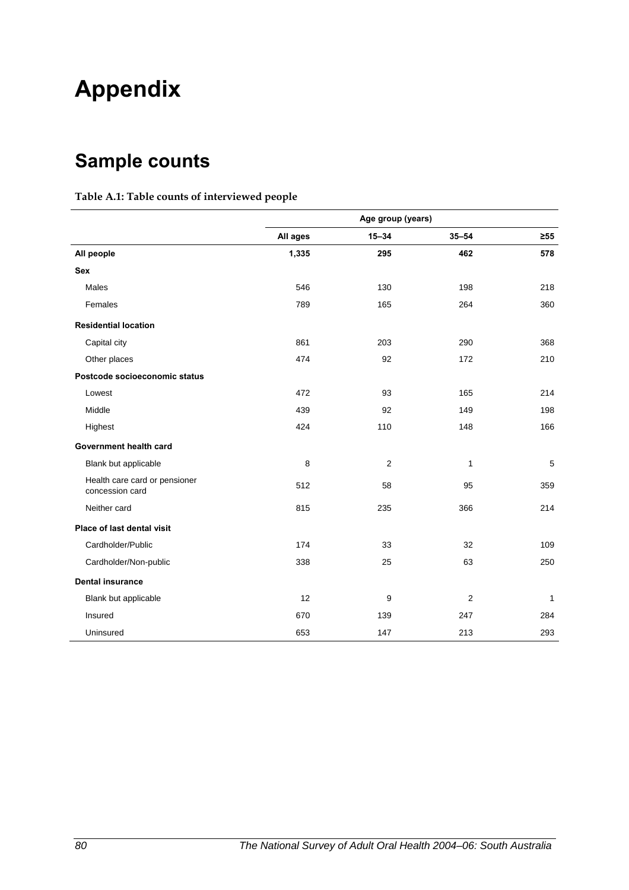# Appendix

## Sample counts

**Table A.1: Table counts of interviewed people**

| | Age group (years) | | | |
|---|---|---|---|---|
| | All ages | 15–34 | 35–54 | ≥55 |
| **All people** | **1,335** | **295** | **462** | **578** |
| **Sex** | | | | |
| Males | 546 | 130 | 198 | 218 |
| Females | 789 | 165 | 264 | 360 |
| **Residential location** | | | | |
| Capital city | 861 | 203 | 290 | 368 |
| Other places | 474 | 92 | 172 | 210 |
| **Postcode socioeconomic status** | | | | |
| Lowest | 472 | 93 | 165 | 214 |
| Middle | 439 | 92 | 149 | 198 |
| Highest | 424 | 110 | 148 | 166 |
| **Government health card** | | | | |
| Blank but applicable | 8 | 2 | 1 | 5 |
| Health care card or pensioner concession card | 512 | 58 | 95 | 359 |
| Neither card | 815 | 235 | 366 | 214 |
| **Place of last dental visit** | | | | |
| Cardholder/Public | 174 | 33 | 32 | 109 |
| Cardholder/Non-public | 338 | 25 | 63 | 250 |
| **Dental insurance** | | | | |
| Blank but applicable | 12 | 9 | 2 | 1 |
| Insured | 670 | 139 | 247 | 284 |
| Uninsured | 653 | 147 | 213 | 293 |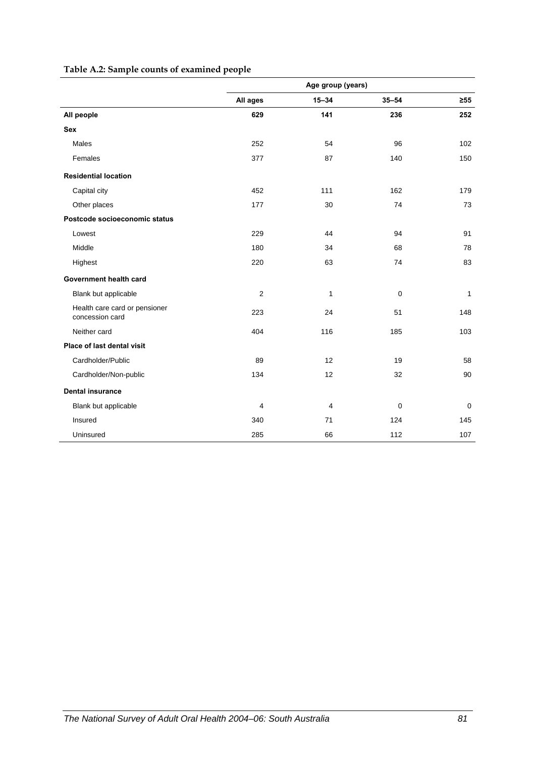**Table A.2: Sample counts of examined people**

| | Age group (years) | | | |
|---|---|---|---|---|
| | **All ages** | **15–34** | **35–54** | **≥55** |
| **All people** | **629** | **141** | **236** | **252** |
| **Sex** | | | | |
| Males | 252 | 54 | 96 | 102 |
| Females | 377 | 87 | 140 | 150 |
| **Residential location** | | | | |
| Capital city | 452 | 111 | 162 | 179 |
| Other places | 177 | 30 | 74 | 73 |
| **Postcode socioeconomic status** | | | | |
| Lowest | 229 | 44 | 94 | 91 |
| Middle | 180 | 34 | 68 | 78 |
| Highest | 220 | 63 | 74 | 83 |
| **Government health card** | | | | |
| Blank but applicable | 2 | 1 | 0 | 1 |
| Health care card or pensioner concession card | 223 | 24 | 51 | 148 |
| Neither card | 404 | 116 | 185 | 103 |
| **Place of last dental visit** | | | | |
| Cardholder/Public | 89 | 12 | 19 | 58 |
| Cardholder/Non-public | 134 | 12 | 32 | 90 |
| **Dental insurance** | | | | |
| Blank but applicable | 4 | 4 | 0 | 0 |
| Insured | 340 | 71 | 124 | 145 |
| Uninsured | 285 | 66 | 112 | 107 |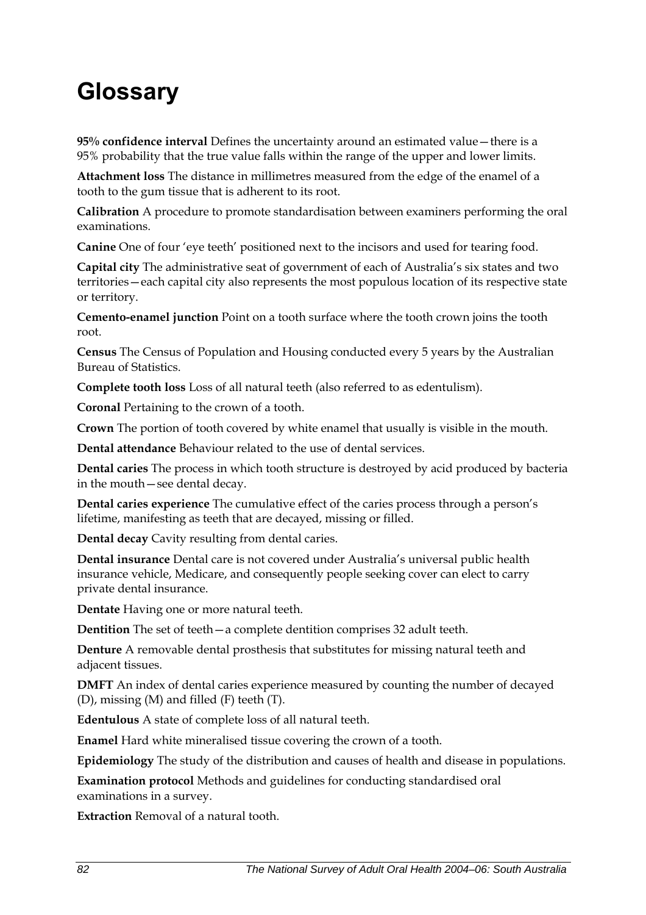# Glossary

**95% confidence interval** Defines the uncertainty around an estimated value—there is a 95% probability that the true value falls within the range of the upper and lower limits.

**Attachment loss** The distance in millimetres measured from the edge of the enamel of a tooth to the gum tissue that is adherent to its root.

**Calibration** A procedure to promote standardisation between examiners performing the oral examinations.

**Canine** One of four 'eye teeth' positioned next to the incisors and used for tearing food.

**Capital city** The administrative seat of government of each of Australia's six states and two territories—each capital city also represents the most populous location of its respective state or territory.

**Cemento-enamel junction** Point on a tooth surface where the tooth crown joins the tooth root.

**Census** The Census of Population and Housing conducted every 5 years by the Australian Bureau of Statistics.

**Complete tooth loss** Loss of all natural teeth (also referred to as edentulism).

**Coronal** Pertaining to the crown of a tooth.

**Crown** The portion of tooth covered by white enamel that usually is visible in the mouth.

**Dental attendance** Behaviour related to the use of dental services.

**Dental caries** The process in which tooth structure is destroyed by acid produced by bacteria in the mouth—see dental decay.

**Dental caries experience** The cumulative effect of the caries process through a person's lifetime, manifesting as teeth that are decayed, missing or filled.

**Dental decay** Cavity resulting from dental caries.

**Dental insurance** Dental care is not covered under Australia's universal public health insurance vehicle, Medicare, and consequently people seeking cover can elect to carry private dental insurance.

**Dentate** Having one or more natural teeth.

**Dentition** The set of teeth—a complete dentition comprises 32 adult teeth.

**Denture** A removable dental prosthesis that substitutes for missing natural teeth and adjacent tissues.

**DMFT** An index of dental caries experience measured by counting the number of decayed (D), missing (M) and filled (F) teeth (T).

**Edentulous** A state of complete loss of all natural teeth.

**Enamel** Hard white mineralised tissue covering the crown of a tooth.

**Epidemiology** The study of the distribution and causes of health and disease in populations.

**Examination protocol** Methods and guidelines for conducting standardised oral examinations in a survey.

**Extraction** Removal of a natural tooth.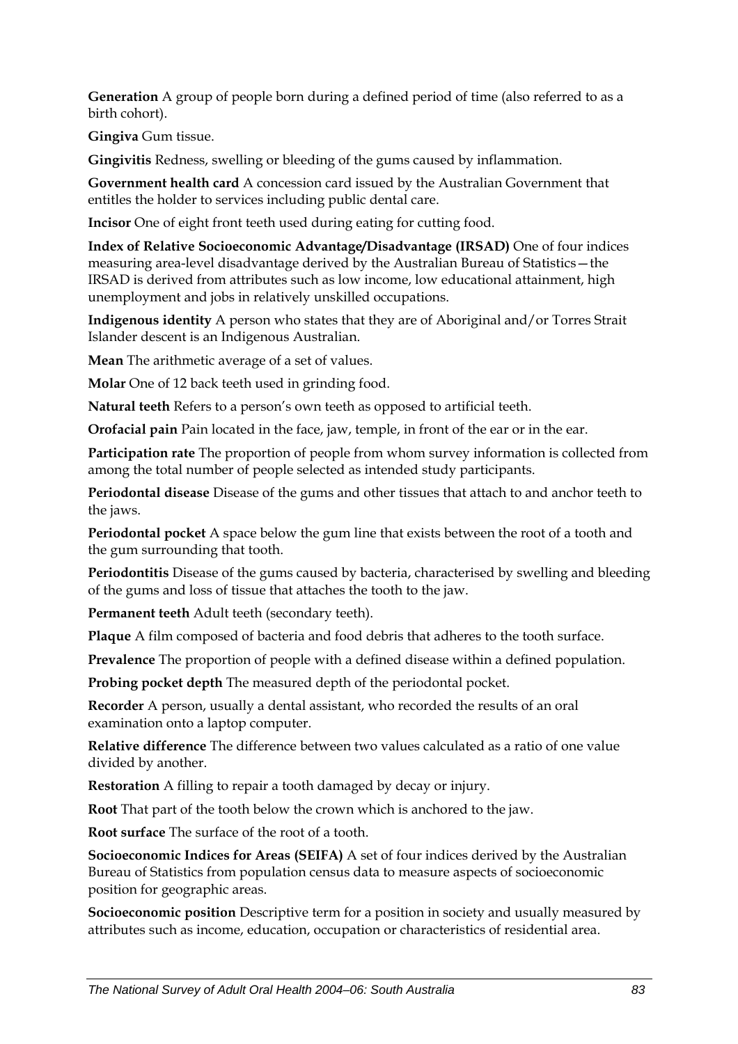**Generation** A group of people born during a defined period of time (also referred to as a birth cohort).

**Gingiva** Gum tissue.

**Gingivitis** Redness, swelling or bleeding of the gums caused by inflammation.

**Government health card** A concession card issued by the Australian Government that entitles the holder to services including public dental care.

**Incisor** One of eight front teeth used during eating for cutting food.

**Index of Relative Socioeconomic Advantage/Disadvantage (IRSAD)** One of four indices measuring area-level disadvantage derived by the Australian Bureau of Statistics—the IRSAD is derived from attributes such as low income, low educational attainment, high unemployment and jobs in relatively unskilled occupations.

**Indigenous identity** A person who states that they are of Aboriginal and/or Torres Strait Islander descent is an Indigenous Australian.

**Mean** The arithmetic average of a set of values.

**Molar** One of 12 back teeth used in grinding food.

**Natural teeth** Refers to a person's own teeth as opposed to artificial teeth.

**Orofacial pain** Pain located in the face, jaw, temple, in front of the ear or in the ear.

**Participation rate** The proportion of people from whom survey information is collected from among the total number of people selected as intended study participants.

**Periodontal disease** Disease of the gums and other tissues that attach to and anchor teeth to the jaws.

**Periodontal pocket** A space below the gum line that exists between the root of a tooth and the gum surrounding that tooth.

**Periodontitis** Disease of the gums caused by bacteria, characterised by swelling and bleeding of the gums and loss of tissue that attaches the tooth to the jaw.

**Permanent teeth** Adult teeth (secondary teeth).

**Plaque** A film composed of bacteria and food debris that adheres to the tooth surface.

**Prevalence** The proportion of people with a defined disease within a defined population.

**Probing pocket depth** The measured depth of the periodontal pocket.

**Recorder** A person, usually a dental assistant, who recorded the results of an oral examination onto a laptop computer.

**Relative difference** The difference between two values calculated as a ratio of one value divided by another.

**Restoration** A filling to repair a tooth damaged by decay or injury.

**Root** That part of the tooth below the crown which is anchored to the jaw.

**Root surface** The surface of the root of a tooth.

**Socioeconomic Indices for Areas (SEIFA)** A set of four indices derived by the Australian Bureau of Statistics from population census data to measure aspects of socioeconomic position for geographic areas.

**Socioeconomic position** Descriptive term for a position in society and usually measured by attributes such as income, education, occupation or characteristics of residential area.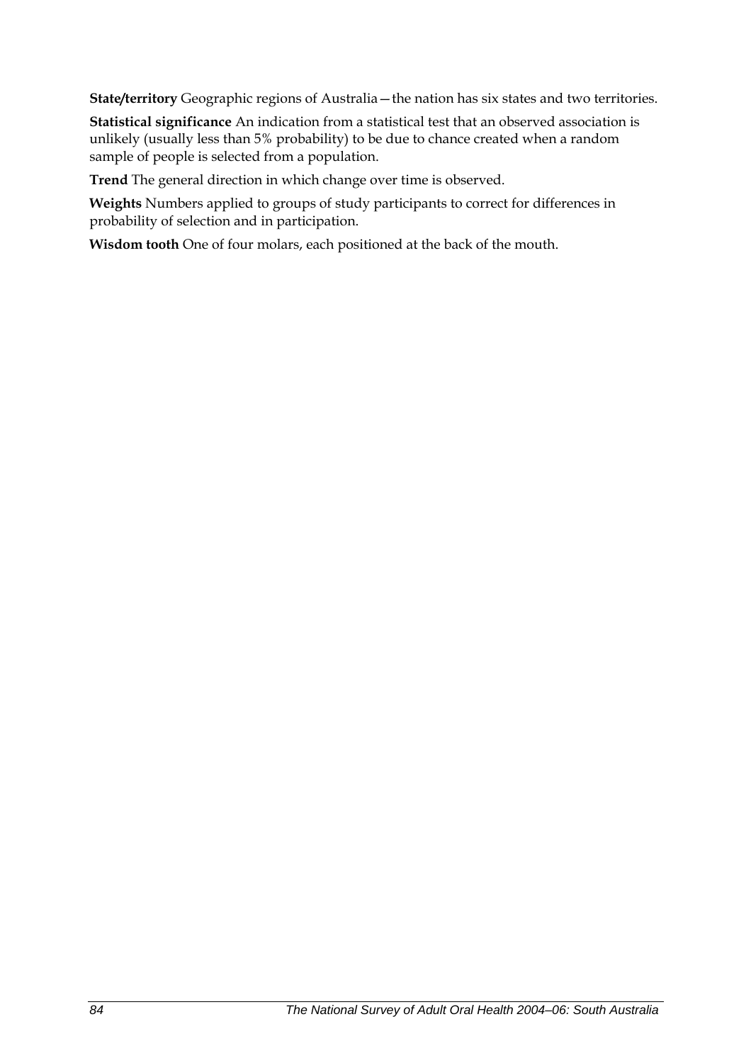**State/territory** Geographic regions of Australia—the nation has six states and two territories.

**Statistical significance** An indication from a statistical test that an observed association is unlikely (usually less than 5% probability) to be due to chance created when a random sample of people is selected from a population.

**Trend** The general direction in which change over time is observed.

**Weights** Numbers applied to groups of study participants to correct for differences in probability of selection and in participation.

**Wisdom tooth** One of four molars, each positioned at the back of the mouth.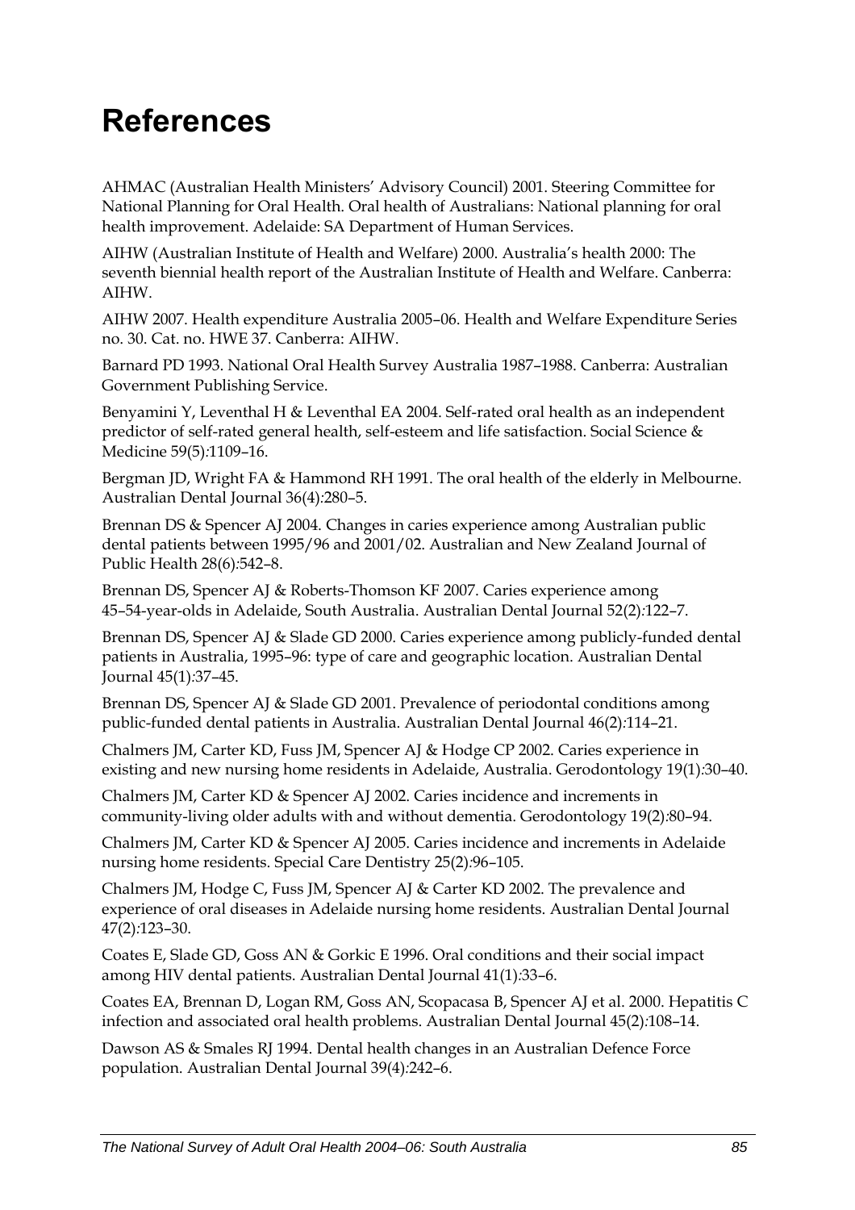# References

AHMAC (Australian Health Ministers' Advisory Council) 2001. Steering Committee for National Planning for Oral Health. Oral health of Australians: National planning for oral health improvement. Adelaide: SA Department of Human Services.

AIHW (Australian Institute of Health and Welfare) 2000. Australia's health 2000: The seventh biennial health report of the Australian Institute of Health and Welfare. Canberra: AIHW.

AIHW 2007. Health expenditure Australia 2005–06. Health and Welfare Expenditure Series no. 30. Cat. no. HWE 37. Canberra: AIHW.

Barnard PD 1993. National Oral Health Survey Australia 1987–1988. Canberra: Australian Government Publishing Service.

Benyamini Y, Leventhal H & Leventhal EA 2004. Self-rated oral health as an independent predictor of self-rated general health, self-esteem and life satisfaction. Social Science & Medicine 59(5):1109–16.

Bergman JD, Wright FA & Hammond RH 1991. The oral health of the elderly in Melbourne. Australian Dental Journal 36(4):280–5.

Brennan DS & Spencer AJ 2004. Changes in caries experience among Australian public dental patients between 1995/96 and 2001/02. Australian and New Zealand Journal of Public Health 28(6):542–8.

Brennan DS, Spencer AJ & Roberts-Thomson KF 2007. Caries experience among 45–54-year-olds in Adelaide, South Australia. Australian Dental Journal 52(2):122–7.

Brennan DS, Spencer AJ & Slade GD 2000. Caries experience among publicly-funded dental patients in Australia, 1995–96: type of care and geographic location. Australian Dental Journal 45(1):37–45.

Brennan DS, Spencer AJ & Slade GD 2001. Prevalence of periodontal conditions among public-funded dental patients in Australia. Australian Dental Journal 46(2):114–21.

Chalmers JM, Carter KD, Fuss JM, Spencer AJ & Hodge CP 2002. Caries experience in existing and new nursing home residents in Adelaide, Australia. Gerodontology 19(1):30–40.

Chalmers JM, Carter KD & Spencer AJ 2002. Caries incidence and increments in community-living older adults with and without dementia. Gerodontology 19(2):80–94.

Chalmers JM, Carter KD & Spencer AJ 2005. Caries incidence and increments in Adelaide nursing home residents. Special Care Dentistry 25(2):96–105.

Chalmers JM, Hodge C, Fuss JM, Spencer AJ & Carter KD 2002. The prevalence and experience of oral diseases in Adelaide nursing home residents. Australian Dental Journal 47(2):123–30.

Coates E, Slade GD, Goss AN & Gorkic E 1996. Oral conditions and their social impact among HIV dental patients. Australian Dental Journal 41(1):33–6.

Coates EA, Brennan D, Logan RM, Goss AN, Scopacasa B, Spencer AJ et al. 2000. Hepatitis C infection and associated oral health problems. Australian Dental Journal 45(2):108–14.

Dawson AS & Smales RJ 1994. Dental health changes in an Australian Defence Force population. Australian Dental Journal 39(4):242–6.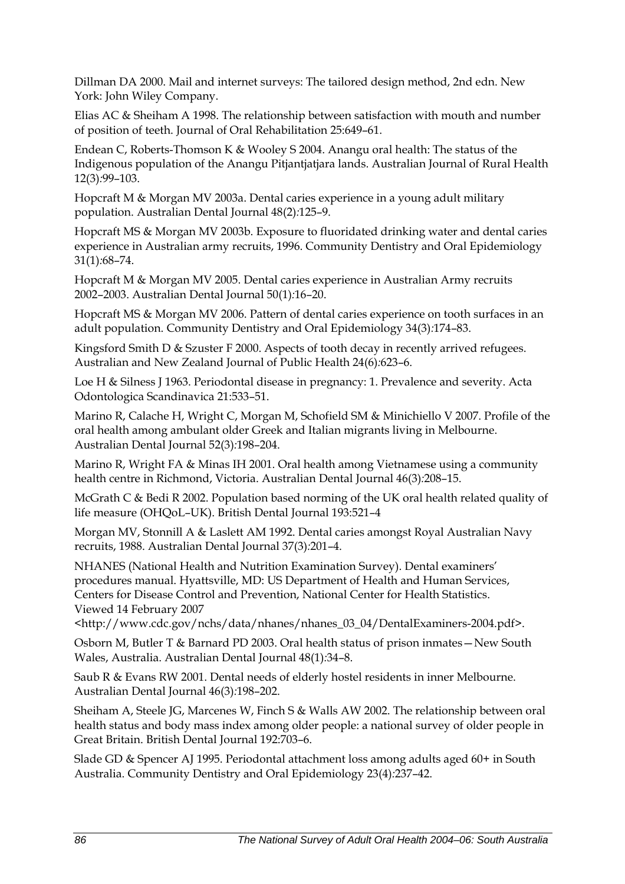Dillman DA 2000. Mail and internet surveys: The tailored design method, 2nd edn. New York: John Wiley Company.

Elias AC & Sheiham A 1998. The relationship between satisfaction with mouth and number of position of teeth. Journal of Oral Rehabilitation 25:649–61.

Endean C, Roberts-Thomson K & Wooley S 2004. Anangu oral health: The status of the Indigenous population of the Anangu Pitjantjatjara lands. Australian Journal of Rural Health 12(3):99–103.

Hopcraft M & Morgan MV 2003a. Dental caries experience in a young adult military population. Australian Dental Journal 48(2):125–9.

Hopcraft MS & Morgan MV 2003b. Exposure to fluoridated drinking water and dental caries experience in Australian army recruits, 1996. Community Dentistry and Oral Epidemiology 31(1):68–74.

Hopcraft M & Morgan MV 2005. Dental caries experience in Australian Army recruits 2002–2003. Australian Dental Journal 50(1):16–20.

Hopcraft MS & Morgan MV 2006. Pattern of dental caries experience on tooth surfaces in an adult population. Community Dentistry and Oral Epidemiology 34(3):174–83.

Kingsford Smith D & Szuster F 2000. Aspects of tooth decay in recently arrived refugees. Australian and New Zealand Journal of Public Health 24(6):623–6.

Loe H & Silness J 1963. Periodontal disease in pregnancy: 1. Prevalence and severity. Acta Odontologica Scandinavica 21:533–51.

Marino R, Calache H, Wright C, Morgan M, Schofield SM & Minichiello V 2007. Profile of the oral health among ambulant older Greek and Italian migrants living in Melbourne. Australian Dental Journal 52(3):198–204.

Marino R, Wright FA & Minas IH 2001. Oral health among Vietnamese using a community health centre in Richmond, Victoria. Australian Dental Journal 46(3):208–15.

McGrath C & Bedi R 2002. Population based norming of the UK oral health related quality of life measure (OHQoL–UK). British Dental Journal 193:521–4

Morgan MV, Stonnill A & Laslett AM 1992. Dental caries amongst Royal Australian Navy recruits, 1988. Australian Dental Journal 37(3):201–4.

NHANES (National Health and Nutrition Examination Survey). Dental examiners' procedures manual. Hyattsville, MD: US Department of Health and Human Services, Centers for Disease Control and Prevention, National Center for Health Statistics. Viewed 14 February 2007 <http://www.cdc.gov/nchs/data/nhanes/nhanes_03_04/DentalExaminers-2004.pdf>.

Osborn M, Butler T & Barnard PD 2003. Oral health status of prison inmates—New South Wales, Australia. Australian Dental Journal 48(1):34–8.

Saub R & Evans RW 2001. Dental needs of elderly hostel residents in inner Melbourne. Australian Dental Journal 46(3):198–202.

Sheiham A, Steele JG, Marcenes W, Finch S & Walls AW 2002. The relationship between oral health status and body mass index among older people: a national survey of older people in Great Britain. British Dental Journal 192:703–6.

Slade GD & Spencer AJ 1995. Periodontal attachment loss among adults aged 60+ in South Australia. Community Dentistry and Oral Epidemiology 23(4):237–42.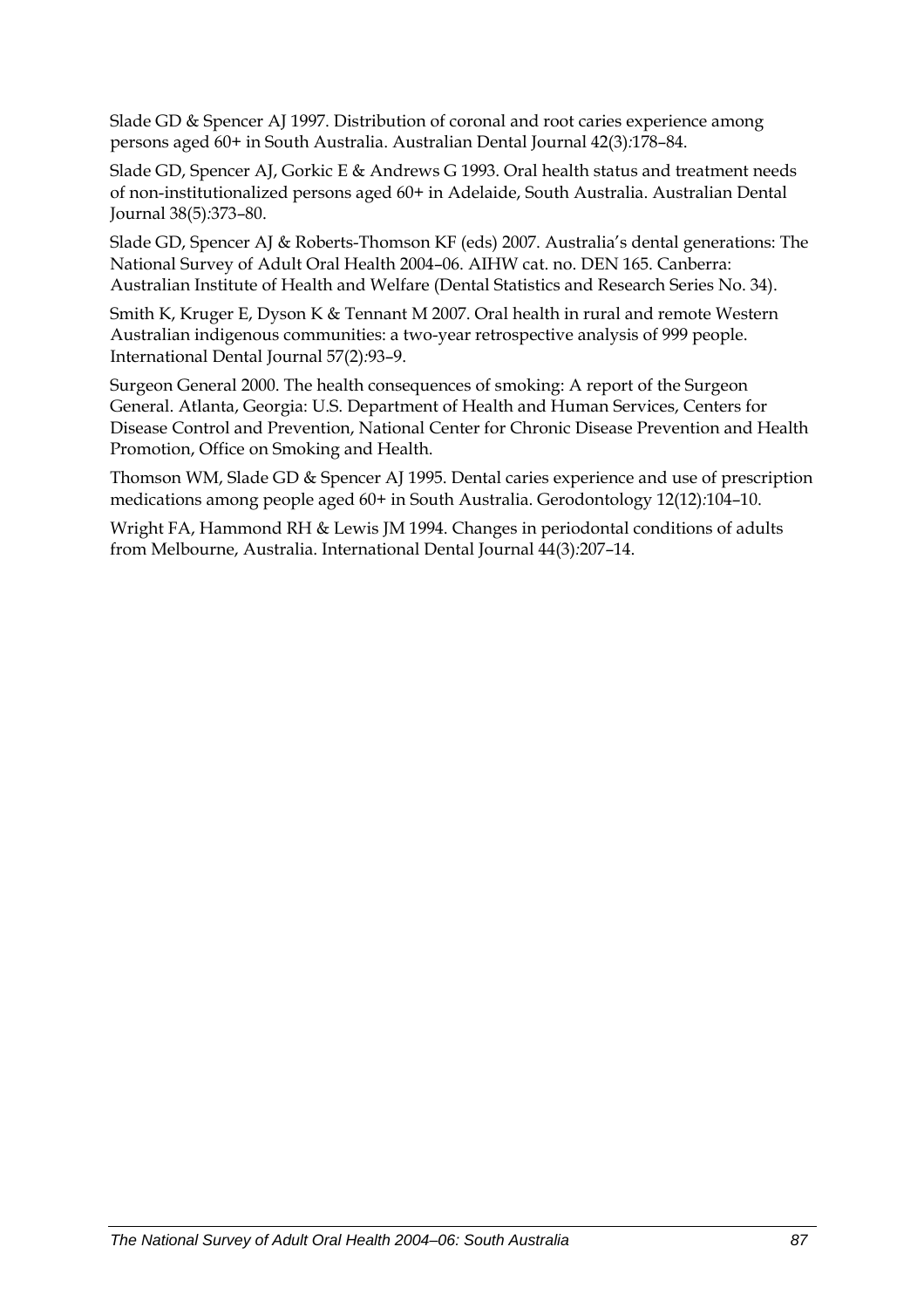Slade GD & Spencer AJ 1997. Distribution of coronal and root caries experience among persons aged 60+ in South Australia. Australian Dental Journal 42(3):178–84.

Slade GD, Spencer AJ, Gorkic E & Andrews G 1993. Oral health status and treatment needs of non-institutionalized persons aged 60+ in Adelaide, South Australia. Australian Dental Journal 38(5):373–80.

Slade GD, Spencer AJ & Roberts-Thomson KF (eds) 2007. Australia's dental generations: The National Survey of Adult Oral Health 2004–06. AIHW cat. no. DEN 165. Canberra: Australian Institute of Health and Welfare (Dental Statistics and Research Series No. 34).

Smith K, Kruger E, Dyson K & Tennant M 2007. Oral health in rural and remote Western Australian indigenous communities: a two-year retrospective analysis of 999 people. International Dental Journal 57(2):93–9.

Surgeon General 2000. The health consequences of smoking: A report of the Surgeon General. Atlanta, Georgia: U.S. Department of Health and Human Services, Centers for Disease Control and Prevention, National Center for Chronic Disease Prevention and Health Promotion, Office on Smoking and Health.

Thomson WM, Slade GD & Spencer AJ 1995. Dental caries experience and use of prescription medications among people aged 60+ in South Australia. Gerodontology 12(12):104–10.

Wright FA, Hammond RH & Lewis JM 1994. Changes in periodontal conditions of adults from Melbourne, Australia. International Dental Journal 44(3):207–14.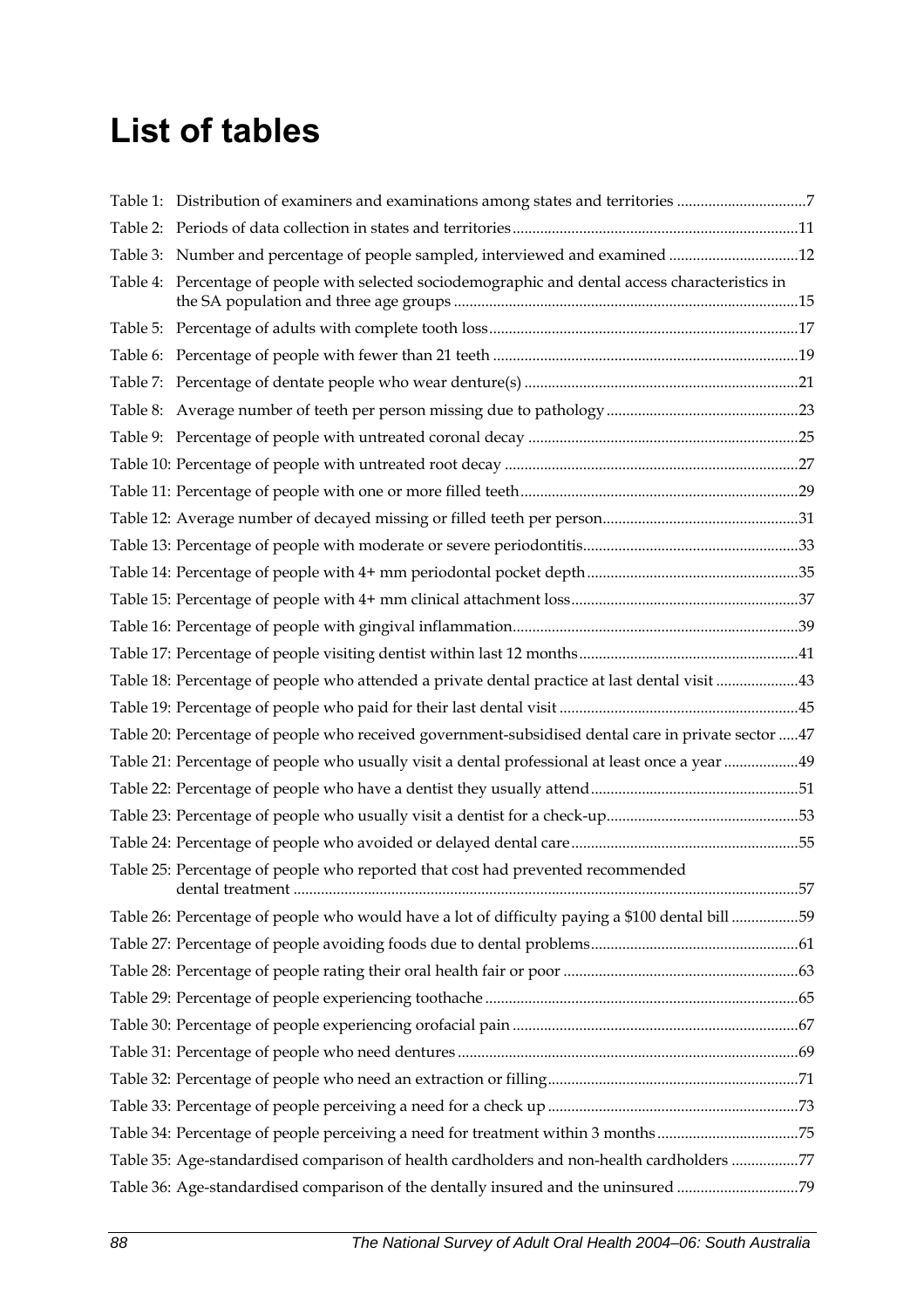# List of tables

Table 1: Distribution of examiners and examinations among states and territories .................................7

Table 2: Periods of data collection in states and territories.........................................................................11

Table 3: Number and percentage of people sampled, interviewed and examined .................................12

Table 4: Percentage of people with selected sociodemographic and dental access characteristics in the SA population and three age groups .......................................................................................15

Table 5: Percentage of adults with complete tooth loss..............................................................................17

Table 6: Percentage of people with fewer than 21 teeth .............................................................................19

Table 7: Percentage of dentate people who wear denture(s) .....................................................................21

Table 8: Average number of teeth per person missing due to pathology .................................................23

Table 9: Percentage of people with untreated coronal decay ....................................................................25

Table 10: Percentage of people with untreated root decay .........................................................................27

Table 11: Percentage of people with one or more filled teeth......................................................................29

Table 12: Average number of decayed missing or filled teeth per person.................................................31

Table 13: Percentage of people with moderate or severe periodontitis......................................................33

Table 14: Percentage of people with 4+ mm periodontal pocket depth......................................................35

Table 15: Percentage of people with 4+ mm clinical attachment loss..........................................................37

Table 16: Percentage of people with gingival inflammation........................................................................39

Table 17: Percentage of people visiting dentist within last 12 months........................................................41

Table 18: Percentage of people who attended a private dental practice at last dental visit .....................43

Table 19: Percentage of people who paid for their last dental visit ............................................................45

Table 20: Percentage of people who received government-subsidised dental care in private sector .....47

Table 21: Percentage of people who usually visit a dental professional at least once a year ...................49

Table 22: Percentage of people who have a dentist they usually attend.....................................................51

Table 23: Percentage of people who usually visit a dentist for a check-up.................................................53

Table 24: Percentage of people who avoided or delayed dental care..........................................................55

Table 25: Percentage of people who reported that cost had prevented recommended dental treatment ...............................................................................................................................57

Table 26: Percentage of people who would have a lot of difficulty paying a $100 dental bill .................59

Table 27: Percentage of people avoiding foods due to dental problems.....................................................61

Table 28: Percentage of people rating their oral health fair or poor ...........................................................63

Table 29: Percentage of people experiencing toothache ...............................................................................65

Table 30: Percentage of people experiencing orofacial pain ........................................................................67

Table 31: Percentage of people who need dentures......................................................................................69

Table 32: Percentage of people who need an extraction or filling................................................................71

Table 33: Percentage of people perceiving a need for a check up ...............................................................73

Table 34: Percentage of people perceiving a need for treatment within 3 months....................................75

Table 35: Age-standardised comparison of health cardholders and non-health cardholders .................77

Table 36: Age-standardised comparison of the dentally insured and the uninsured ...............................79